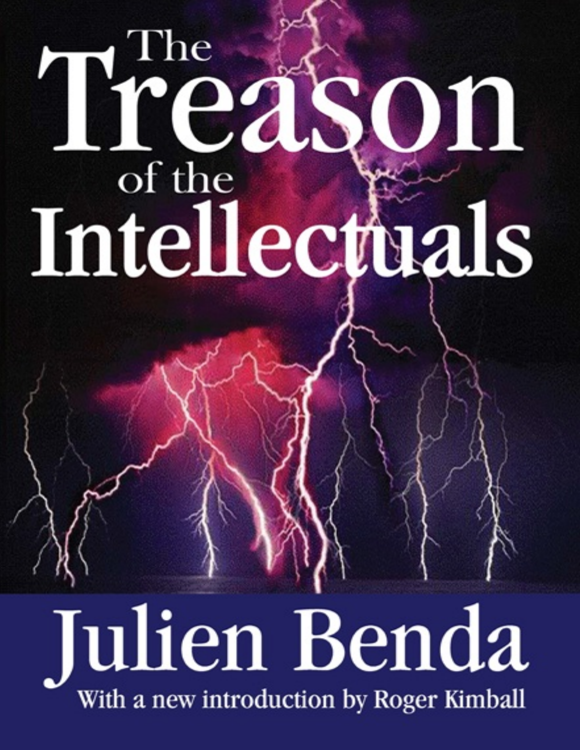# The Treason of the Intellectuals

## Julien Benda

With a new introduction by Roger Kimball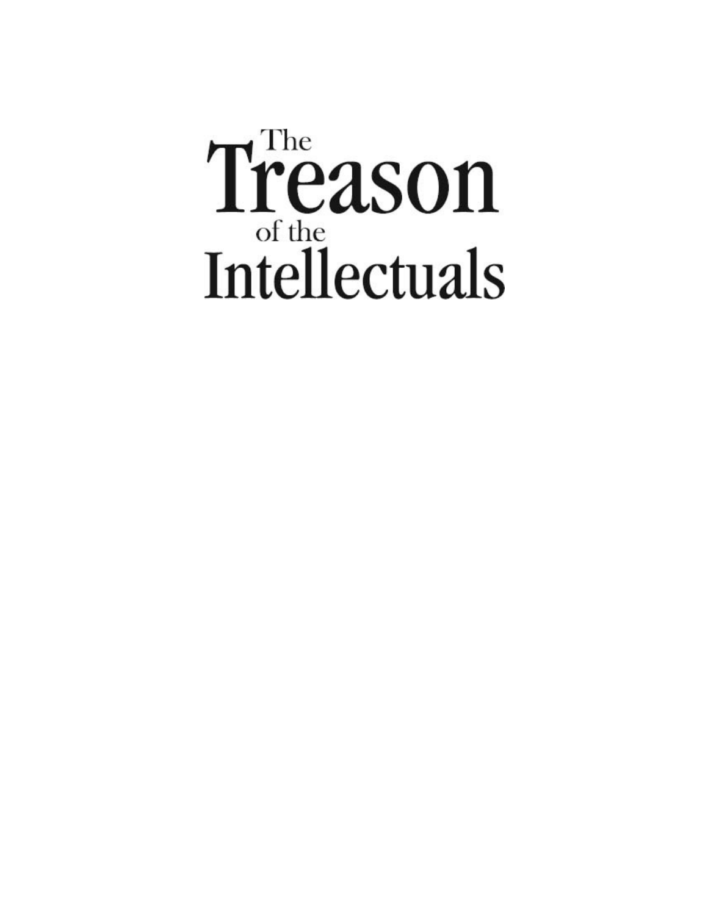# The Treason of the Intellectuals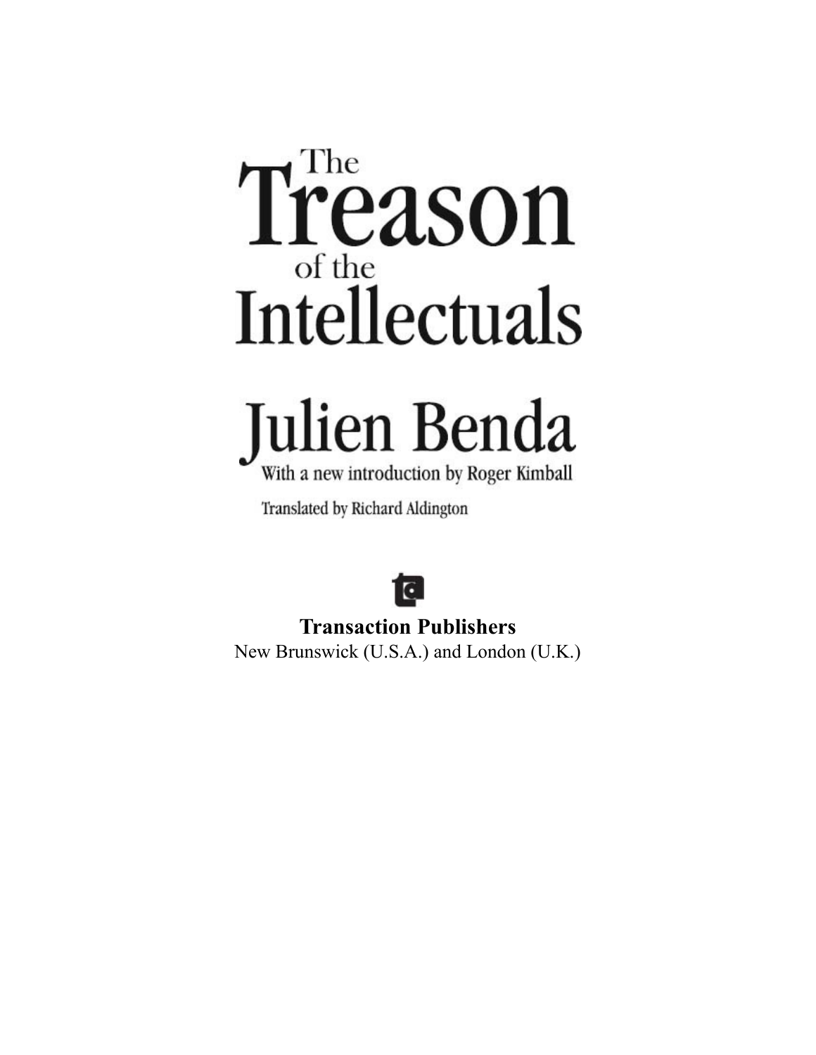# The Treason of the Intellectuals

# Julien Benda

With a new introduction by Roger Kimball

Translated by Richard Aldington

**Transaction Publishers**
New Brunswick (U.S.A.) and London (U.K.)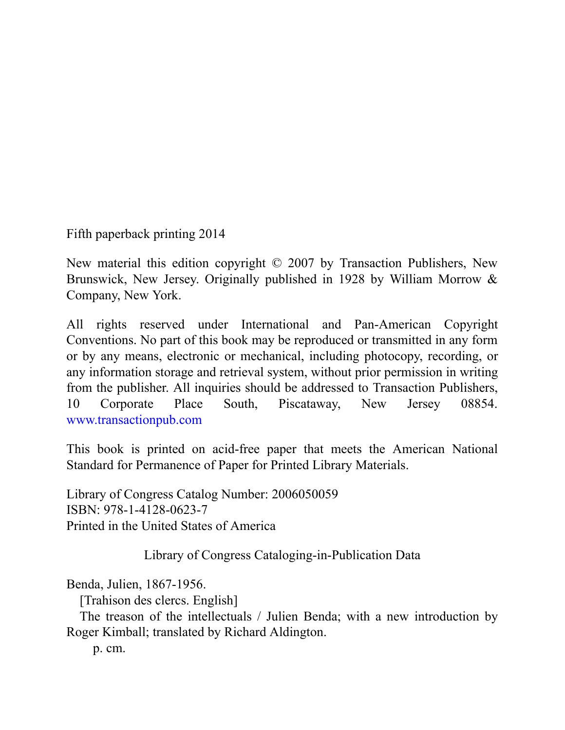Fifth paperback printing 2014

New material this edition copyright © 2007 by Transaction Publishers, New Brunswick, New Jersey. Originally published in 1928 by William Morrow & Company, New York.

All rights reserved under International and Pan-American Copyright Conventions. No part of this book may be reproduced or transmitted in any form or by any means, electronic or mechanical, including photocopy, recording, or any information storage and retrieval system, without prior permission in writing from the publisher. All inquiries should be addressed to Transaction Publishers, 10 Corporate Place South, Piscataway, New Jersey 08854. www.transactionpub.com

This book is printed on acid-free paper that meets the American National Standard for Permanence of Paper for Printed Library Materials.

Library of Congress Catalog Number: 2006050059
ISBN: 978-1-4128-0623-7
Printed in the United States of America

Library of Congress Cataloging-in-Publication Data

Benda, Julien, 1867-1956.
[Trahison des clercs. English]
The treason of the intellectuals / Julien Benda; with a new introduction by Roger Kimball; translated by Richard Aldington.
p. cm.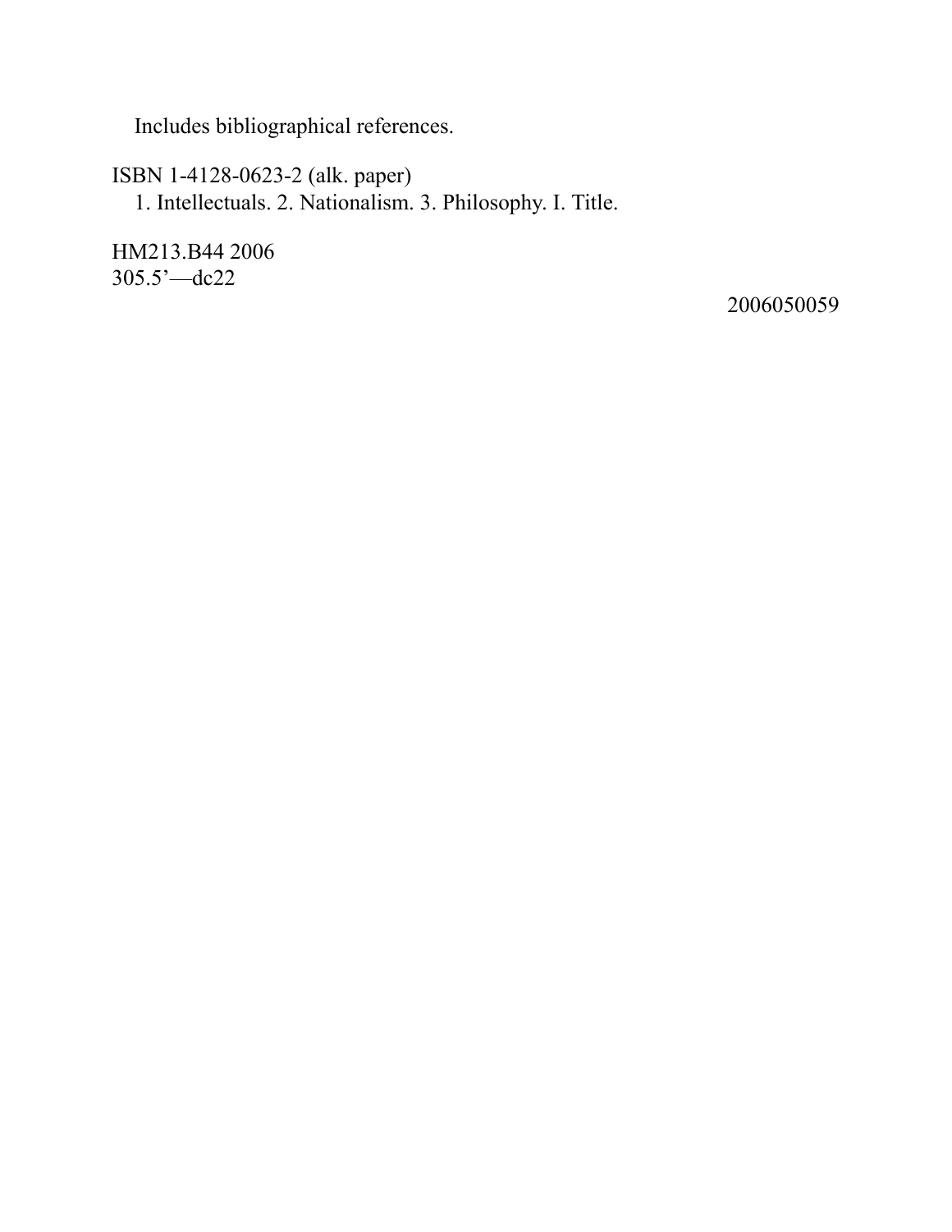Includes bibliographical references.

ISBN 1-4128-0623-2 (alk. paper)

1. Intellectuals. 2. Nationalism. 3. Philosophy. I. Title.

HM213.B44 2006
305.5'—dc22

2006050059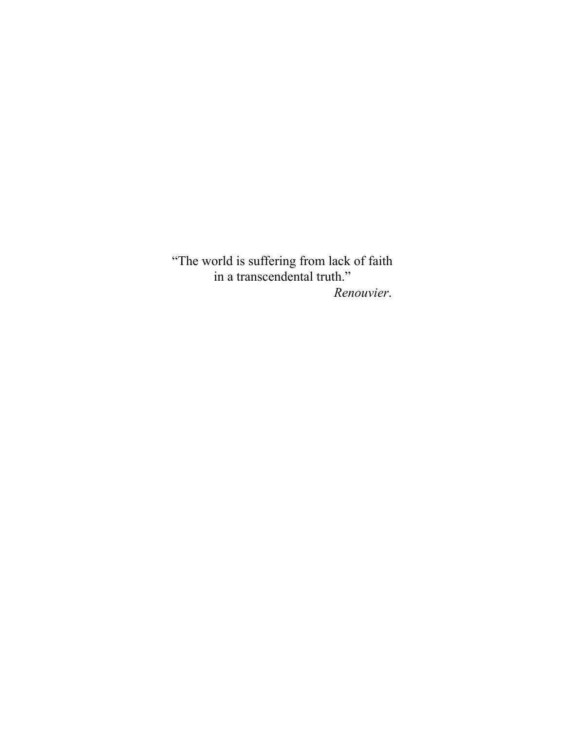"The world is suffering from lack of faith
in a transcendental truth."

*Renouvier*.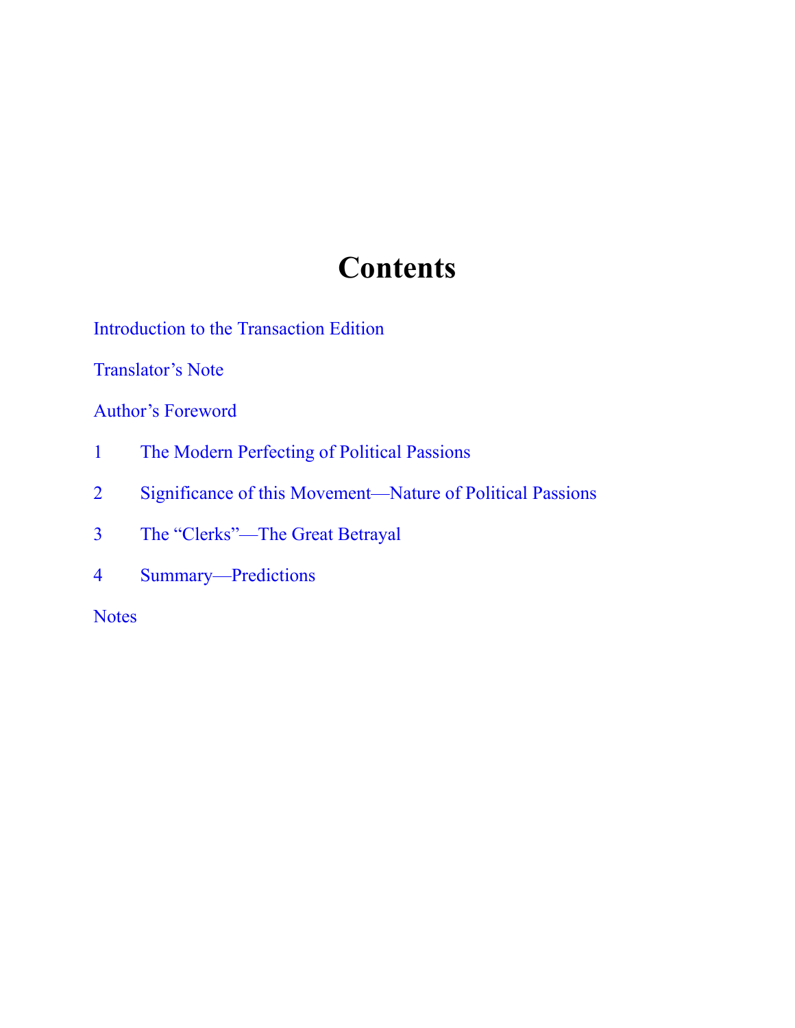# Contents

Introduction to the Transaction Edition

Translator's Note

Author's Foreword

1 The Modern Perfecting of Political Passions

2 Significance of this Movement—Nature of Political Passions

3 The "Clerks"—The Great Betrayal

4 Summary—Predictions

Notes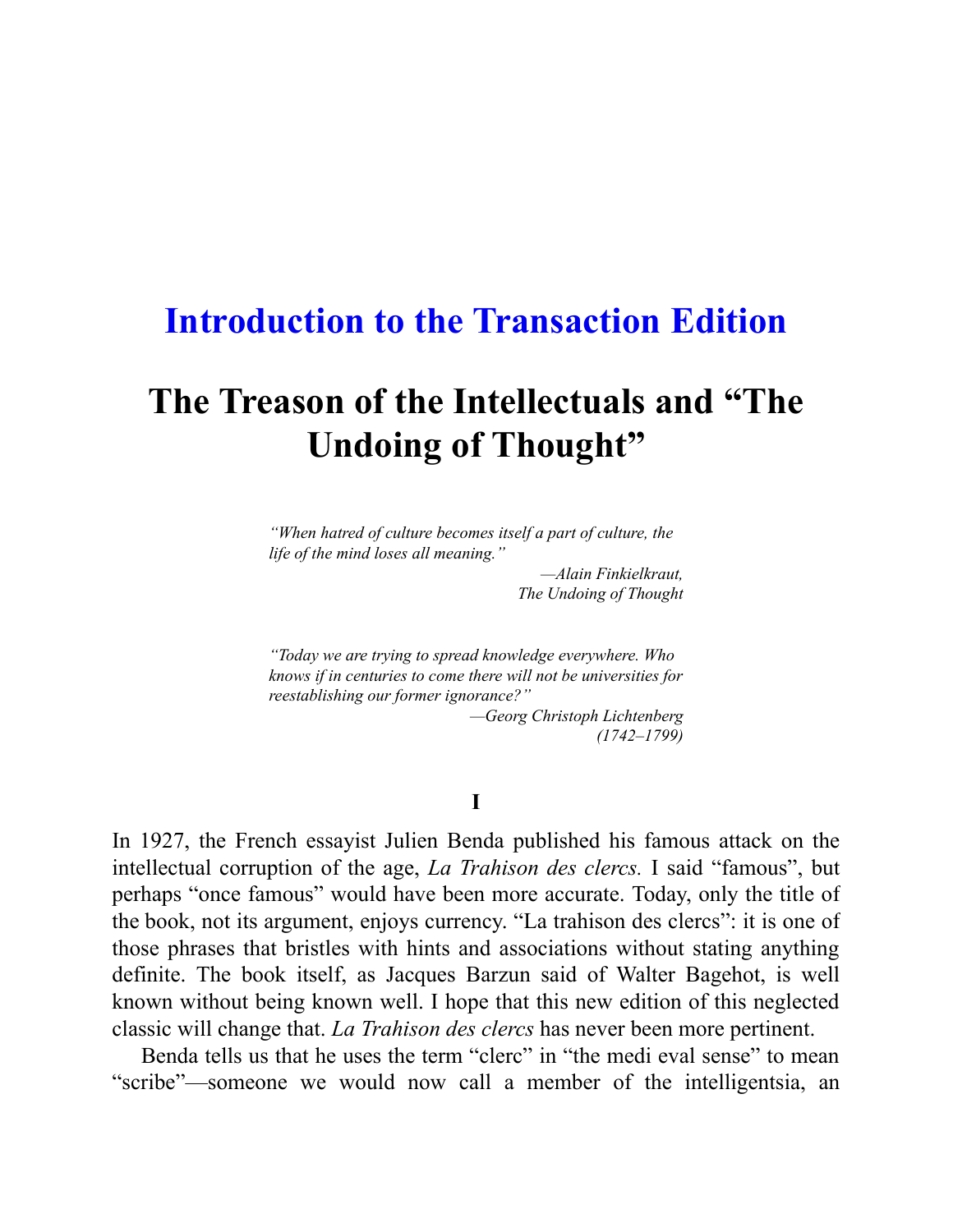# Introduction to the Transaction Edition

## The Treason of the Intellectuals and "The Undoing of Thought"

> *"When hatred of culture becomes itself a part of culture, the life of the mind loses all meaning."*
>
> *—Alain Finkielkraut, The Undoing of Thought*

> *"Today we are trying to spread knowledge everywhere. Who knows if in centuries to come there will not be universities for reestablishing our former ignorance?"*
>
> *—Georg Christoph Lichtenberg (1742–1799)*

### I

In 1927, the French essayist Julien Benda published his famous attack on the intellectual corruption of the age, *La Trahison des clercs.* I said "famous", but perhaps "once famous" would have been more accurate. Today, only the title of the book, not its argument, enjoys currency. "La trahison des clercs": it is one of those phrases that bristles with hints and associations without stating anything definite. The book itself, as Jacques Barzun said of Walter Bagehot, is well known without being known well. I hope that this new edition of this neglected classic will change that. *La Trahison des clercs* has never been more pertinent.

Benda tells us that he uses the term "clerc" in "the medi eval sense" to mean "scribe"—someone we would now call a member of the intelligentsia, an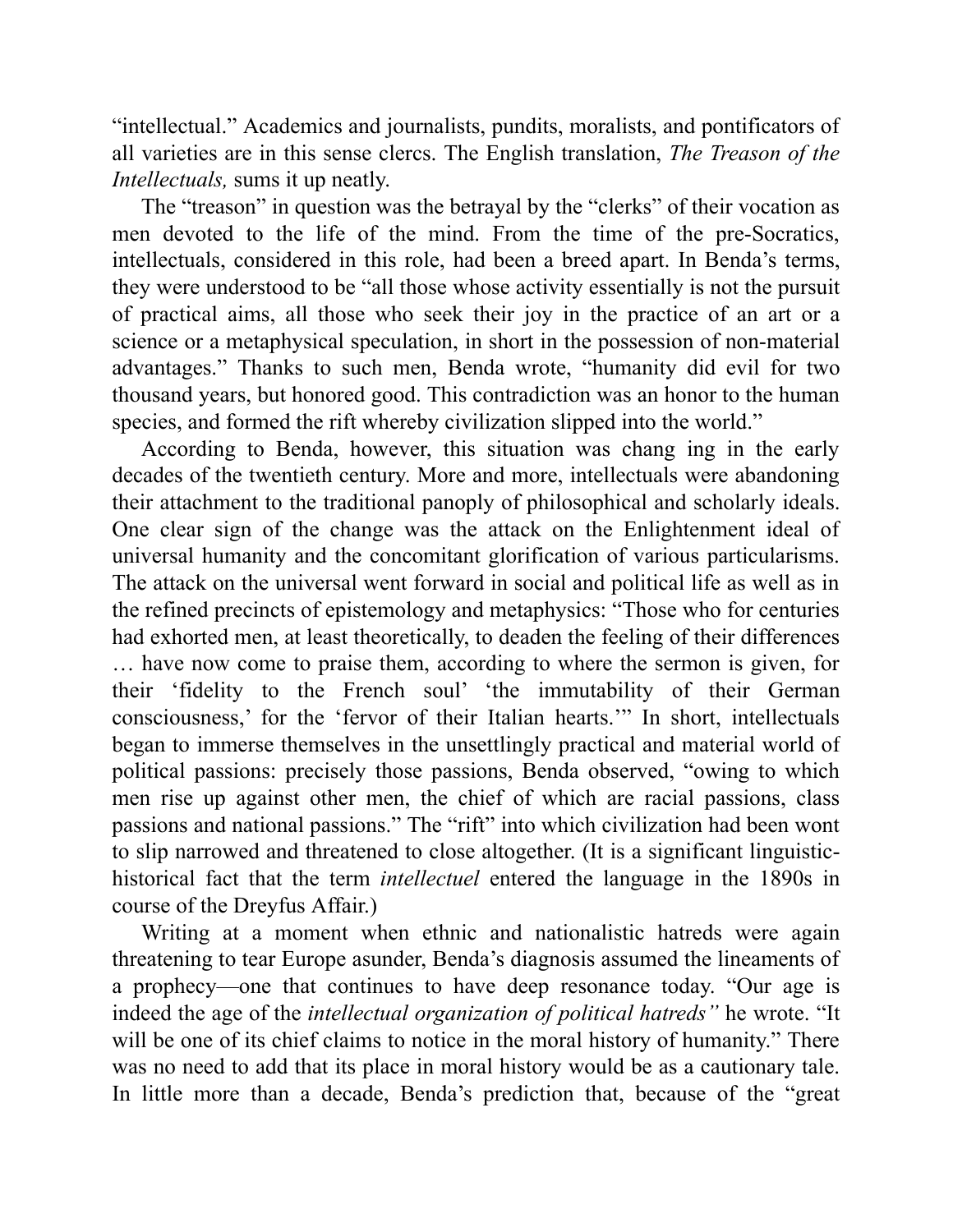"intellectual." Academics and journalists, pundits, moralists, and pontificators of all varieties are in this sense clercs. The English translation, *The Treason of the Intellectuals,* sums it up neatly.

The "treason" in question was the betrayal by the "clerks" of their vocation as men devoted to the life of the mind. From the time of the pre-Socratics, intellectuals, considered in this role, had been a breed apart. In Benda's terms, they were understood to be "all those whose activity essentially is not the pursuit of practical aims, all those who seek their joy in the practice of an art or a science or a metaphysical speculation, in short in the possession of non-material advantages." Thanks to such men, Benda wrote, "humanity did evil for two thousand years, but honored good. This contradiction was an honor to the human species, and formed the rift whereby civilization slipped into the world."

According to Benda, however, this situation was chang ing in the early decades of the twentieth century. More and more, intellectuals were abandoning their attachment to the traditional panoply of philosophical and scholarly ideals. One clear sign of the change was the attack on the Enlightenment ideal of universal humanity and the concomitant glorification of various particularisms. The attack on the universal went forward in social and political life as well as in the refined precincts of epistemology and metaphysics: "Those who for centuries had exhorted men, at least theoretically, to deaden the feeling of their differences … have now come to praise them, according to where the sermon is given, for their 'fidelity to the French soul' 'the immutability of their German consciousness,' for the 'fervor of their Italian hearts.'" In short, intellectuals began to immerse themselves in the unsettlingly practical and material world of political passions: precisely those passions, Benda observed, "owing to which men rise up against other men, the chief of which are racial passions, class passions and national passions." The "rift" into which civilization had been wont to slip narrowed and threatened to close altogether. (It is a significant linguistic-historical fact that the term *intellectuel* entered the language in the 1890s in course of the Dreyfus Affair.)

Writing at a moment when ethnic and nationalistic hatreds were again threatening to tear Europe asunder, Benda's diagnosis assumed the lineaments of a prophecy—one that continues to have deep resonance today. "Our age is indeed the age of the *intellectual organization of political hatreds"* he wrote. "It will be one of its chief claims to notice in the moral history of humanity." There was no need to add that its place in moral history would be as a cautionary tale. In little more than a decade, Benda's prediction that, because of the "great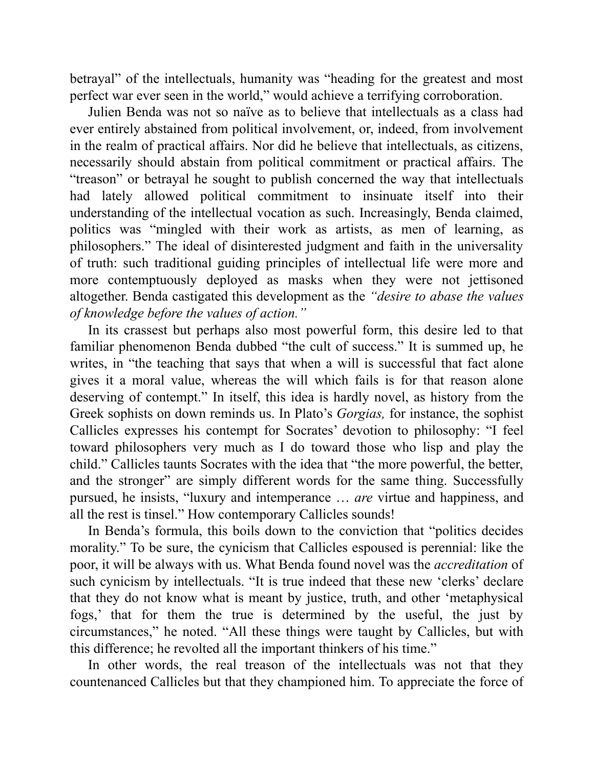betrayal" of the intellectuals, humanity was "heading for the greatest and most perfect war ever seen in the world," would achieve a terrifying corroboration.

Julien Benda was not so naïve as to believe that intellectuals as a class had ever entirely abstained from political involvement, or, indeed, from involvement in the realm of practical affairs. Nor did he believe that intellectuals, as citizens, necessarily should abstain from political commitment or practical affairs. The "treason" or betrayal he sought to publish concerned the way that intellectuals had lately allowed political commitment to insinuate itself into their understanding of the intellectual vocation as such. Increasingly, Benda claimed, politics was "mingled with their work as artists, as men of learning, as philosophers." The ideal of disinterested judgment and faith in the universality of truth: such traditional guiding principles of intellectual life were more and more contemptuously deployed as masks when they were not jettisoned altogether. Benda castigated this development as the *"desire to abase the values of knowledge before the values of action."*

In its crassest but perhaps also most powerful form, this desire led to that familiar phenomenon Benda dubbed "the cult of success." It is summed up, he writes, in "the teaching that says that when a will is successful that fact alone gives it a moral value, whereas the will which fails is for that reason alone deserving of contempt." In itself, this idea is hardly novel, as history from the Greek sophists on down reminds us. In Plato's *Gorgias,* for instance, the sophist Callicles expresses his contempt for Socrates' devotion to philosophy: "I feel toward philosophers very much as I do toward those who lisp and play the child." Callicles taunts Socrates with the idea that "the more powerful, the better, and the stronger" are simply different words for the same thing. Successfully pursued, he insists, "luxury and intemperance … *are* virtue and happiness, and all the rest is tinsel." How contemporary Callicles sounds!

In Benda's formula, this boils down to the conviction that "politics decides morality." To be sure, the cynicism that Callicles espoused is perennial: like the poor, it will be always with us. What Benda found novel was the *accreditation* of such cynicism by intellectuals. "It is true indeed that these new 'clerks' declare that they do not know what is meant by justice, truth, and other 'metaphysical fogs,' that for them the true is determined by the useful, the just by circumstances," he noted. "All these things were taught by Callicles, but with this difference; he revolted all the important thinkers of his time."

In other words, the real treason of the intellectuals was not that they countenanced Callicles but that they championed him. To appreciate the force of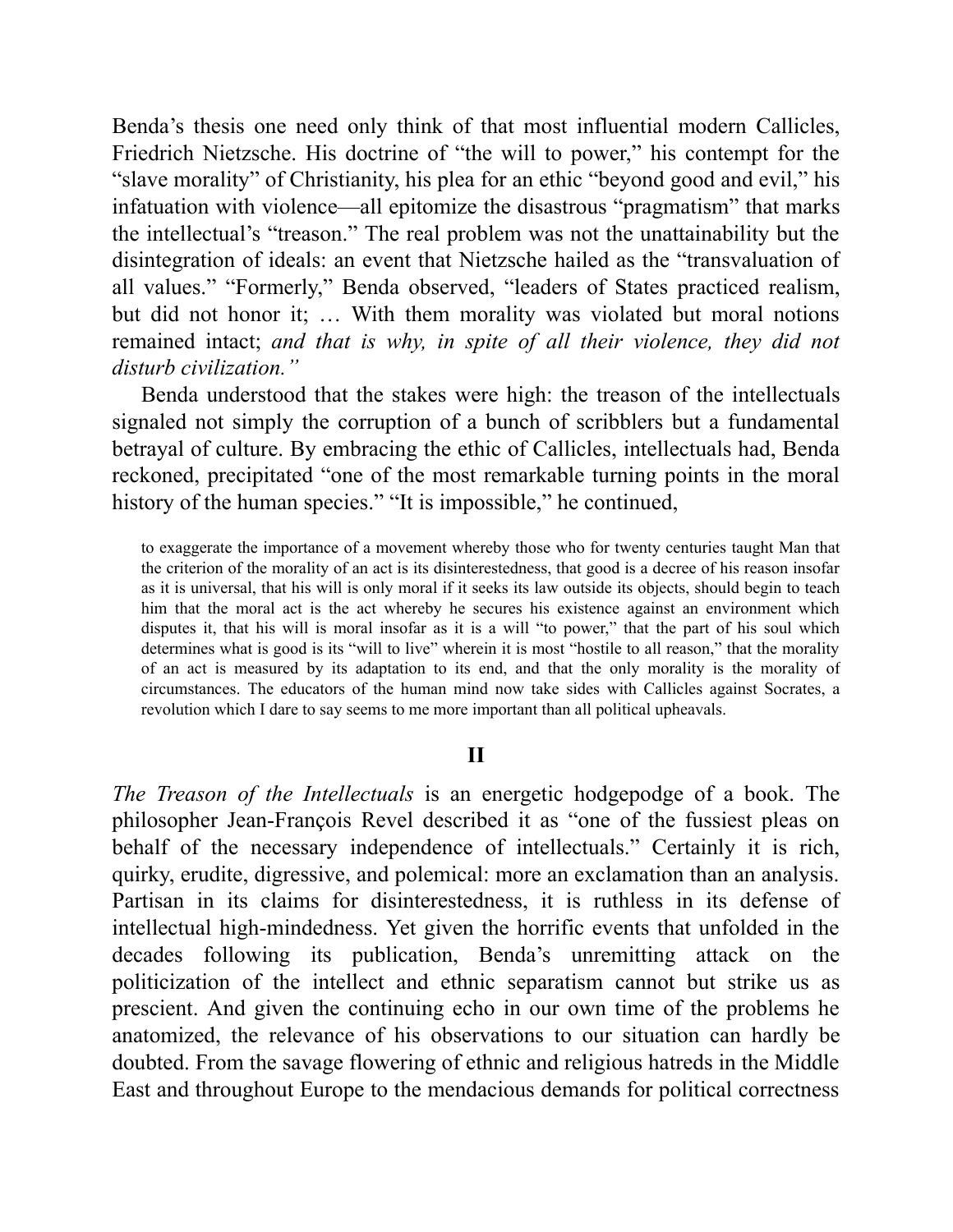Benda's thesis one need only think of that most influential modern Callicles, Friedrich Nietzsche. His doctrine of "the will to power," his contempt for the "slave morality" of Christianity, his plea for an ethic "beyond good and evil," his infatuation with violence—all epitomize the disastrous "pragmatism" that marks the intellectual's "treason." The real problem was not the unattainability but the disintegration of ideals: an event that Nietzsche hailed as the "transvaluation of all values." "Formerly," Benda observed, "leaders of States practiced realism, but did not honor it; … With them morality was violated but moral notions remained intact; *and that is why, in spite of all their violence, they did not disturb civilization."*

Benda understood that the stakes were high: the treason of the intellectuals signaled not simply the corruption of a bunch of scribblers but a fundamental betrayal of culture. By embracing the ethic of Callicles, intellectuals had, Benda reckoned, precipitated "one of the most remarkable turning points in the moral history of the human species." "It is impossible," he continued,

> to exaggerate the importance of a movement whereby those who for twenty centuries taught Man that the criterion of the morality of an act is its disinterestedness, that good is a decree of his reason insofar as it is universal, that his will is only moral if it seeks its law outside its objects, should begin to teach him that the moral act is the act whereby he secures his existence against an environment which disputes it, that his will is moral insofar as it is a will "to power," that the part of his soul which determines what is good is its "will to live" wherein it is most "hostile to all reason," that the morality of an act is measured by its adaptation to its end, and that the only morality is the morality of circumstances. The educators of the human mind now take sides with Callicles against Socrates, a revolution which I dare to say seems to me more important than all political upheavals.

## II

*The Treason of the Intellectuals* is an energetic hodgepodge of a book. The philosopher Jean-François Revel described it as "one of the fussiest pleas on behalf of the necessary independence of intellectuals." Certainly it is rich, quirky, erudite, digressive, and polemical: more an exclamation than an analysis. Partisan in its claims for disinterestedness, it is ruthless in its defense of intellectual high-mindedness. Yet given the horrific events that unfolded in the decades following its publication, Benda's unremitting attack on the politicization of the intellect and ethnic separatism cannot but strike us as prescient. And given the continuing echo in our own time of the problems he anatomized, the relevance of his observations to our situation can hardly be doubted. From the savage flowering of ethnic and religious hatreds in the Middle East and throughout Europe to the mendacious demands for political correctness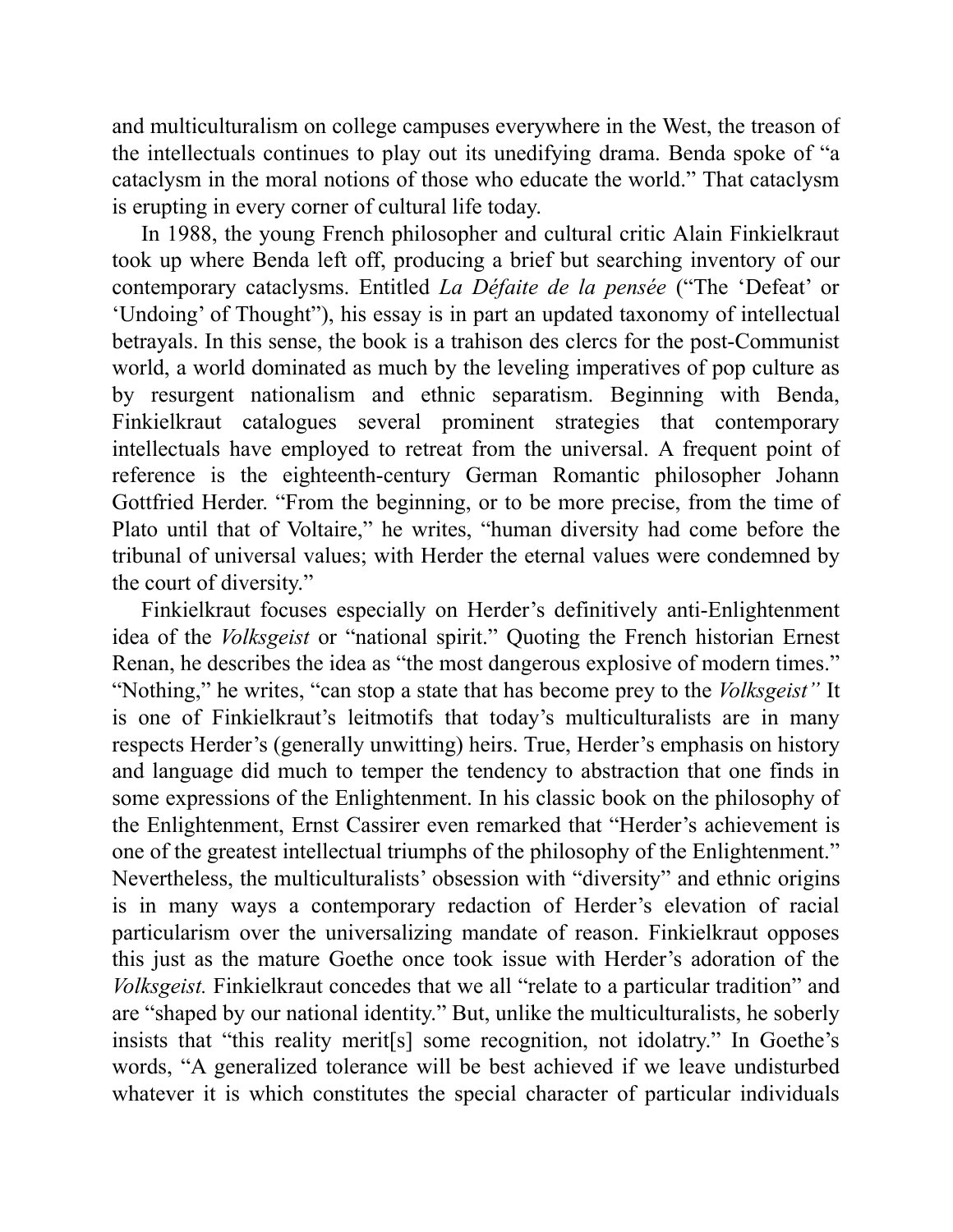and multiculturalism on college campuses everywhere in the West, the treason of the intellectuals continues to play out its unedifying drama. Benda spoke of "a cataclysm in the moral notions of those who educate the world." That cataclysm is erupting in every corner of cultural life today.

In 1988, the young French philosopher and cultural critic Alain Finkielkraut took up where Benda left off, producing a brief but searching inventory of our contemporary cataclysms. Entitled *La Défaite de la pensée* ("The 'Defeat' or 'Undoing' of Thought"), his essay is in part an updated taxonomy of intellectual betrayals. In this sense, the book is a trahison des clercs for the post-Communist world, a world dominated as much by the leveling imperatives of pop culture as by resurgent nationalism and ethnic separatism. Beginning with Benda, Finkielkraut catalogues several prominent strategies that contemporary intellectuals have employed to retreat from the universal. A frequent point of reference is the eighteenth-century German Romantic philosopher Johann Gottfried Herder. "From the beginning, or to be more precise, from the time of Plato until that of Voltaire," he writes, "human diversity had come before the tribunal of universal values; with Herder the eternal values were condemned by the court of diversity."

Finkielkraut focuses especially on Herder's definitively anti-Enlightenment idea of the *Volksgeist* or "national spirit." Quoting the French historian Ernest Renan, he describes the idea as "the most dangerous explosive of modern times." "Nothing," he writes, "can stop a state that has become prey to the *Volksgeist"* It is one of Finkielkraut's leitmotifs that today's multiculturalists are in many respects Herder's (generally unwitting) heirs. True, Herder's emphasis on history and language did much to temper the tendency to abstraction that one finds in some expressions of the Enlightenment. In his classic book on the philosophy of the Enlightenment, Ernst Cassirer even remarked that "Herder's achievement is one of the greatest intellectual triumphs of the philosophy of the Enlightenment." Nevertheless, the multiculturalists' obsession with "diversity" and ethnic origins is in many ways a contemporary redaction of Herder's elevation of racial particularism over the universalizing mandate of reason. Finkielkraut opposes this just as the mature Goethe once took issue with Herder's adoration of the *Volksgeist.* Finkielkraut concedes that we all "relate to a particular tradition" and are "shaped by our national identity." But, unlike the multiculturalists, he soberly insists that "this reality merit[s] some recognition, not idolatry." In Goethe's words, "A generalized tolerance will be best achieved if we leave undisturbed whatever it is which constitutes the special character of particular individuals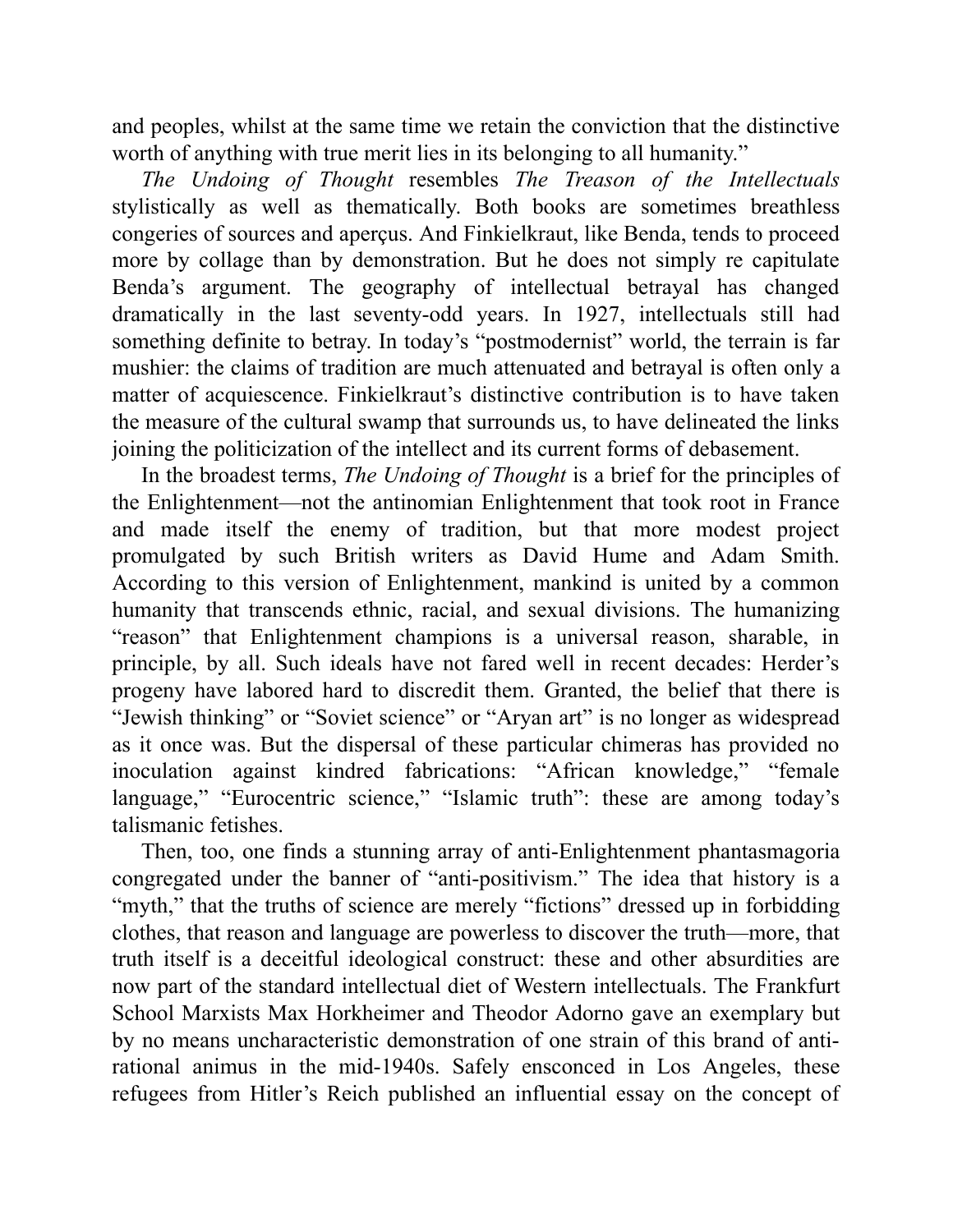and peoples, whilst at the same time we retain the conviction that the distinctive worth of anything with true merit lies in its belonging to all humanity."

*The Undoing of Thought* resembles *The Treason of the Intellectuals* stylistically as well as thematically. Both books are sometimes breathless congeries of sources and aperçus. And Finkielkraut, like Benda, tends to proceed more by collage than by demonstration. But he does not simply re capitulate Benda's argument. The geography of intellectual betrayal has changed dramatically in the last seventy-odd years. In 1927, intellectuals still had something definite to betray. In today's "postmodernist" world, the terrain is far mushier: the claims of tradition are much attenuated and betrayal is often only a matter of acquiescence. Finkielkraut's distinctive contribution is to have taken the measure of the cultural swamp that surrounds us, to have delineated the links joining the politicization of the intellect and its current forms of debasement.

In the broadest terms, *The Undoing of Thought* is a brief for the principles of the Enlightenment—not the antinomian Enlightenment that took root in France and made itself the enemy of tradition, but that more modest project promulgated by such British writers as David Hume and Adam Smith. According to this version of Enlightenment, mankind is united by a common humanity that transcends ethnic, racial, and sexual divisions. The humanizing "reason" that Enlightenment champions is a universal reason, sharable, in principle, by all. Such ideals have not fared well in recent decades: Herder's progeny have labored hard to discredit them. Granted, the belief that there is "Jewish thinking" or "Soviet science" or "Aryan art" is no longer as widespread as it once was. But the dispersal of these particular chimeras has provided no inoculation against kindred fabrications: "African knowledge," "female language," "Eurocentric science," "Islamic truth": these are among today's talismanic fetishes.

Then, too, one finds a stunning array of anti-Enlightenment phantasmagoria congregated under the banner of "anti-positivism." The idea that history is a "myth," that the truths of science are merely "fictions" dressed up in forbidding clothes, that reason and language are powerless to discover the truth—more, that truth itself is a deceitful ideological construct: these and other absurdities are now part of the standard intellectual diet of Western intellectuals. The Frankfurt School Marxists Max Horkheimer and Theodor Adorno gave an exemplary but by no means uncharacteristic demonstration of one strain of this brand of anti-rational animus in the mid-1940s. Safely ensconced in Los Angeles, these refugees from Hitler's Reich published an influential essay on the concept of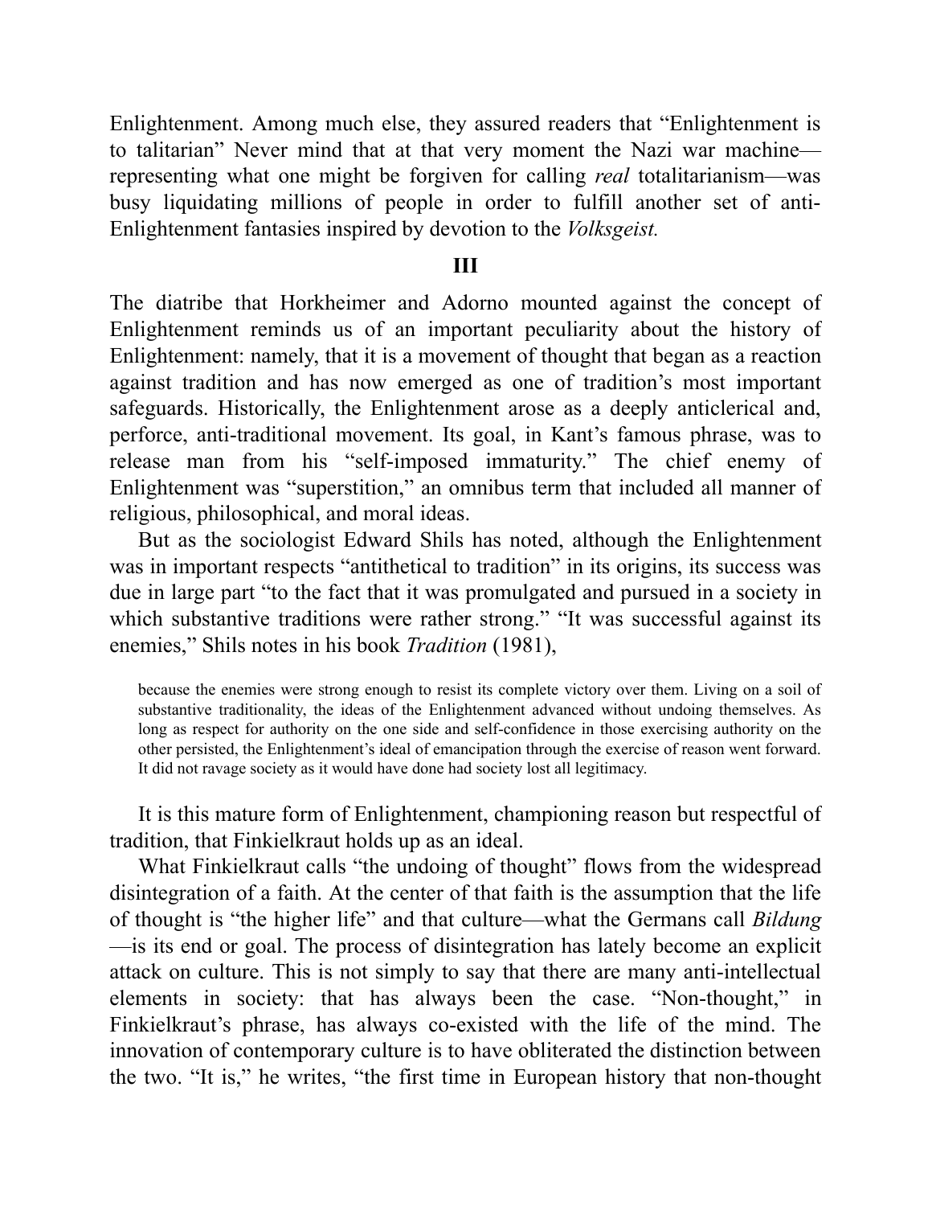Enlightenment. Among much else, they assured readers that "Enlightenment is to talitarian" Never mind that at that very moment the Nazi war machine—representing what one might be forgiven for calling *real* totalitarianism—was busy liquidating millions of people in order to fulfill another set of anti-Enlightenment fantasies inspired by devotion to the *Volksgeist.*

**III**

The diatribe that Horkheimer and Adorno mounted against the concept of Enlightenment reminds us of an important peculiarity about the history of Enlightenment: namely, that it is a movement of thought that began as a reaction against tradition and has now emerged as one of tradition's most important safeguards. Historically, the Enlightenment arose as a deeply anticlerical and, perforce, anti-traditional movement. Its goal, in Kant's famous phrase, was to release man from his "self-imposed immaturity." The chief enemy of Enlightenment was "superstition," an omnibus term that included all manner of religious, philosophical, and moral ideas.

But as the sociologist Edward Shils has noted, although the Enlightenment was in important respects "antithetical to tradition" in its origins, its success was due in large part "to the fact that it was promulgated and pursued in a society in which substantive traditions were rather strong." "It was successful against its enemies," Shils notes in his book *Tradition* (1981),

> because the enemies were strong enough to resist its complete victory over them. Living on a soil of substantive traditionality, the ideas of the Enlightenment advanced without undoing themselves. As long as respect for authority on the one side and self-confidence in those exercising authority on the other persisted, the Enlightenment's ideal of emancipation through the exercise of reason went forward. It did not ravage society as it would have done had society lost all legitimacy.

It is this mature form of Enlightenment, championing reason but respectful of tradition, that Finkielkraut holds up as an ideal.

What Finkielkraut calls "the undoing of thought" flows from the widespread disintegration of a faith. At the center of that faith is the assumption that the life of thought is "the higher life" and that culture—what the Germans call *Bildung*—is its end or goal. The process of disintegration has lately become an explicit attack on culture. This is not simply to say that there are many anti-intellectual elements in society: that has always been the case. "Non-thought," in Finkielkraut's phrase, has always co-existed with the life of the mind. The innovation of contemporary culture is to have obliterated the distinction between the two. "It is," he writes, "the first time in European history that non-thought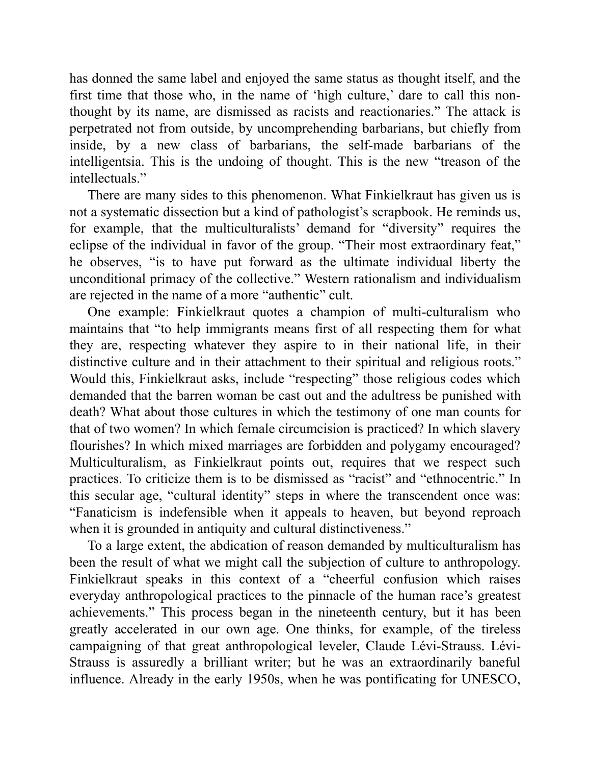has donned the same label and enjoyed the same status as thought itself, and the first time that those who, in the name of 'high culture,' dare to call this non-thought by its name, are dismissed as racists and reactionaries." The attack is perpetrated not from outside, by uncomprehending barbarians, but chiefly from inside, by a new class of barbarians, the self-made barbarians of the intelligentsia. This is the undoing of thought. This is the new "treason of the intellectuals."

There are many sides to this phenomenon. What Finkielkraut has given us is not a systematic dissection but a kind of pathologist's scrapbook. He reminds us, for example, that the multiculturalists' demand for "diversity" requires the eclipse of the individual in favor of the group. "Their most extraordinary feat," he observes, "is to have put forward as the ultimate individual liberty the unconditional primacy of the collective." Western rationalism and individualism are rejected in the name of a more "authentic" cult.

One example: Finkielkraut quotes a champion of multi-culturalism who maintains that "to help immigrants means first of all respecting them for what they are, respecting whatever they aspire to in their national life, in their distinctive culture and in their attachment to their spiritual and religious roots." Would this, Finkielkraut asks, include "respecting" those religious codes which demanded that the barren woman be cast out and the adultress be punished with death? What about those cultures in which the testimony of one man counts for that of two women? In which female circumcision is practiced? In which slavery flourishes? In which mixed marriages are forbidden and polygamy encouraged? Multiculturalism, as Finkielkraut points out, requires that we respect such practices. To criticize them is to be dismissed as "racist" and "ethnocentric." In this secular age, "cultural identity" steps in where the transcendent once was: "Fanaticism is indefensible when it appeals to heaven, but beyond reproach when it is grounded in antiquity and cultural distinctiveness."

To a large extent, the abdication of reason demanded by multiculturalism has been the result of what we might call the subjection of culture to anthropology. Finkielkraut speaks in this context of a "cheerful confusion which raises everyday anthropological practices to the pinnacle of the human race's greatest achievements." This process began in the nineteenth century, but it has been greatly accelerated in our own age. One thinks, for example, of the tireless campaigning of that great anthropological leveler, Claude Lévi-Strauss. Lévi-Strauss is assuredly a brilliant writer; but he was an extraordinarily baneful influence. Already in the early 1950s, when he was pontificating for UNESCO,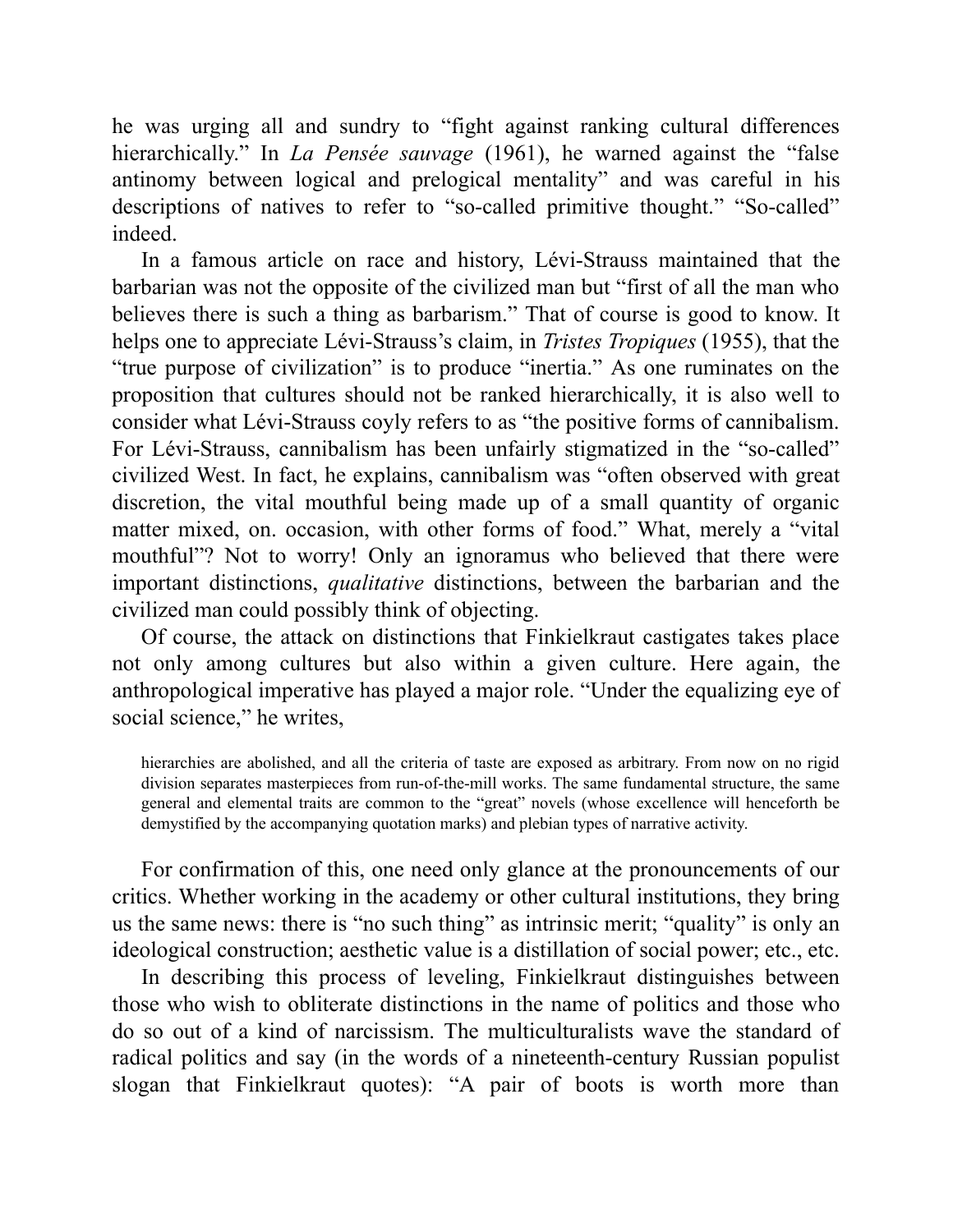he was urging all and sundry to "fight against ranking cultural differences hierarchically." In *La Pensée sauvage* (1961), he warned against the "false antinomy between logical and prelogical mentality" and was careful in his descriptions of natives to refer to "so-called primitive thought." "So-called" indeed.

In a famous article on race and history, Lévi-Strauss maintained that the barbarian was not the opposite of the civilized man but "first of all the man who believes there is such a thing as barbarism." That of course is good to know. It helps one to appreciate Lévi-Strauss's claim, in *Tristes Tropiques* (1955), that the "true purpose of civilization" is to produce "inertia." As one ruminates on the proposition that cultures should not be ranked hierarchically, it is also well to consider what Lévi-Strauss coyly refers to as "the positive forms of cannibalism. For Lévi-Strauss, cannibalism has been unfairly stigmatized in the "so-called" civilized West. In fact, he explains, cannibalism was "often observed with great discretion, the vital mouthful being made up of a small quantity of organic matter mixed, on. occasion, with other forms of food." What, merely a "vital mouthful"? Not to worry! Only an ignoramus who believed that there were important distinctions, *qualitative* distinctions, between the barbarian and the civilized man could possibly think of objecting.

Of course, the attack on distinctions that Finkielkraut castigates takes place not only among cultures but also within a given culture. Here again, the anthropological imperative has played a major role. "Under the equalizing eye of social science," he writes,

> hierarchies are abolished, and all the criteria of taste are exposed as arbitrary. From now on no rigid division separates masterpieces from run-of-the-mill works. The same fundamental structure, the same general and elemental traits are common to the "great" novels (whose excellence will henceforth be demystified by the accompanying quotation marks) and plebian types of narrative activity.

For confirmation of this, one need only glance at the pronouncements of our critics. Whether working in the academy or other cultural institutions, they bring us the same news: there is "no such thing" as intrinsic merit; "quality" is only an ideological construction; aesthetic value is a distillation of social power; etc., etc.

In describing this process of leveling, Finkielkraut distinguishes between those who wish to obliterate distinctions in the name of politics and those who do so out of a kind of narcissism. The multiculturalists wave the standard of radical politics and say (in the words of a nineteenth-century Russian populist slogan that Finkielkraut quotes): "A pair of boots is worth more than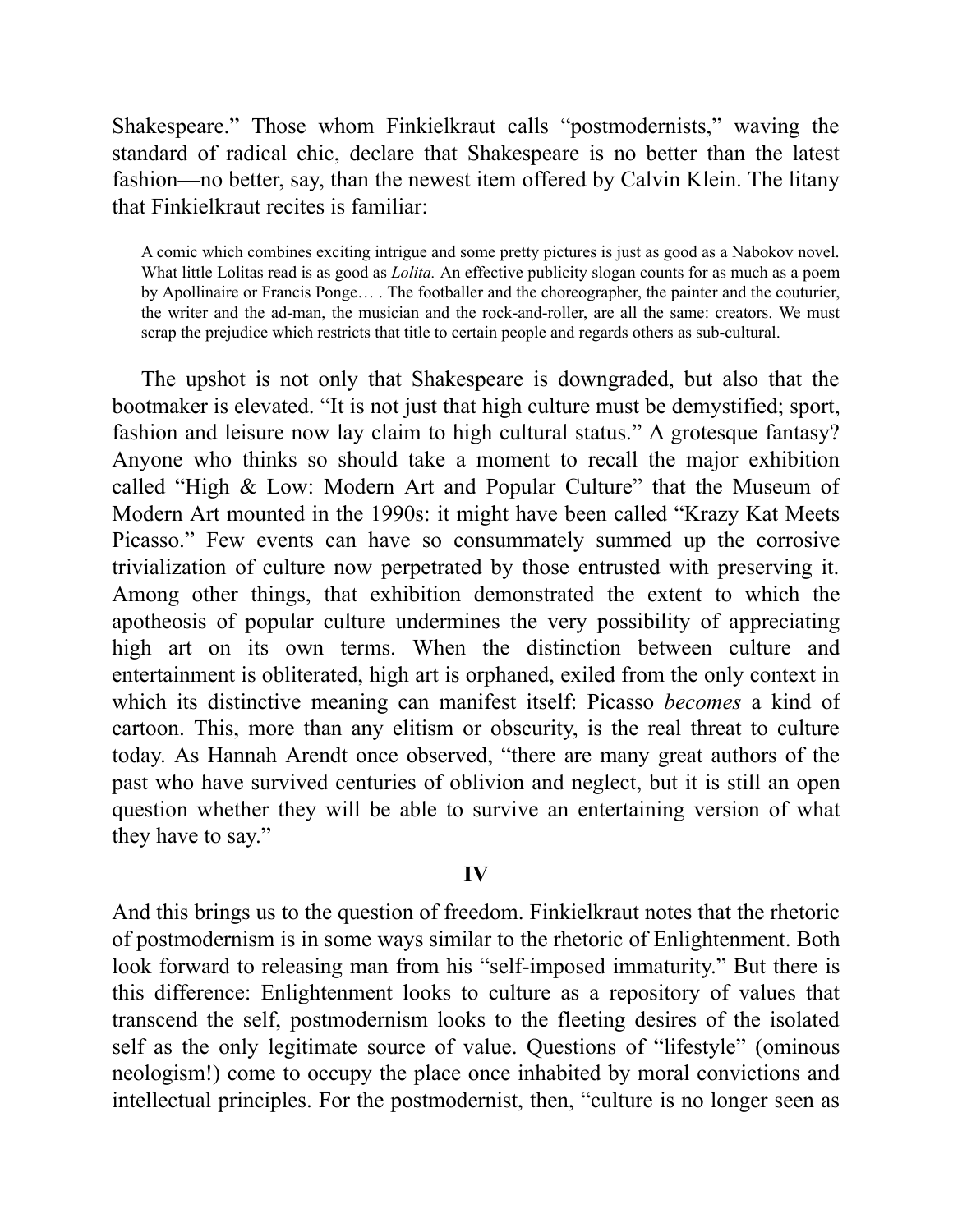Shakespeare." Those whom Finkielkraut calls "postmodernists," waving the standard of radical chic, declare that Shakespeare is no better than the latest fashion—no better, say, than the newest item offered by Calvin Klein. The litany that Finkielkraut recites is familiar:

> A comic which combines exciting intrigue and some pretty pictures is just as good as a Nabokov novel. What little Lolitas read is as good as *Lolita.* An effective publicity slogan counts for as much as a poem by Apollinaire or Francis Ponge… . The footballer and the choreographer, the painter and the couturier, the writer and the ad-man, the musician and the rock-and-roller, are all the same: creators. We must scrap the prejudice which restricts that title to certain people and regards others as sub-cultural.

The upshot is not only that Shakespeare is downgraded, but also that the bootmaker is elevated. "It is not just that high culture must be demystified; sport, fashion and leisure now lay claim to high cultural status." A grotesque fantasy? Anyone who thinks so should take a moment to recall the major exhibition called "High & Low: Modern Art and Popular Culture" that the Museum of Modern Art mounted in the 1990s: it might have been called "Krazy Kat Meets Picasso." Few events can have so consummately summed up the corrosive trivialization of culture now perpetrated by those entrusted with preserving it. Among other things, that exhibition demonstrated the extent to which the apotheosis of popular culture undermines the very possibility of appreciating high art on its own terms. When the distinction between culture and entertainment is obliterated, high art is orphaned, exiled from the only context in which its distinctive meaning can manifest itself: Picasso *becomes* a kind of cartoon. This, more than any elitism or obscurity, is the real threat to culture today. As Hannah Arendt once observed, "there are many great authors of the past who have survived centuries of oblivion and neglect, but it is still an open question whether they will be able to survive an entertaining version of what they have to say."

## IV

And this brings us to the question of freedom. Finkielkraut notes that the rhetoric of postmodernism is in some ways similar to the rhetoric of Enlightenment. Both look forward to releasing man from his "self-imposed immaturity." But there is this difference: Enlightenment looks to culture as a repository of values that transcend the self, postmodernism looks to the fleeting desires of the isolated self as the only legitimate source of value. Questions of "lifestyle" (ominous neologism!) come to occupy the place once inhabited by moral convictions and intellectual principles. For the postmodernist, then, "culture is no longer seen as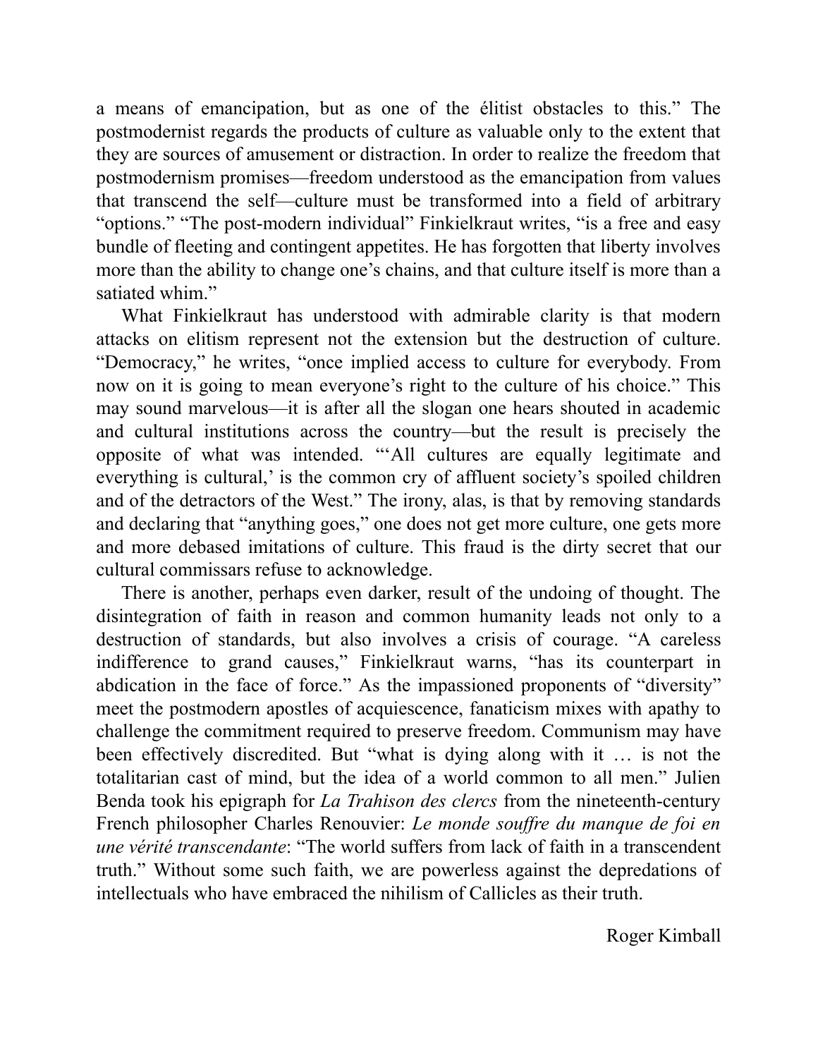a means of emancipation, but as one of the élitist obstacles to this." The postmodernist regards the products of culture as valuable only to the extent that they are sources of amusement or distraction. In order to realize the freedom that postmodernism promises—freedom understood as the emancipation from values that transcend the self—culture must be transformed into a field of arbitrary "options." "The post-modern individual" Finkielkraut writes, "is a free and easy bundle of fleeting and contingent appetites. He has forgotten that liberty involves more than the ability to change one's chains, and that culture itself is more than a satiated whim."

What Finkielkraut has understood with admirable clarity is that modern attacks on elitism represent not the extension but the destruction of culture. "Democracy," he writes, "once implied access to culture for everybody. From now on it is going to mean everyone's right to the culture of his choice." This may sound marvelous—it is after all the slogan one hears shouted in academic and cultural institutions across the country—but the result is precisely the opposite of what was intended. "'All cultures are equally legitimate and everything is cultural,' is the common cry of affluent society's spoiled children and of the detractors of the West." The irony, alas, is that by removing standards and declaring that "anything goes," one does not get more culture, one gets more and more debased imitations of culture. This fraud is the dirty secret that our cultural commissars refuse to acknowledge.

There is another, perhaps even darker, result of the undoing of thought. The disintegration of faith in reason and common humanity leads not only to a destruction of standards, but also involves a crisis of courage. "A careless indifference to grand causes," Finkielkraut warns, "has its counterpart in abdication in the face of force." As the impassioned proponents of "diversity" meet the postmodern apostles of acquiescence, fanaticism mixes with apathy to challenge the commitment required to preserve freedom. Communism may have been effectively discredited. But "what is dying along with it … is not the totalitarian cast of mind, but the idea of a world common to all men." Julien Benda took his epigraph for *La Trahison des clercs* from the nineteenth-century French philosopher Charles Renouvier: *Le monde souffre du manque de foi en une vérité transcendante*: "The world suffers from lack of faith in a transcendent truth." Without some such faith, we are powerless against the depredations of intellectuals who have embraced the nihilism of Callicles as their truth.

Roger Kimball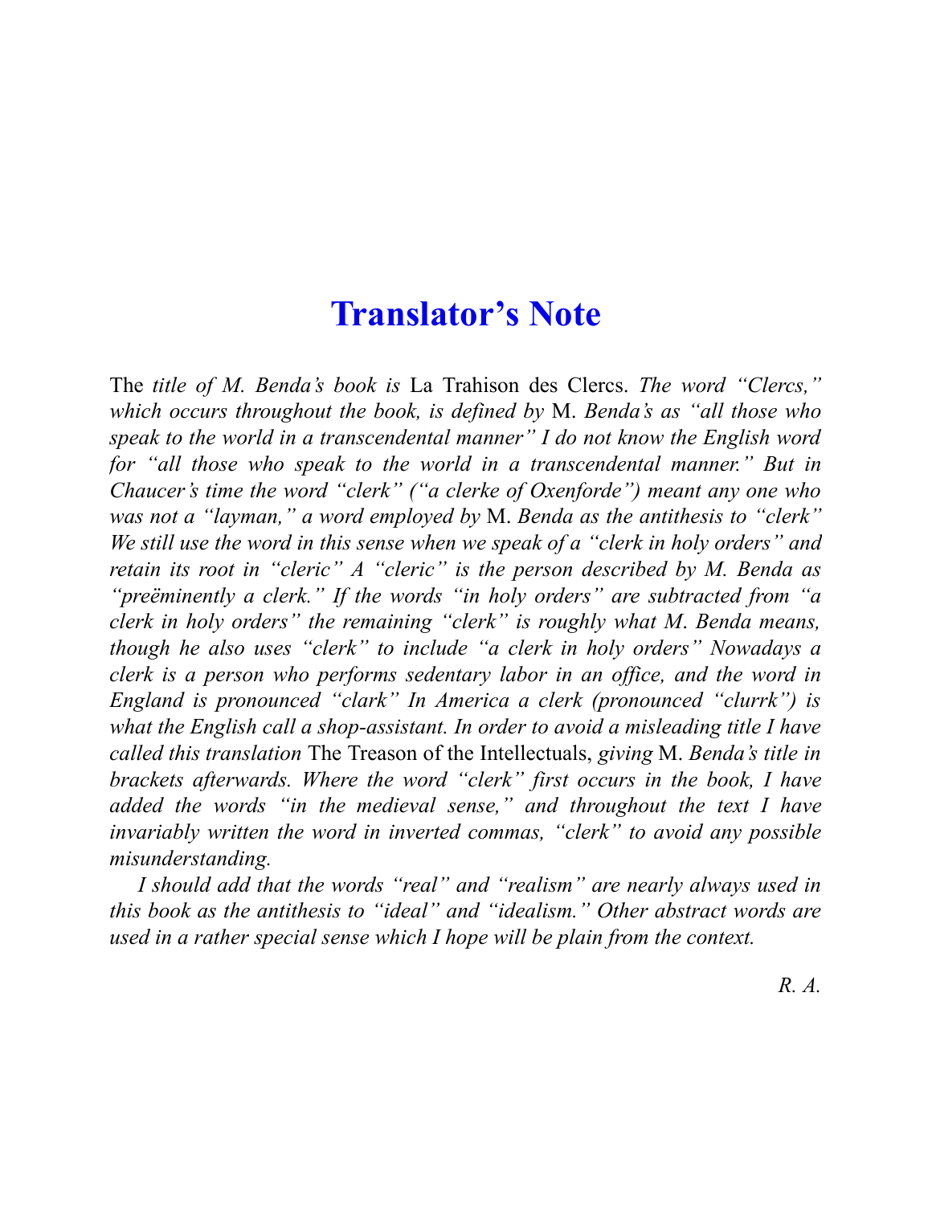# Translator's Note

*The title of M. Benda's book is* La Trahison des Clercs. *The word "Clercs," which occurs throughout the book, is defined by* M. *Benda's as "all those who speak to the world in a transcendental manner" I do not know the English word for "all those who speak to the world in a transcendental manner." But in Chaucer's time the word "clerk" ("a clerke of Oxenforde") meant any one who was not a "layman," a word employed by* M. *Benda as the antithesis to "clerk" We still use the word in this sense when we speak of a "clerk in holy orders" and retain its root in "cleric" A "cleric" is the person described by M. Benda as "preëminently a clerk." If the words "in holy orders" are subtracted from "a clerk in holy orders" the remaining "clerk" is roughly what M. Benda means, though he also uses "clerk" to include "a clerk in holy orders" Nowadays a clerk is a person who performs sedentary labor in an office, and the word in England is pronounced "clark" In America a clerk (pronounced "clurrk") is what the English call a shop-assistant. In order to avoid a misleading title I have called this translation* The Treason of the Intellectuals, *giving* M. *Benda's title in brackets afterwards. Where the word "clerk" first occurs in the book, I have added the words "in the medieval sense," and throughout the text I have invariably written the word in inverted commas, "clerk" to avoid any possible misunderstanding.*

*I should add that the words "real" and "realism" are nearly always used in this book as the antithesis to "ideal" and "idealism." Other abstract words are used in a rather special sense which I hope will be plain from the context.*

*R. A.*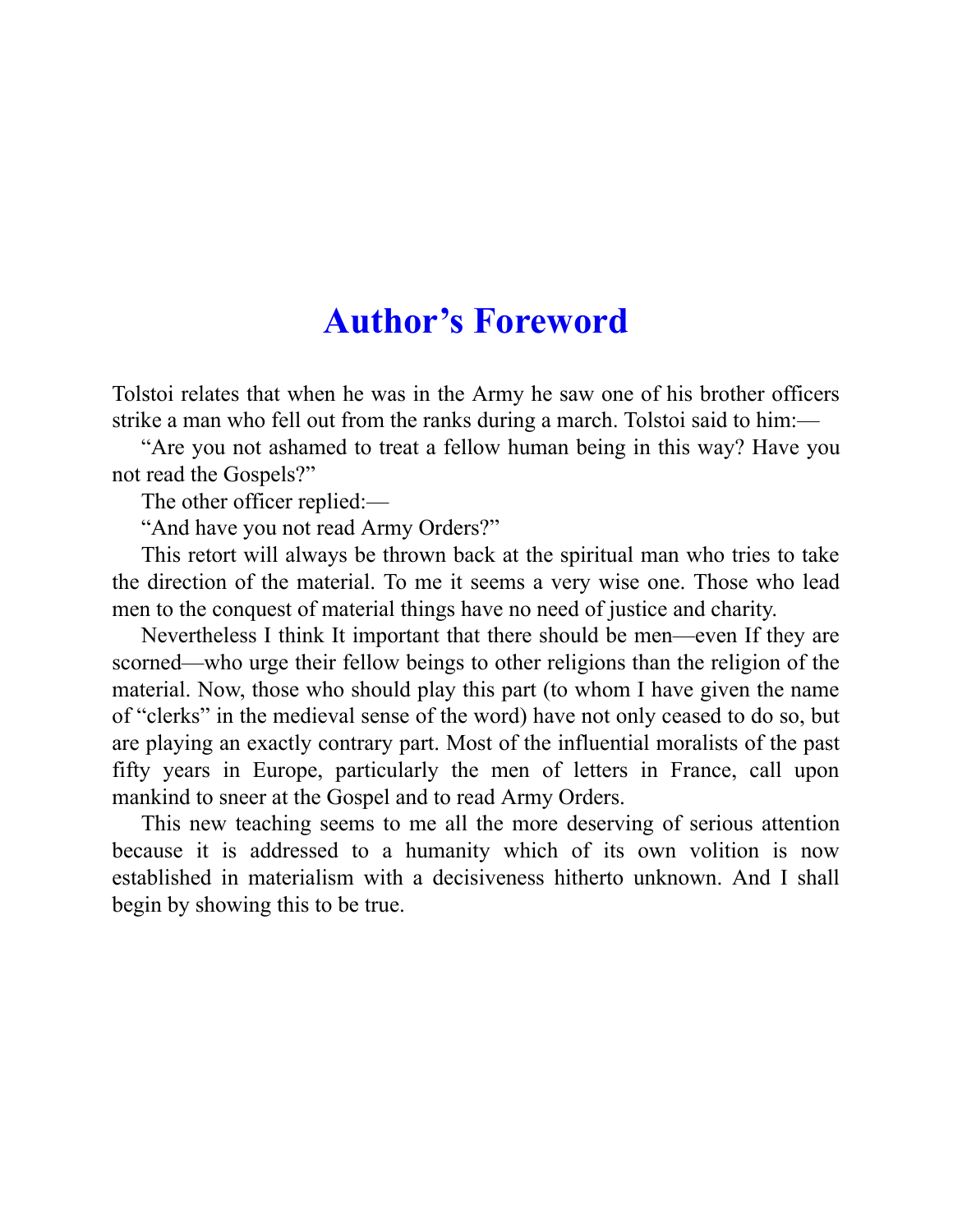# Author's Foreword

Tolstoi relates that when he was in the Army he saw one of his brother officers strike a man who fell out from the ranks during a march. Tolstoi said to him:—

"Are you not ashamed to treat a fellow human being in this way? Have you not read the Gospels?"

The other officer replied:—

"And have you not read Army Orders?"

This retort will always be thrown back at the spiritual man who tries to take the direction of the material. To me it seems a very wise one. Those who lead men to the conquest of material things have no need of justice and charity.

Nevertheless I think It important that there should be men—even If they are scorned—who urge their fellow beings to other religions than the religion of the material. Now, those who should play this part (to whom I have given the name of "clerks" in the medieval sense of the word) have not only ceased to do so, but are playing an exactly contrary part. Most of the influential moralists of the past fifty years in Europe, particularly the men of letters in France, call upon mankind to sneer at the Gospel and to read Army Orders.

This new teaching seems to me all the more deserving of serious attention because it is addressed to a humanity which of its own volition is now established in materialism with a decisiveness hitherto unknown. And I shall begin by showing this to be true.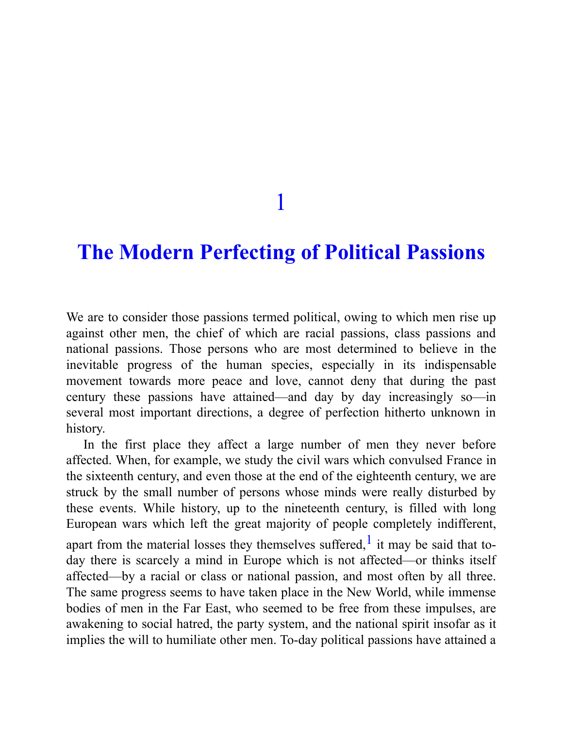# 1

# The Modern Perfecting of Political Passions

We are to consider those passions termed political, owing to which men rise up against other men, the chief of which are racial passions, class passions and national passions. Those persons who are most determined to believe in the inevitable progress of the human species, especially in its indispensable movement towards more peace and love, cannot deny that during the past century these passions have attained—and day by day increasingly so—in several most important directions, a degree of perfection hitherto unknown in history.

In the first place they affect a large number of men they never before affected. When, for example, we study the civil wars which convulsed France in the sixteenth century, and even those at the end of the eighteenth century, we are struck by the small number of persons whose minds were really disturbed by these events. While history, up to the nineteenth century, is filled with long European wars which left the great majority of people completely indifferent, apart from the material losses they themselves suffered,[1] it may be said that to-day there is scarcely a mind in Europe which is not affected—or thinks itself affected—by a racial or class or national passion, and most often by all three. The same progress seems to have taken place in the New World, while immense bodies of men in the Far East, who seemed to be free from these impulses, are awakening to social hatred, the party system, and the national spirit insofar as it implies the will to humiliate other men. To-day political passions have attained a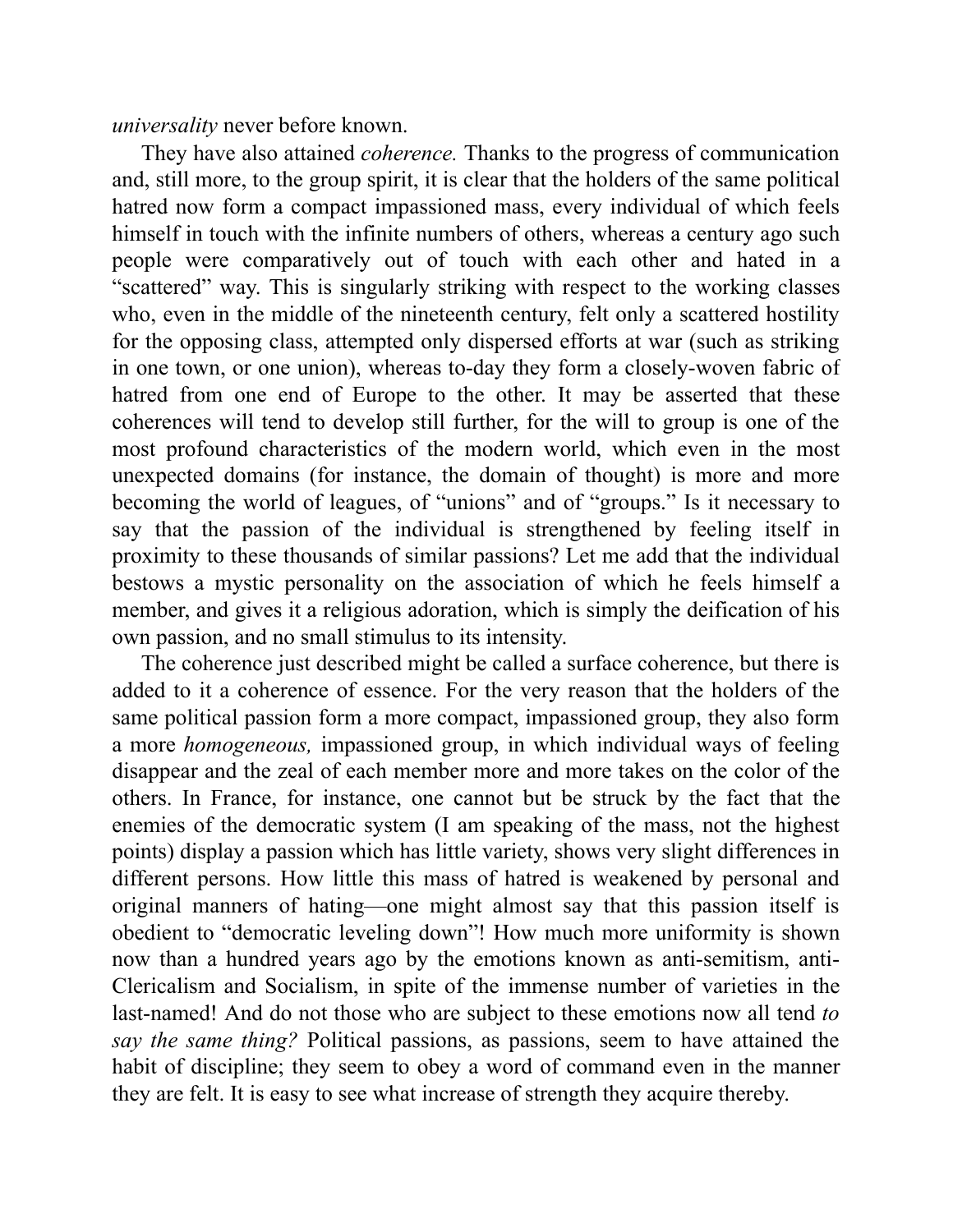*universality* never before known.

They have also attained *coherence.* Thanks to the progress of communication and, still more, to the group spirit, it is clear that the holders of the same political hatred now form a compact impassioned mass, every individual of which feels himself in touch with the infinite numbers of others, whereas a century ago such people were comparatively out of touch with each other and hated in a "scattered" way. This is singularly striking with respect to the working classes who, even in the middle of the nineteenth century, felt only a scattered hostility for the opposing class, attempted only dispersed efforts at war (such as striking in one town, or one union), whereas to-day they form a closely-woven fabric of hatred from one end of Europe to the other. It may be asserted that these coherences will tend to develop still further, for the will to group is one of the most profound characteristics of the modern world, which even in the most unexpected domains (for instance, the domain of thought) is more and more becoming the world of leagues, of "unions" and of "groups." Is it necessary to say that the passion of the individual is strengthened by feeling itself in proximity to these thousands of similar passions? Let me add that the individual bestows a mystic personality on the association of which he feels himself a member, and gives it a religious adoration, which is simply the deification of his own passion, and no small stimulus to its intensity.

The coherence just described might be called a surface coherence, but there is added to it a coherence of essence. For the very reason that the holders of the same political passion form a more compact, impassioned group, they also form a more *homogeneous,* impassioned group, in which individual ways of feeling disappear and the zeal of each member more and more takes on the color of the others. In France, for instance, one cannot but be struck by the fact that the enemies of the democratic system (I am speaking of the mass, not the highest points) display a passion which has little variety, shows very slight differences in different persons. How little this mass of hatred is weakened by personal and original manners of hating—one might almost say that this passion itself is obedient to "democratic leveling down"! How much more uniformity is shown now than a hundred years ago by the emotions known as anti-semitism, anti-Clericalism and Socialism, in spite of the immense number of varieties in the last-named! And do not those who are subject to these emotions now all tend *to say the same thing?* Political passions, as passions, seem to have attained the habit of discipline; they seem to obey a word of command even in the manner they are felt. It is easy to see what increase of strength they acquire thereby.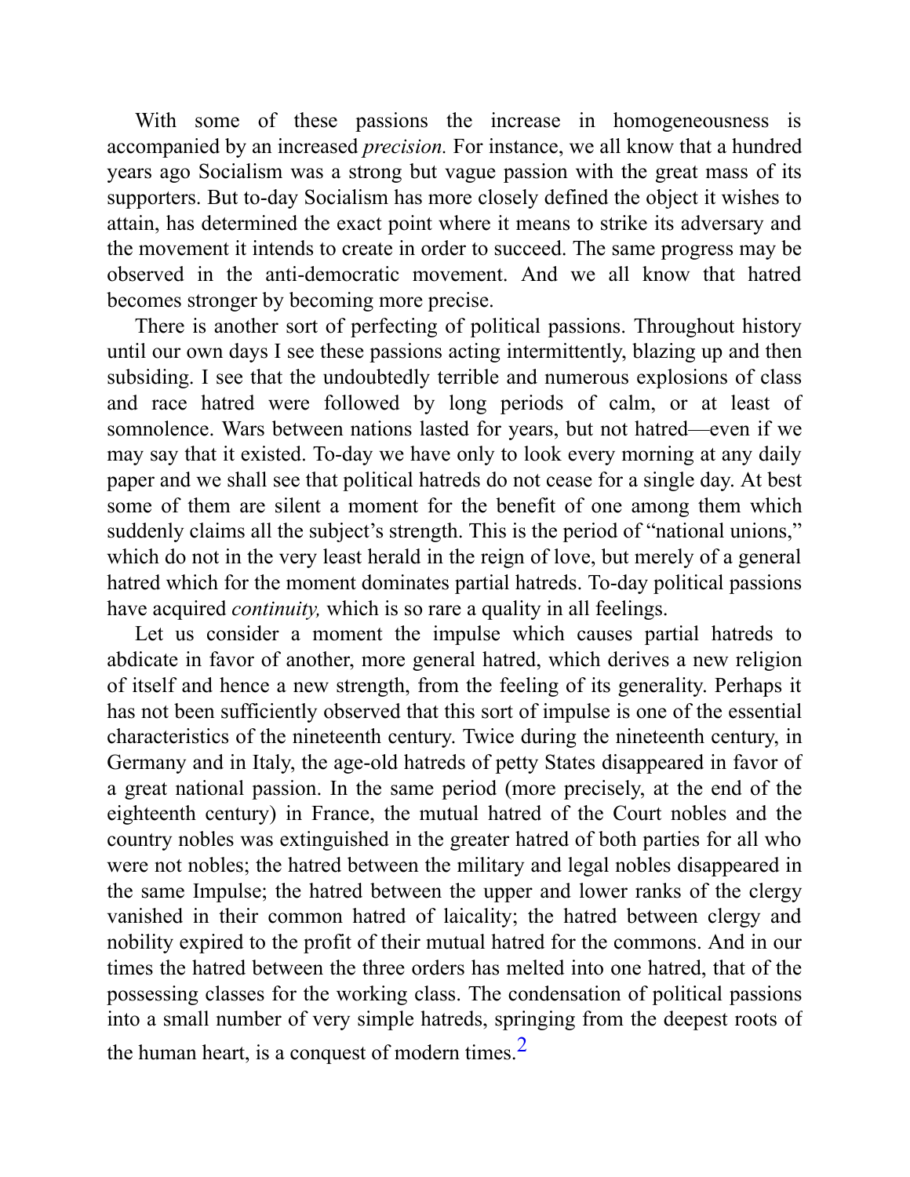With some of these passions the increase in homogeneousness is accompanied by an increased *precision.* For instance, we all know that a hundred years ago Socialism was a strong but vague passion with the great mass of its supporters. But to-day Socialism has more closely defined the object it wishes to attain, has determined the exact point where it means to strike its adversary and the movement it intends to create in order to succeed. The same progress may be observed in the anti-democratic movement. And we all know that hatred becomes stronger by becoming more precise.

There is another sort of perfecting of political passions. Throughout history until our own days I see these passions acting intermittently, blazing up and then subsiding. I see that the undoubtedly terrible and numerous explosions of class and race hatred were followed by long periods of calm, or at least of somnolence. Wars between nations lasted for years, but not hatred—even if we may say that it existed. To-day we have only to look every morning at any daily paper and we shall see that political hatreds do not cease for a single day. At best some of them are silent a moment for the benefit of one among them which suddenly claims all the subject's strength. This is the period of "national unions," which do not in the very least herald in the reign of love, but merely of a general hatred which for the moment dominates partial hatreds. To-day political passions have acquired *continuity,* which is so rare a quality in all feelings.

Let us consider a moment the impulse which causes partial hatreds to abdicate in favor of another, more general hatred, which derives a new religion of itself and hence a new strength, from the feeling of its generality. Perhaps it has not been sufficiently observed that this sort of impulse is one of the essential characteristics of the nineteenth century. Twice during the nineteenth century, in Germany and in Italy, the age-old hatreds of petty States disappeared in favor of a great national passion. In the same period (more precisely, at the end of the eighteenth century) in France, the mutual hatred of the Court nobles and the country nobles was extinguished in the greater hatred of both parties for all who were not nobles; the hatred between the military and legal nobles disappeared in the same Impulse; the hatred between the upper and lower ranks of the clergy vanished in their common hatred of laicality; the hatred between clergy and nobility expired to the profit of their mutual hatred for the commons. And in our times the hatred between the three orders has melted into one hatred, that of the possessing classes for the working class. The condensation of political passions into a small number of very simple hatreds, springing from the deepest roots of the human heart, is a conquest of modern times.[2]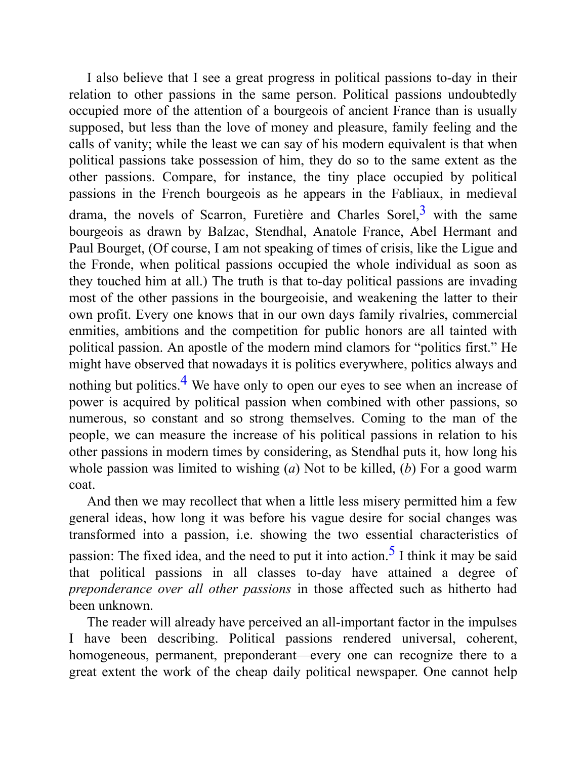I also believe that I see a great progress in political passions to-day in their relation to other passions in the same person. Political passions undoubtedly occupied more of the attention of a bourgeois of ancient France than is usually supposed, but less than the love of money and pleasure, family feeling and the calls of vanity; while the least we can say of his modern equivalent is that when political passions take possession of him, they do so to the same extent as the other passions. Compare, for instance, the tiny place occupied by political passions in the French bourgeois as he appears in the Fabliaux, in medieval drama, the novels of Scarron, Furetière and Charles Sorel,[3] with the same bourgeois as drawn by Balzac, Stendhal, Anatole France, Abel Hermant and Paul Bourget, (Of course, I am not speaking of times of crisis, like the Ligue and the Fronde, when political passions occupied the whole individual as soon as they touched him at all.) The truth is that to-day political passions are invading most of the other passions in the bourgeoisie, and weakening the latter to their own profit. Every one knows that in our own days family rivalries, commercial enmities, ambitions and the competition for public honors are all tainted with political passion. An apostle of the modern mind clamors for "politics first." He might have observed that nowadays it is politics everywhere, politics always and nothing but politics.[4] We have only to open our eyes to see when an increase of power is acquired by political passion when combined with other passions, so numerous, so constant and so strong themselves. Coming to the man of the people, we can measure the increase of his political passions in relation to his other passions in modern times by considering, as Stendhal puts it, how long his whole passion was limited to wishing (*a*) Not to be killed, (*b*) For a good warm coat.

And then we may recollect that when a little less misery permitted him a few general ideas, how long it was before his vague desire for social changes was transformed into a passion, i.e. showing the two essential characteristics of passion: The fixed idea, and the need to put it into action.[5] I think it may be said that political passions in all classes to-day have attained a degree of *preponderance over all other passions* in those affected such as hitherto had been unknown.

The reader will already have perceived an all-important factor in the impulses I have been describing. Political passions rendered universal, coherent, homogeneous, permanent, preponderant—every one can recognize there to a great extent the work of the cheap daily political newspaper. One cannot help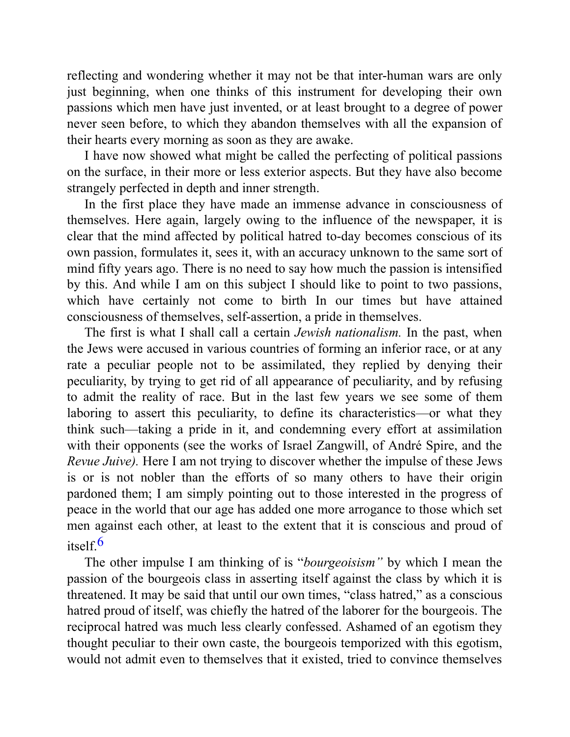reflecting and wondering whether it may not be that inter-human wars are only just beginning, when one thinks of this instrument for developing their own passions which men have just invented, or at least brought to a degree of power never seen before, to which they abandon themselves with all the expansion of their hearts every morning as soon as they are awake.

I have now showed what might be called the perfecting of political passions on the surface, in their more or less exterior aspects. But they have also become strangely perfected in depth and inner strength.

In the first place they have made an immense advance in consciousness of themselves. Here again, largely owing to the influence of the newspaper, it is clear that the mind affected by political hatred to-day becomes conscious of its own passion, formulates it, sees it, with an accuracy unknown to the same sort of mind fifty years ago. There is no need to say how much the passion is intensified by this. And while I am on this subject I should like to point to two passions, which have certainly not come to birth In our times but have attained consciousness of themselves, self-assertion, a pride in themselves.

The first is what I shall call a certain *Jewish nationalism.* In the past, when the Jews were accused in various countries of forming an inferior race, or at any rate a peculiar people not to be assimilated, they replied by denying their peculiarity, by trying to get rid of all appearance of peculiarity, and by refusing to admit the reality of race. But in the last few years we see some of them laboring to assert this peculiarity, to define its characteristics—or what they think such—taking a pride in it, and condemning every effort at assimilation with their opponents (see the works of Israel Zangwill, of André Spire, and the *Revue Juive).* Here I am not trying to discover whether the impulse of these Jews is or is not nobler than the efforts of so many others to have their origin pardoned them; I am simply pointing out to those interested in the progress of peace in the world that our age has added one more arrogance to those which set men against each other, at least to the extent that it is conscious and proud of itself.[6]

The other impulse I am thinking of is "*bourgeoisism"* by which I mean the passion of the bourgeois class in asserting itself against the class by which it is threatened. It may be said that until our own times, "class hatred," as a conscious hatred proud of itself, was chiefly the hatred of the laborer for the bourgeois. The reciprocal hatred was much less clearly confessed. Ashamed of an egotism they thought peculiar to their own caste, the bourgeois temporized with this egotism, would not admit even to themselves that it existed, tried to convince themselves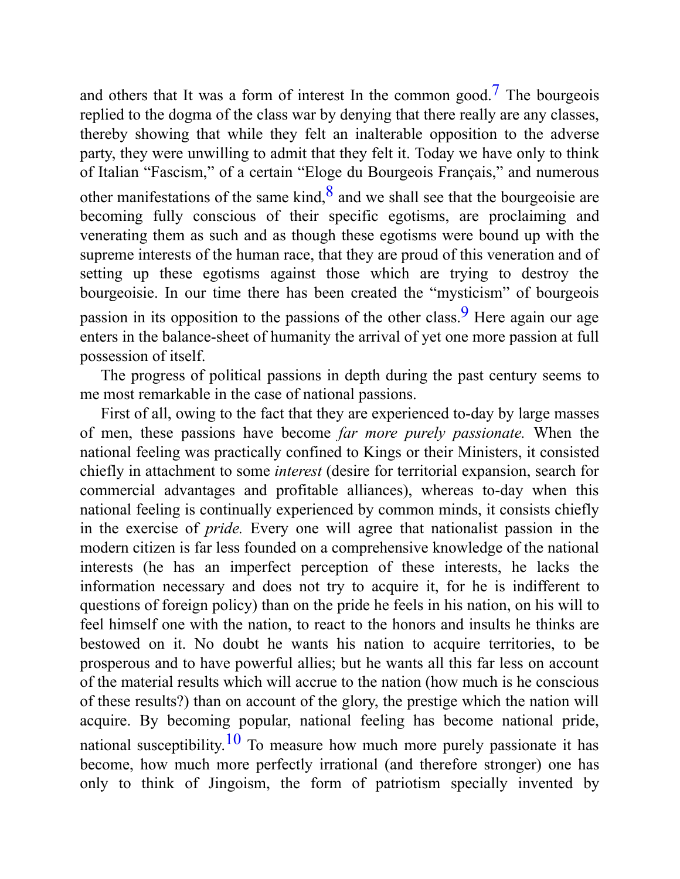and others that It was a form of interest In the common good.[7] The bourgeois replied to the dogma of the class war by denying that there really are any classes, thereby showing that while they felt an inalterable opposition to the adverse party, they were unwilling to admit that they felt it. Today we have only to think of Italian "Fascism," of a certain "Eloge du Bourgeois Français," and numerous other manifestations of the same kind,[8] and we shall see that the bourgeoisie are becoming fully conscious of their specific egotisms, are proclaiming and venerating them as such and as though these egotisms were bound up with the supreme interests of the human race, that they are proud of this veneration and of setting up these egotisms against those which are trying to destroy the bourgeoisie. In our time there has been created the "mysticism" of bourgeois passion in its opposition to the passions of the other class.[9] Here again our age enters in the balance-sheet of humanity the arrival of yet one more passion at full possession of itself.

The progress of political passions in depth during the past century seems to me most remarkable in the case of national passions.

First of all, owing to the fact that they are experienced to-day by large masses of men, these passions have become *far more purely passionate.* When the national feeling was practically confined to Kings or their Ministers, it consisted chiefly in attachment to some *interest* (desire for territorial expansion, search for commercial advantages and profitable alliances), whereas to-day when this national feeling is continually experienced by common minds, it consists chiefly in the exercise of *pride.* Every one will agree that nationalist passion in the modern citizen is far less founded on a comprehensive knowledge of the national interests (he has an imperfect perception of these interests, he lacks the information necessary and does not try to acquire it, for he is indifferent to questions of foreign policy) than on the pride he feels in his nation, on his will to feel himself one with the nation, to react to the honors and insults he thinks are bestowed on it. No doubt he wants his nation to acquire territories, to be prosperous and to have powerful allies; but he wants all this far less on account of the material results which will accrue to the nation (how much is he conscious of these results?) than on account of the glory, the prestige which the nation will acquire. By becoming popular, national feeling has become national pride, national susceptibility.[10] To measure how much more purely passionate it has become, how much more perfectly irrational (and therefore stronger) one has only to think of Jingoism, the form of patriotism specially invented by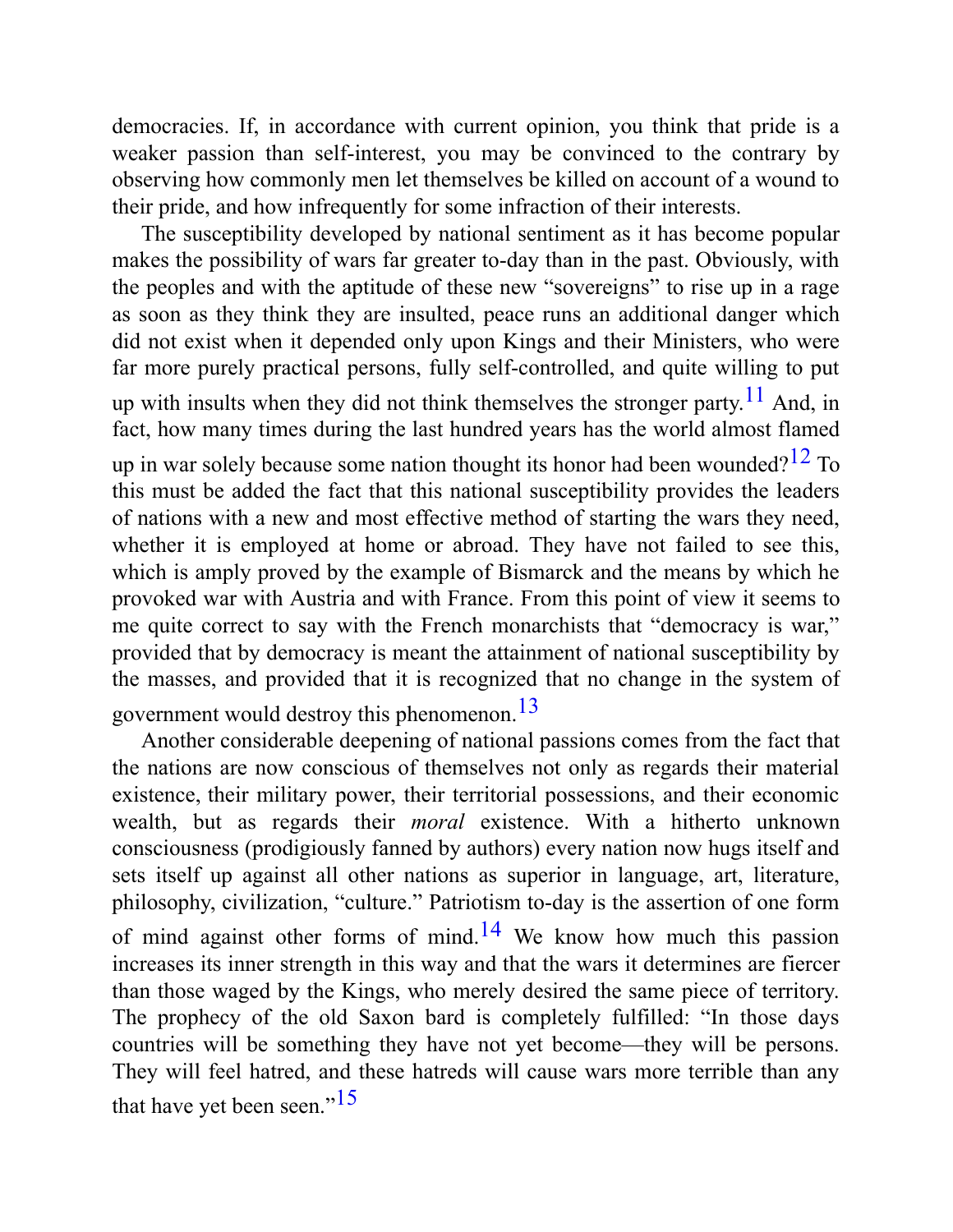democracies. If, in accordance with current opinion, you think that pride is a weaker passion than self-interest, you may be convinced to the contrary by observing how commonly men let themselves be killed on account of a wound to their pride, and how infrequently for some infraction of their interests.

The susceptibility developed by national sentiment as it has become popular makes the possibility of wars far greater to-day than in the past. Obviously, with the peoples and with the aptitude of these new "sovereigns" to rise up in a rage as soon as they think they are insulted, peace runs an additional danger which did not exist when it depended only upon Kings and their Ministers, who were far more purely practical persons, fully self-controlled, and quite willing to put up with insults when they did not think themselves the stronger party.[11] And, in fact, how many times during the last hundred years has the world almost flamed up in war solely because some nation thought its honor had been wounded?[12] To this must be added the fact that this national susceptibility provides the leaders of nations with a new and most effective method of starting the wars they need, whether it is employed at home or abroad. They have not failed to see this, which is amply proved by the example of Bismarck and the means by which he provoked war with Austria and with France. From this point of view it seems to me quite correct to say with the French monarchists that "democracy is war," provided that by democracy is meant the attainment of national susceptibility by the masses, and provided that it is recognized that no change in the system of government would destroy this phenomenon.[13]

Another considerable deepening of national passions comes from the fact that the nations are now conscious of themselves not only as regards their material existence, their military power, their territorial possessions, and their economic wealth, but as regards their *moral* existence. With a hitherto unknown consciousness (prodigiously fanned by authors) every nation now hugs itself and sets itself up against all other nations as superior in language, art, literature, philosophy, civilization, "culture." Patriotism to-day is the assertion of one form of mind against other forms of mind.[14] We know how much this passion increases its inner strength in this way and that the wars it determines are fiercer than those waged by the Kings, who merely desired the same piece of territory. The prophecy of the old Saxon bard is completely fulfilled: "In those days countries will be something they have not yet become—they will be persons. They will feel hatred, and these hatreds will cause wars more terrible than any that have yet been seen."[15]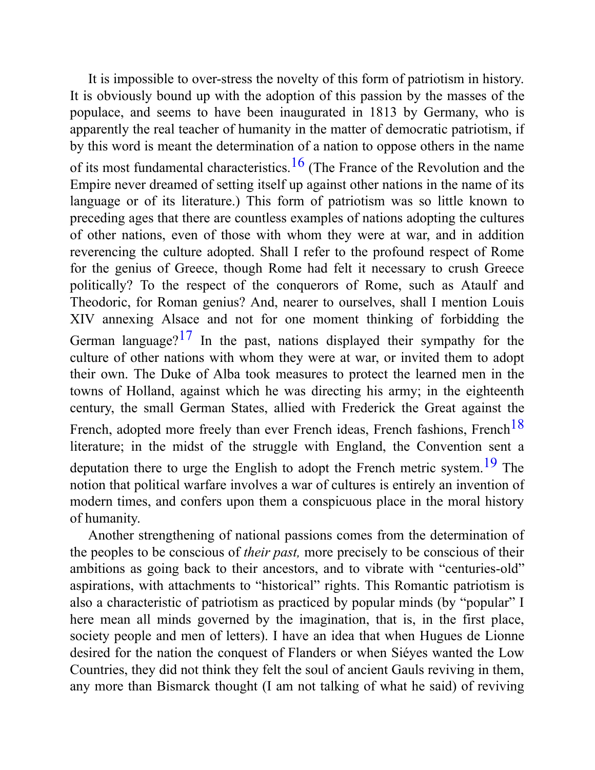It is impossible to over-stress the novelty of this form of patriotism in history. It is obviously bound up with the adoption of this passion by the masses of the populace, and seems to have been inaugurated in 1813 by Germany, who is apparently the real teacher of humanity in the matter of democratic patriotism, if by this word is meant the determination of a nation to oppose others in the name of its most fundamental characteristics.[16] (The France of the Revolution and the Empire never dreamed of setting itself up against other nations in the name of its language or of its literature.) This form of patriotism was so little known to preceding ages that there are countless examples of nations adopting the cultures of other nations, even of those with whom they were at war, and in addition reverencing the culture adopted. Shall I refer to the profound respect of Rome for the genius of Greece, though Rome had felt it necessary to crush Greece politically? To the respect of the conquerors of Rome, such as Ataulf and Theodoric, for Roman genius? And, nearer to ourselves, shall I mention Louis XIV annexing Alsace and not for one moment thinking of forbidding the German language?[17] In the past, nations displayed their sympathy for the culture of other nations with whom they were at war, or invited them to adopt their own. The Duke of Alba took measures to protect the learned men in the towns of Holland, against which he was directing his army; in the eighteenth century, the small German States, allied with Frederick the Great against the French, adopted more freely than ever French ideas, French fashions, French[18] literature; in the midst of the struggle with England, the Convention sent a deputation there to urge the English to adopt the French metric system.[19] The notion that political warfare involves a war of cultures is entirely an invention of modern times, and confers upon them a conspicuous place in the moral history of humanity.

Another strengthening of national passions comes from the determination of the peoples to be conscious of *their past,* more precisely to be conscious of their ambitions as going back to their ancestors, and to vibrate with "centuries-old" aspirations, with attachments to "historical" rights. This Romantic patriotism is also a characteristic of patriotism as practiced by popular minds (by "popular" I here mean all minds governed by the imagination, that is, in the first place, society people and men of letters). I have an idea that when Hugues de Lionne desired for the nation the conquest of Flanders or when Siéyes wanted the Low Countries, they did not think they felt the soul of ancient Gauls reviving in them, any more than Bismarck thought (I am not talking of what he said) of reviving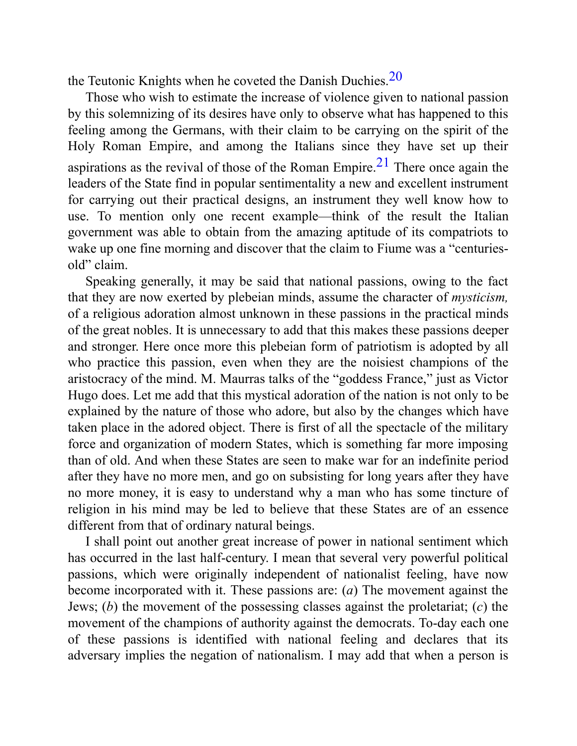the Teutonic Knights when he coveted the Danish Duchies.[20]

Those who wish to estimate the increase of violence given to national passion by this solemnizing of its desires have only to observe what has happened to this feeling among the Germans, with their claim to be carrying on the spirit of the Holy Roman Empire, and among the Italians since they have set up their aspirations as the revival of those of the Roman Empire.[21] There once again the leaders of the State find in popular sentimentality a new and excellent instrument for carrying out their practical designs, an instrument they well know how to use. To mention only one recent example—think of the result the Italian government was able to obtain from the amazing aptitude of its compatriots to wake up one fine morning and discover that the claim to Fiume was a "centuries-old" claim.

Speaking generally, it may be said that national passions, owing to the fact that they are now exerted by plebeian minds, assume the character of *mysticism,* of a religious adoration almost unknown in these passions in the practical minds of the great nobles. It is unnecessary to add that this makes these passions deeper and stronger. Here once more this plebeian form of patriotism is adopted by all who practice this passion, even when they are the noisiest champions of the aristocracy of the mind. M. Maurras talks of the "goddess France," just as Victor Hugo does. Let me add that this mystical adoration of the nation is not only to be explained by the nature of those who adore, but also by the changes which have taken place in the adored object. There is first of all the spectacle of the military force and organization of modern States, which is something far more imposing than of old. And when these States are seen to make war for an indefinite period after they have no more men, and go on subsisting for long years after they have no more money, it is easy to understand why a man who has some tincture of religion in his mind may be led to believe that these States are of an essence different from that of ordinary natural beings.

I shall point out another great increase of power in national sentiment which has occurred in the last half-century. I mean that several very powerful political passions, which were originally independent of nationalist feeling, have now become incorporated with it. These passions are: (*a*) The movement against the Jews; (*b*) the movement of the possessing classes against the proletariat; (*c*) the movement of the champions of authority against the democrats. To-day each one of these passions is identified with national feeling and declares that its adversary implies the negation of nationalism. I may add that when a person is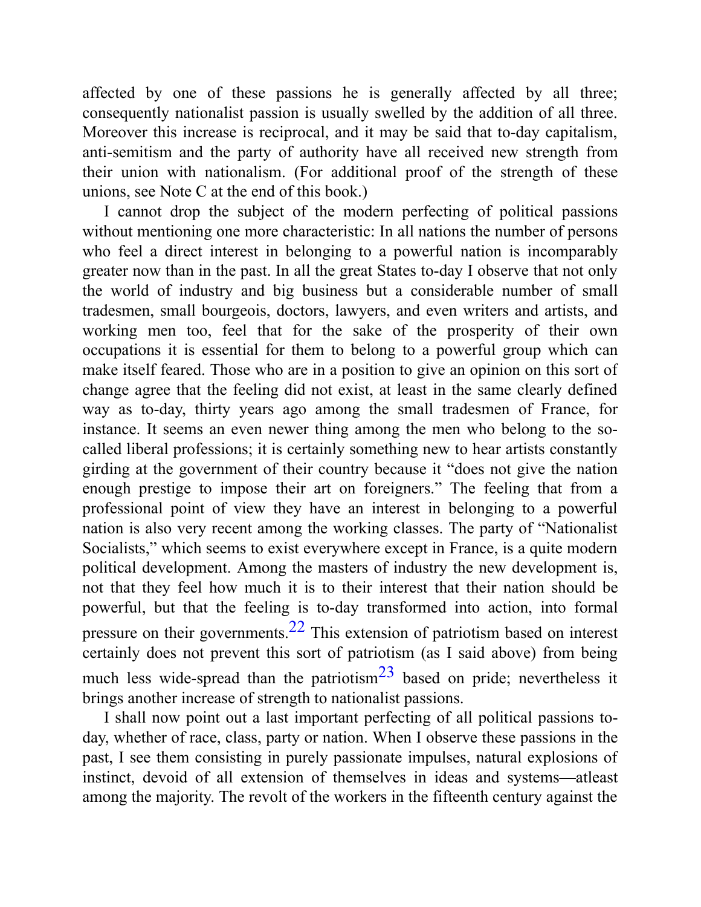affected by one of these passions he is generally affected by all three; consequently nationalist passion is usually swelled by the addition of all three. Moreover this increase is reciprocal, and it may be said that to-day capitalism, anti-semitism and the party of authority have all received new strength from their union with nationalism. (For additional proof of the strength of these unions, see Note C at the end of this book.)

I cannot drop the subject of the modern perfecting of political passions without mentioning one more characteristic: In all nations the number of persons who feel a direct interest in belonging to a powerful nation is incomparably greater now than in the past. In all the great States to-day I observe that not only the world of industry and big business but a considerable number of small tradesmen, small bourgeois, doctors, lawyers, and even writers and artists, and working men too, feel that for the sake of the prosperity of their own occupations it is essential for them to belong to a powerful group which can make itself feared. Those who are in a position to give an opinion on this sort of change agree that the feeling did not exist, at least in the same clearly defined way as to-day, thirty years ago among the small tradesmen of France, for instance. It seems an even newer thing among the men who belong to the so-called liberal professions; it is certainly something new to hear artists constantly girding at the government of their country because it "does not give the nation enough prestige to impose their art on foreigners." The feeling that from a professional point of view they have an interest in belonging to a powerful nation is also very recent among the working classes. The party of "Nationalist Socialists," which seems to exist everywhere except in France, is a quite modern political development. Among the masters of industry the new development is, not that they feel how much it is to their interest that their nation should be powerful, but that the feeling is to-day transformed into action, into formal pressure on their governments.[22] This extension of patriotism based on interest certainly does not prevent this sort of patriotism (as I said above) from being much less wide-spread than the patriotism[23] based on pride; nevertheless it brings another increase of strength to nationalist passions.

I shall now point out a last important perfecting of all political passions to-day, whether of race, class, party or nation. When I observe these passions in the past, I see them consisting in purely passionate impulses, natural explosions of instinct, devoid of all extension of themselves in ideas and systems—atleast among the majority. The revolt of the workers in the fifteenth century against the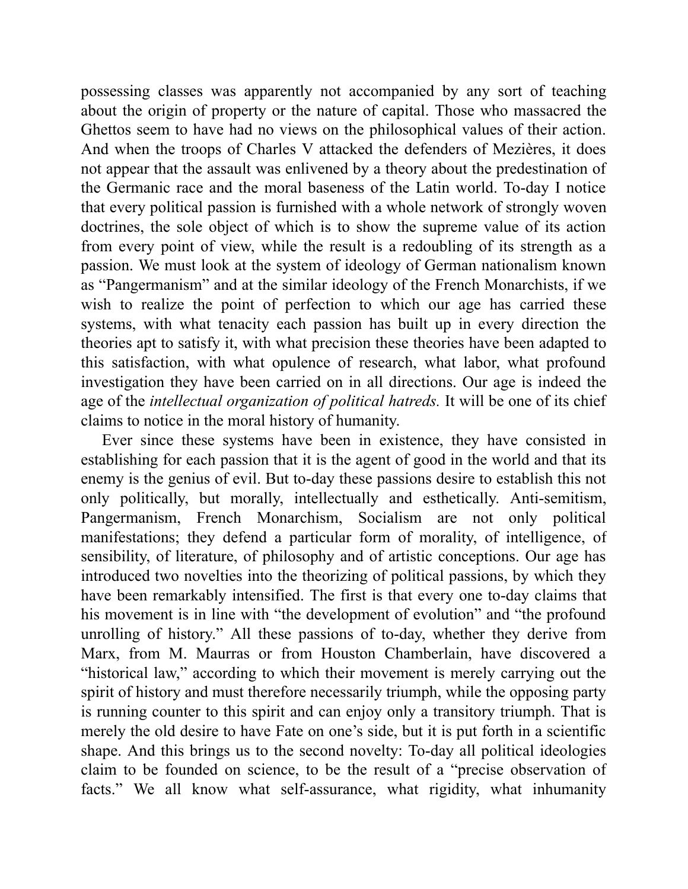possessing classes was apparently not accompanied by any sort of teaching about the origin of property or the nature of capital. Those who massacred the Ghettos seem to have had no views on the philosophical values of their action. And when the troops of Charles V attacked the defenders of Mezières, it does not appear that the assault was enlivened by a theory about the predestination of the Germanic race and the moral baseness of the Latin world. To-day I notice that every political passion is furnished with a whole network of strongly woven doctrines, the sole object of which is to show the supreme value of its action from every point of view, while the result is a redoubling of its strength as a passion. We must look at the system of ideology of German nationalism known as "Pangermanism" and at the similar ideology of the French Monarchists, if we wish to realize the point of perfection to which our age has carried these systems, with what tenacity each passion has built up in every direction the theories apt to satisfy it, with what precision these theories have been adapted to this satisfaction, with what opulence of research, what labor, what profound investigation they have been carried on in all directions. Our age is indeed the age of the *intellectual organization of political hatreds.* It will be one of its chief claims to notice in the moral history of humanity.

Ever since these systems have been in existence, they have consisted in establishing for each passion that it is the agent of good in the world and that its enemy is the genius of evil. But to-day these passions desire to establish this not only politically, but morally, intellectually and esthetically. Anti-semitism, Pangermanism, French Monarchism, Socialism are not only political manifestations; they defend a particular form of morality, of intelligence, of sensibility, of literature, of philosophy and of artistic conceptions. Our age has introduced two novelties into the theorizing of political passions, by which they have been remarkably intensified. The first is that every one to-day claims that his movement is in line with "the development of evolution" and "the profound unrolling of history." All these passions of to-day, whether they derive from Marx, from M. Maurras or from Houston Chamberlain, have discovered a "historical law," according to which their movement is merely carrying out the spirit of history and must therefore necessarily triumph, while the opposing party is running counter to this spirit and can enjoy only a transitory triumph. That is merely the old desire to have Fate on one's side, but it is put forth in a scientific shape. And this brings us to the second novelty: To-day all political ideologies claim to be founded on science, to be the result of a "precise observation of facts." We all know what self-assurance, what rigidity, what inhumanity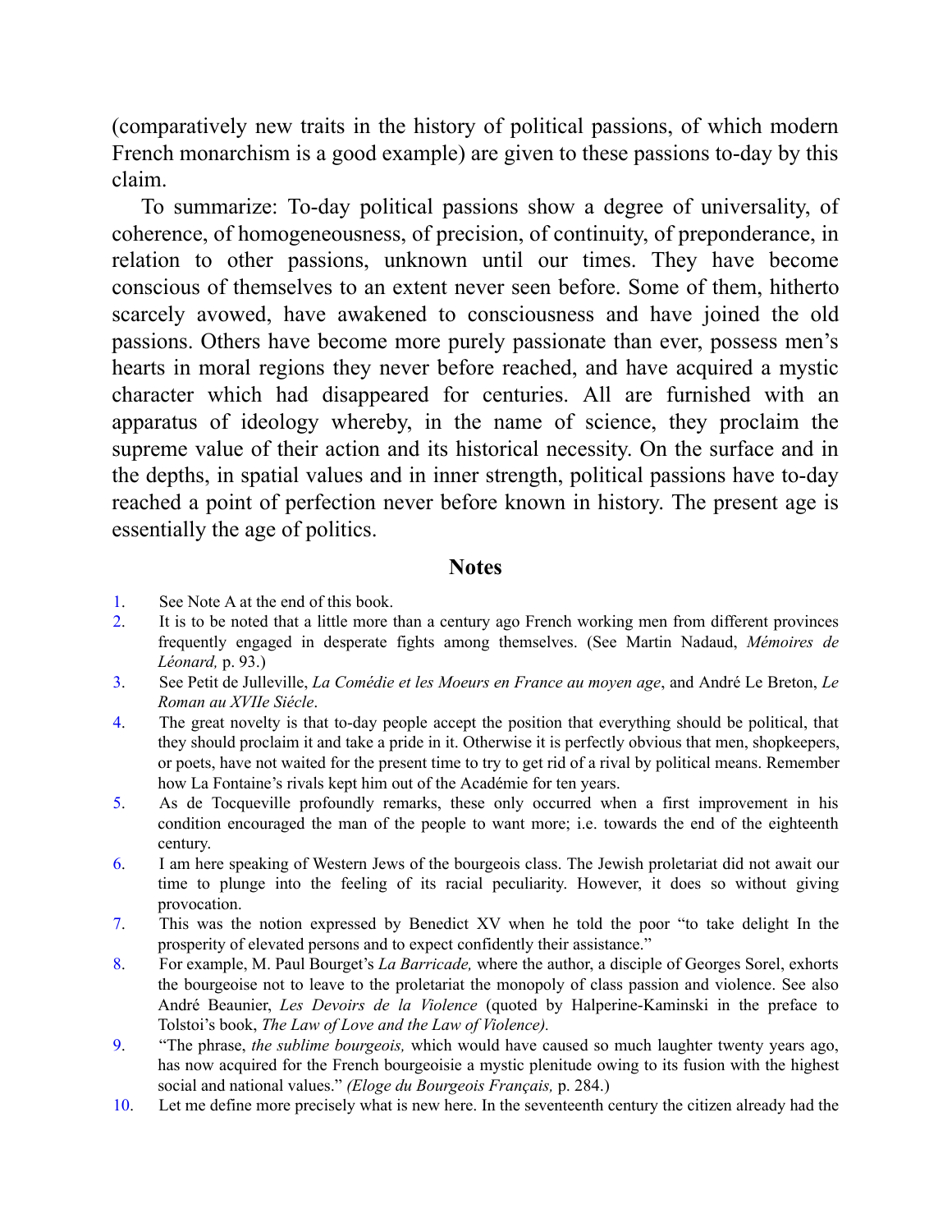(comparatively new traits in the history of political passions, of which modern French monarchism is a good example) are given to these passions to-day by this claim.

To summarize: To-day political passions show a degree of universality, of coherence, of homogeneousness, of precision, of continuity, of preponderance, in relation to other passions, unknown until our times. They have become conscious of themselves to an extent never seen before. Some of them, hitherto scarcely avowed, have awakened to consciousness and have joined the old passions. Others have become more purely passionate than ever, possess men's hearts in moral regions they never before reached, and have acquired a mystic character which had disappeared for centuries. All are furnished with an apparatus of ideology whereby, in the name of science, they proclaim the supreme value of their action and its historical necessity. On the surface and in the depths, in spatial values and in inner strength, political passions have to-day reached a point of perfection never before known in history. The present age is essentially the age of politics.

## Notes

1. See Note A at the end of this book.
2. It is to be noted that a little more than a century ago French working men from different provinces frequently engaged in desperate fights among themselves. (See Martin Nadaud, *Mémoires de Léonard,* p. 93.)
3. See Petit de Julleville, *La Comédie et les Moeurs en France au moyen age*, and André Le Breton, *Le Roman au XVIIe Siécle*.
4. The great novelty is that to-day people accept the position that everything should be political, that they should proclaim it and take a pride in it. Otherwise it is perfectly obvious that men, shopkeepers, or poets, have not waited for the present time to try to get rid of a rival by political means. Remember how La Fontaine's rivals kept him out of the Académie for ten years.
5. As de Tocqueville profoundly remarks, these only occurred when a first improvement in his condition encouraged the man of the people to want more; i.e. towards the end of the eighteenth century.
6. I am here speaking of Western Jews of the bourgeois class. The Jewish proletariat did not await our time to plunge into the feeling of its racial peculiarity. However, it does so without giving provocation.
7. This was the notion expressed by Benedict XV when he told the poor "to take delight In the prosperity of elevated persons and to expect confidently their assistance."
8. For example, M. Paul Bourget's *La Barricade,* where the author, a disciple of Georges Sorel, exhorts the bourgeoise not to leave to the proletariat the monopoly of class passion and violence. See also André Beaunier, *Les Devoirs de la Violence* (quoted by Halperine-Kaminski in the preface to Tolstoi's book, *The Law of Love and the Law of Violence).*
9. "The phrase, *the sublime bourgeois,* which would have caused so much laughter twenty years ago, has now acquired for the French bourgeoisie a mystic plenitude owing to its fusion with the highest social and national values." *(Eloge du Bourgeois Français,* p. 284.)
10. Let me define more precisely what is new here. In the seventeenth century the citizen already had the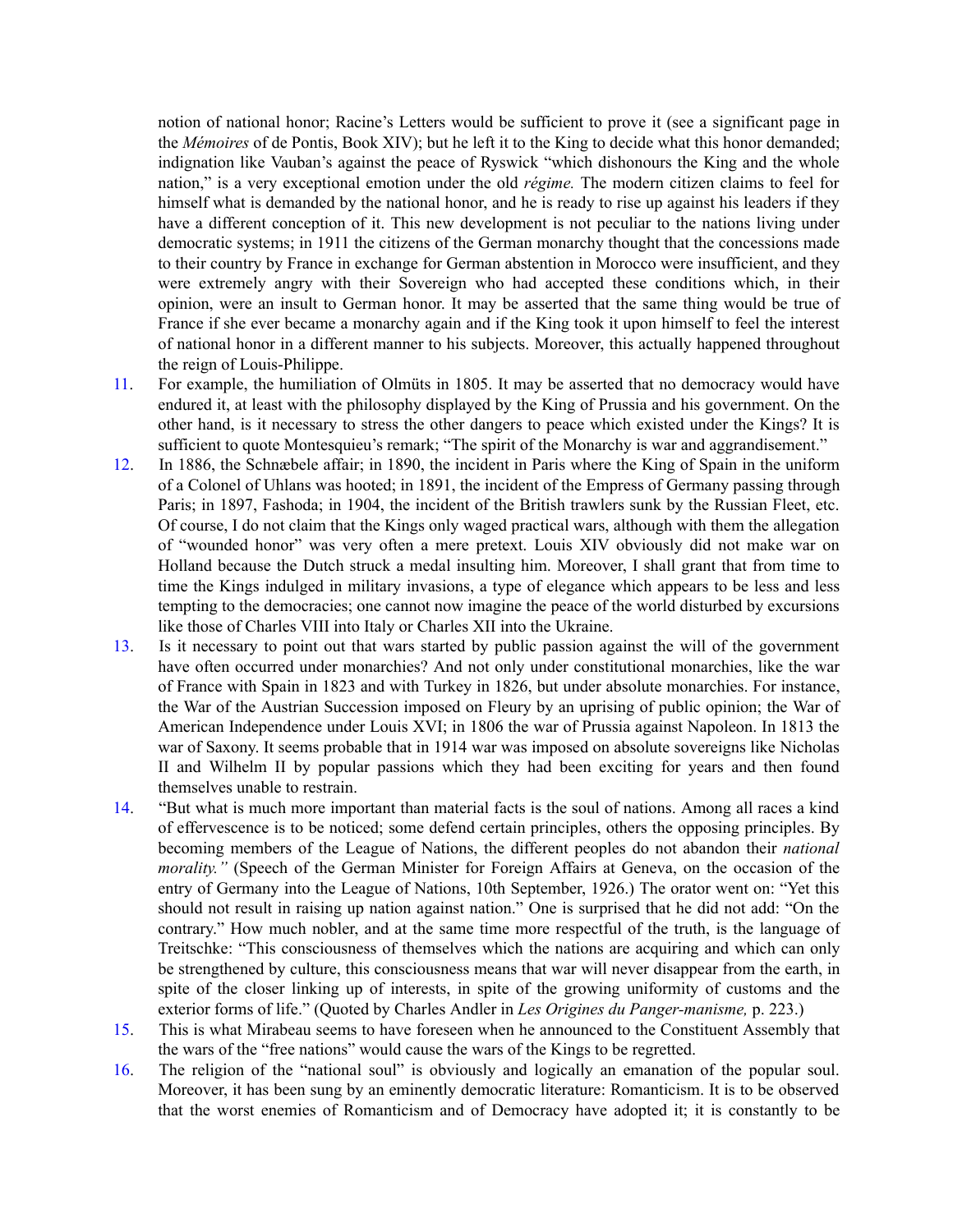notion of national honor; Racine's Letters would be sufficient to prove it (see a significant page in the *Mémoires* of de Pontis, Book XIV); but he left it to the King to decide what this honor demanded; indignation like Vauban's against the peace of Ryswick "which dishonours the King and the whole nation," is a very exceptional emotion under the old *régime.* The modern citizen claims to feel for himself what is demanded by the national honor, and he is ready to rise up against his leaders if they have a different conception of it. This new development is not peculiar to the nations living under democratic systems; in 1911 the citizens of the German monarchy thought that the concessions made to their country by France in exchange for German abstention in Morocco were insufficient, and they were extremely angry with their Sovereign who had accepted these conditions which, in their opinion, were an insult to German honor. It may be asserted that the same thing would be true of France if she ever became a monarchy again and if the King took it upon himself to feel the interest of national honor in a different manner to his subjects. Moreover, this actually happened throughout the reign of Louis-Philippe.

11. For example, the humiliation of Olmüts in 1805. It may be asserted that no democracy would have endured it, at least with the philosophy displayed by the King of Prussia and his government. On the other hand, is it necessary to stress the other dangers to peace which existed under the Kings? It is sufficient to quote Montesquieu's remark; "The spirit of the Monarchy is war and aggrandisement."

12. In 1886, the Schnæbele affair; in 1890, the incident in Paris where the King of Spain in the uniform of a Colonel of Uhlans was hooted; in 1891, the incident of the Empress of Germany passing through Paris; in 1897, Fashoda; in 1904, the incident of the British trawlers sunk by the Russian Fleet, etc. Of course, I do not claim that the Kings only waged practical wars, although with them the allegation of "wounded honor" was very often a mere pretext. Louis XIV obviously did not make war on Holland because the Dutch struck a medal insulting him. Moreover, I shall grant that from time to time the Kings indulged in military invasions, a type of elegance which appears to be less and less tempting to the democracies; one cannot now imagine the peace of the world disturbed by excursions like those of Charles VIII into Italy or Charles XII into the Ukraine.

13. Is it necessary to point out that wars started by public passion against the will of the government have often occurred under monarchies? And not only under constitutional monarchies, like the war of France with Spain in 1823 and with Turkey in 1826, but under absolute monarchies. For instance, the War of the Austrian Succession imposed on Fleury by an uprising of public opinion; the War of American Independence under Louis XVI; in 1806 the war of Prussia against Napoleon. In 1813 the war of Saxony. It seems probable that in 1914 war was imposed on absolute sovereigns like Nicholas II and Wilhelm II by popular passions which they had been exciting for years and then found themselves unable to restrain.

14. "But what is much more important than material facts is the soul of nations. Among all races a kind of effervescence is to be noticed; some defend certain principles, others the opposing principles. By becoming members of the League of Nations, the different peoples do not abandon their *national morality."* (Speech of the German Minister for Foreign Affairs at Geneva, on the occasion of the entry of Germany into the League of Nations, 10th September, 1926.) The orator went on: "Yet this should not result in raising up nation against nation." One is surprised that he did not add: "On the contrary." How much nobler, and at the same time more respectful of the truth, is the language of Treitschke: "This consciousness of themselves which the nations are acquiring and which can only be strengthened by culture, this consciousness means that war will never disappear from the earth, in spite of the closer linking up of interests, in spite of the growing uniformity of customs and the exterior forms of life." (Quoted by Charles Andler in *Les Origines du Panger-manisme,* p. 223.)

15. This is what Mirabeau seems to have foreseen when he announced to the Constituent Assembly that the wars of the "free nations" would cause the wars of the Kings to be regretted.

16. The religion of the "national soul" is obviously and logically an emanation of the popular soul. Moreover, it has been sung by an eminently democratic literature: Romanticism. It is to be observed that the worst enemies of Romanticism and of Democracy have adopted it; it is constantly to be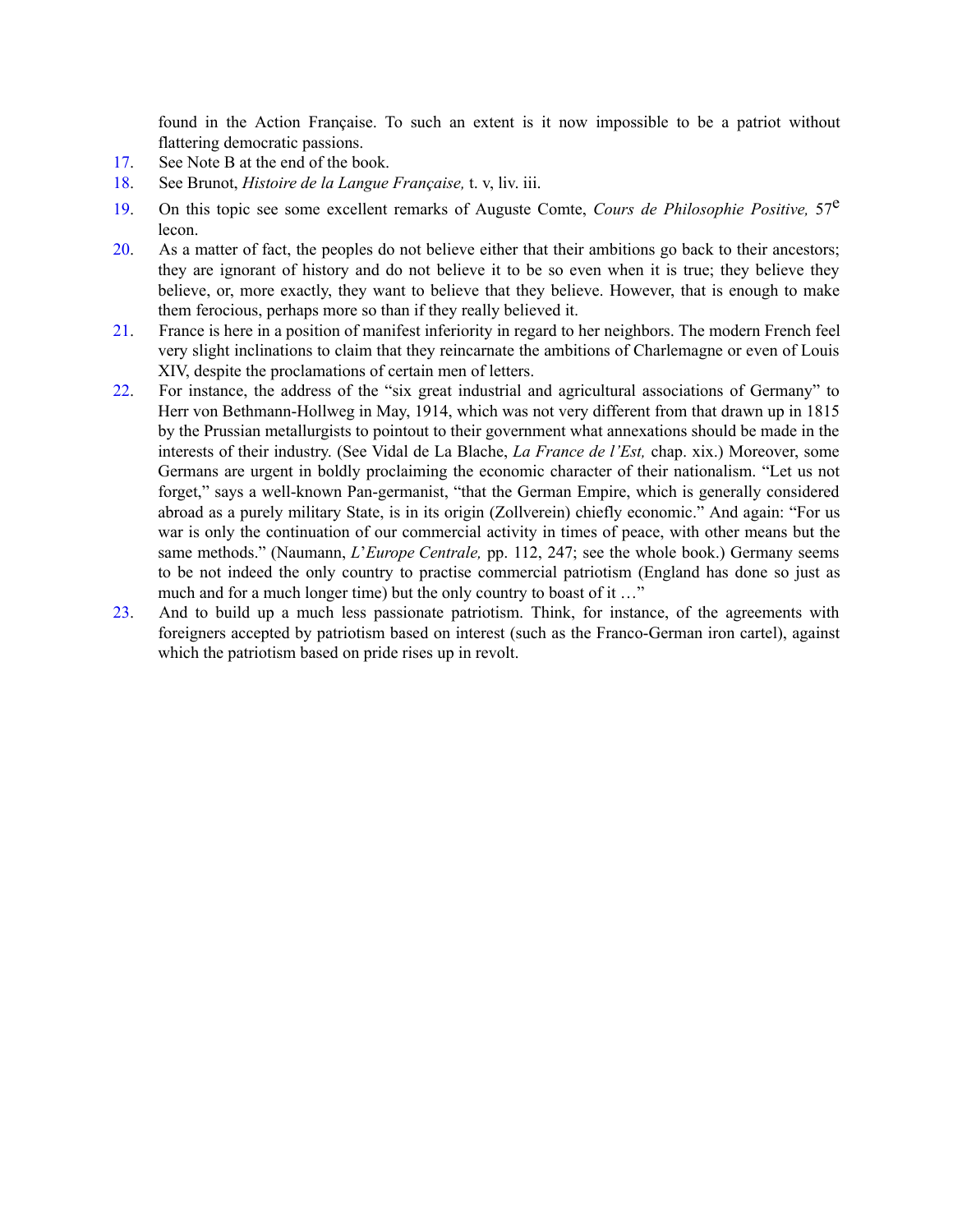found in the Action Française. To such an extent is it now impossible to be a patriot without flattering democratic passions.

17. See Note B at the end of the book.
18. See Brunot, *Histoire de la Langue Française,* t. v, liv. iii.
19. On this topic see some excellent remarks of Auguste Comte, *Cours de Philosophie Positive,* 57e lecon.
20. As a matter of fact, the peoples do not believe either that their ambitions go back to their ancestors; they are ignorant of history and do not believe it to be so even when it is true; they believe they believe, or, more exactly, they want to believe that they believe. However, that is enough to make them ferocious, perhaps more so than if they really believed it.
21. France is here in a position of manifest inferiority in regard to her neighbors. The modern French feel very slight inclinations to claim that they reincarnate the ambitions of Charlemagne or even of Louis XIV, despite the proclamations of certain men of letters.
22. For instance, the address of the "six great industrial and agricultural associations of Germany" to Herr von Bethmann-Hollweg in May, 1914, which was not very different from that drawn up in 1815 by the Prussian metallurgists to pointout to their government what annexations should be made in the interests of their industry. (See Vidal de La Blache, *La France de l'Est,* chap. xix.) Moreover, some Germans are urgent in boldly proclaiming the economic character of their nationalism. "Let us not forget," says a well-known Pan-germanist, "that the German Empire, which is generally considered abroad as a purely military State, is in its origin (Zollverein) chiefly economic." And again: "For us war is only the continuation of our commercial activity in times of peace, with other means but the same methods." (Naumann, *L'Europe Centrale,* pp. 112, 247; see the whole book.) Germany seems to be not indeed the only country to practise commercial patriotism (England has done so just as much and for a much longer time) but the only country to boast of it …"
23. And to build up a much less passionate patriotism. Think, for instance, of the agreements with foreigners accepted by patriotism based on interest (such as the Franco-German iron cartel), against which the patriotism based on pride rises up in revolt.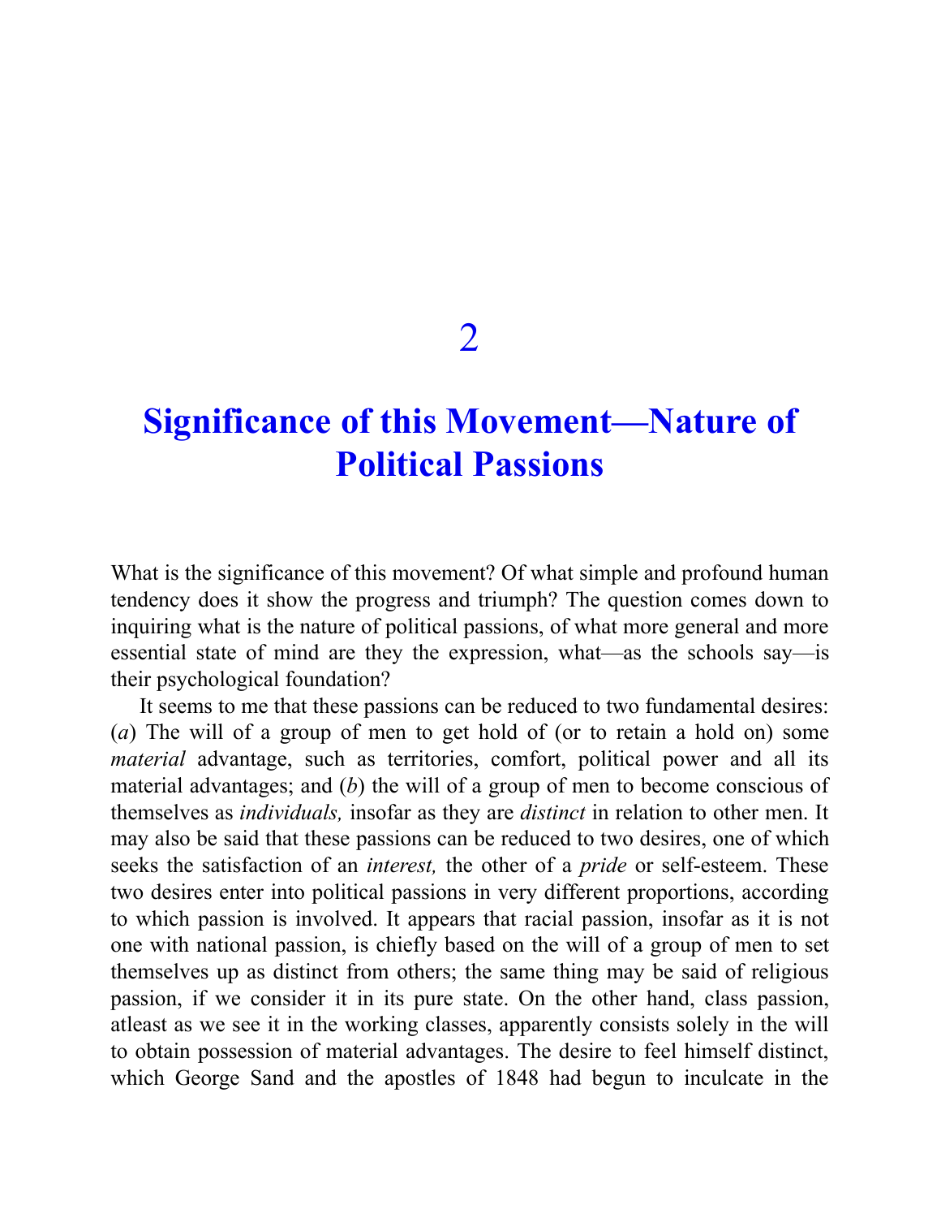# 2

# Significance of this Movement—Nature of Political Passions

What is the significance of this movement? Of what simple and profound human tendency does it show the progress and triumph? The question comes down to inquiring what is the nature of political passions, of what more general and more essential state of mind are they the expression, what—as the schools say—is their psychological foundation?

It seems to me that these passions can be reduced to two fundamental desires: (*a*) The will of a group of men to get hold of (or to retain a hold on) some *material* advantage, such as territories, comfort, political power and all its material advantages; and (*b*) the will of a group of men to become conscious of themselves as *individuals,* insofar as they are *distinct* in relation to other men. It may also be said that these passions can be reduced to two desires, one of which seeks the satisfaction of an *interest,* the other of a *pride* or self-esteem. These two desires enter into political passions in very different proportions, according to which passion is involved. It appears that racial passion, insofar as it is not one with national passion, is chiefly based on the will of a group of men to set themselves up as distinct from others; the same thing may be said of religious passion, if we consider it in its pure state. On the other hand, class passion, atleast as we see it in the working classes, apparently consists solely in the will to obtain possession of material advantages. The desire to feel himself distinct, which George Sand and the apostles of 1848 had begun to inculcate in the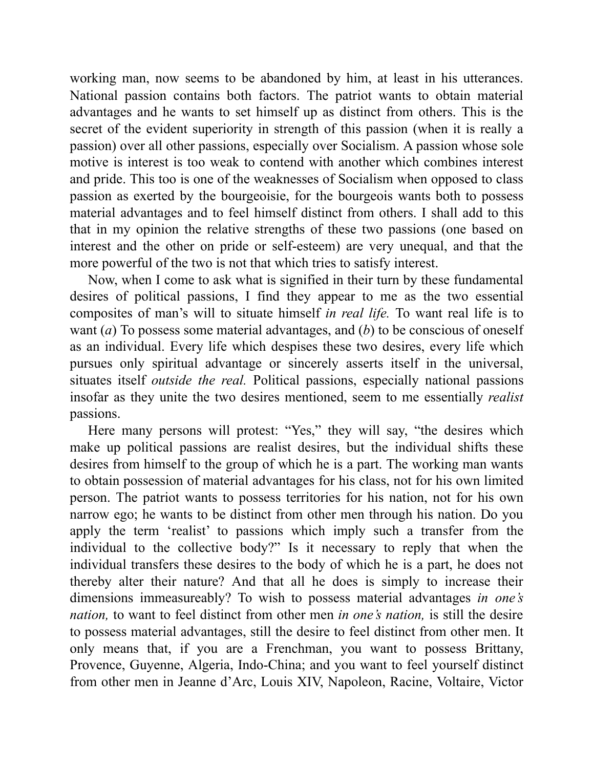working man, now seems to be abandoned by him, at least in his utterances. National passion contains both factors. The patriot wants to obtain material advantages and he wants to set himself up as distinct from others. This is the secret of the evident superiority in strength of this passion (when it is really a passion) over all other passions, especially over Socialism. A passion whose sole motive is interest is too weak to contend with another which combines interest and pride. This too is one of the weaknesses of Socialism when opposed to class passion as exerted by the bourgeoisie, for the bourgeois wants both to possess material advantages and to feel himself distinct from others. I shall add to this that in my opinion the relative strengths of these two passions (one based on interest and the other on pride or self-esteem) are very unequal, and that the more powerful of the two is not that which tries to satisfy interest.

Now, when I come to ask what is signified in their turn by these fundamental desires of political passions, I find they appear to me as the two essential composites of man's will to situate himself *in real life.* To want real life is to want (*a*) To possess some material advantages, and (*b*) to be conscious of oneself as an individual. Every life which despises these two desires, every life which pursues only spiritual advantage or sincerely asserts itself in the universal, situates itself *outside the real.* Political passions, especially national passions insofar as they unite the two desires mentioned, seem to me essentially *realist* passions.

Here many persons will protest: "Yes," they will say, "the desires which make up political passions are realist desires, but the individual shifts these desires from himself to the group of which he is a part. The working man wants to obtain possession of material advantages for his class, not for his own limited person. The patriot wants to possess territories for his nation, not for his own narrow ego; he wants to be distinct from other men through his nation. Do you apply the term 'realist' to passions which imply such a transfer from the individual to the collective body?" Is it necessary to reply that when the individual transfers these desires to the body of which he is a part, he does not thereby alter their nature? And that all he does is simply to increase their dimensions immeasureably? To wish to possess material advantages *in one's nation,* to want to feel distinct from other men *in one's nation,* is still the desire to possess material advantages, still the desire to feel distinct from other men. It only means that, if you are a Frenchman, you want to possess Brittany, Provence, Guyenne, Algeria, Indo-China; and you want to feel yourself distinct from other men in Jeanne d'Arc, Louis XIV, Napoleon, Racine, Voltaire, Victor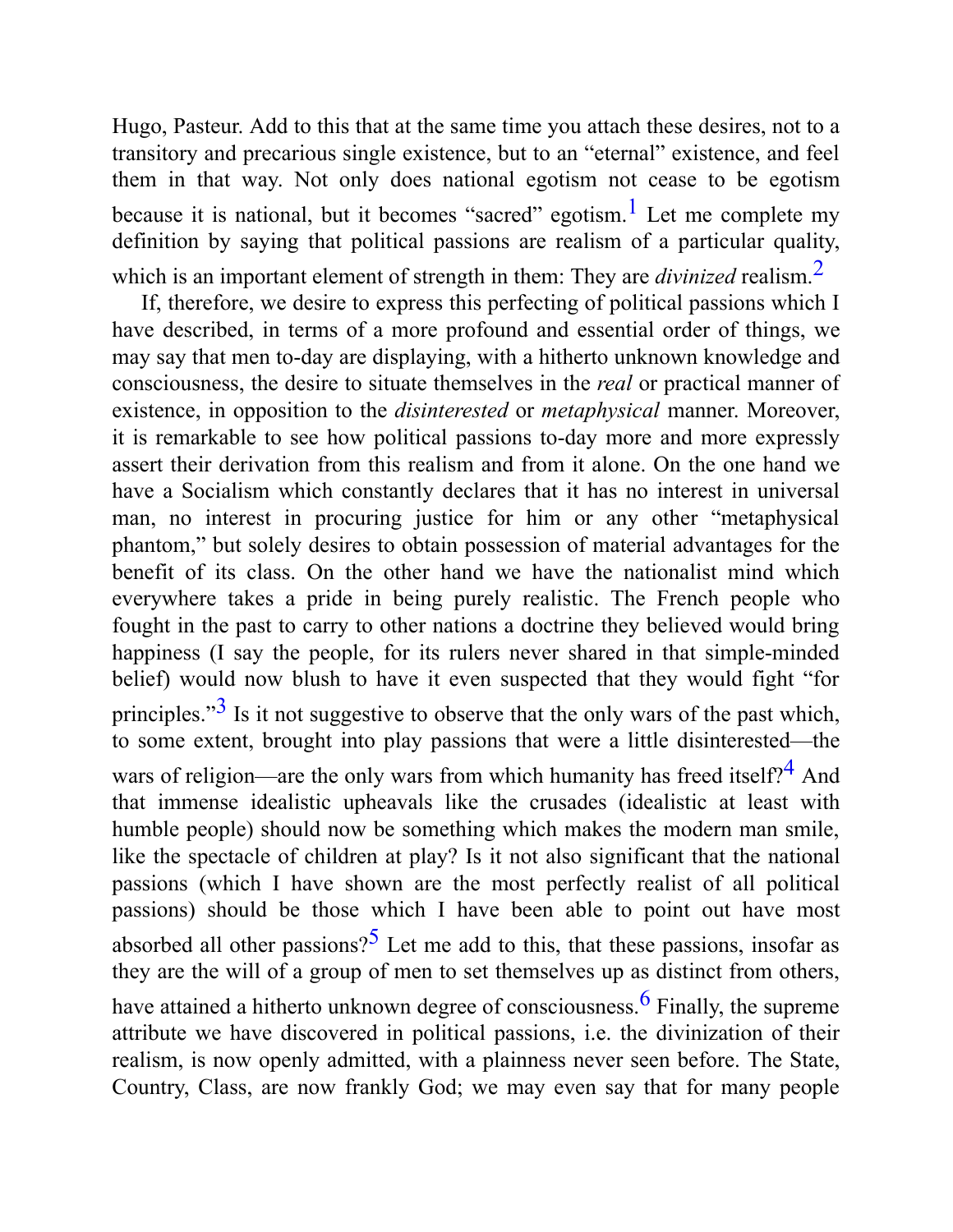Hugo, Pasteur. Add to this that at the same time you attach these desires, not to a transitory and precarious single existence, but to an "eternal" existence, and feel them in that way. Not only does national egotism not cease to be egotism because it is national, but it becomes "sacred" egotism.[1] Let me complete my definition by saying that political passions are realism of a particular quality, which is an important element of strength in them: They are *divinized* realism.[2]

If, therefore, we desire to express this perfecting of political passions which I have described, in terms of a more profound and essential order of things, we may say that men to-day are displaying, with a hitherto unknown knowledge and consciousness, the desire to situate themselves in the *real* or practical manner of existence, in opposition to the *disinterested* or *metaphysical* manner. Moreover, it is remarkable to see how political passions to-day more and more expressly assert their derivation from this realism and from it alone. On the one hand we have a Socialism which constantly declares that it has no interest in universal man, no interest in procuring justice for him or any other "metaphysical phantom," but solely desires to obtain possession of material advantages for the benefit of its class. On the other hand we have the nationalist mind which everywhere takes a pride in being purely realistic. The French people who fought in the past to carry to other nations a doctrine they believed would bring happiness (I say the people, for its rulers never shared in that simple-minded belief) would now blush to have it even suspected that they would fight "for principles."[3] Is it not suggestive to observe that the only wars of the past which, to some extent, brought into play passions that were a little disinterested—the wars of religion—are the only wars from which humanity has freed itself?[4] And that immense idealistic upheavals like the crusades (idealistic at least with humble people) should now be something which makes the modern man smile, like the spectacle of children at play? Is it not also significant that the national passions (which I have shown are the most perfectly realist of all political passions) should be those which I have been able to point out have most absorbed all other passions?[5] Let me add to this, that these passions, insofar as they are the will of a group of men to set themselves up as distinct from others, have attained a hitherto unknown degree of consciousness.[6] Finally, the supreme attribute we have discovered in political passions, i.e. the divinization of their realism, is now openly admitted, with a plainness never seen before. The State, Country, Class, are now frankly God; we may even say that for many people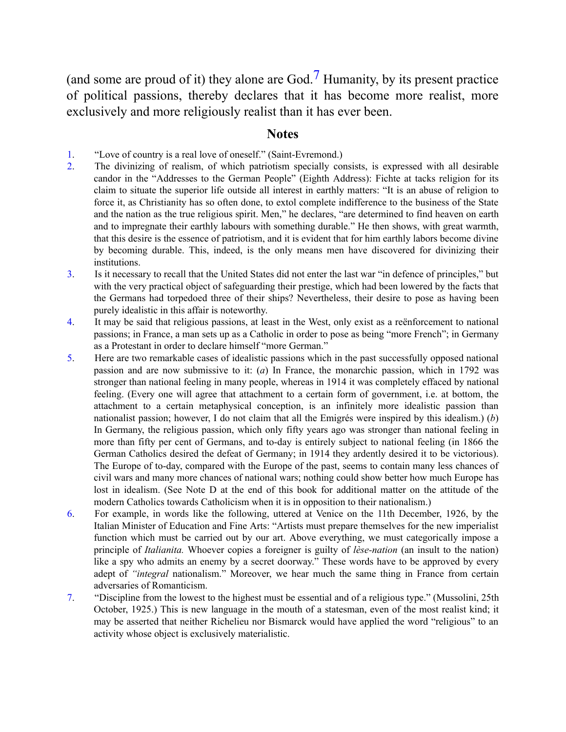(and some are proud of it) they alone are God.[7] Humanity, by its present practice of political passions, thereby declares that it has become more realist, more exclusively and more religiously realist than it has ever been.

## Notes

1. "Love of country is a real love of oneself." (Saint-Evremond.)
2. The divinizing of realism, of which patriotism specially consists, is expressed with all desirable candor in the "Addresses to the German People" (Eighth Address): Fichte at tacks religion for its claim to situate the superior life outside all interest in earthly matters: "It is an abuse of religion to force it, as Christianity has so often done, to extol complete indifference to the business of the State and the nation as the true religious spirit. Men," he declares, "are determined to find heaven on earth and to impregnate their earthly labours with something durable." He then shows, with great warmth, that this desire is the essence of patriotism, and it is evident that for him earthly labors become divine by becoming durable. This, indeed, is the only means men have discovered for divinizing their institutions.
3. Is it necessary to recall that the United States did not enter the last war "in defence of principles," but with the very practical object of safeguarding their prestige, which had been lowered by the facts that the Germans had torpedoed three of their ships? Nevertheless, their desire to pose as having been purely idealistic in this affair is noteworthy.
4. It may be said that religious passions, at least in the West, only exist as a reënforcement to national passions; in France, a man sets up as a Catholic in order to pose as being "more French"; in Germany as a Protestant in order to declare himself "more German."
5. Here are two remarkable cases of idealistic passions which in the past successfully opposed national passion and are now submissive to it: (*a*) In France, the monarchic passion, which in 1792 was stronger than national feeling in many people, whereas in 1914 it was completely effaced by national feeling. (Every one will agree that attachment to a certain form of government, i.e. at bottom, the attachment to a certain metaphysical conception, is an infinitely more idealistic passion than nationalist passion; however, I do not claim that all the Emigrés were inspired by this idealism.) (*b*) In Germany, the religious passion, which only fifty years ago was stronger than national feeling in more than fifty per cent of Germans, and to-day is entirely subject to national feeling (in 1866 the German Catholics desired the defeat of Germany; in 1914 they ardently desired it to be victorious). The Europe of to-day, compared with the Europe of the past, seems to contain many less chances of civil wars and many more chances of national wars; nothing could show better how much Europe has lost in idealism. (See Note D at the end of this book for additional matter on the attitude of the modern Catholics towards Catholicism when it is in opposition to their nationalism.)
6. For example, in words like the following, uttered at Venice on the 11th December, 1926, by the Italian Minister of Education and Fine Arts: "Artists must prepare themselves for the new imperialist function which must be carried out by our art. Above everything, we must categorically impose a principle of *Italianita.* Whoever copies a foreigner is guilty of *lèse-nation* (an insult to the nation) like a spy who admits an enemy by a secret doorway." These words have to be approved by every adept of *"integral* nationalism." Moreover, we hear much the same thing in France from certain adversaries of Romanticism.
7. "Discipline from the lowest to the highest must be essential and of a religious type." (Mussolini, 25th October, 1925.) This is new language in the mouth of a statesman, even of the most realist kind; it may be asserted that neither Richelieu nor Bismarck would have applied the word "religious" to an activity whose object is exclusively materialistic.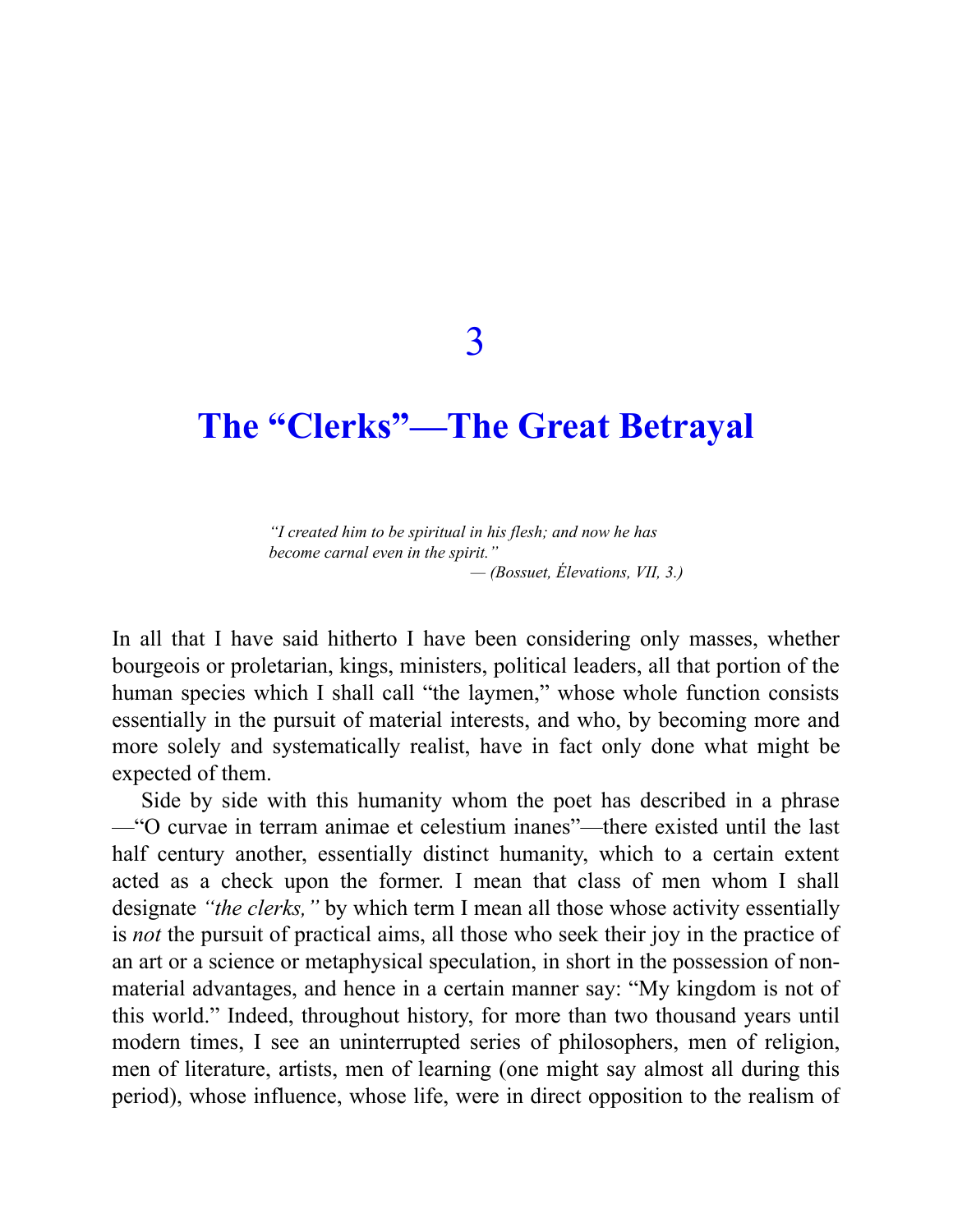# 3

# The "Clerks"—The Great Betrayal

> *"I created him to be spiritual in his flesh; and now he has become carnal even in the spirit."*
>
> — *(Bossuet, Élevations, VII, 3.)*

In all that I have said hitherto I have been considering only masses, whether bourgeois or proletarian, kings, ministers, political leaders, all that portion of the human species which I shall call "the laymen," whose whole function consists essentially in the pursuit of material interests, and who, by becoming more and more solely and systematically realist, have in fact only done what might be expected of them.

Side by side with this humanity whom the poet has described in a phrase—"O curvae in terram animae et celestium inanes"—there existed until the last half century another, essentially distinct humanity, which to a certain extent acted as a check upon the former. I mean that class of men whom I shall designate *"the clerks,"* by which term I mean all those whose activity essentially is *not* the pursuit of practical aims, all those who seek their joy in the practice of an art or a science or metaphysical speculation, in short in the possession of non-material advantages, and hence in a certain manner say: "My kingdom is not of this world." Indeed, throughout history, for more than two thousand years until modern times, I see an uninterrupted series of philosophers, men of religion, men of literature, artists, men of learning (one might say almost all during this period), whose influence, whose life, were in direct opposition to the realism of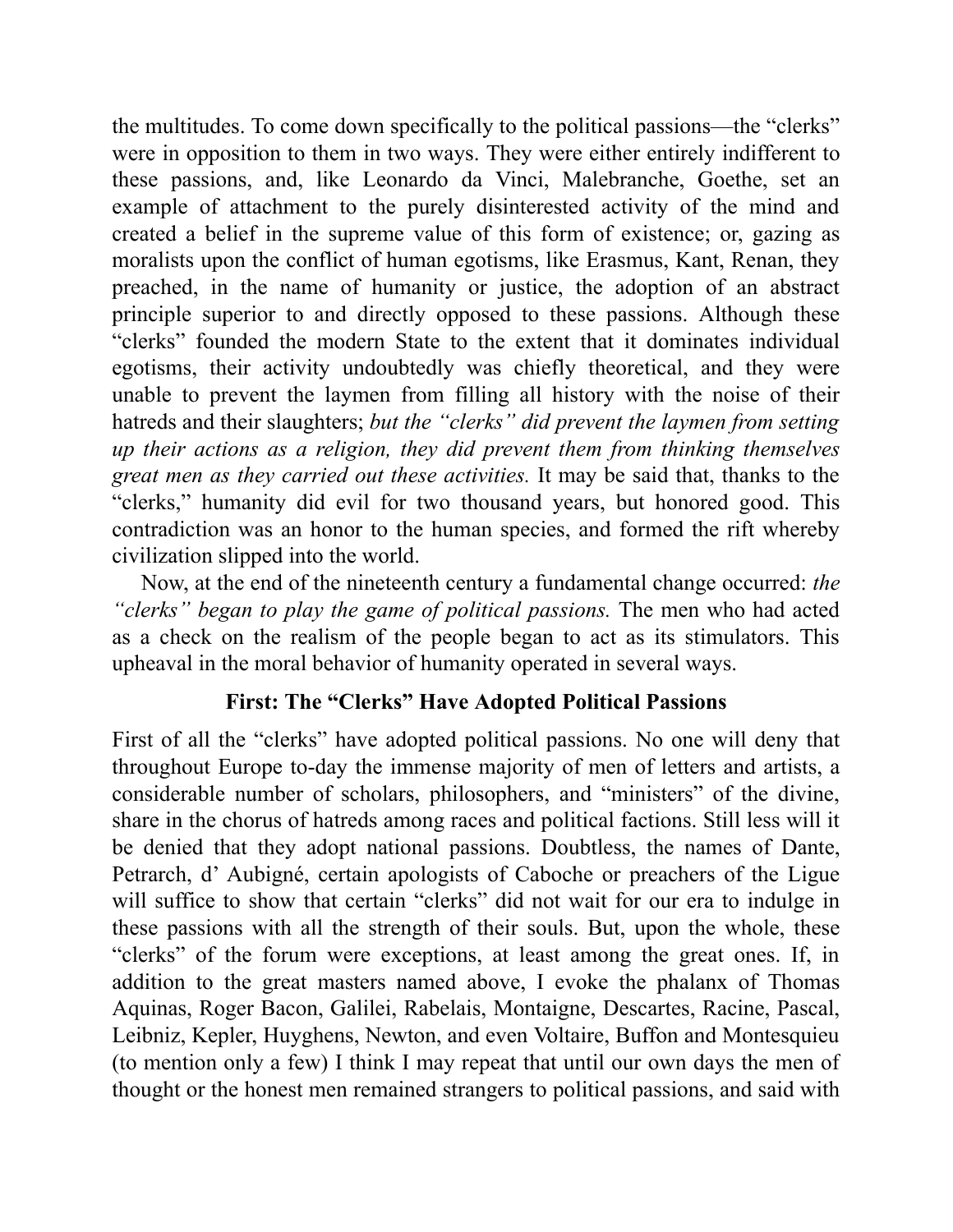the multitudes. To come down specifically to the political passions—the "clerks" were in opposition to them in two ways. They were either entirely indifferent to these passions, and, like Leonardo da Vinci, Malebranche, Goethe, set an example of attachment to the purely disinterested activity of the mind and created a belief in the supreme value of this form of existence; or, gazing as moralists upon the conflict of human egotisms, like Erasmus, Kant, Renan, they preached, in the name of humanity or justice, the adoption of an abstract principle superior to and directly opposed to these passions. Although these "clerks" founded the modern State to the extent that it dominates individual egotisms, their activity undoubtedly was chiefly theoretical, and they were unable to prevent the laymen from filling all history with the noise of their hatreds and their slaughters; *but the "clerks" did prevent the laymen from setting up their actions as a religion, they did prevent them from thinking themselves great men as they carried out these activities.* It may be said that, thanks to the "clerks," humanity did evil for two thousand years, but honored good. This contradiction was an honor to the human species, and formed the rift whereby civilization slipped into the world.

Now, at the end of the nineteenth century a fundamental change occurred: *the "clerks" began to play the game of political passions.* The men who had acted as a check on the realism of the people began to act as its stimulators. This upheaval in the moral behavior of humanity operated in several ways.

### First: The "Clerks" Have Adopted Political Passions

First of all the "clerks" have adopted political passions. No one will deny that throughout Europe to-day the immense majority of men of letters and artists, a considerable number of scholars, philosophers, and "ministers" of the divine, share in the chorus of hatreds among races and political factions. Still less will it be denied that they adopt national passions. Doubtless, the names of Dante, Petrarch, d' Aubigné, certain apologists of Caboche or preachers of the Ligue will suffice to show that certain "clerks" did not wait for our era to indulge in these passions with all the strength of their souls. But, upon the whole, these "clerks" of the forum were exceptions, at least among the great ones. If, in addition to the great masters named above, I evoke the phalanx of Thomas Aquinas, Roger Bacon, Galilei, Rabelais, Montaigne, Descartes, Racine, Pascal, Leibniz, Kepler, Huyghens, Newton, and even Voltaire, Buffon and Montesquieu (to mention only a few) I think I may repeat that until our own days the men of thought or the honest men remained strangers to political passions, and said with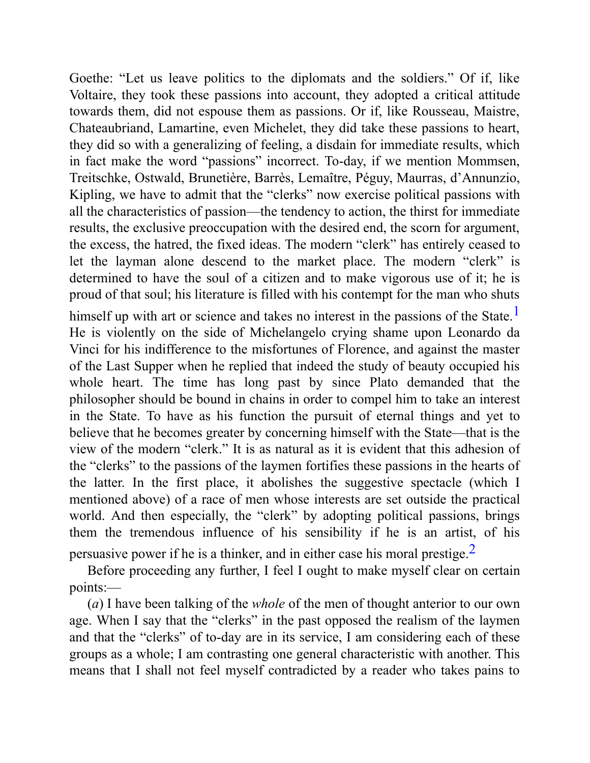Goethe: "Let us leave politics to the diplomats and the soldiers." Of if, like Voltaire, they took these passions into account, they adopted a critical attitude towards them, did not espouse them as passions. Or if, like Rousseau, Maistre, Chateaubriand, Lamartine, even Michelet, they did take these passions to heart, they did so with a generalizing of feeling, a disdain for immediate results, which in fact make the word "passions" incorrect. To-day, if we mention Mommsen, Treitschke, Ostwald, Brunetière, Barrès, Lemaître, Péguy, Maurras, d'Annunzio, Kipling, we have to admit that the "clerks" now exercise political passions with all the characteristics of passion—the tendency to action, the thirst for immediate results, the exclusive preoccupation with the desired end, the scorn for argument, the excess, the hatred, the fixed ideas. The modern "clerk" has entirely ceased to let the layman alone descend to the market place. The modern "clerk" is determined to have the soul of a citizen and to make vigorous use of it; he is proud of that soul; his literature is filled with his contempt for the man who shuts himself up with art or science and takes no interest in the passions of the State.[1] He is violently on the side of Michelangelo crying shame upon Leonardo da Vinci for his indifference to the misfortunes of Florence, and against the master of the Last Supper when he replied that indeed the study of beauty occupied his whole heart. The time has long past by since Plato demanded that the philosopher should be bound in chains in order to compel him to take an interest in the State. To have as his function the pursuit of eternal things and yet to believe that he becomes greater by concerning himself with the State—that is the view of the modern "clerk." It is as natural as it is evident that this adhesion of the "clerks" to the passions of the laymen fortifies these passions in the hearts of the latter. In the first place, it abolishes the suggestive spectacle (which I mentioned above) of a race of men whose interests are set outside the practical world. And then especially, the "clerk" by adopting political passions, brings them the tremendous influence of his sensibility if he is an artist, of his persuasive power if he is a thinker, and in either case his moral prestige.[2]

Before proceeding any further, I feel I ought to make myself clear on certain points:—

(*a*) I have been talking of the *whole* of the men of thought anterior to our own age. When I say that the "clerks" in the past opposed the realism of the laymen and that the "clerks" of to-day are in its service, I am considering each of these groups as a whole; I am contrasting one general characteristic with another. This means that I shall not feel myself contradicted by a reader who takes pains to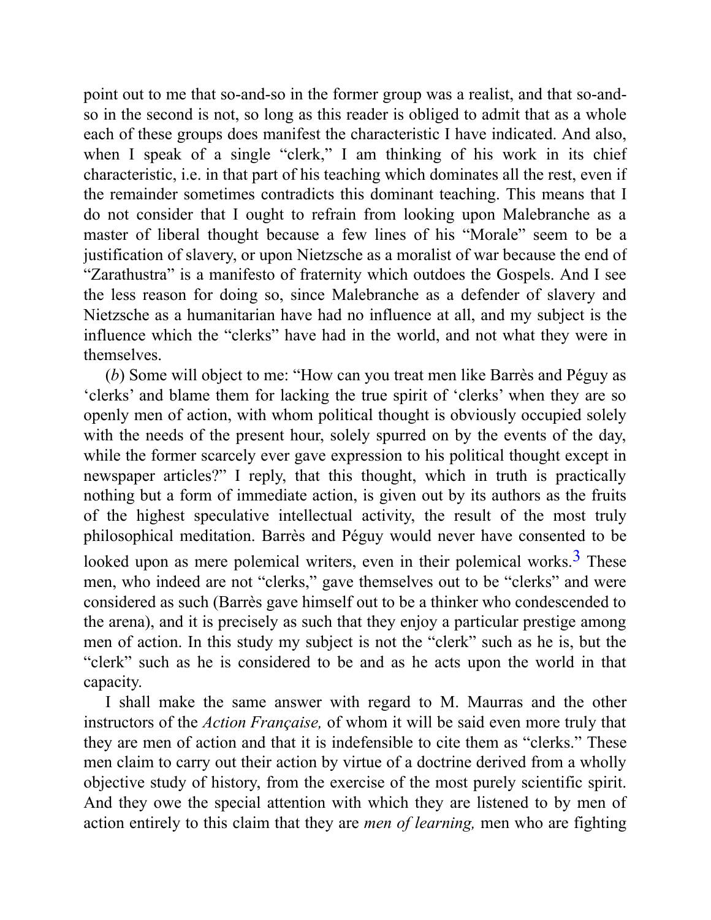point out to me that so-and-so in the former group was a realist, and that so-and-so in the second is not, so long as this reader is obliged to admit that as a whole each of these groups does manifest the characteristic I have indicated. And also, when I speak of a single "clerk," I am thinking of his work in its chief characteristic, i.e. in that part of his teaching which dominates all the rest, even if the remainder sometimes contradicts this dominant teaching. This means that I do not consider that I ought to refrain from looking upon Malebranche as a master of liberal thought because a few lines of his "Morale" seem to be a justification of slavery, or upon Nietzsche as a moralist of war because the end of "Zarathustra" is a manifesto of fraternity which outdoes the Gospels. And I see the less reason for doing so, since Malebranche as a defender of slavery and Nietzsche as a humanitarian have had no influence at all, and my subject is the influence which the "clerks" have had in the world, and not what they were in themselves.

(*b*) Some will object to me: "How can you treat men like Barrès and Péguy as 'clerks' and blame them for lacking the true spirit of 'clerks' when they are so openly men of action, with whom political thought is obviously occupied solely with the needs of the present hour, solely spurred on by the events of the day, while the former scarcely ever gave expression to his political thought except in newspaper articles?" I reply, that this thought, which in truth is practically nothing but a form of immediate action, is given out by its authors as the fruits of the highest speculative intellectual activity, the result of the most truly philosophical meditation. Barrès and Péguy would never have consented to be looked upon as mere polemical writers, even in their polemical works.[3] These men, who indeed are not "clerks," gave themselves out to be "clerks" and were considered as such (Barrès gave himself out to be a thinker who condescended to the arena), and it is precisely as such that they enjoy a particular prestige among men of action. In this study my subject is not the "clerk" such as he is, but the "clerk" such as he is considered to be and as he acts upon the world in that capacity.

I shall make the same answer with regard to M. Maurras and the other instructors of the *Action Française,* of whom it will be said even more truly that they are men of action and that it is indefensible to cite them as "clerks." These men claim to carry out their action by virtue of a doctrine derived from a wholly objective study of history, from the exercise of the most purely scientific spirit. And they owe the special attention with which they are listened to by men of action entirely to this claim that they are *men of learning,* men who are fighting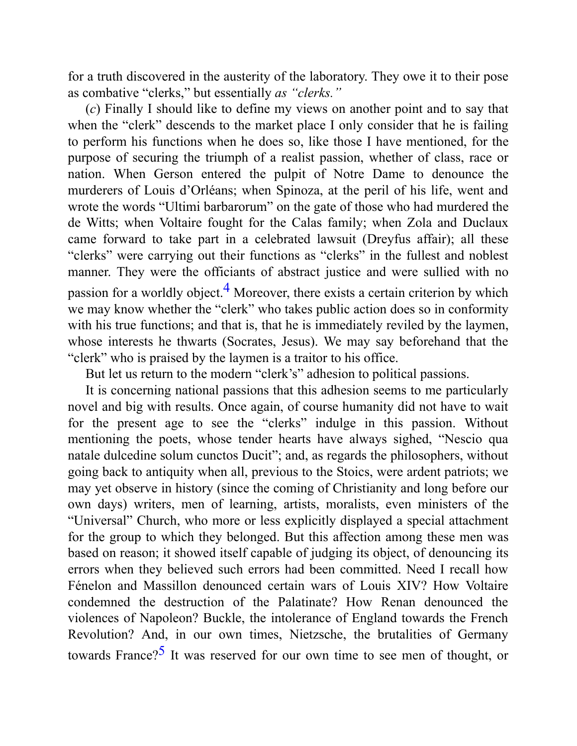for a truth discovered in the austerity of the laboratory. They owe it to their pose as combative "clerks," but essentially *as "clerks."*

(*c*) Finally I should like to define my views on another point and to say that when the "clerk" descends to the market place I only consider that he is failing to perform his functions when he does so, like those I have mentioned, for the purpose of securing the triumph of a realist passion, whether of class, race or nation. When Gerson entered the pulpit of Notre Dame to denounce the murderers of Louis d'Orléans; when Spinoza, at the peril of his life, went and wrote the words "Ultimi barbarorum" on the gate of those who had murdered the de Witts; when Voltaire fought for the Calas family; when Zola and Duclaux came forward to take part in a celebrated lawsuit (Dreyfus affair); all these "clerks" were carrying out their functions as "clerks" in the fullest and noblest manner. They were the officiants of abstract justice and were sullied with no passion for a worldly object.[4] Moreover, there exists a certain criterion by which we may know whether the "clerk" who takes public action does so in conformity with his true functions; and that is, that he is immediately reviled by the laymen, whose interests he thwarts (Socrates, Jesus). We may say beforehand that the "clerk" who is praised by the laymen is a traitor to his office.

But let us return to the modern "clerk's" adhesion to political passions.

It is concerning national passions that this adhesion seems to me particularly novel and big with results. Once again, of course humanity did not have to wait for the present age to see the "clerks" indulge in this passion. Without mentioning the poets, whose tender hearts have always sighed, "Nescio qua natale dulcedine solum cunctos Ducit"; and, as regards the philosophers, without going back to antiquity when all, previous to the Stoics, were ardent patriots; we may yet observe in history (since the coming of Christianity and long before our own days) writers, men of learning, artists, moralists, even ministers of the "Universal" Church, who more or less explicitly displayed a special attachment for the group to which they belonged. But this affection among these men was based on reason; it showed itself capable of judging its object, of denouncing its errors when they believed such errors had been committed. Need I recall how Fénelon and Massillon denounced certain wars of Louis XIV? How Voltaire condemned the destruction of the Palatinate? How Renan denounced the violences of Napoleon? Buckle, the intolerance of England towards the French Revolution? And, in our own times, Nietzsche, the brutalities of Germany towards France?[5] It was reserved for our own time to see men of thought, or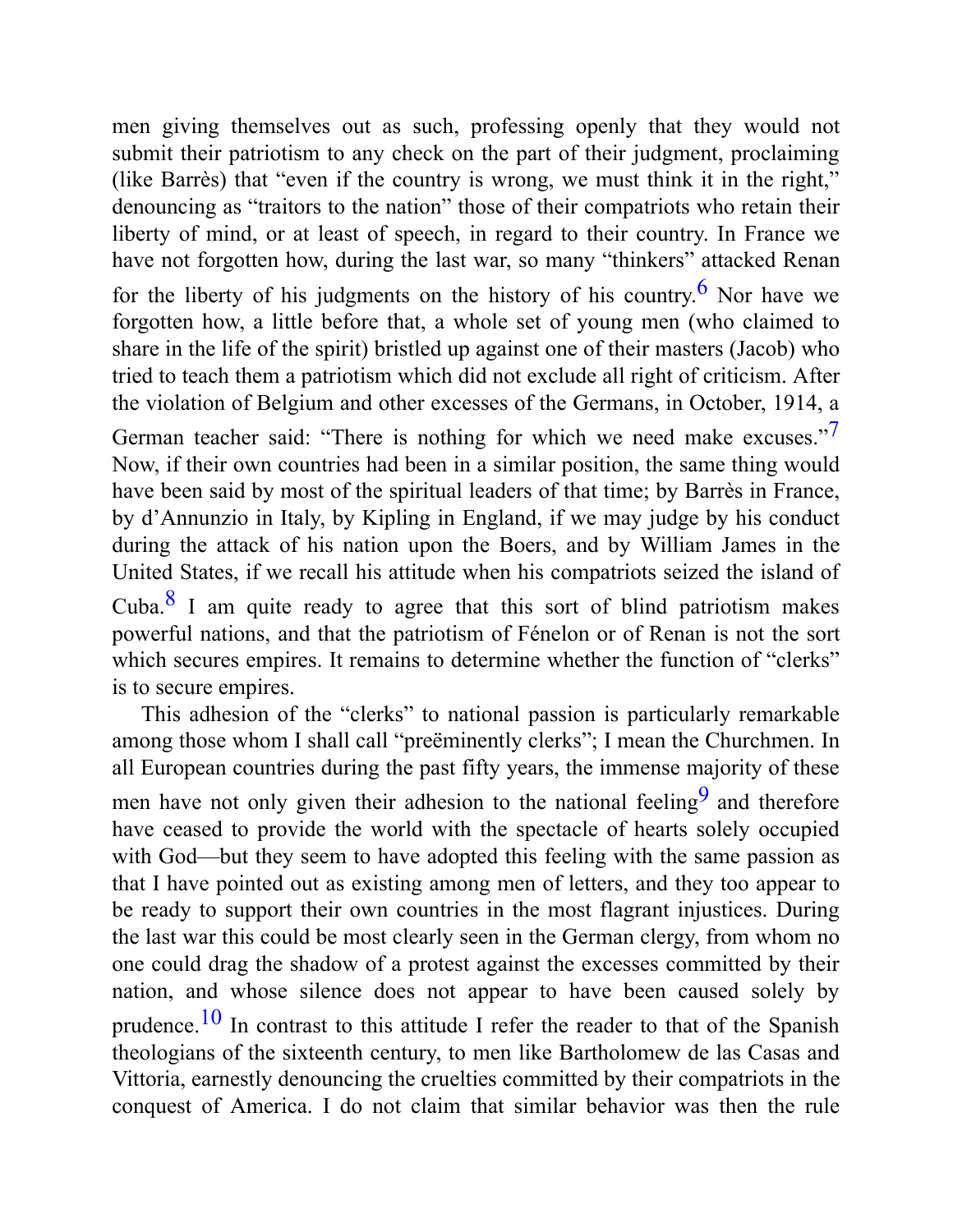men giving themselves out as such, professing openly that they would not submit their patriotism to any check on the part of their judgment, proclaiming (like Barrès) that "even if the country is wrong, we must think it in the right," denouncing as "traitors to the nation" those of their compatriots who retain their liberty of mind, or at least of speech, in regard to their country. In France we have not forgotten how, during the last war, so many "thinkers" attacked Renan for the liberty of his judgments on the history of his country.[6] Nor have we forgotten how, a little before that, a whole set of young men (who claimed to share in the life of the spirit) bristled up against one of their masters (Jacob) who tried to teach them a patriotism which did not exclude all right of criticism. After the violation of Belgium and other excesses of the Germans, in October, 1914, a German teacher said: "There is nothing for which we need make excuses."[7] Now, if their own countries had been in a similar position, the same thing would have been said by most of the spiritual leaders of that time; by Barrès in France, by d'Annunzio in Italy, by Kipling in England, if we may judge by his conduct during the attack of his nation upon the Boers, and by William James in the United States, if we recall his attitude when his compatriots seized the island of Cuba.[8] I am quite ready to agree that this sort of blind patriotism makes powerful nations, and that the patriotism of Fénelon or of Renan is not the sort which secures empires. It remains to determine whether the function of "clerks" is to secure empires.

This adhesion of the "clerks" to national passion is particularly remarkable among those whom I shall call "preëminently clerks"; I mean the Churchmen. In all European countries during the past fifty years, the immense majority of these men have not only given their adhesion to the national feeling[9] and therefore have ceased to provide the world with the spectacle of hearts solely occupied with God—but they seem to have adopted this feeling with the same passion as that I have pointed out as existing among men of letters, and they too appear to be ready to support their own countries in the most flagrant injustices. During the last war this could be most clearly seen in the German clergy, from whom no one could drag the shadow of a protest against the excesses committed by their nation, and whose silence does not appear to have been caused solely by prudence.[10] In contrast to this attitude I refer the reader to that of the Spanish theologians of the sixteenth century, to men like Bartholomew de las Casas and Vittoria, earnestly denouncing the cruelties committed by their compatriots in the conquest of America. I do not claim that similar behavior was then the rule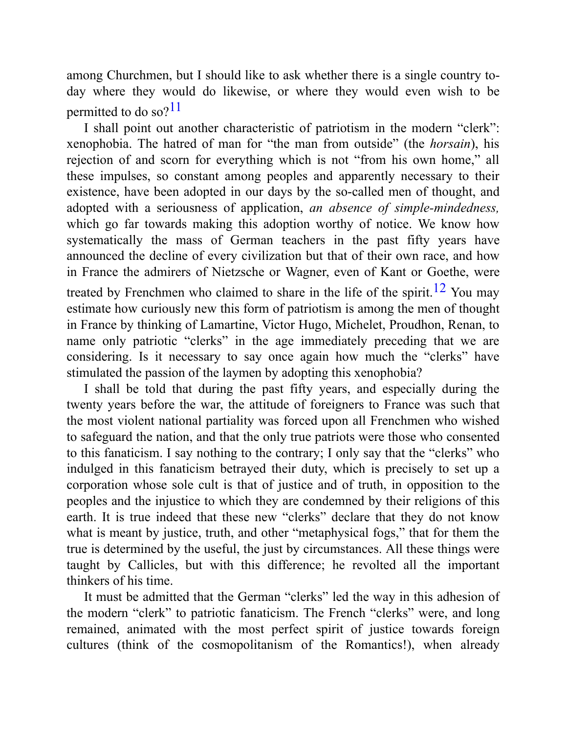among Churchmen, but I should like to ask whether there is a single country to-day where they would do likewise, or where they would even wish to be permitted to do so?[11]

I shall point out another characteristic of patriotism in the modern "clerk": xenophobia. The hatred of man for "the man from outside" (the *horsain*), his rejection of and scorn for everything which is not "from his own home," all these impulses, so constant among peoples and apparently necessary to their existence, have been adopted in our days by the so-called men of thought, and adopted with a seriousness of application, *an absence of simple-mindedness,* which go far towards making this adoption worthy of notice. We know how systematically the mass of German teachers in the past fifty years have announced the decline of every civilization but that of their own race, and how in France the admirers of Nietzsche or Wagner, even of Kant or Goethe, were treated by Frenchmen who claimed to share in the life of the spirit.[12] You may estimate how curiously new this form of patriotism is among the men of thought in France by thinking of Lamartine, Victor Hugo, Michelet, Proudhon, Renan, to name only patriotic "clerks" in the age immediately preceding that we are considering. Is it necessary to say once again how much the "clerks" have stimulated the passion of the laymen by adopting this xenophobia?

I shall be told that during the past fifty years, and especially during the twenty years before the war, the attitude of foreigners to France was such that the most violent national partiality was forced upon all Frenchmen who wished to safeguard the nation, and that the only true patriots were those who consented to this fanaticism. I say nothing to the contrary; I only say that the "clerks" who indulged in this fanaticism betrayed their duty, which is precisely to set up a corporation whose sole cult is that of justice and of truth, in opposition to the peoples and the injustice to which they are condemned by their religions of this earth. It is true indeed that these new "clerks" declare that they do not know what is meant by justice, truth, and other "metaphysical fogs," that for them the true is determined by the useful, the just by circumstances. All these things were taught by Callicles, but with this difference; he revolted all the important thinkers of his time.

It must be admitted that the German "clerks" led the way in this adhesion of the modern "clerk" to patriotic fanaticism. The French "clerks" were, and long remained, animated with the most perfect spirit of justice towards foreign cultures (think of the cosmopolitanism of the Romantics!), when already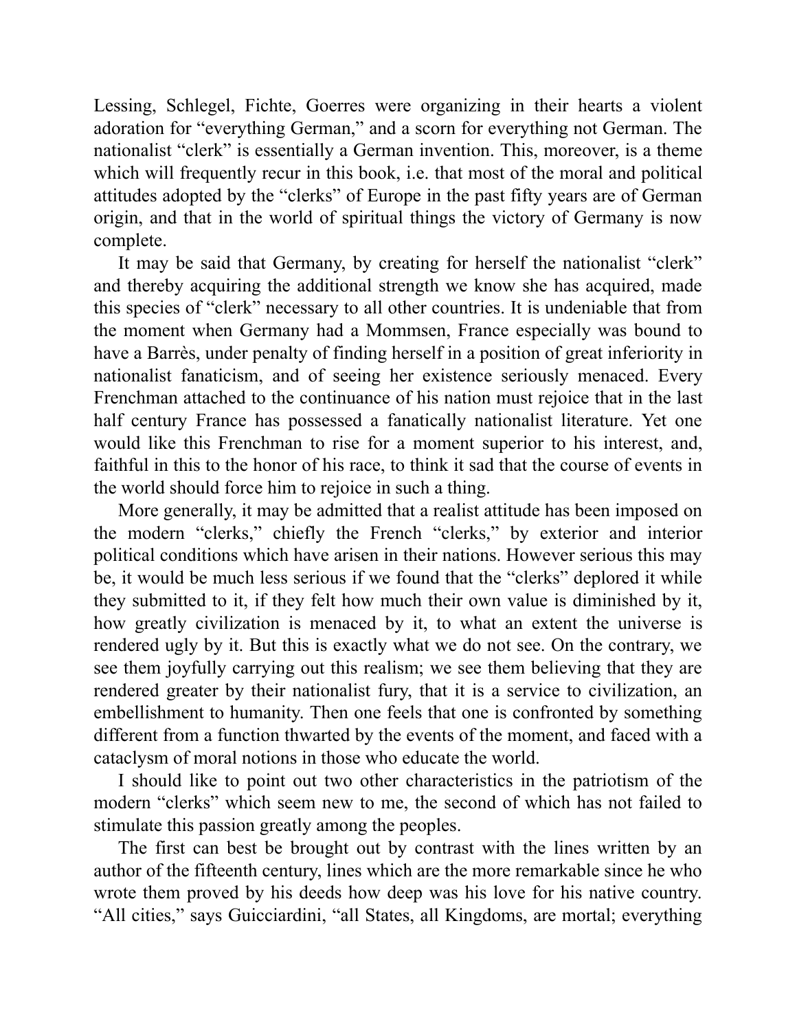Lessing, Schlegel, Fichte, Goerres were organizing in their hearts a violent adoration for "everything German," and a scorn for everything not German. The nationalist "clerk" is essentially a German invention. This, moreover, is a theme which will frequently recur in this book, i.e. that most of the moral and political attitudes adopted by the "clerks" of Europe in the past fifty years are of German origin, and that in the world of spiritual things the victory of Germany is now complete.

It may be said that Germany, by creating for herself the nationalist "clerk" and thereby acquiring the additional strength we know she has acquired, made this species of "clerk" necessary to all other countries. It is undeniable that from the moment when Germany had a Mommsen, France especially was bound to have a Barrès, under penalty of finding herself in a position of great inferiority in nationalist fanaticism, and of seeing her existence seriously menaced. Every Frenchman attached to the continuance of his nation must rejoice that in the last half century France has possessed a fanatically nationalist literature. Yet one would like this Frenchman to rise for a moment superior to his interest, and, faithful in this to the honor of his race, to think it sad that the course of events in the world should force him to rejoice in such a thing.

More generally, it may be admitted that a realist attitude has been imposed on the modern "clerks," chiefly the French "clerks," by exterior and interior political conditions which have arisen in their nations. However serious this may be, it would be much less serious if we found that the "clerks" deplored it while they submitted to it, if they felt how much their own value is diminished by it, how greatly civilization is menaced by it, to what an extent the universe is rendered ugly by it. But this is exactly what we do not see. On the contrary, we see them joyfully carrying out this realism; we see them believing that they are rendered greater by their nationalist fury, that it is a service to civilization, an embellishment to humanity. Then one feels that one is confronted by something different from a function thwarted by the events of the moment, and faced with a cataclysm of moral notions in those who educate the world.

I should like to point out two other characteristics in the patriotism of the modern "clerks" which seem new to me, the second of which has not failed to stimulate this passion greatly among the peoples.

The first can best be brought out by contrast with the lines written by an author of the fifteenth century, lines which are the more remarkable since he who wrote them proved by his deeds how deep was his love for his native country. "All cities," says Guicciardini, "all States, all Kingdoms, are mortal; everything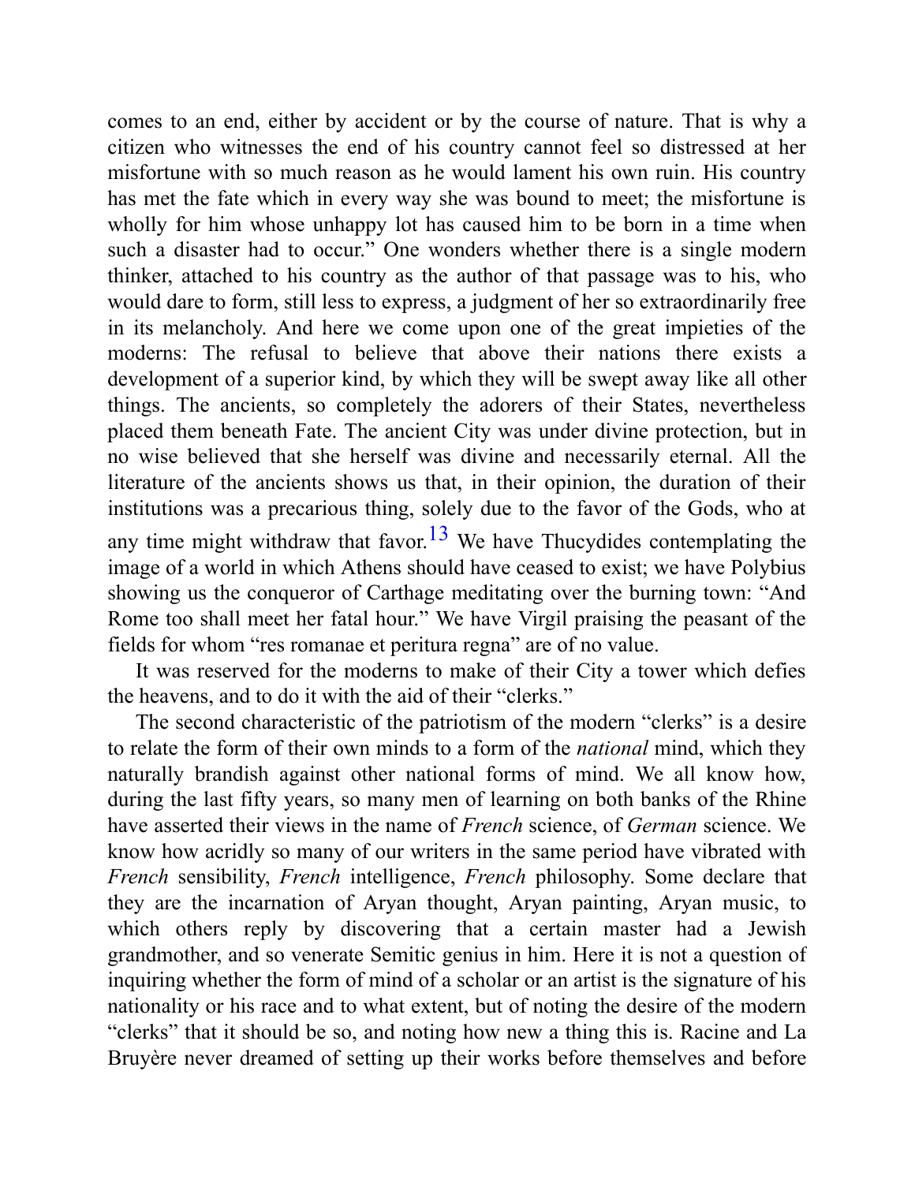comes to an end, either by accident or by the course of nature. That is why a citizen who witnesses the end of his country cannot feel so distressed at her misfortune with so much reason as he would lament his own ruin. His country has met the fate which in every way she was bound to meet; the misfortune is wholly for him whose unhappy lot has caused him to be born in a time when such a disaster had to occur." One wonders whether there is a single modern thinker, attached to his country as the author of that passage was to his, who would dare to form, still less to express, a judgment of her so extraordinarily free in its melancholy. And here we come upon one of the great impieties of the moderns: The refusal to believe that above their nations there exists a development of a superior kind, by which they will be swept away like all other things. The ancients, so completely the adorers of their States, nevertheless placed them beneath Fate. The ancient City was under divine protection, but in no wise believed that she herself was divine and necessarily eternal. All the literature of the ancients shows us that, in their opinion, the duration of their institutions was a precarious thing, solely due to the favor of the Gods, who at any time might withdraw that favor.[13] We have Thucydides contemplating the image of a world in which Athens should have ceased to exist; we have Polybius showing us the conqueror of Carthage meditating over the burning town: "And Rome too shall meet her fatal hour." We have Virgil praising the peasant of the fields for whom "res romanae et peritura regna" are of no value.

It was reserved for the moderns to make of their City a tower which defies the heavens, and to do it with the aid of their "clerks."

The second characteristic of the patriotism of the modern "clerks" is a desire to relate the form of their own minds to a form of the *national* mind, which they naturally brandish against other national forms of mind. We all know how, during the last fifty years, so many men of learning on both banks of the Rhine have asserted their views in the name of *French* science, of *German* science. We know how acridly so many of our writers in the same period have vibrated with *French* sensibility, *French* intelligence, *French* philosophy. Some declare that they are the incarnation of Aryan thought, Aryan painting, Aryan music, to which others reply by discovering that a certain master had a Jewish grandmother, and so venerate Semitic genius in him. Here it is not a question of inquiring whether the form of mind of a scholar or an artist is the signature of his nationality or his race and to what extent, but of noting the desire of the modern "clerks" that it should be so, and noting how new a thing this is. Racine and La Bruyère never dreamed of setting up their works before themselves and before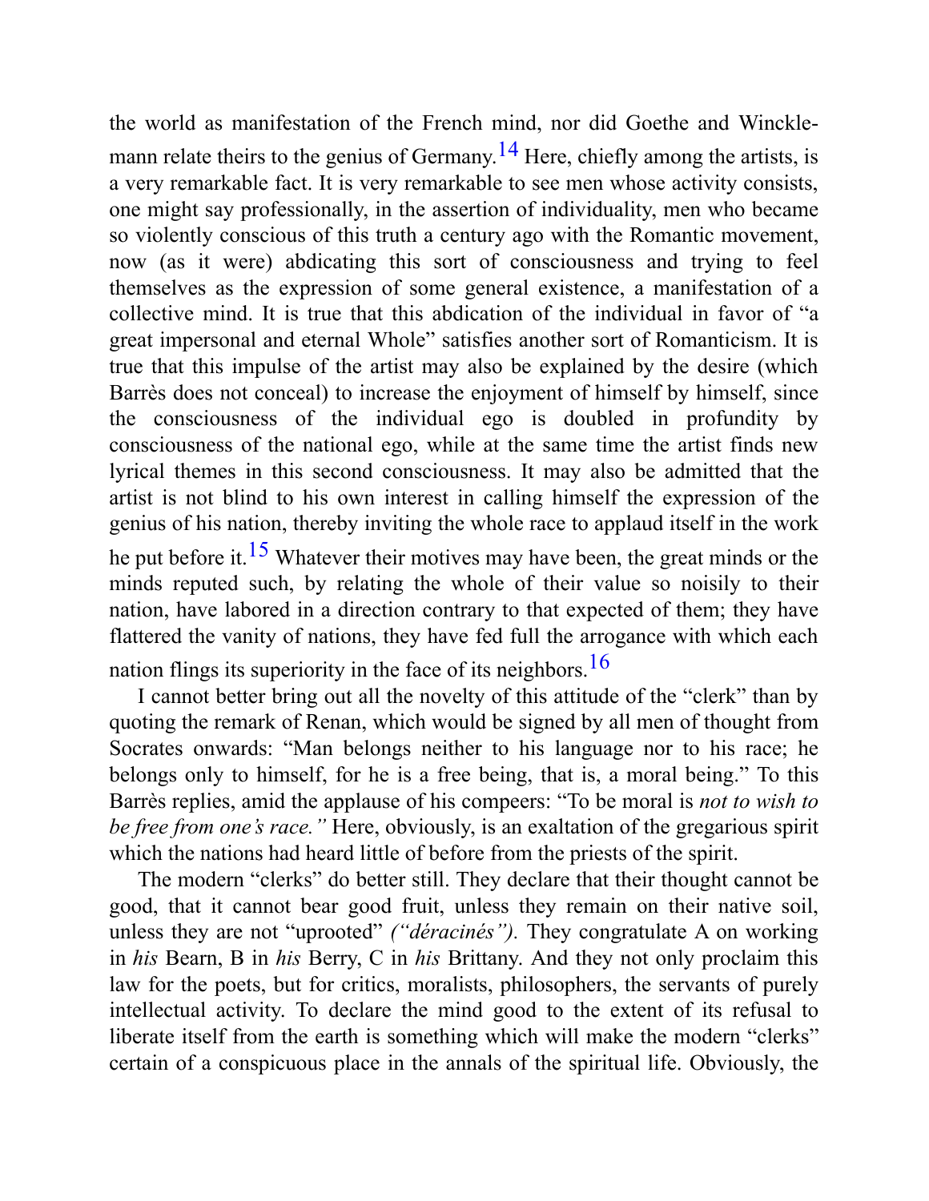the world as manifestation of the French mind, nor did Goethe and Winckle­mann relate theirs to the genius of Germany.[14] Here, chiefly among the artists, is a very remarkable fact. It is very remarkable to see men whose activity consists, one might say professionally, in the assertion of individuality, men who became so violently conscious of this truth a century ago with the Romantic movement, now (as it were) abdicating this sort of consciousness and trying to feel themselves as the expression of some general existence, a manifestation of a collective mind. It is true that this abdication of the individual in favor of "a great impersonal and eternal Whole" satisfies another sort of Romanticism. It is true that this impulse of the artist may also be explained by the desire (which Barrès does not conceal) to increase the enjoyment of himself by himself, since the consciousness of the individual ego is doubled in profundity by consciousness of the national ego, while at the same time the artist finds new lyrical themes in this second consciousness. It may also be admitted that the artist is not blind to his own interest in calling himself the expression of the genius of his nation, thereby inviting the whole race to applaud itself in the work he put before it.[15] Whatever their motives may have been, the great minds or the minds reputed such, by relating the whole of their value so noisily to their nation, have labored in a direction contrary to that expected of them; they have flattered the vanity of nations, they have fed full the arrogance with which each nation flings its superiority in the face of its neighbors.[16]

I cannot better bring out all the novelty of this attitude of the "clerk" than by quoting the remark of Renan, which would be signed by all men of thought from Socrates onwards: "Man belongs neither to his language nor to his race; he belongs only to himself, for he is a free being, that is, a moral being." To this Barrès replies, amid the applause of his compeers: "To be moral is *not to wish to be free from one's race."* Here, obviously, is an exaltation of the gregarious spirit which the nations had heard little of before from the priests of the spirit.

The modern "clerks" do better still. They declare that their thought cannot be good, that it cannot bear good fruit, unless they remain on their native soil, unless they are not "uprooted" *("déracinés").* They congratulate A on working in *his* Bearn, B in *his* Berry, C in *his* Brittany. And they not only proclaim this law for the poets, but for critics, moralists, philosophers, the servants of purely intellectual activity. To declare the mind good to the extent of its refusal to liberate itself from the earth is something which will make the modern "clerks" certain of a conspicuous place in the annals of the spiritual life. Obviously, the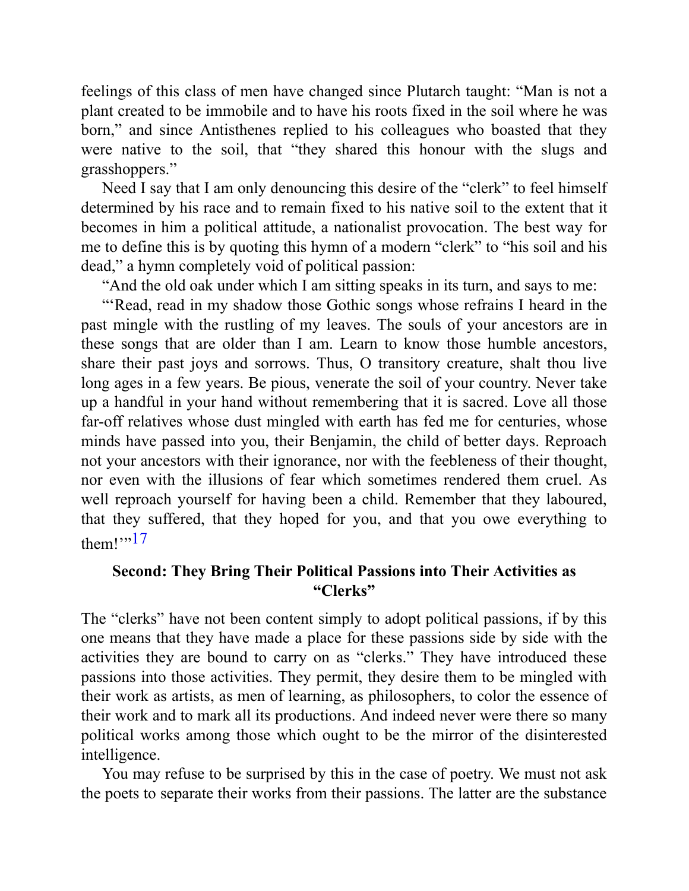feelings of this class of men have changed since Plutarch taught: "Man is not a plant created to be immobile and to have his roots fixed in the soil where he was born," and since Antisthenes replied to his colleagues who boasted that they were native to the soil, that "they shared this honour with the slugs and grasshoppers."

Need I say that I am only denouncing this desire of the "clerk" to feel himself determined by his race and to remain fixed to his native soil to the extent that it becomes in him a political attitude, a nationalist provocation. The best way for me to define this is by quoting this hymn of a modern "clerk" to "his soil and his dead," a hymn completely void of political passion:

"And the old oak under which I am sitting speaks in its turn, and says to me:

"'Read, read in my shadow those Gothic songs whose refrains I heard in the past mingle with the rustling of my leaves. The souls of your ancestors are in these songs that are older than I am. Learn to know those humble ancestors, share their past joys and sorrows. Thus, O transitory creature, shalt thou live long ages in a few years. Be pious, venerate the soil of your country. Never take up a handful in your hand without remembering that it is sacred. Love all those far-off relatives whose dust mingled with earth has fed me for centuries, whose minds have passed into you, their Benjamin, the child of better days. Reproach not your ancestors with their ignorance, nor with the feebleness of their thought, nor even with the illusions of fear which sometimes rendered them cruel. As well reproach yourself for having been a child. Remember that they laboured, that they suffered, that they hoped for you, and that you owe everything to them!'"[17]

### Second: They Bring Their Political Passions into Their Activities as "Clerks"

The "clerks" have not been content simply to adopt political passions, if by this one means that they have made a place for these passions side by side with the activities they are bound to carry on as "clerks." They have introduced these passions into those activities. They permit, they desire them to be mingled with their work as artists, as men of learning, as philosophers, to color the essence of their work and to mark all its productions. And indeed never were there so many political works among those which ought to be the mirror of the disinterested intelligence.

You may refuse to be surprised by this in the case of poetry. We must not ask the poets to separate their works from their passions. The latter are the substance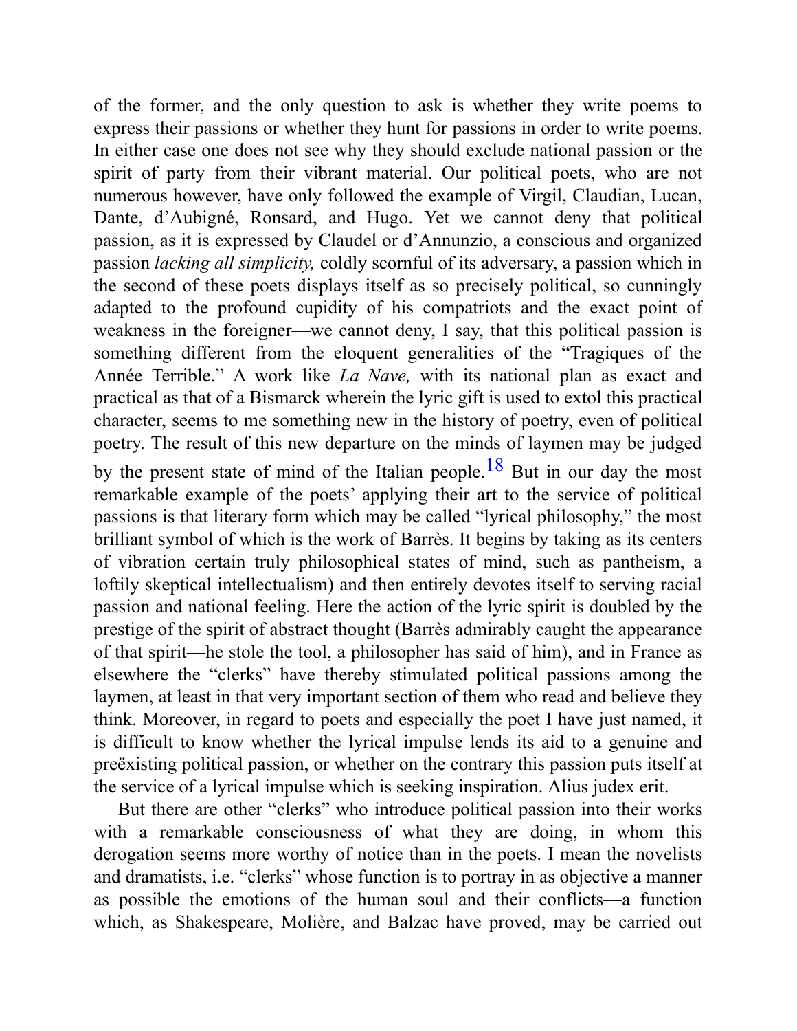of the former, and the only question to ask is whether they write poems to express their passions or whether they hunt for passions in order to write poems. In either case one does not see why they should exclude national passion or the spirit of party from their vibrant material. Our political poets, who are not numerous however, have only followed the example of Virgil, Claudian, Lucan, Dante, d'Aubigné, Ronsard, and Hugo. Yet we cannot deny that political passion, as it is expressed by Claudel or d'Annunzio, a conscious and organized passion *lacking all simplicity,* coldly scornful of its adversary, a passion which in the second of these poets displays itself as so precisely political, so cunningly adapted to the profound cupidity of his compatriots and the exact point of weakness in the foreigner—we cannot deny, I say, that this political passion is something different from the eloquent generalities of the "Tragiques of the Année Terrible." A work like *La Nave,* with its national plan as exact and practical as that of a Bismarck wherein the lyric gift is used to extol this practical character, seems to me something new in the history of poetry, even of political poetry. The result of this new departure on the minds of laymen may be judged by the present state of mind of the Italian people.[18] But in our day the most remarkable example of the poets' applying their art to the service of political passions is that literary form which may be called "lyrical philosophy," the most brilliant symbol of which is the work of Barrès. It begins by taking as its centers of vibration certain truly philosophical states of mind, such as pantheism, a loftily skeptical intellectualism) and then entirely devotes itself to serving racial passion and national feeling. Here the action of the lyric spirit is doubled by the prestige of the spirit of abstract thought (Barrès admirably caught the appearance of that spirit—he stole the tool, a philosopher has said of him), and in France as elsewhere the "clerks" have thereby stimulated political passions among the laymen, at least in that very important section of them who read and believe they think. Moreover, in regard to poets and especially the poet I have just named, it is difficult to know whether the lyrical impulse lends its aid to a genuine and preëxisting political passion, or whether on the contrary this passion puts itself at the service of a lyrical impulse which is seeking inspiration. Alius judex erit.

But there are other "clerks" who introduce political passion into their works with a remarkable consciousness of what they are doing, in whom this derogation seems more worthy of notice than in the poets. I mean the novelists and dramatists, i.e. "clerks" whose function is to portray in as objective a manner as possible the emotions of the human soul and their conflicts—a function which, as Shakespeare, Molière, and Balzac have proved, may be carried out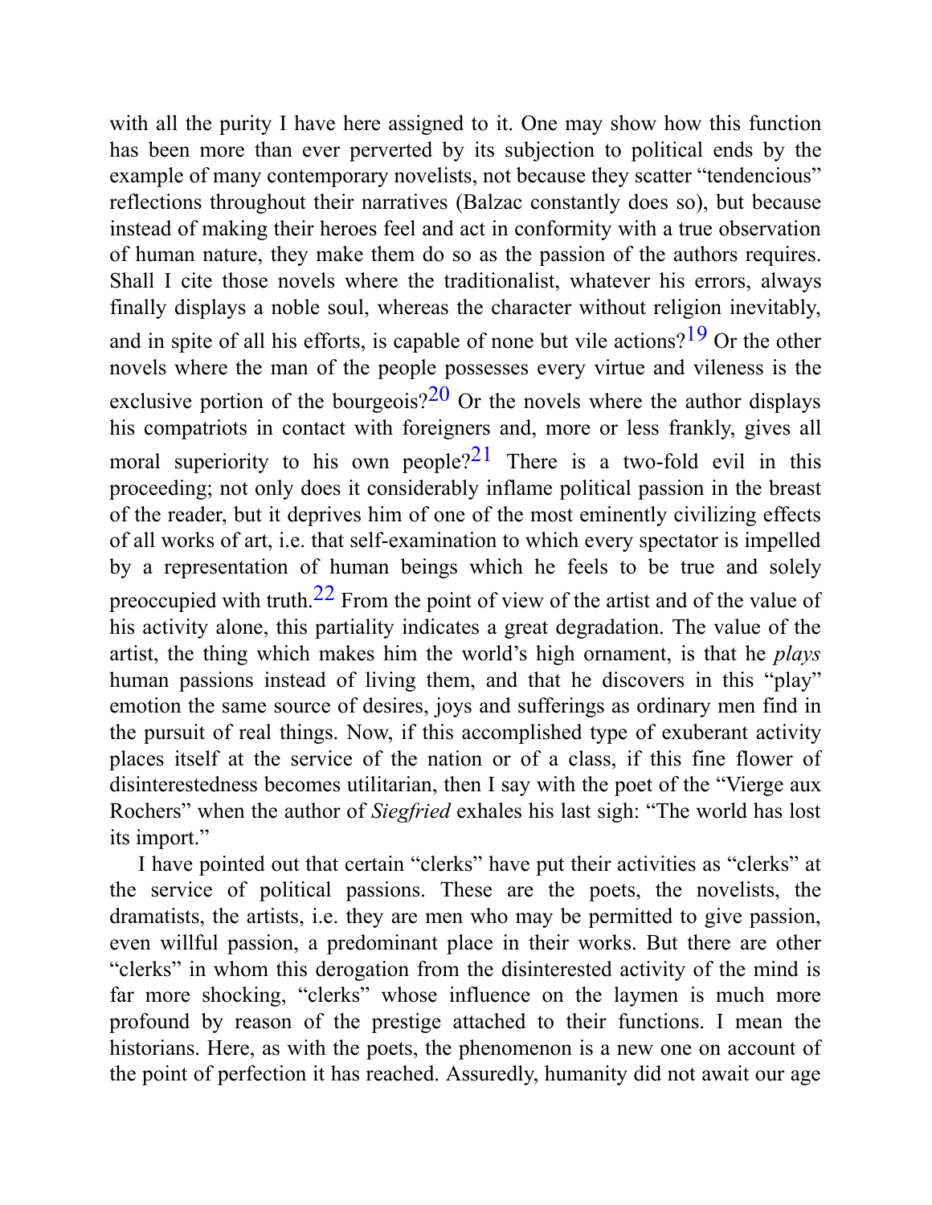with all the purity I have here assigned to it. One may show how this function has been more than ever perverted by its subjection to political ends by the example of many contemporary novelists, not because they scatter "tendencious" reflections throughout their narratives (Balzac constantly does so), but because instead of making their heroes feel and act in conformity with a true observation of human nature, they make them do so as the passion of the authors requires. Shall I cite those novels where the traditionalist, whatever his errors, always finally displays a noble soul, whereas the character without religion inevitably, and in spite of all his efforts, is capable of none but vile actions?[19] Or the other novels where the man of the people possesses every virtue and vileness is the exclusive portion of the bourgeois?[20] Or the novels where the author displays his compatriots in contact with foreigners and, more or less frankly, gives all moral superiority to his own people?[21] There is a two-fold evil in this proceeding; not only does it considerably inflame political passion in the breast of the reader, but it deprives him of one of the most eminently civilizing effects of all works of art, i.e. that self-examination to which every spectator is impelled by a representation of human beings which he feels to be true and solely preoccupied with truth.[22] From the point of view of the artist and of the value of his activity alone, this partiality indicates a great degradation. The value of the artist, the thing which makes him the world's high ornament, is that he *plays* human passions instead of living them, and that he discovers in this "play" emotion the same source of desires, joys and sufferings as ordinary men find in the pursuit of real things. Now, if this accomplished type of exuberant activity places itself at the service of the nation or of a class, if this fine flower of disinterestedness becomes utilitarian, then I say with the poet of the "Vierge aux Rochers" when the author of *Siegfried* exhales his last sigh: "The world has lost its import."

I have pointed out that certain "clerks" have put their activities as "clerks" at the service of political passions. These are the poets, the novelists, the dramatists, the artists, i.e. they are men who may be permitted to give passion, even willful passion, a predominant place in their works. But there are other "clerks" in whom this derogation from the disinterested activity of the mind is far more shocking, "clerks" whose influence on the laymen is much more profound by reason of the prestige attached to their functions. I mean the historians. Here, as with the poets, the phenomenon is a new one on account of the point of perfection it has reached. Assuredly, humanity did not await our age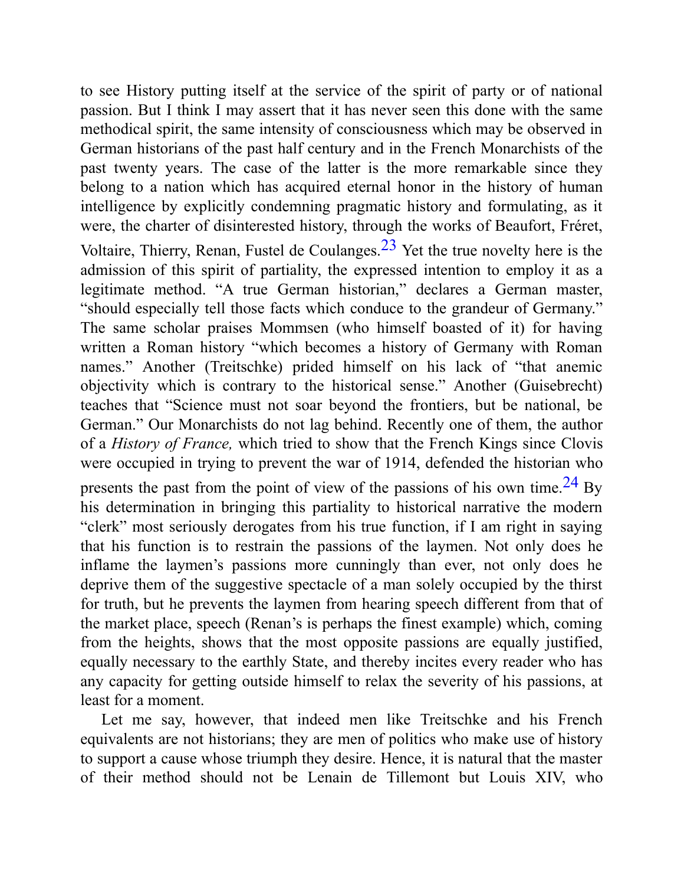to see History putting itself at the service of the spirit of party or of national passion. But I think I may assert that it has never seen this done with the same methodical spirit, the same intensity of consciousness which may be observed in German historians of the past half century and in the French Monarchists of the past twenty years. The case of the latter is the more remarkable since they belong to a nation which has acquired eternal honor in the history of human intelligence by explicitly condemning pragmatic history and formulating, as it were, the charter of disinterested history, through the works of Beaufort, Fréret, Voltaire, Thierry, Renan, Fustel de Coulanges.[23] Yet the true novelty here is the admission of this spirit of partiality, the expressed intention to employ it as a legitimate method. "A true German historian," declares a German master, "should especially tell those facts which conduce to the grandeur of Germany." The same scholar praises Mommsen (who himself boasted of it) for having written a Roman history "which becomes a history of Germany with Roman names." Another (Treitschke) prided himself on his lack of "that anemic objectivity which is contrary to the historical sense." Another (Guisebrecht) teaches that "Science must not soar beyond the frontiers, but be national, be German." Our Monarchists do not lag behind. Recently one of them, the author of a *History of France,* which tried to show that the French Kings since Clovis were occupied in trying to prevent the war of 1914, defended the historian who presents the past from the point of view of the passions of his own time.[24] By his determination in bringing this partiality to historical narrative the modern "clerk" most seriously derogates from his true function, if I am right in saying that his function is to restrain the passions of the laymen. Not only does he inflame the laymen's passions more cunningly than ever, not only does he deprive them of the suggestive spectacle of a man solely occupied by the thirst for truth, but he prevents the laymen from hearing speech different from that of the market place, speech (Renan's is perhaps the finest example) which, coming from the heights, shows that the most opposite passions are equally justified, equally necessary to the earthly State, and thereby incites every reader who has any capacity for getting outside himself to relax the severity of his passions, at least for a moment.

Let me say, however, that indeed men like Treitschke and his French equivalents are not historians; they are men of politics who make use of history to support a cause whose triumph they desire. Hence, it is natural that the master of their method should not be Lenain de Tillemont but Louis XIV, who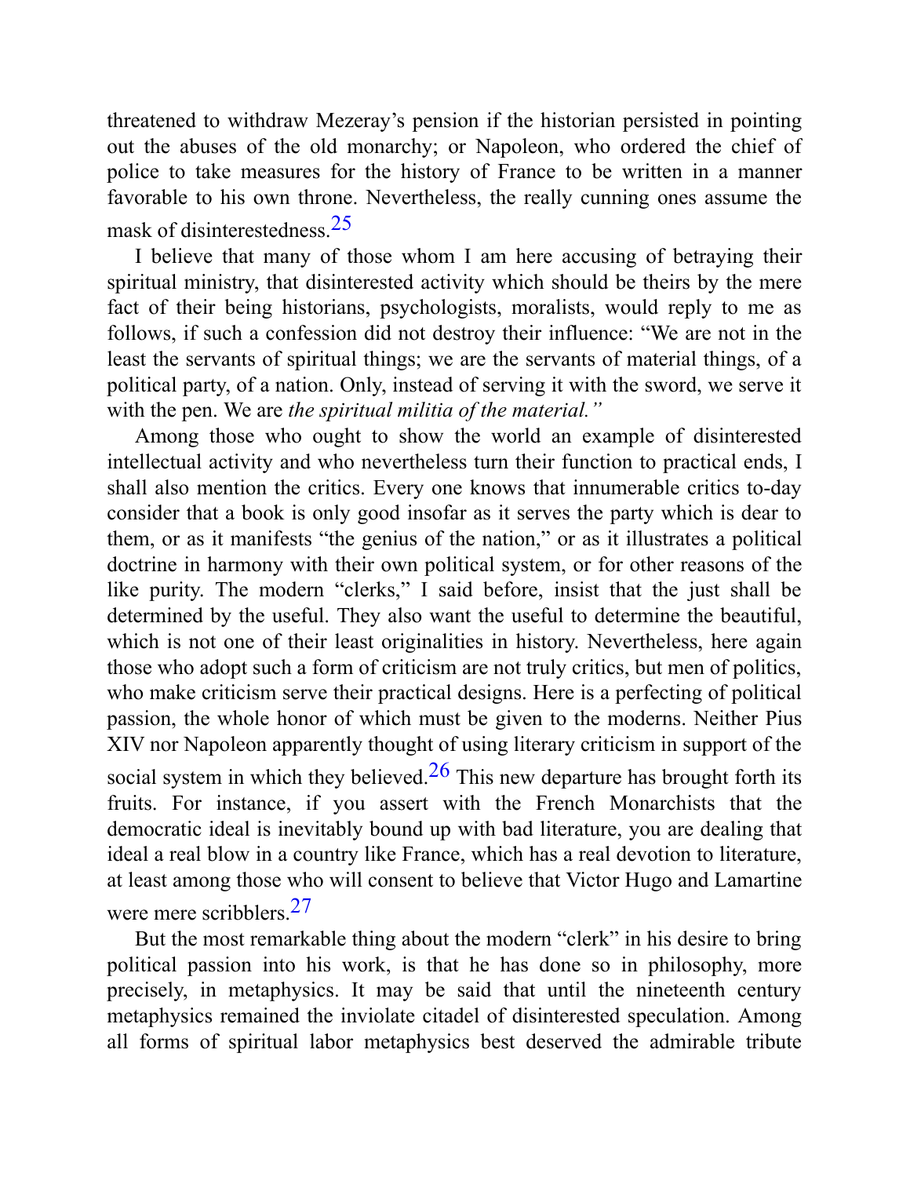threatened to withdraw Mezeray's pension if the historian persisted in pointing out the abuses of the old monarchy; or Napoleon, who ordered the chief of police to take measures for the history of France to be written in a manner favorable to his own throne. Nevertheless, the really cunning ones assume the mask of disinterestedness.[25]

I believe that many of those whom I am here accusing of betraying their spiritual ministry, that disinterested activity which should be theirs by the mere fact of their being historians, psychologists, moralists, would reply to me as follows, if such a confession did not destroy their influence: "We are not in the least the servants of spiritual things; we are the servants of material things, of a political party, of a nation. Only, instead of serving it with the sword, we serve it with the pen. We are *the spiritual militia of the material."*

Among those who ought to show the world an example of disinterested intellectual activity and who nevertheless turn their function to practical ends, I shall also mention the critics. Every one knows that innumerable critics to-day consider that a book is only good insofar as it serves the party which is dear to them, or as it manifests "the genius of the nation," or as it illustrates a political doctrine in harmony with their own political system, or for other reasons of the like purity. The modern "clerks," I said before, insist that the just shall be determined by the useful. They also want the useful to determine the beautiful, which is not one of their least originalities in history. Nevertheless, here again those who adopt such a form of criticism are not truly critics, but men of politics, who make criticism serve their practical designs. Here is a perfecting of political passion, the whole honor of which must be given to the moderns. Neither Pius XIV nor Napoleon apparently thought of using literary criticism in support of the social system in which they believed.[26] This new departure has brought forth its fruits. For instance, if you assert with the French Monarchists that the democratic ideal is inevitably bound up with bad literature, you are dealing that ideal a real blow in a country like France, which has a real devotion to literature, at least among those who will consent to believe that Victor Hugo and Lamartine were mere scribblers.[27]

But the most remarkable thing about the modern "clerk" in his desire to bring political passion into his work, is that he has done so in philosophy, more precisely, in metaphysics. It may be said that until the nineteenth century metaphysics remained the inviolate citadel of disinterested speculation. Among all forms of spiritual labor metaphysics best deserved the admirable tribute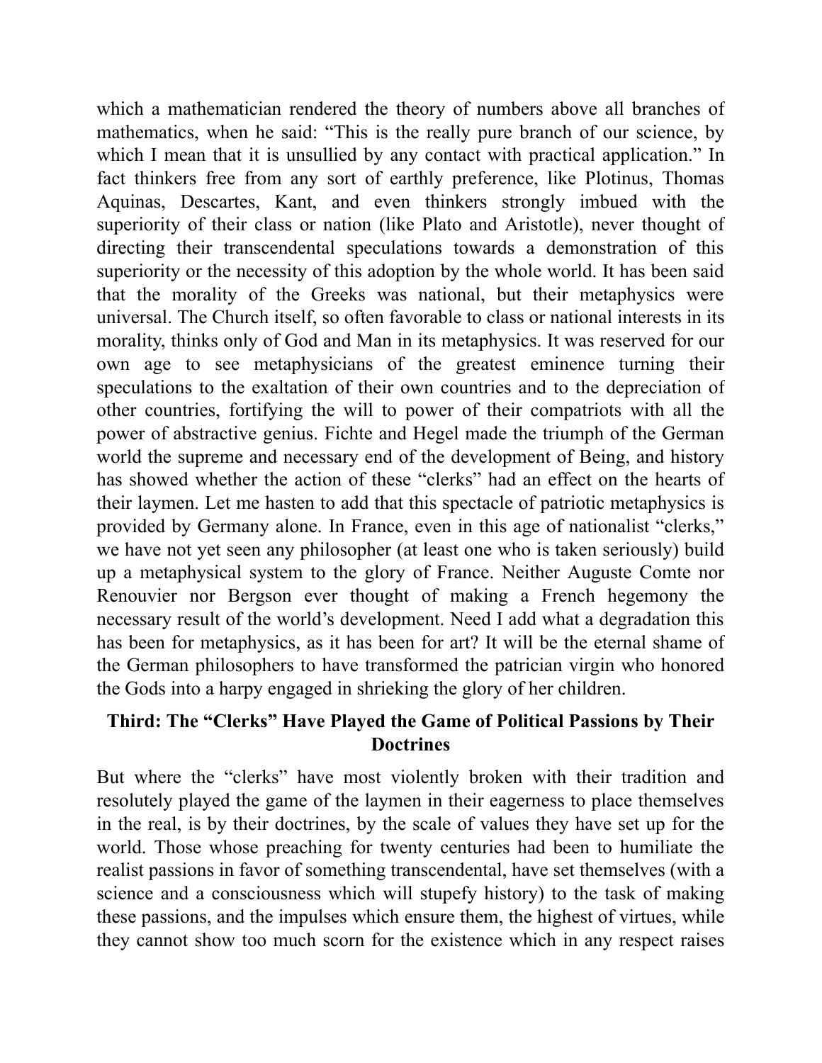which a mathematician rendered the theory of numbers above all branches of mathematics, when he said: "This is the really pure branch of our science, by which I mean that it is unsullied by any contact with practical application." In fact thinkers free from any sort of earthly preference, like Plotinus, Thomas Aquinas, Descartes, Kant, and even thinkers strongly imbued with the superiority of their class or nation (like Plato and Aristotle), never thought of directing their transcendental speculations towards a demonstration of this superiority or the necessity of this adoption by the whole world. It has been said that the morality of the Greeks was national, but their metaphysics were universal. The Church itself, so often favorable to class or national interests in its morality, thinks only of God and Man in its metaphysics. It was reserved for our own age to see metaphysicians of the greatest eminence turning their speculations to the exaltation of their own countries and to the depreciation of other countries, fortifying the will to power of their compatriots with all the power of abstractive genius. Fichte and Hegel made the triumph of the German world the supreme and necessary end of the development of Being, and history has showed whether the action of these "clerks" had an effect on the hearts of their laymen. Let me hasten to add that this spectacle of patriotic metaphysics is provided by Germany alone. In France, even in this age of nationalist "clerks," we have not yet seen any philosopher (at least one who is taken seriously) build up a metaphysical system to the glory of France. Neither Auguste Comte nor Renouvier nor Bergson ever thought of making a French hegemony the necessary result of the world's development. Need I add what a degradation this has been for metaphysics, as it has been for art? It will be the eternal shame of the German philosophers to have transformed the patrician virgin who honored the Gods into a harpy engaged in shrieking the glory of her children.

### Third: The "Clerks" Have Played the Game of Political Passions by Their Doctrines

But where the "clerks" have most violently broken with their tradition and resolutely played the game of the laymen in their eagerness to place themselves in the real, is by their doctrines, by the scale of values they have set up for the world. Those whose preaching for twenty centuries had been to humiliate the realist passions in favor of something transcendental, have set themselves (with a science and a consciousness which will stupefy history) to the task of making these passions, and the impulses which ensure them, the highest of virtues, while they cannot show too much scorn for the existence which in any respect raises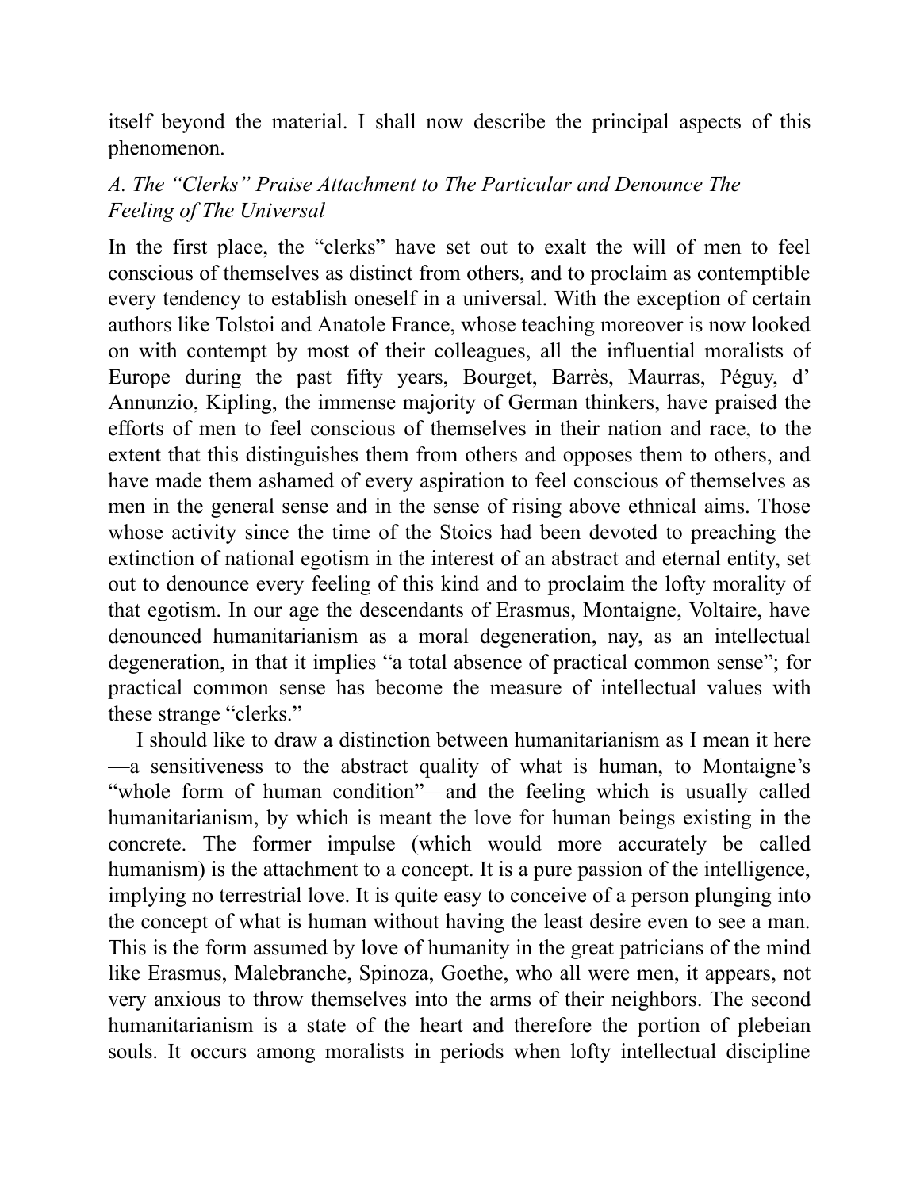itself beyond the material. I shall now describe the principal aspects of this phenomenon.

### *A. The "Clerks" Praise Attachment to The Particular and Denounce The Feeling of The Universal*

In the first place, the "clerks" have set out to exalt the will of men to feel conscious of themselves as distinct from others, and to proclaim as contemptible every tendency to establish oneself in a universal. With the exception of certain authors like Tolstoi and Anatole France, whose teaching moreover is now looked on with contempt by most of their colleagues, all the influential moralists of Europe during the past fifty years, Bourget, Barrès, Maurras, Péguy, d' Annunzio, Kipling, the immense majority of German thinkers, have praised the efforts of men to feel conscious of themselves in their nation and race, to the extent that this distinguishes them from others and opposes them to others, and have made them ashamed of every aspiration to feel conscious of themselves as men in the general sense and in the sense of rising above ethnical aims. Those whose activity since the time of the Stoics had been devoted to preaching the extinction of national egotism in the interest of an abstract and eternal entity, set out to denounce every feeling of this kind and to proclaim the lofty morality of that egotism. In our age the descendants of Erasmus, Montaigne, Voltaire, have denounced humanitarianism as a moral degeneration, nay, as an intellectual degeneration, in that it implies "a total absence of practical common sense"; for practical common sense has become the measure of intellectual values with these strange "clerks."

I should like to draw a distinction between humanitarianism as I mean it here—a sensitiveness to the abstract quality of what is human, to Montaigne's "whole form of human condition"—and the feeling which is usually called humanitarianism, by which is meant the love for human beings existing in the concrete. The former impulse (which would more accurately be called humanism) is the attachment to a concept. It is a pure passion of the intelligence, implying no terrestrial love. It is quite easy to conceive of a person plunging into the concept of what is human without having the least desire even to see a man. This is the form assumed by love of humanity in the great patricians of the mind like Erasmus, Malebranche, Spinoza, Goethe, who all were men, it appears, not very anxious to throw themselves into the arms of their neighbors. The second humanitarianism is a state of the heart and therefore the portion of plebeian souls. It occurs among moralists in periods when lofty intellectual discipline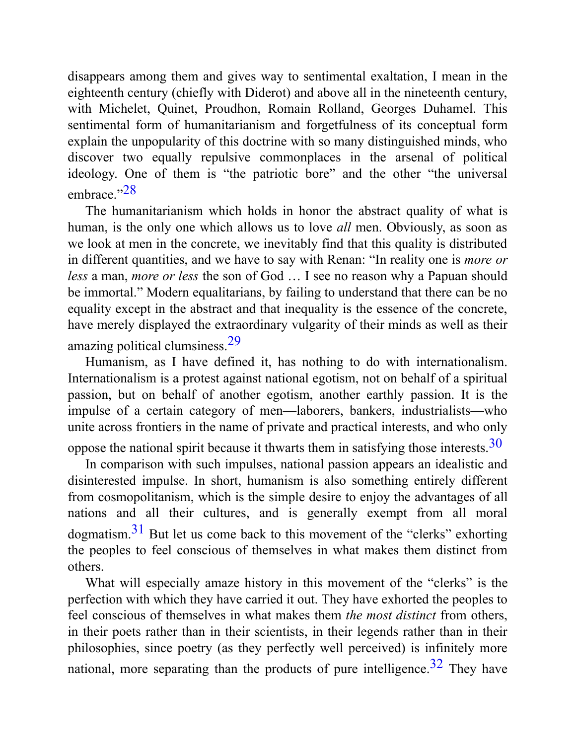disappears among them and gives way to sentimental exaltation, I mean in the eighteenth century (chiefly with Diderot) and above all in the nineteenth century, with Michelet, Quinet, Proudhon, Romain Rolland, Georges Duhamel. This sentimental form of humanitarianism and forgetfulness of its conceptual form explain the unpopularity of this doctrine with so many distinguished minds, who discover two equally repulsive commonplaces in the arsenal of political ideology. One of them is "the patriotic bore" and the other "the universal embrace."[28]

The humanitarianism which holds in honor the abstract quality of what is human, is the only one which allows us to love *all* men. Obviously, as soon as we look at men in the concrete, we inevitably find that this quality is distributed in different quantities, and we have to say with Renan: "In reality one is *more or less* a man, *more or less* the son of God … I see no reason why a Papuan should be immortal." Modern equalitarians, by failing to understand that there can be no equality except in the abstract and that inequality is the essence of the concrete, have merely displayed the extraordinary vulgarity of their minds as well as their amazing political clumsiness.[29]

Humanism, as I have defined it, has nothing to do with internationalism. Internationalism is a protest against national egotism, not on behalf of a spiritual passion, but on behalf of another egotism, another earthly passion. It is the impulse of a certain category of men—laborers, bankers, industrialists—who unite across frontiers in the name of private and practical interests, and who only oppose the national spirit because it thwarts them in satisfying those interests.[30]

In comparison with such impulses, national passion appears an idealistic and disinterested impulse. In short, humanism is also something entirely different from cosmopolitanism, which is the simple desire to enjoy the advantages of all nations and all their cultures, and is generally exempt from all moral dogmatism.[31] But let us come back to this movement of the "clerks" exhorting the peoples to feel conscious of themselves in what makes them distinct from others.

What will especially amaze history in this movement of the "clerks" is the perfection with which they have carried it out. They have exhorted the peoples to feel conscious of themselves in what makes them *the most distinct* from others, in their poets rather than in their scientists, in their legends rather than in their philosophies, since poetry (as they perfectly well perceived) is infinitely more national, more separating than the products of pure intelligence.[32] They have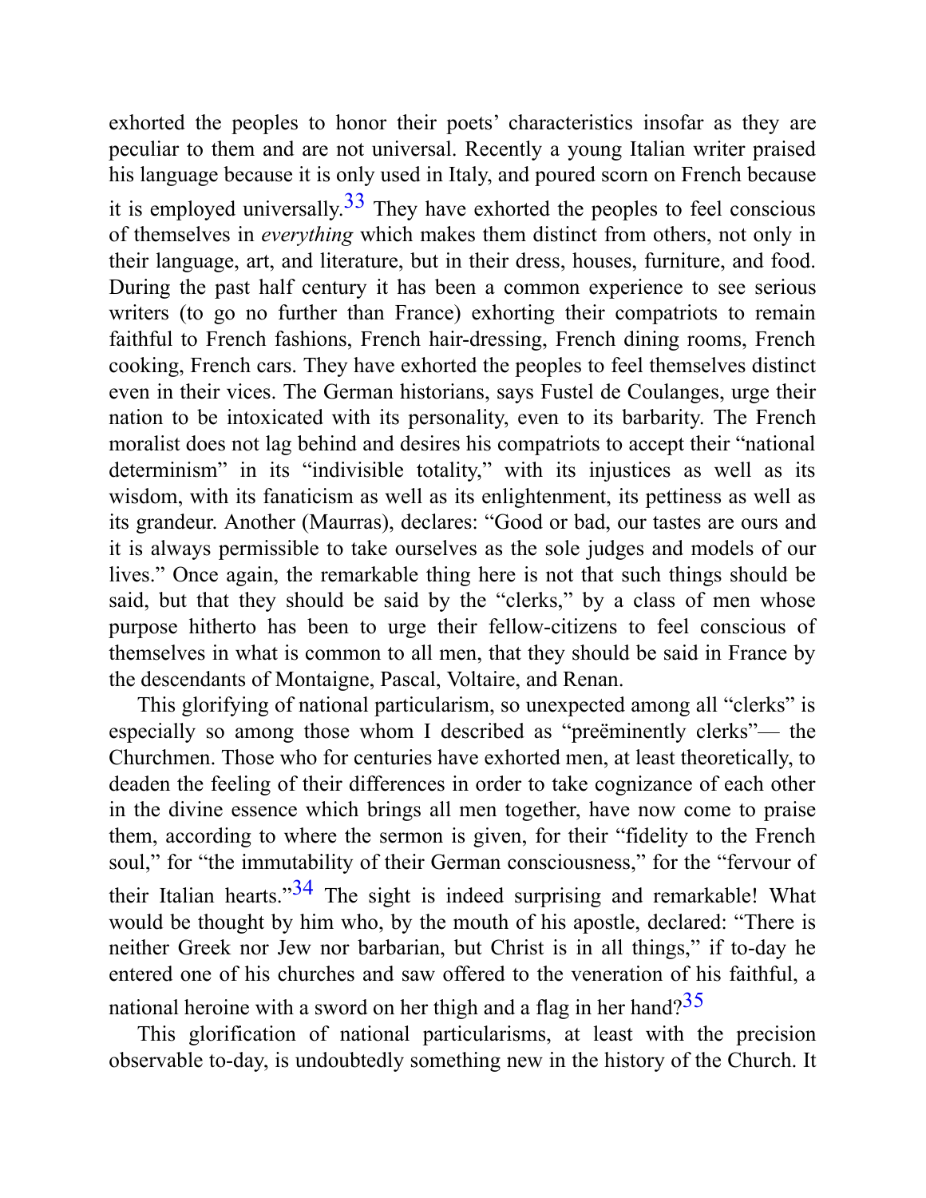exhorted the peoples to honor their poets' characteristics insofar as they are peculiar to them and are not universal. Recently a young Italian writer praised his language because it is only used in Italy, and poured scorn on French because it is employed universally.[33] They have exhorted the peoples to feel conscious of themselves in *everything* which makes them distinct from others, not only in their language, art, and literature, but in their dress, houses, furniture, and food. During the past half century it has been a common experience to see serious writers (to go no further than France) exhorting their compatriots to remain faithful to French fashions, French hair-dressing, French dining rooms, French cooking, French cars. They have exhorted the peoples to feel themselves distinct even in their vices. The German historians, says Fustel de Coulanges, urge their nation to be intoxicated with its personality, even to its barbarity. The French moralist does not lag behind and desires his compatriots to accept their "national determinism" in its "indivisible totality," with its injustices as well as its wisdom, with its fanaticism as well as its enlightenment, its pettiness as well as its grandeur. Another (Maurras), declares: "Good or bad, our tastes are ours and it is always permissible to take ourselves as the sole judges and models of our lives." Once again, the remarkable thing here is not that such things should be said, but that they should be said by the "clerks," by a class of men whose purpose hitherto has been to urge their fellow-citizens to feel conscious of themselves in what is common to all men, that they should be said in France by the descendants of Montaigne, Pascal, Voltaire, and Renan.

This glorifying of national particularism, so unexpected among all "clerks" is especially so among those whom I described as "preëminently clerks"— the Churchmen. Those who for centuries have exhorted men, at least theoretically, to deaden the feeling of their differences in order to take cognizance of each other in the divine essence which brings all men together, have now come to praise them, according to where the sermon is given, for their "fidelity to the French soul," for "the immutability of their German consciousness," for the "fervour of their Italian hearts."[34] The sight is indeed surprising and remarkable! What would be thought by him who, by the mouth of his apostle, declared: "There is neither Greek nor Jew nor barbarian, but Christ is in all things," if to-day he entered one of his churches and saw offered to the veneration of his faithful, a national heroine with a sword on her thigh and a flag in her hand?[35]

This glorification of national particularisms, at least with the precision observable to-day, is undoubtedly something new in the history of the Church. It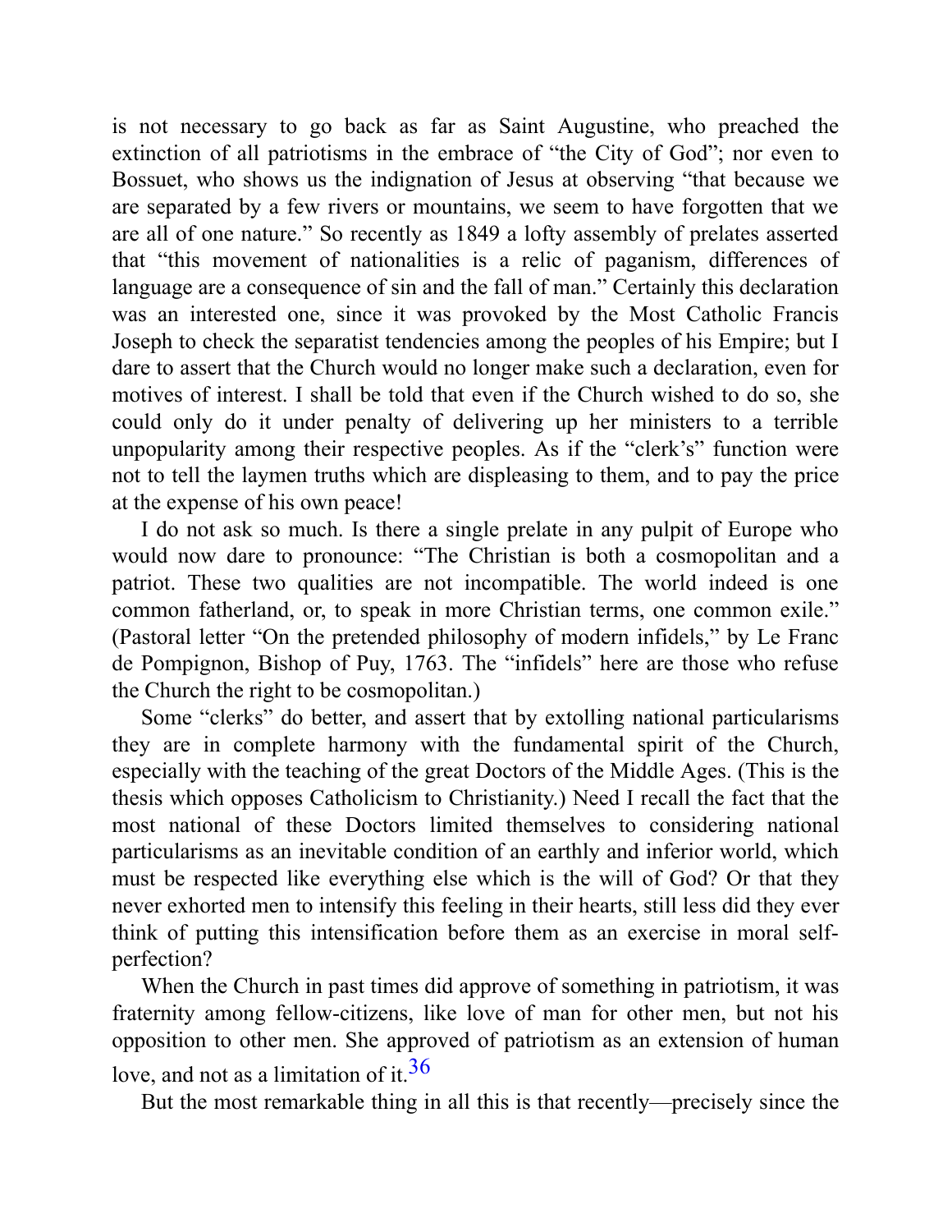is not necessary to go back as far as Saint Augustine, who preached the extinction of all patriotisms in the embrace of "the City of God"; nor even to Bossuet, who shows us the indignation of Jesus at observing "that because we are separated by a few rivers or mountains, we seem to have forgotten that we are all of one nature." So recently as 1849 a lofty assembly of prelates asserted that "this movement of nationalities is a relic of paganism, differences of language are a consequence of sin and the fall of man." Certainly this declaration was an interested one, since it was provoked by the Most Catholic Francis Joseph to check the separatist tendencies among the peoples of his Empire; but I dare to assert that the Church would no longer make such a declaration, even for motives of interest. I shall be told that even if the Church wished to do so, she could only do it under penalty of delivering up her ministers to a terrible unpopularity among their respective peoples. As if the "clerk's" function were not to tell the laymen truths which are displeasing to them, and to pay the price at the expense of his own peace!

I do not ask so much. Is there a single prelate in any pulpit of Europe who would now dare to pronounce: "The Christian is both a cosmopolitan and a patriot. These two qualities are not incompatible. The world indeed is one common fatherland, or, to speak in more Christian terms, one common exile." (Pastoral letter "On the pretended philosophy of modern infidels," by Le Franc de Pompignon, Bishop of Puy, 1763. The "infidels" here are those who refuse the Church the right to be cosmopolitan.)

Some "clerks" do better, and assert that by extolling national particularisms they are in complete harmony with the fundamental spirit of the Church, especially with the teaching of the great Doctors of the Middle Ages. (This is the thesis which opposes Catholicism to Christianity.) Need I recall the fact that the most national of these Doctors limited themselves to considering national particularisms as an inevitable condition of an earthly and inferior world, which must be respected like everything else which is the will of God? Or that they never exhorted men to intensify this feeling in their hearts, still less did they ever think of putting this intensification before them as an exercise in moral self-perfection?

When the Church in past times did approve of something in patriotism, it was fraternity among fellow-citizens, like love of man for other men, but not his opposition to other men. She approved of patriotism as an extension of human love, and not as a limitation of it.[36]

But the most remarkable thing in all this is that recently—precisely since the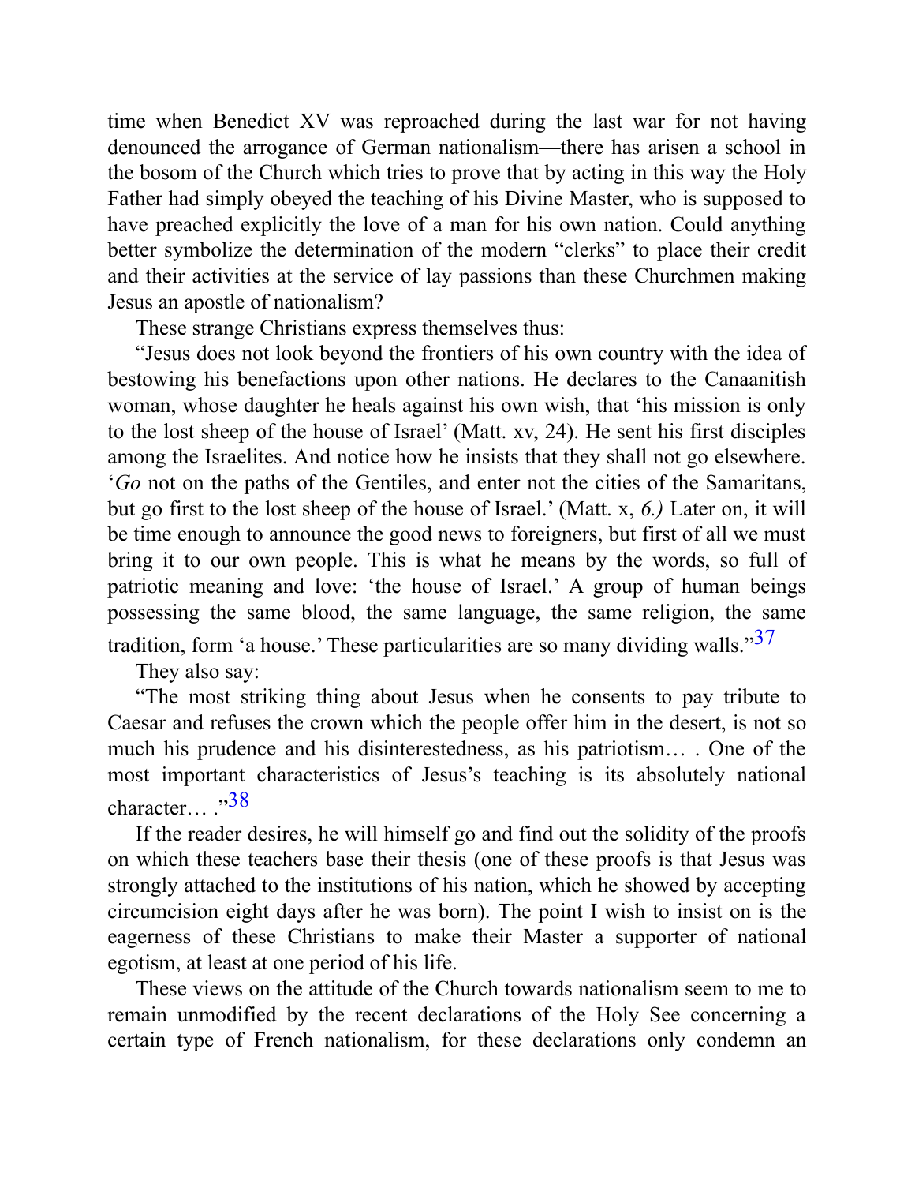time when Benedict XV was reproached during the last war for not having denounced the arrogance of German nationalism—there has arisen a school in the bosom of the Church which tries to prove that by acting in this way the Holy Father had simply obeyed the teaching of his Divine Master, who is supposed to have preached explicitly the love of a man for his own nation. Could anything better symbolize the determination of the modern "clerks" to place their credit and their activities at the service of lay passions than these Churchmen making Jesus an apostle of nationalism?

These strange Christians express themselves thus:

"Jesus does not look beyond the frontiers of his own country with the idea of bestowing his benefactions upon other nations. He declares to the Canaanitish woman, whose daughter he heals against his own wish, that 'his mission is only to the lost sheep of the house of Israel' (Matt. xv, 24). He sent his first disciples among the Israelites. And notice how he insists that they shall not go elsewhere. '*Go* not on the paths of the Gentiles, and enter not the cities of the Samaritans, but go first to the lost sheep of the house of Israel.' (Matt. x, *6.)* Later on, it will be time enough to announce the good news to foreigners, but first of all we must bring it to our own people. This is what he means by the words, so full of patriotic meaning and love: 'the house of Israel.' A group of human beings possessing the same blood, the same language, the same religion, the same tradition, form 'a house.' These particularities are so many dividing walls."[37]

They also say:

"The most striking thing about Jesus when he consents to pay tribute to Caesar and refuses the crown which the people offer him in the desert, is not so much his prudence and his disinterestedness, as his patriotism… . One of the most important characteristics of Jesus's teaching is its absolutely national character… ."[38]

If the reader desires, he will himself go and find out the solidity of the proofs on which these teachers base their thesis (one of these proofs is that Jesus was strongly attached to the institutions of his nation, which he showed by accepting circumcision eight days after he was born). The point I wish to insist on is the eagerness of these Christians to make their Master a supporter of national egotism, at least at one period of his life.

These views on the attitude of the Church towards nationalism seem to me to remain unmodified by the recent declarations of the Holy See concerning a certain type of French nationalism, for these declarations only condemn an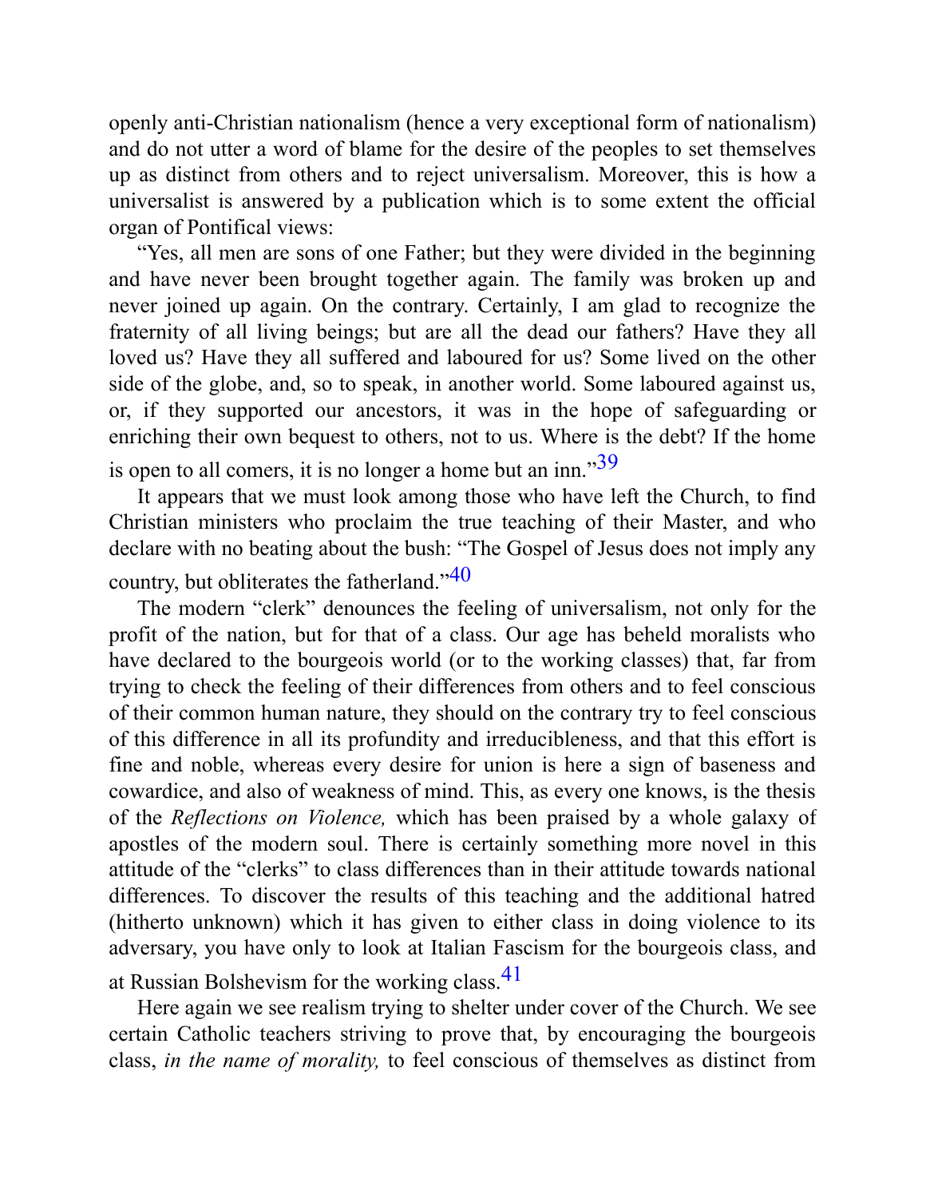openly anti-Christian nationalism (hence a very exceptional form of nationalism) and do not utter a word of blame for the desire of the peoples to set themselves up as distinct from others and to reject universalism. Moreover, this is how a universalist is answered by a publication which is to some extent the official organ of Pontifical views:

"Yes, all men are sons of one Father; but they were divided in the beginning and have never been brought together again. The family was broken up and never joined up again. On the contrary. Certainly, I am glad to recognize the fraternity of all living beings; but are all the dead our fathers? Have they all loved us? Have they all suffered and laboured for us? Some lived on the other side of the globe, and, so to speak, in another world. Some laboured against us, or, if they supported our ancestors, it was in the hope of safeguarding or enriching their own bequest to others, not to us. Where is the debt? If the home is open to all comers, it is no longer a home but an inn."[39]

It appears that we must look among those who have left the Church, to find Christian ministers who proclaim the true teaching of their Master, and who declare with no beating about the bush: "The Gospel of Jesus does not imply any country, but obliterates the fatherland."[40]

The modern "clerk" denounces the feeling of universalism, not only for the profit of the nation, but for that of a class. Our age has beheld moralists who have declared to the bourgeois world (or to the working classes) that, far from trying to check the feeling of their differences from others and to feel conscious of their common human nature, they should on the contrary try to feel conscious of this difference in all its profundity and irreducibleness, and that this effort is fine and noble, whereas every desire for union is here a sign of baseness and cowardice, and also of weakness of mind. This, as every one knows, is the thesis of the *Reflections on Violence,* which has been praised by a whole galaxy of apostles of the modern soul. There is certainly something more novel in this attitude of the "clerks" to class differences than in their attitude towards national differences. To discover the results of this teaching and the additional hatred (hitherto unknown) which it has given to either class in doing violence to its adversary, you have only to look at Italian Fascism for the bourgeois class, and at Russian Bolshevism for the working class.[41]

Here again we see realism trying to shelter under cover of the Church. We see certain Catholic teachers striving to prove that, by encouraging the bourgeois class, *in the name of morality,* to feel conscious of themselves as distinct from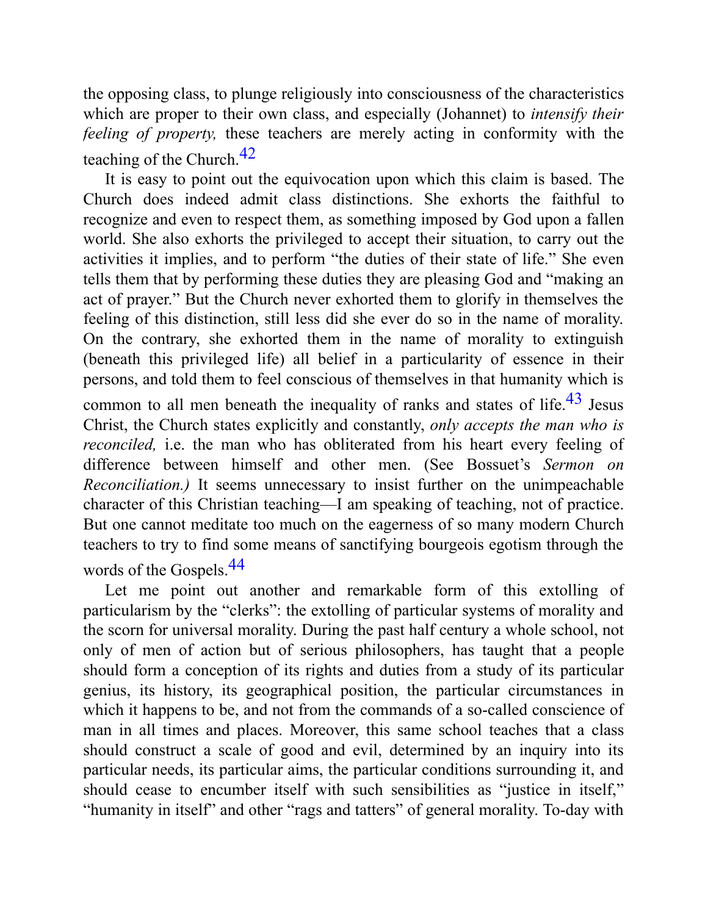the opposing class, to plunge religiously into consciousness of the characteristics which are proper to their own class, and especially (Johannet) to *intensify their feeling of property,* these teachers are merely acting in conformity with the teaching of the Church.[42]

It is easy to point out the equivocation upon which this claim is based. The Church does indeed admit class distinctions. She exhorts the faithful to recognize and even to respect them, as something imposed by God upon a fallen world. She also exhorts the privileged to accept their situation, to carry out the activities it implies, and to perform "the duties of their state of life." She even tells them that by performing these duties they are pleasing God and "making an act of prayer." But the Church never exhorted them to glorify in themselves the feeling of this distinction, still less did she ever do so in the name of morality. On the contrary, she exhorted them in the name of morality to extinguish (beneath this privileged life) all belief in a particularity of essence in their persons, and told them to feel conscious of themselves in that humanity which is common to all men beneath the inequality of ranks and states of life.[43] Jesus Christ, the Church states explicitly and constantly, *only accepts the man who is reconciled,* i.e. the man who has obliterated from his heart every feeling of difference between himself and other men. (See Bossuet's *Sermon on Reconciliation.)* It seems unnecessary to insist further on the unimpeachable character of this Christian teaching—I am speaking of teaching, not of practice. But one cannot meditate too much on the eagerness of so many modern Church teachers to try to find some means of sanctifying bourgeois egotism through the words of the Gospels.[44]

Let me point out another and remarkable form of this extolling of particularism by the "clerks": the extolling of particular systems of morality and the scorn for universal morality. During the past half century a whole school, not only of men of action but of serious philosophers, has taught that a people should form a conception of its rights and duties from a study of its particular genius, its history, its geographical position, the particular circumstances in which it happens to be, and not from the commands of a so-called conscience of man in all times and places. Moreover, this same school teaches that a class should construct a scale of good and evil, determined by an inquiry into its particular needs, its particular aims, the particular conditions surrounding it, and should cease to encumber itself with such sensibilities as "justice in itself," "humanity in itself" and other "rags and tatters" of general morality. To-day with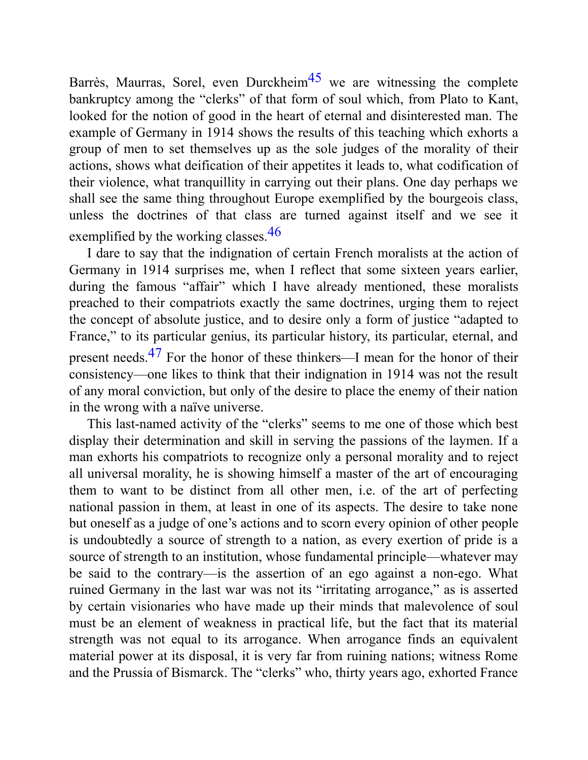Barrès, Maurras, Sorel, even Durckheim[45] we are witnessing the complete bankruptcy among the "clerks" of that form of soul which, from Plato to Kant, looked for the notion of good in the heart of eternal and disinterested man. The example of Germany in 1914 shows the results of this teaching which exhorts a group of men to set themselves up as the sole judges of the morality of their actions, shows what deification of their appetites it leads to, what codification of their violence, what tranquillity in carrying out their plans. One day perhaps we shall see the same thing throughout Europe exemplified by the bourgeois class, unless the doctrines of that class are turned against itself and we see it exemplified by the working classes.[46]

I dare to say that the indignation of certain French moralists at the action of Germany in 1914 surprises me, when I reflect that some sixteen years earlier, during the famous "affair" which I have already mentioned, these moralists preached to their compatriots exactly the same doctrines, urging them to reject the concept of absolute justice, and to desire only a form of justice "adapted to France," to its particular genius, its particular history, its particular, eternal, and present needs.[47] For the honor of these thinkers—I mean for the honor of their consistency—one likes to think that their indignation in 1914 was not the result of any moral conviction, but only of the desire to place the enemy of their nation in the wrong with a naïve universe.

This last-named activity of the "clerks" seems to me one of those which best display their determination and skill in serving the passions of the laymen. If a man exhorts his compatriots to recognize only a personal morality and to reject all universal morality, he is showing himself a master of the art of encouraging them to want to be distinct from all other men, i.e. of the art of perfecting national passion in them, at least in one of its aspects. The desire to take none but oneself as a judge of one's actions and to scorn every opinion of other people is undoubtedly a source of strength to a nation, as every exertion of pride is a source of strength to an institution, whose fundamental principle—whatever may be said to the contrary—is the assertion of an ego against a non-ego. What ruined Germany in the last war was not its "irritating arrogance," as is asserted by certain visionaries who have made up their minds that malevolence of soul must be an element of weakness in practical life, but the fact that its material strength was not equal to its arrogance. When arrogance finds an equivalent material power at its disposal, it is very far from ruining nations; witness Rome and the Prussia of Bismarck. The "clerks" who, thirty years ago, exhorted France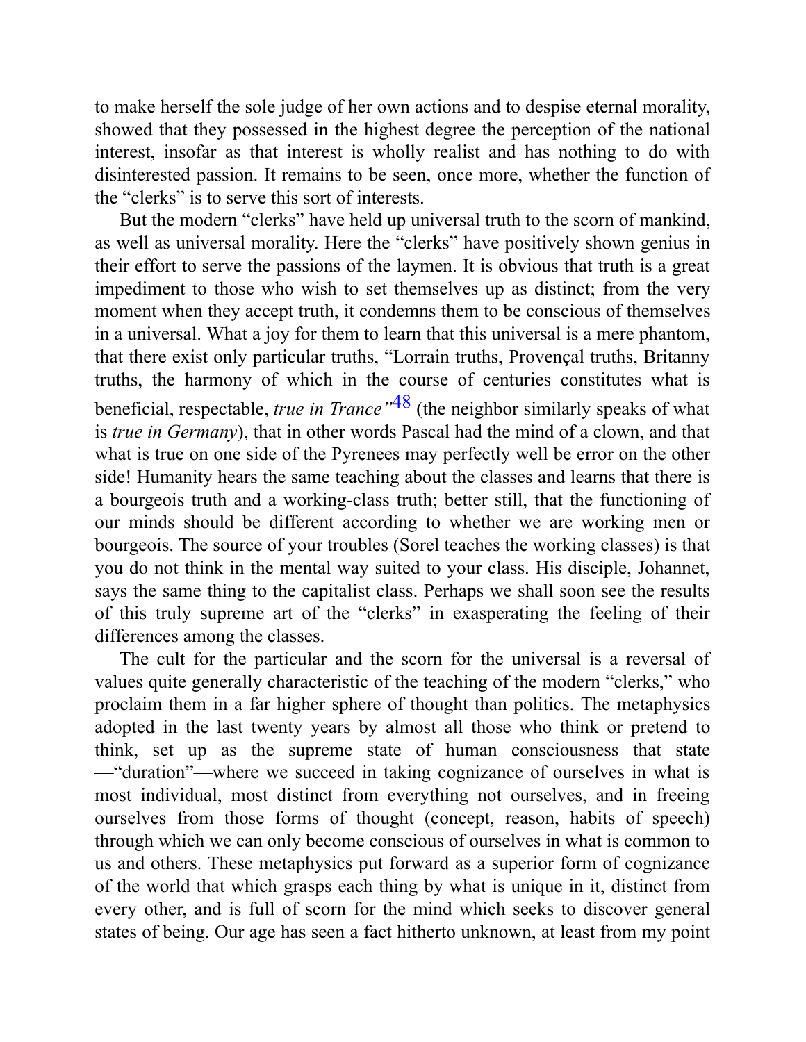to make herself the sole judge of her own actions and to despise eternal morality, showed that they possessed in the highest degree the perception of the national interest, insofar as that interest is wholly realist and has nothing to do with disinterested passion. It remains to be seen, once more, whether the function of the "clerks" is to serve this sort of interests.

But the modern "clerks" have held up universal truth to the scorn of mankind, as well as universal morality. Here the "clerks" have positively shown genius in their effort to serve the passions of the laymen. It is obvious that truth is a great impediment to those who wish to set themselves up as distinct; from the very moment when they accept truth, it condemns them to be conscious of themselves in a universal. What a joy for them to learn that this universal is a mere phantom, that there exist only particular truths, "Lorrain truths, Provençal truths, Britanny truths, the harmony of which in the course of centuries constitutes what is beneficial, respectable, *true in Trance"*[48] (the neighbor similarly speaks of what is *true in Germany*), that in other words Pascal had the mind of a clown, and that what is true on one side of the Pyrenees may perfectly well be error on the other side! Humanity hears the same teaching about the classes and learns that there is a bourgeois truth and a working-class truth; better still, that the functioning of our minds should be different according to whether we are working men or bourgeois. The source of your troubles (Sorel teaches the working classes) is that you do not think in the mental way suited to your class. His disciple, Johannet, says the same thing to the capitalist class. Perhaps we shall soon see the results of this truly supreme art of the "clerks" in exasperating the feeling of their differences among the classes.

The cult for the particular and the scorn for the universal is a reversal of values quite generally characteristic of the teaching of the modern "clerks," who proclaim them in a far higher sphere of thought than politics. The metaphysics adopted in the last twenty years by almost all those who think or pretend to think, set up as the supreme state of human consciousness that state —"duration"—where we succeed in taking cognizance of ourselves in what is most individual, most distinct from everything not ourselves, and in freeing ourselves from those forms of thought (concept, reason, habits of speech) through which we can only become conscious of ourselves in what is common to us and others. These metaphysics put forward as a superior form of cognizance of the world that which grasps each thing by what is unique in it, distinct from every other, and is full of scorn for the mind which seeks to discover general states of being. Our age has seen a fact hitherto unknown, at least from my point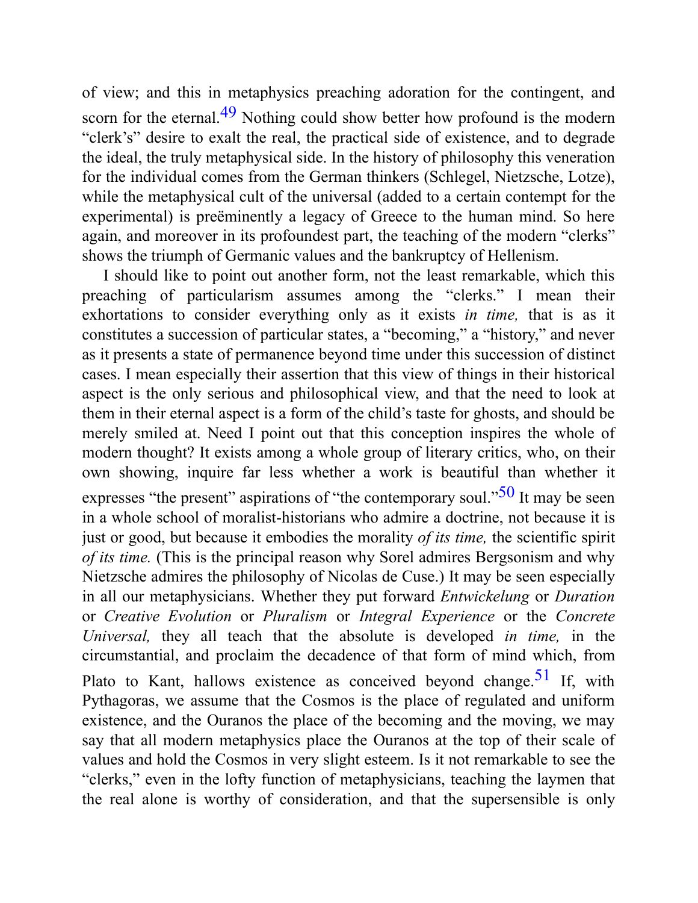of view; and this in metaphysics preaching adoration for the contingent, and scorn for the eternal.[49] Nothing could show better how profound is the modern "clerk's" desire to exalt the real, the practical side of existence, and to degrade the ideal, the truly metaphysical side. In the history of philosophy this veneration for the individual comes from the German thinkers (Schlegel, Nietzsche, Lotze), while the metaphysical cult of the universal (added to a certain contempt for the experimental) is preëminently a legacy of Greece to the human mind. So here again, and moreover in its profoundest part, the teaching of the modern "clerks" shows the triumph of Germanic values and the bankruptcy of Hellenism.

I should like to point out another form, not the least remarkable, which this preaching of particularism assumes among the "clerks." I mean their exhortations to consider everything only as it exists *in time,* that is as it constitutes a succession of particular states, a "becoming," a "history," and never as it presents a state of permanence beyond time under this succession of distinct cases. I mean especially their assertion that this view of things in their historical aspect is the only serious and philosophical view, and that the need to look at them in their eternal aspect is a form of the child's taste for ghosts, and should be merely smiled at. Need I point out that this conception inspires the whole of modern thought? It exists among a whole group of literary critics, who, on their own showing, inquire far less whether a work is beautiful than whether it expresses "the present" aspirations of "the contemporary soul."[50] It may be seen in a whole school of moralist-historians who admire a doctrine, not because it is just or good, but because it embodies the morality *of its time,* the scientific spirit *of its time.* (This is the principal reason why Sorel admires Bergsonism and why Nietzsche admires the philosophy of Nicolas de Cuse.) It may be seen especially in all our metaphysicians. Whether they put forward *Entwickelung* or *Duration* or *Creative Evolution* or *Pluralism* or *Integral Experience* or the *Concrete Universal,* they all teach that the absolute is developed *in time,* in the circumstantial, and proclaim the decadence of that form of mind which, from Plato to Kant, hallows existence as conceived beyond change.[51] If, with Pythagoras, we assume that the Cosmos is the place of regulated and uniform existence, and the Ouranos the place of the becoming and the moving, we may say that all modern metaphysics place the Ouranos at the top of their scale of values and hold the Cosmos in very slight esteem. Is it not remarkable to see the "clerks," even in the lofty function of metaphysicians, teaching the laymen that the real alone is worthy of consideration, and that the supersensible is only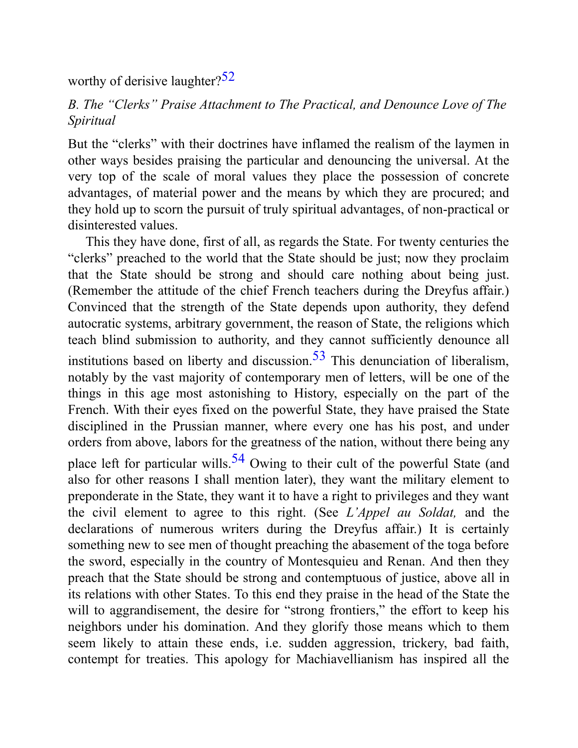worthy of derisive laughter?[52]

*B. The “Clerks” Praise Attachment to The Practical, and Denounce Love of The Spiritual*

But the “clerks” with their doctrines have inflamed the realism of the laymen in other ways besides praising the particular and denouncing the universal. At the very top of the scale of moral values they place the possession of concrete advantages, of material power and the means by which they are procured; and they hold up to scorn the pursuit of truly spiritual advantages, of non-practical or disinterested values.

This they have done, first of all, as regards the State. For twenty centuries the “clerks” preached to the world that the State should be just; now they proclaim that the State should be strong and should care nothing about being just. (Remember the attitude of the chief French teachers during the Dreyfus affair.) Convinced that the strength of the State depends upon authority, they defend autocratic systems, arbitrary government, the reason of State, the religions which teach blind submission to authority, and they cannot sufficiently denounce all institutions based on liberty and discussion.[53] This denunciation of liberalism, notably by the vast majority of contemporary men of letters, will be one of the things in this age most astonishing to History, especially on the part of the French. With their eyes fixed on the powerful State, they have praised the State disciplined in the Prussian manner, where every one has his post, and under orders from above, labors for the greatness of the nation, without there being any place left for particular wills.[54] Owing to their cult of the powerful State (and also for other reasons I shall mention later), they want the military element to preponderate in the State, they want it to have a right to privileges and they want the civil element to agree to this right. (See *L’Appel au Soldat,* and the declarations of numerous writers during the Dreyfus affair.) It is certainly something new to see men of thought preaching the abasement of the toga before the sword, especially in the country of Montesquieu and Renan. And then they preach that the State should be strong and contemptuous of justice, above all in its relations with other States. To this end they praise in the head of the State the will to aggrandisement, the desire for “strong frontiers,” the effort to keep his neighbors under his domination. And they glorify those means which to them seem likely to attain these ends, i.e. sudden aggression, trickery, bad faith, contempt for treaties. This apology for Machiavellianism has inspired all the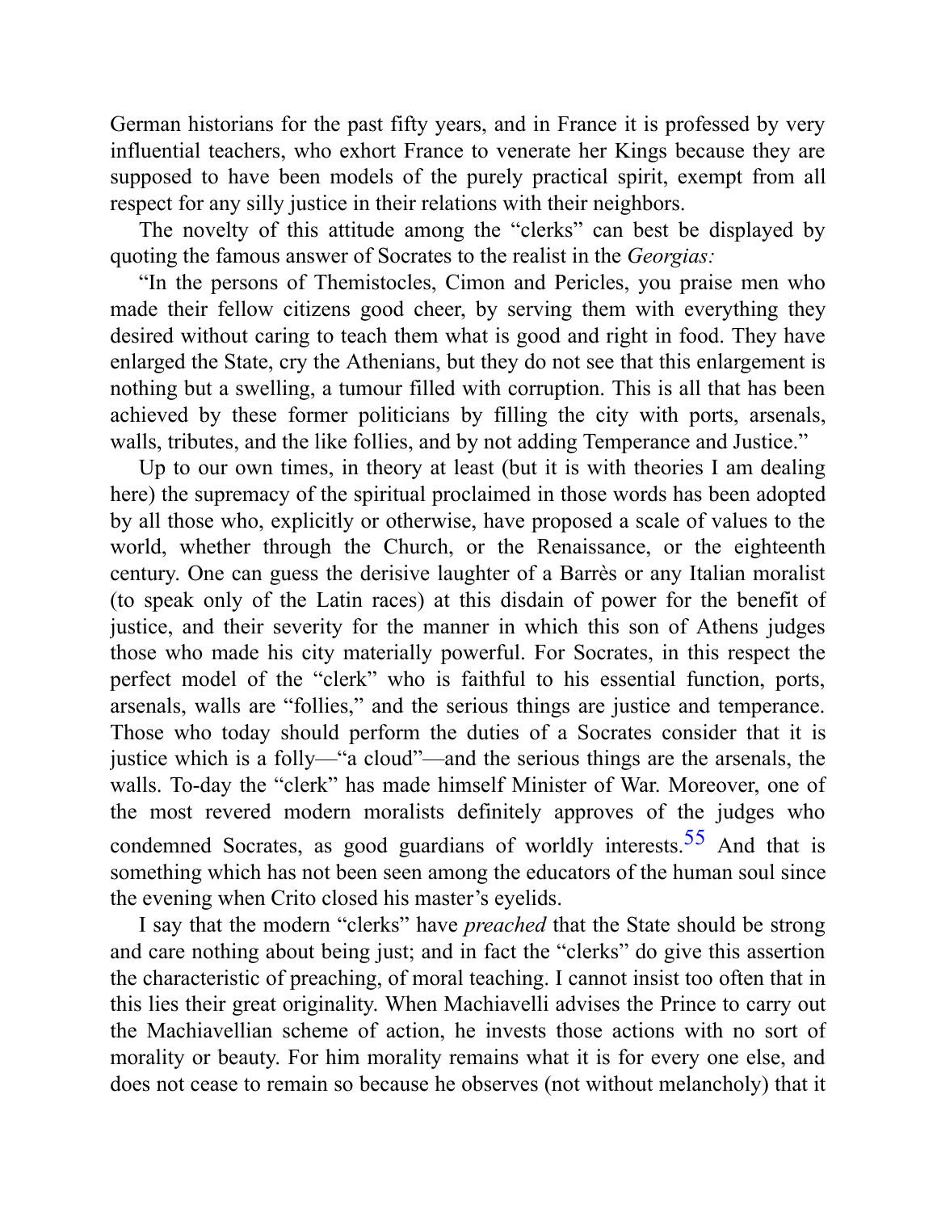German historians for the past fifty years, and in France it is professed by very influential teachers, who exhort France to venerate her Kings because they are supposed to have been models of the purely practical spirit, exempt from all respect for any silly justice in their relations with their neighbors.

The novelty of this attitude among the "clerks" can best be displayed by quoting the famous answer of Socrates to the realist in the *Georgias:*

"In the persons of Themistocles, Cimon and Pericles, you praise men who made their fellow citizens good cheer, by serving them with everything they desired without caring to teach them what is good and right in food. They have enlarged the State, cry the Athenians, but they do not see that this enlargement is nothing but a swelling, a tumour filled with corruption. This is all that has been achieved by these former politicians by filling the city with ports, arsenals, walls, tributes, and the like follies, and by not adding Temperance and Justice."

Up to our own times, in theory at least (but it is with theories I am dealing here) the supremacy of the spiritual proclaimed in those words has been adopted by all those who, explicitly or otherwise, have proposed a scale of values to the world, whether through the Church, or the Renaissance, or the eighteenth century. One can guess the derisive laughter of a Barrès or any Italian moralist (to speak only of the Latin races) at this disdain of power for the benefit of justice, and their severity for the manner in which this son of Athens judges those who made his city materially powerful. For Socrates, in this respect the perfect model of the "clerk" who is faithful to his essential function, ports, arsenals, walls are "follies," and the serious things are justice and temperance. Those who today should perform the duties of a Socrates consider that it is justice which is a folly—"a cloud"—and the serious things are the arsenals, the walls. To-day the "clerk" has made himself Minister of War. Moreover, one of the most revered modern moralists definitely approves of the judges who condemned Socrates, as good guardians of worldly interests.[55] And that is something which has not been seen among the educators of the human soul since the evening when Crito closed his master's eyelids.

I say that the modern "clerks" have *preached* that the State should be strong and care nothing about being just; and in fact the "clerks" do give this assertion the characteristic of preaching, of moral teaching. I cannot insist too often that in this lies their great originality. When Machiavelli advises the Prince to carry out the Machiavellian scheme of action, he invests those actions with no sort of morality or beauty. For him morality remains what it is for every one else, and does not cease to remain so because he observes (not without melancholy) that it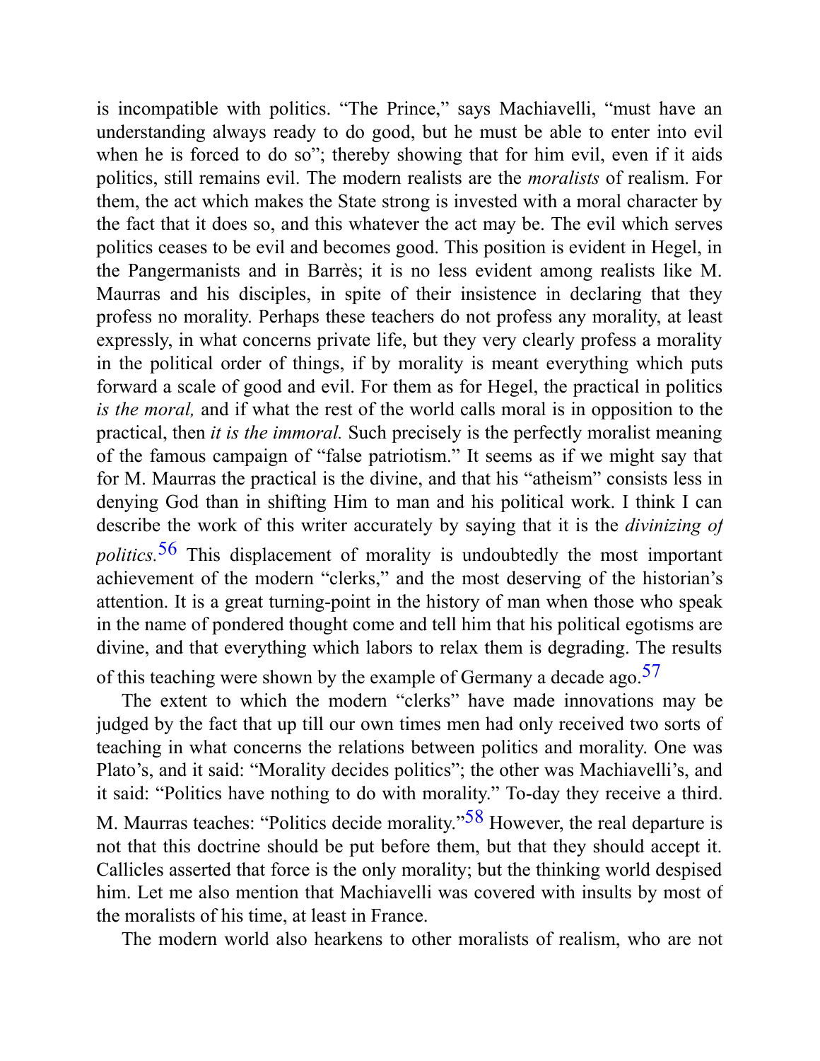is incompatible with politics. "The Prince," says Machiavelli, "must have an understanding always ready to do good, but he must be able to enter into evil when he is forced to do so"; thereby showing that for him evil, even if it aids politics, still remains evil. The modern realists are the *moralists* of realism. For them, the act which makes the State strong is invested with a moral character by the fact that it does so, and this whatever the act may be. The evil which serves politics ceases to be evil and becomes good. This position is evident in Hegel, in the Pangermanists and in Barrès; it is no less evident among realists like M. Maurras and his disciples, in spite of their insistence in declaring that they profess no morality. Perhaps these teachers do not profess any morality, at least expressly, in what concerns private life, but they very clearly profess a morality in the political order of things, if by morality is meant everything which puts forward a scale of good and evil. For them as for Hegel, the practical in politics *is the moral,* and if what the rest of the world calls moral is in opposition to the practical, then *it is the immoral.* Such precisely is the perfectly moralist meaning of the famous campaign of "false patriotism." It seems as if we might say that for M. Maurras the practical is the divine, and that his "atheism" consists less in denying God than in shifting Him to man and his political work. I think I can describe the work of this writer accurately by saying that it is the *divinizing of politics.*[56] This displacement of morality is undoubtedly the most important achievement of the modern "clerks," and the most deserving of the historian's attention. It is a great turning-point in the history of man when those who speak in the name of pondered thought come and tell him that his political egotisms are divine, and that everything which labors to relax them is degrading. The results of this teaching were shown by the example of Germany a decade ago.[57]

The extent to which the modern "clerks" have made innovations may be judged by the fact that up till our own times men had only received two sorts of teaching in what concerns the relations between politics and morality. One was Plato's, and it said: "Morality decides politics"; the other was Machiavelli's, and it said: "Politics have nothing to do with morality." To-day they receive a third. M. Maurras teaches: "Politics decide morality."[58] However, the real departure is not that this doctrine should be put before them, but that they should accept it. Callicles asserted that force is the only morality; but the thinking world despised him. Let me also mention that Machiavelli was covered with insults by most of the moralists of his time, at least in France.

The modern world also hearkens to other moralists of realism, who are not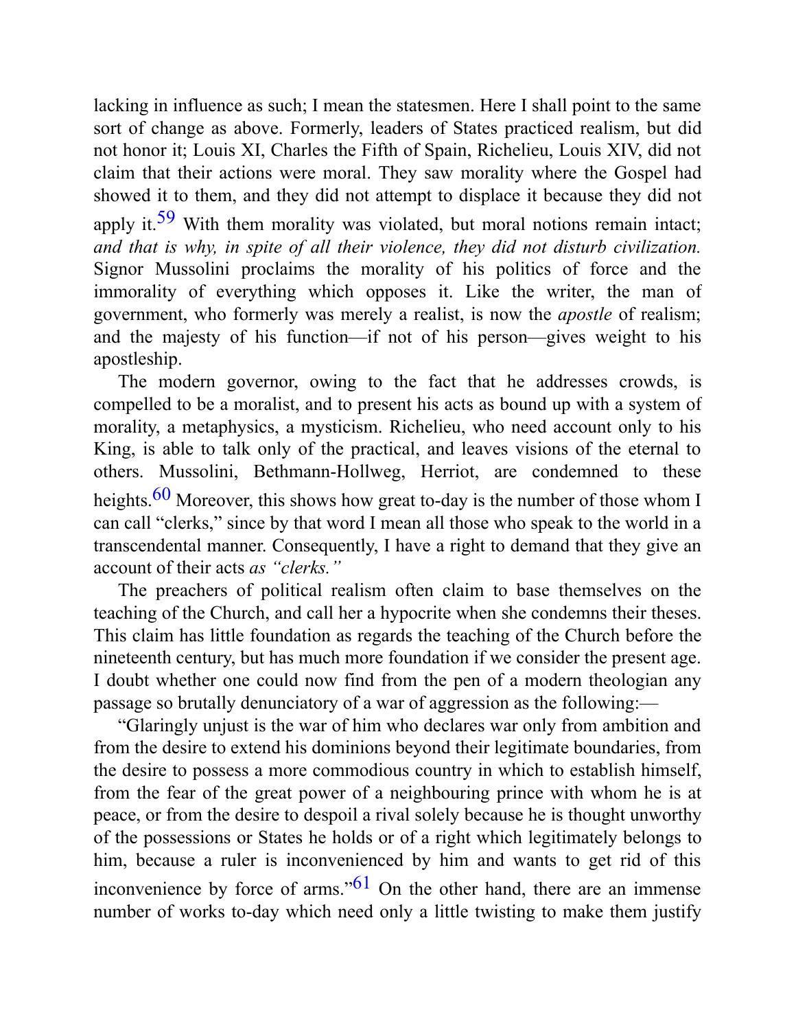lacking in influence as such; I mean the statesmen. Here I shall point to the same sort of change as above. Formerly, leaders of States practiced realism, but did not honor it; Louis XI, Charles the Fifth of Spain, Richelieu, Louis XIV, did not claim that their actions were moral. They saw morality where the Gospel had showed it to them, and they did not attempt to displace it because they did not apply it.[59] With them morality was violated, but moral notions remain intact; *and that is why, in spite of all their violence, they did not disturb civilization.* Signor Mussolini proclaims the morality of his politics of force and the immorality of everything which opposes it. Like the writer, the man of government, who formerly was merely a realist, is now the *apostle* of realism; and the majesty of his function—if not of his person—gives weight to his apostleship.

The modern governor, owing to the fact that he addresses crowds, is compelled to be a moralist, and to present his acts as bound up with a system of morality, a metaphysics, a mysticism. Richelieu, who need account only to his King, is able to talk only of the practical, and leaves visions of the eternal to others. Mussolini, Bethmann-Hollweg, Herriot, are condemned to these heights.[60] Moreover, this shows how great to-day is the number of those whom I can call "clerks," since by that word I mean all those who speak to the world in a transcendental manner. Consequently, I have a right to demand that they give an account of their acts *as "clerks."*

The preachers of political realism often claim to base themselves on the teaching of the Church, and call her a hypocrite when she condemns their theses. This claim has little foundation as regards the teaching of the Church before the nineteenth century, but has much more foundation if we consider the present age. I doubt whether one could now find from the pen of a modern theologian any passage so brutally denunciatory of a war of aggression as the following:—

"Glaringly unjust is the war of him who declares war only from ambition and from the desire to extend his dominions beyond their legitimate boundaries, from the desire to possess a more commodious country in which to establish himself, from the fear of the great power of a neighbouring prince with whom he is at peace, or from the desire to despoil a rival solely because he is thought unworthy of the possessions or States he holds or of a right which legitimately belongs to him, because a ruler is inconvenienced by him and wants to get rid of this inconvenience by force of arms."[61] On the other hand, there are an immense number of works to-day which need only a little twisting to make them justify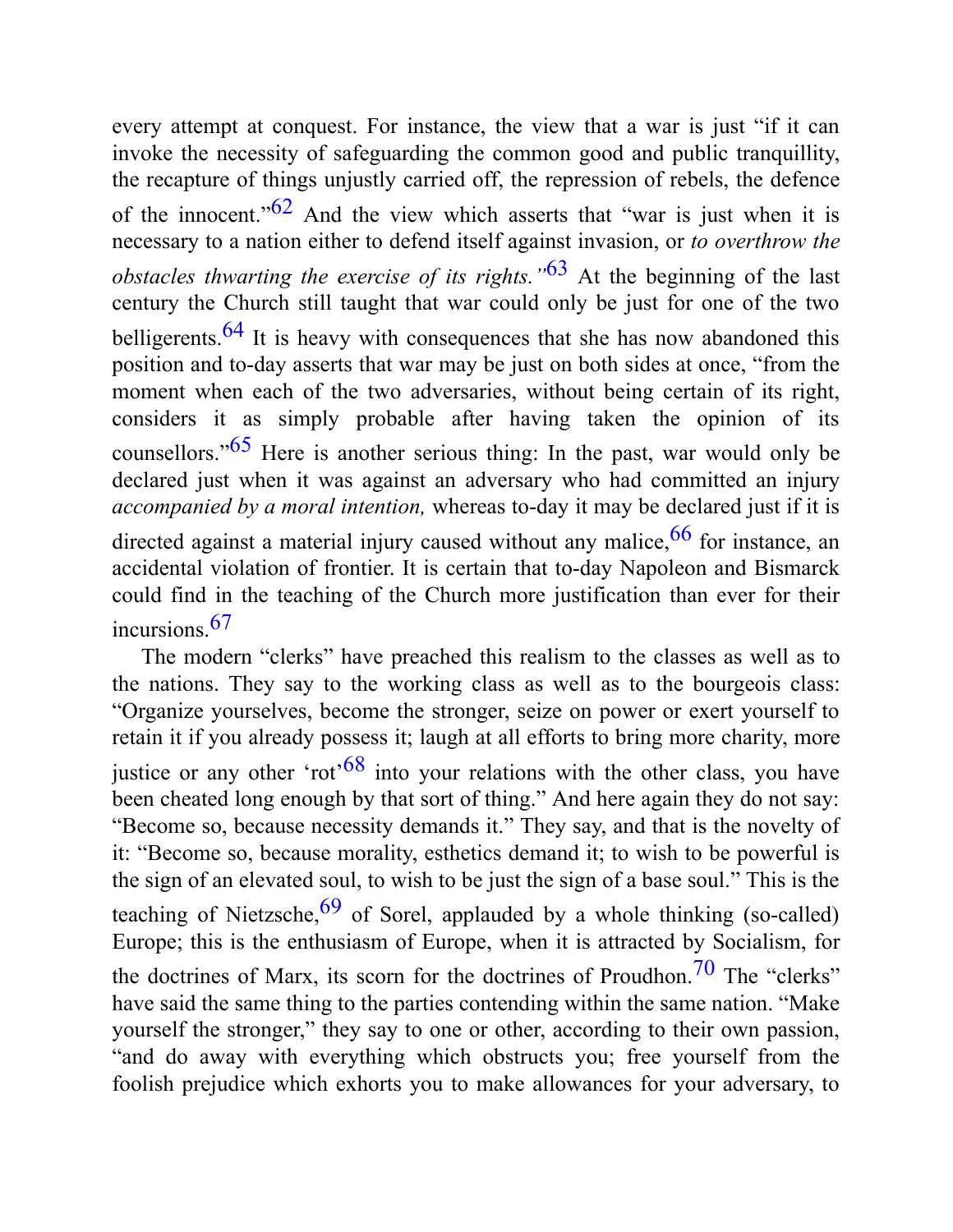every attempt at conquest. For instance, the view that a war is just "if it can invoke the necessity of safeguarding the common good and public tranquillity, the recapture of things unjustly carried off, the repression of rebels, the defence of the innocent."[62] And the view which asserts that "war is just when it is necessary to a nation either to defend itself against invasion, or *to overthrow the obstacles thwarting the exercise of its rights."*[63] At the beginning of the last century the Church still taught that war could only be just for one of the two belligerents.[64] It is heavy with consequences that she has now abandoned this position and to-day asserts that war may be just on both sides at once, "from the moment when each of the two adversaries, without being certain of its right, considers it as simply probable after having taken the opinion of its counsellors."[65] Here is another serious thing: In the past, war would only be declared just when it was against an adversary who had committed an injury *accompanied by a moral intention,* whereas to-day it may be declared just if it is directed against a material injury caused without any malice,[66] for instance, an accidental violation of frontier. It is certain that to-day Napoleon and Bismarck could find in the teaching of the Church more justification than ever for their incursions.[67]

The modern "clerks" have preached this realism to the classes as well as to the nations. They say to the working class as well as to the bourgeois class: "Organize yourselves, become the stronger, seize on power or exert yourself to retain it if you already possess it; laugh at all efforts to bring more charity, more justice or any other 'rot'[68] into your relations with the other class, you have been cheated long enough by that sort of thing." And here again they do not say: "Become so, because necessity demands it." They say, and that is the novelty of it: "Become so, because morality, esthetics demand it; to wish to be powerful is the sign of an elevated soul, to wish to be just the sign of a base soul." This is the teaching of Nietzsche,[69] of Sorel, applauded by a whole thinking (so-called) Europe; this is the enthusiasm of Europe, when it is attracted by Socialism, for the doctrines of Marx, its scorn for the doctrines of Proudhon.[70] The "clerks" have said the same thing to the parties contending within the same nation. "Make yourself the stronger," they say to one or other, according to their own passion, "and do away with everything which obstructs you; free yourself from the foolish prejudice which exhorts you to make allowances for your adversary, to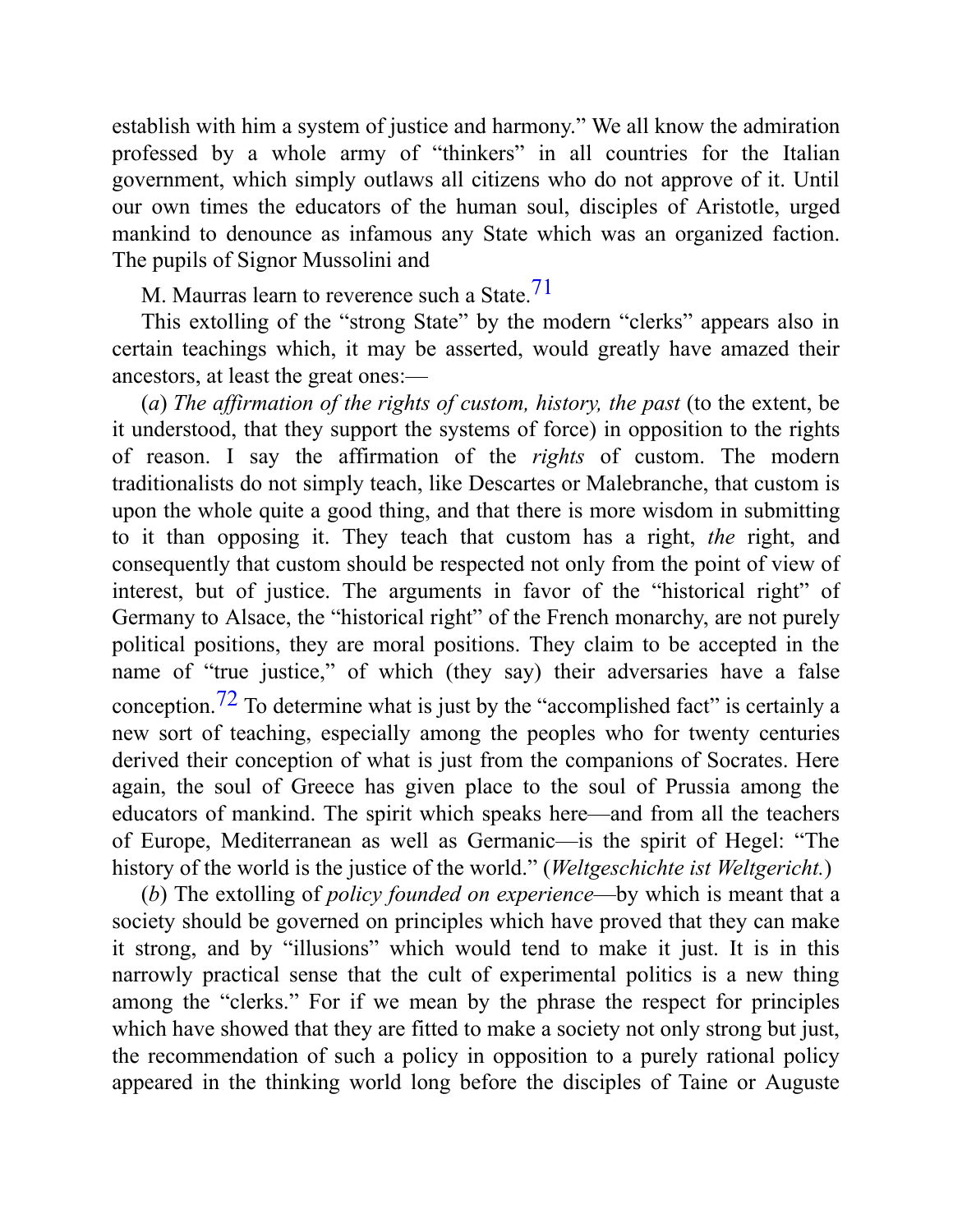establish with him a system of justice and harmony." We all know the admiration professed by a whole army of "thinkers" in all countries for the Italian government, which simply outlaws all citizens who do not approve of it. Until our own times the educators of the human soul, disciples of Aristotle, urged mankind to denounce as infamous any State which was an organized faction. The pupils of Signor Mussolini and M. Maurras learn to reverence such a State.[71]

This extolling of the "strong State" by the modern "clerks" appears also in certain teachings which, it may be asserted, would greatly have amazed their ancestors, at least the great ones:—

(*a*) *The affirmation of the rights of custom, history, the past* (to the extent, be it understood, that they support the systems of force) in opposition to the rights of reason. I say the affirmation of the *rights* of custom. The modern traditionalists do not simply teach, like Descartes or Malebranche, that custom is upon the whole quite a good thing, and that there is more wisdom in submitting to it than opposing it. They teach that custom has a right, *the* right, and consequently that custom should be respected not only from the point of view of interest, but of justice. The arguments in favor of the "historical right" of Germany to Alsace, the "historical right" of the French monarchy, are not purely political positions, they are moral positions. They claim to be accepted in the name of "true justice," of which (they say) their adversaries have a false conception.[72] To determine what is just by the "accomplished fact" is certainly a new sort of teaching, especially among the peoples who for twenty centuries derived their conception of what is just from the companions of Socrates. Here again, the soul of Greece has given place to the soul of Prussia among the educators of mankind. The spirit which speaks here—and from all the teachers of Europe, Mediterranean as well as Germanic—is the spirit of Hegel: "The history of the world is the justice of the world." (*Weltgeschichte ist Weltgericht.*)

(*b*) The extolling of *policy founded on experience*—by which is meant that a society should be governed on principles which have proved that they can make it strong, and by "illusions" which would tend to make it just. It is in this narrowly practical sense that the cult of experimental politics is a new thing among the "clerks." For if we mean by the phrase the respect for principles which have showed that they are fitted to make a society not only strong but just, the recommendation of such a policy in opposition to a purely rational policy appeared in the thinking world long before the disciples of Taine or Auguste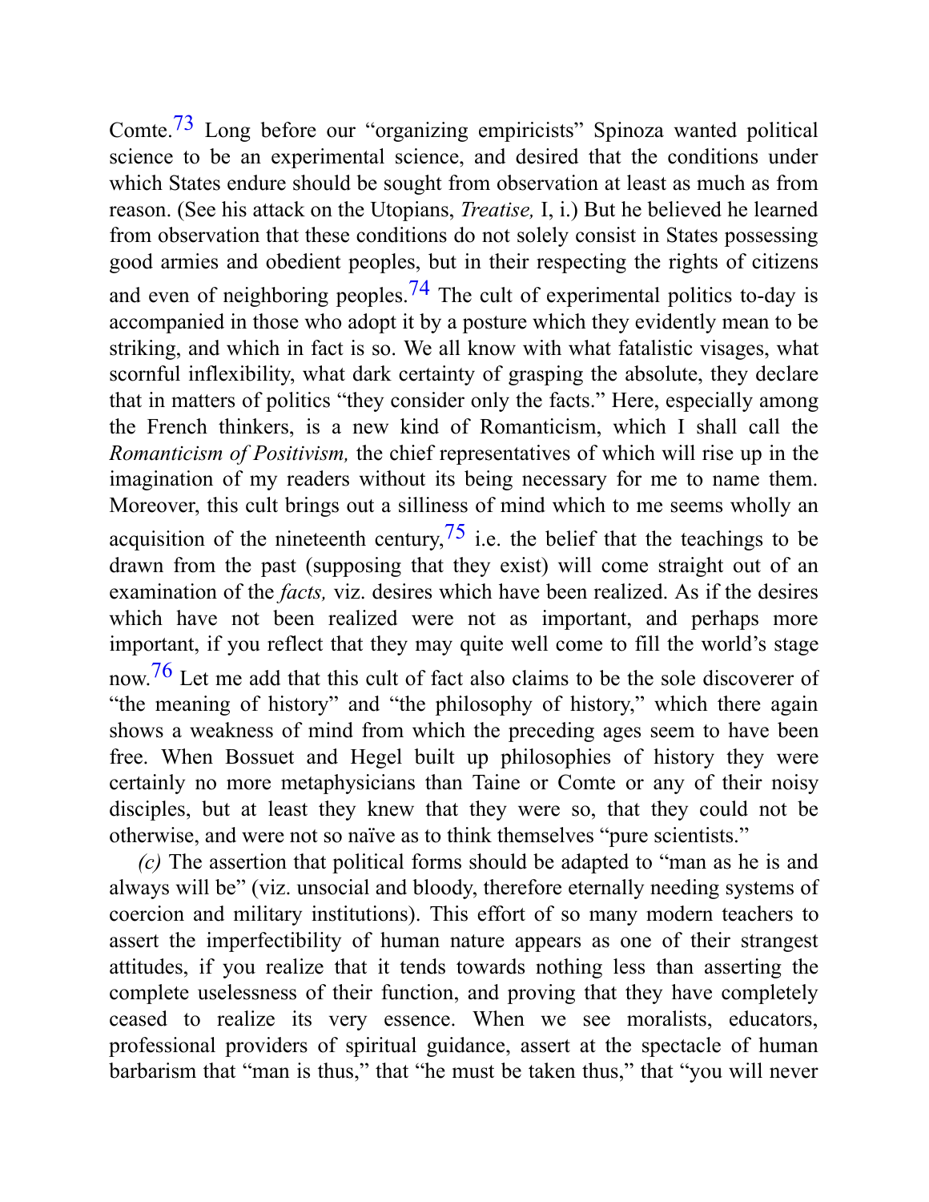Comte.[73] Long before our "organizing empiricists" Spinoza wanted political science to be an experimental science, and desired that the conditions under which States endure should be sought from observation at least as much as from reason. (See his attack on the Utopians, *Treatise,* I, i.) But he believed he learned from observation that these conditions do not solely consist in States possessing good armies and obedient peoples, but in their respecting the rights of citizens and even of neighboring peoples.[74] The cult of experimental politics to-day is accompanied in those who adopt it by a posture which they evidently mean to be striking, and which in fact is so. We all know with what fatalistic visages, what scornful inflexibility, what dark certainty of grasping the absolute, they declare that in matters of politics "they consider only the facts." Here, especially among the French thinkers, is a new kind of Romanticism, which I shall call the *Romanticism of Positivism,* the chief representatives of which will rise up in the imagination of my readers without its being necessary for me to name them. Moreover, this cult brings out a silliness of mind which to me seems wholly an acquisition of the nineteenth century,[75] i.e. the belief that the teachings to be drawn from the past (supposing that they exist) will come straight out of an examination of the *facts,* viz. desires which have been realized. As if the desires which have not been realized were not as important, and perhaps more important, if you reflect that they may quite well come to fill the world's stage now.[76] Let me add that this cult of fact also claims to be the sole discoverer of "the meaning of history" and "the philosophy of history," which there again shows a weakness of mind from which the preceding ages seem to have been free. When Bossuet and Hegel built up philosophies of history they were certainly no more metaphysicians than Taine or Comte or any of their noisy disciples, but at least they knew that they were so, that they could not be otherwise, and were not so naïve as to think themselves "pure scientists."

*(c)* The assertion that political forms should be adapted to "man as he is and always will be" (viz. unsocial and bloody, therefore eternally needing systems of coercion and military institutions). This effort of so many modern teachers to assert the imperfectibility of human nature appears as one of their strangest attitudes, if you realize that it tends towards nothing less than asserting the complete uselessness of their function, and proving that they have completely ceased to realize its very essence. When we see moralists, educators, professional providers of spiritual guidance, assert at the spectacle of human barbarism that "man is thus," that "he must be taken thus," that "you will never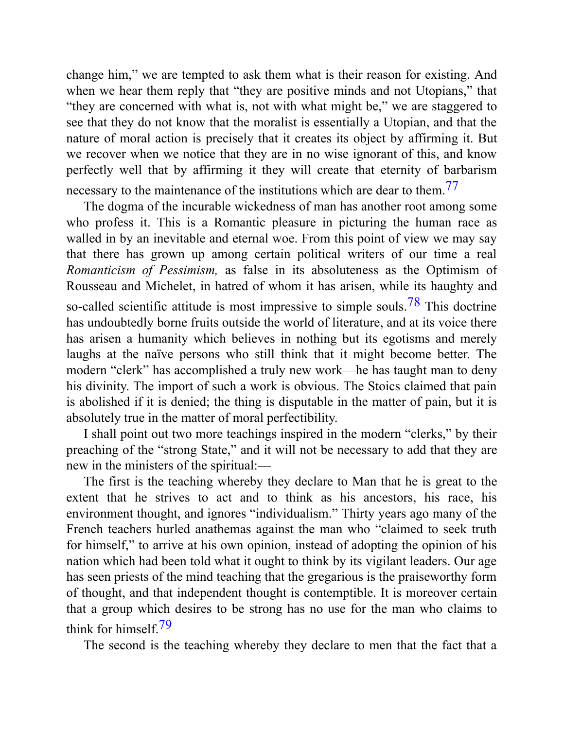change him," we are tempted to ask them what is their reason for existing. And when we hear them reply that "they are positive minds and not Utopians," that "they are concerned with what is, not with what might be," we are staggered to see that they do not know that the moralist is essentially a Utopian, and that the nature of moral action is precisely that it creates its object by affirming it. But we recover when we notice that they are in no wise ignorant of this, and know perfectly well that by affirming it they will create that eternity of barbarism necessary to the maintenance of the institutions which are dear to them.[77]

The dogma of the incurable wickedness of man has another root among some who profess it. This is a Romantic pleasure in picturing the human race as walled in by an inevitable and eternal woe. From this point of view we may say that there has grown up among certain political writers of our time a real *Romanticism of Pessimism,* as false in its absoluteness as the Optimism of Rousseau and Michelet, in hatred of whom it has arisen, while its haughty and so-called scientific attitude is most impressive to simple souls.[78] This doctrine has undoubtedly borne fruits outside the world of literature, and at its voice there has arisen a humanity which believes in nothing but its egotisms and merely laughs at the naïve persons who still think that it might become better. The modern "clerk" has accomplished a truly new work—he has taught man to deny his divinity. The import of such a work is obvious. The Stoics claimed that pain is abolished if it is denied; the thing is disputable in the matter of pain, but it is absolutely true in the matter of moral perfectibility.

I shall point out two more teachings inspired in the modern "clerks," by their preaching of the "strong State," and it will not be necessary to add that they are new in the ministers of the spiritual:—

The first is the teaching whereby they declare to Man that he is great to the extent that he strives to act and to think as his ancestors, his race, his environment thought, and ignores "individualism." Thirty years ago many of the French teachers hurled anathemas against the man who "claimed to seek truth for himself," to arrive at his own opinion, instead of adopting the opinion of his nation which had been told what it ought to think by its vigilant leaders. Our age has seen priests of the mind teaching that the gregarious is the praiseworthy form of thought, and that independent thought is contemptible. It is moreover certain that a group which desires to be strong has no use for the man who claims to think for himself.[79]

The second is the teaching whereby they declare to men that the fact that a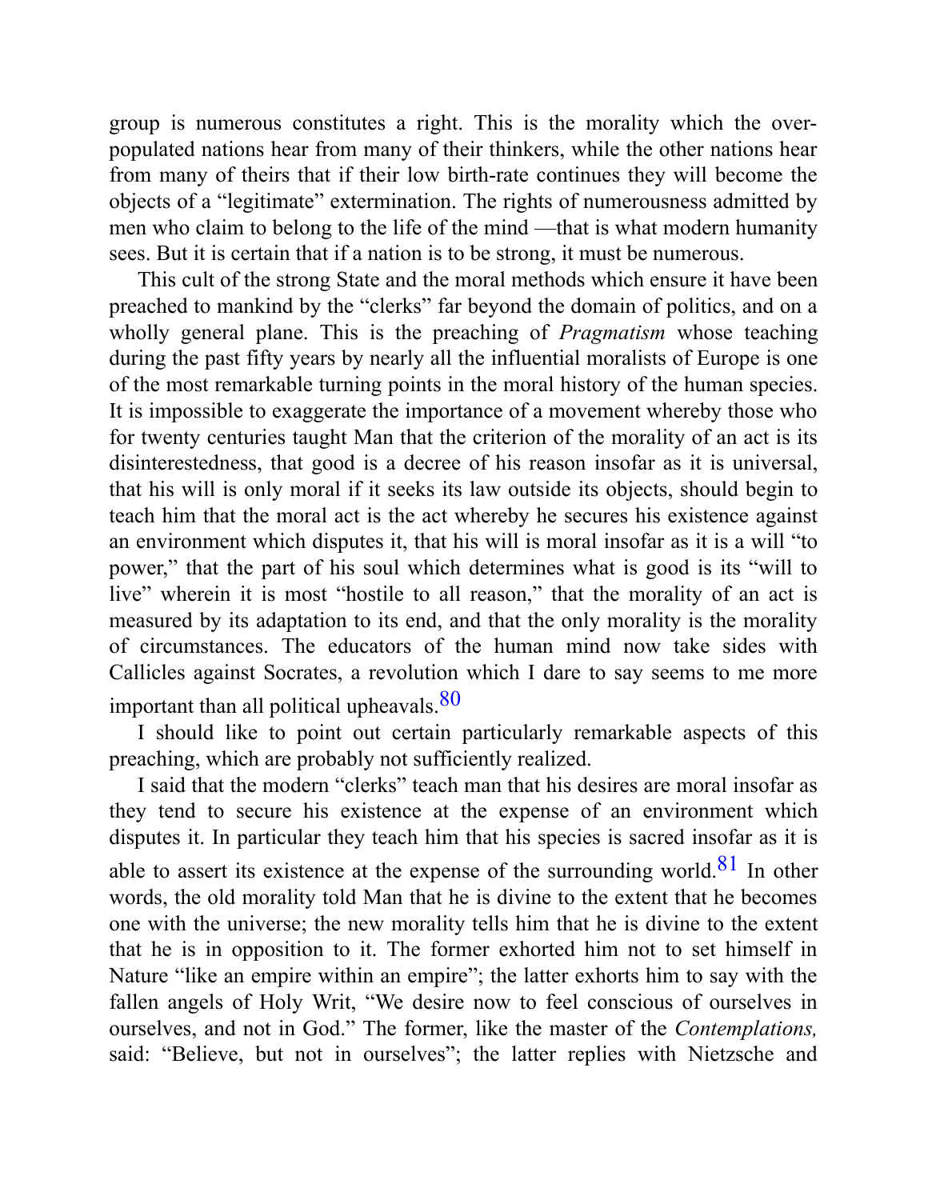group is numerous constitutes a right. This is the morality which the over-populated nations hear from many of their thinkers, while the other nations hear from many of theirs that if their low birth-rate continues they will become the objects of a "legitimate" extermination. The rights of numerousness admitted by men who claim to belong to the life of the mind —that is what modern humanity sees. But it is certain that if a nation is to be strong, it must be numerous.

This cult of the strong State and the moral methods which ensure it have been preached to mankind by the "clerks" far beyond the domain of politics, and on a wholly general plane. This is the preaching of *Pragmatism* whose teaching during the past fifty years by nearly all the influential moralists of Europe is one of the most remarkable turning points in the moral history of the human species. It is impossible to exaggerate the importance of a movement whereby those who for twenty centuries taught Man that the criterion of the morality of an act is its disinterestedness, that good is a decree of his reason insofar as it is universal, that his will is only moral if it seeks its law outside its objects, should begin to teach him that the moral act is the act whereby he secures his existence against an environment which disputes it, that his will is moral insofar as it is a will "to power," that the part of his soul which determines what is good is its "will to live" wherein it is most "hostile to all reason," that the morality of an act is measured by its adaptation to its end, and that the only morality is the morality of circumstances. The educators of the human mind now take sides with Callicles against Socrates, a revolution which I dare to say seems to me more important than all political upheavals.[80]

I should like to point out certain particularly remarkable aspects of this preaching, which are probably not sufficiently realized.

I said that the modern "clerks" teach man that his desires are moral insofar as they tend to secure his existence at the expense of an environment which disputes it. In particular they teach him that his species is sacred insofar as it is able to assert its existence at the expense of the surrounding world.[81] In other words, the old morality told Man that he is divine to the extent that he becomes one with the universe; the new morality tells him that he is divine to the extent that he is in opposition to it. The former exhorted him not to set himself in Nature "like an empire within an empire"; the latter exhorts him to say with the fallen angels of Holy Writ, "We desire now to feel conscious of ourselves in ourselves, and not in God." The former, like the master of the *Contemplations,* said: "Believe, but not in ourselves"; the latter replies with Nietzsche and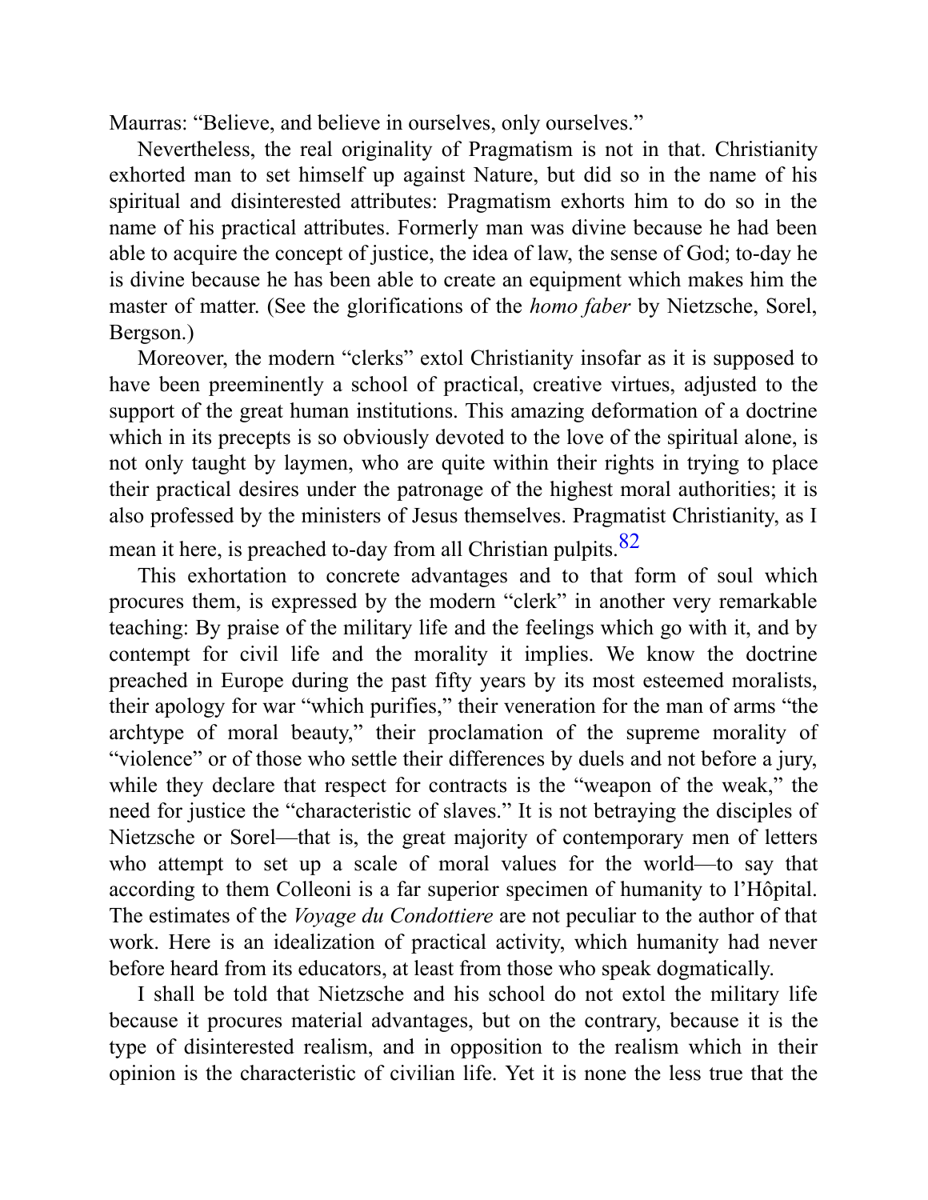Maurras: “Believe, and believe in ourselves, only ourselves.”

Nevertheless, the real originality of Pragmatism is not in that. Christianity exhorted man to set himself up against Nature, but did so in the name of his spiritual and disinterested attributes: Pragmatism exhorts him to do so in the name of his practical attributes. Formerly man was divine because he had been able to acquire the concept of justice, the idea of law, the sense of God; to-day he is divine because he has been able to create an equipment which makes him the master of matter. (See the glorifications of the *homo faber* by Nietzsche, Sorel, Bergson.)

Moreover, the modern “clerks” extol Christianity insofar as it is supposed to have been preeminently a school of practical, creative virtues, adjusted to the support of the great human institutions. This amazing deformation of a doctrine which in its precepts is so obviously devoted to the love of the spiritual alone, is not only taught by laymen, who are quite within their rights in trying to place their practical desires under the patronage of the highest moral authorities; it is also professed by the ministers of Jesus themselves. Pragmatist Christianity, as I mean it here, is preached to-day from all Christian pulpits.[82]

This exhortation to concrete advantages and to that form of soul which procures them, is expressed by the modern “clerk” in another very remarkable teaching: By praise of the military life and the feelings which go with it, and by contempt for civil life and the morality it implies. We know the doctrine preached in Europe during the past fifty years by its most esteemed moralists, their apology for war “which purifies,” their veneration for the man of arms “the archtype of moral beauty,” their proclamation of the supreme morality of “violence” or of those who settle their differences by duels and not before a jury, while they declare that respect for contracts is the “weapon of the weak,” the need for justice the “characteristic of slaves.” It is not betraying the disciples of Nietzsche or Sorel—that is, the great majority of contemporary men of letters who attempt to set up a scale of moral values for the world—to say that according to them Colleoni is a far superior specimen of humanity to l’Hôpital. The estimates of the *Voyage du Condottiere* are not peculiar to the author of that work. Here is an idealization of practical activity, which humanity had never before heard from its educators, at least from those who speak dogmatically.

I shall be told that Nietzsche and his school do not extol the military life because it procures material advantages, but on the contrary, because it is the type of disinterested realism, and in opposition to the realism which in their opinion is the characteristic of civilian life. Yet it is none the less true that the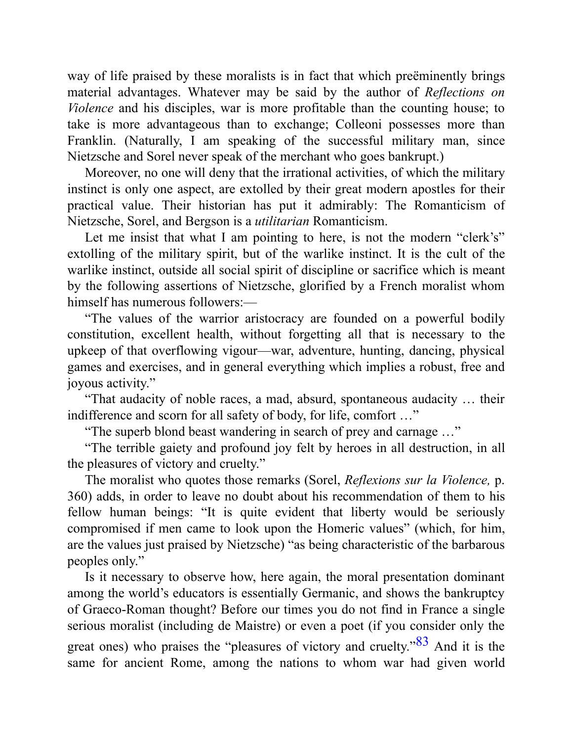way of life praised by these moralists is in fact that which preëminently brings material advantages. Whatever may be said by the author of *Reflections on Violence* and his disciples, war is more profitable than the counting house; to take is more advantageous than to exchange; Colleoni possesses more than Franklin. (Naturally, I am speaking of the successful military man, since Nietzsche and Sorel never speak of the merchant who goes bankrupt.)

Moreover, no one will deny that the irrational activities, of which the military instinct is only one aspect, are extolled by their great modern apostles for their practical value. Their historian has put it admirably: The Romanticism of Nietzsche, Sorel, and Bergson is a *utilitarian* Romanticism.

Let me insist that what I am pointing to here, is not the modern "clerk's" extolling of the military spirit, but of the warlike instinct. It is the cult of the warlike instinct, outside all social spirit of discipline or sacrifice which is meant by the following assertions of Nietzsche, glorified by a French moralist whom himself has numerous followers:—

"The values of the warrior aristocracy are founded on a powerful bodily constitution, excellent health, without forgetting all that is necessary to the upkeep of that overflowing vigour—war, adventure, hunting, dancing, physical games and exercises, and in general everything which implies a robust, free and joyous activity."

"That audacity of noble races, a mad, absurd, spontaneous audacity … their indifference and scorn for all safety of body, for life, comfort …"

"The superb blond beast wandering in search of prey and carnage …"

"The terrible gaiety and profound joy felt by heroes in all destruction, in all the pleasures of victory and cruelty."

The moralist who quotes those remarks (Sorel, *Reflexions sur la Violence,* p. 360) adds, in order to leave no doubt about his recommendation of them to his fellow human beings: "It is quite evident that liberty would be seriously compromised if men came to look upon the Homeric values" (which, for him, are the values just praised by Nietzsche) "as being characteristic of the barbarous peoples only."

Is it necessary to observe how, here again, the moral presentation dominant among the world's educators is essentially Germanic, and shows the bankruptcy of Graeco-Roman thought? Before our times you do not find in France a single serious moralist (including de Maistre) or even a poet (if you consider only the great ones) who praises the "pleasures of victory and cruelty."[83] And it is the same for ancient Rome, among the nations to whom war had given world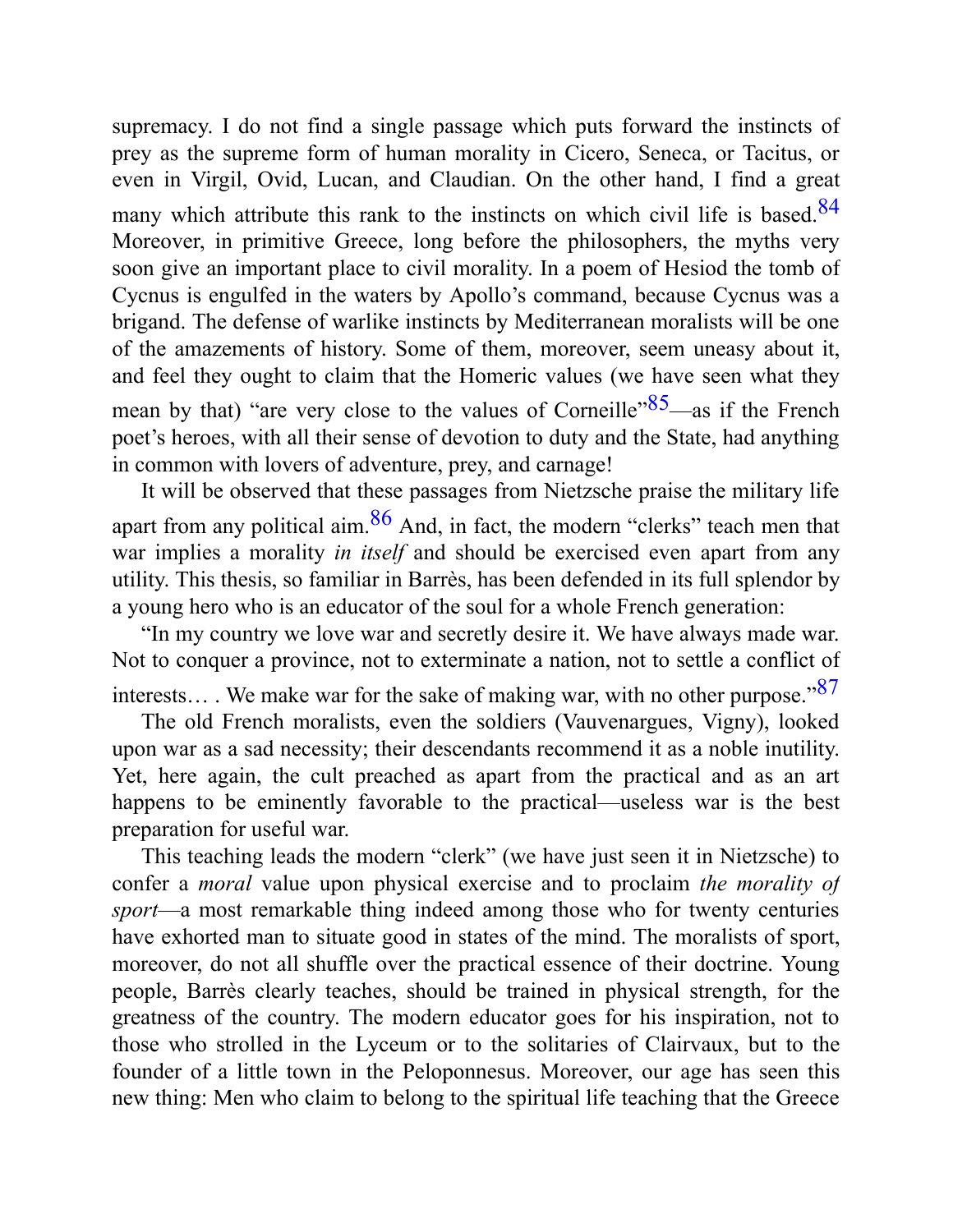supremacy. I do not find a single passage which puts forward the instincts of prey as the supreme form of human morality in Cicero, Seneca, or Tacitus, or even in Virgil, Ovid, Lucan, and Claudian. On the other hand, I find a great many which attribute this rank to the instincts on which civil life is based.[84] Moreover, in primitive Greece, long before the philosophers, the myths very soon give an important place to civil morality. In a poem of Hesiod the tomb of Cycnus is engulfed in the waters by Apollo's command, because Cycnus was a brigand. The defense of warlike instincts by Mediterranean moralists will be one of the amazements of history. Some of them, moreover, seem uneasy about it, and feel they ought to claim that the Homeric values (we have seen what they mean by that) "are very close to the values of Corneille"[85]—as if the French poet's heroes, with all their sense of devotion to duty and the State, had anything in common with lovers of adventure, prey, and carnage!

It will be observed that these passages from Nietzsche praise the military life apart from any political aim.[86] And, in fact, the modern "clerks" teach men that war implies a morality *in itself* and should be exercised even apart from any utility. This thesis, so familiar in Barrès, has been defended in its full splendor by a young hero who is an educator of the soul for a whole French generation:

"In my country we love war and secretly desire it. We have always made war. Not to conquer a province, not to exterminate a nation, not to settle a conflict of interests… . We make war for the sake of making war, with no other purpose."[87]

The old French moralists, even the soldiers (Vauvenargues, Vigny), looked upon war as a sad necessity; their descendants recommend it as a noble inutility. Yet, here again, the cult preached as apart from the practical and as an art happens to be eminently favorable to the practical—useless war is the best preparation for useful war.

This teaching leads the modern "clerk" (we have just seen it in Nietzsche) to confer a *moral* value upon physical exercise and to proclaim *the morality of sport*—a most remarkable thing indeed among those who for twenty centuries have exhorted man to situate good in states of the mind. The moralists of sport, moreover, do not all shuffle over the practical essence of their doctrine. Young people, Barrès clearly teaches, should be trained in physical strength, for the greatness of the country. The modern educator goes for his inspiration, not to those who strolled in the Lyceum or to the solitaries of Clairvaux, but to the founder of a little town in the Peloponnesus. Moreover, our age has seen this new thing: Men who claim to belong to the spiritual life teaching that the Greece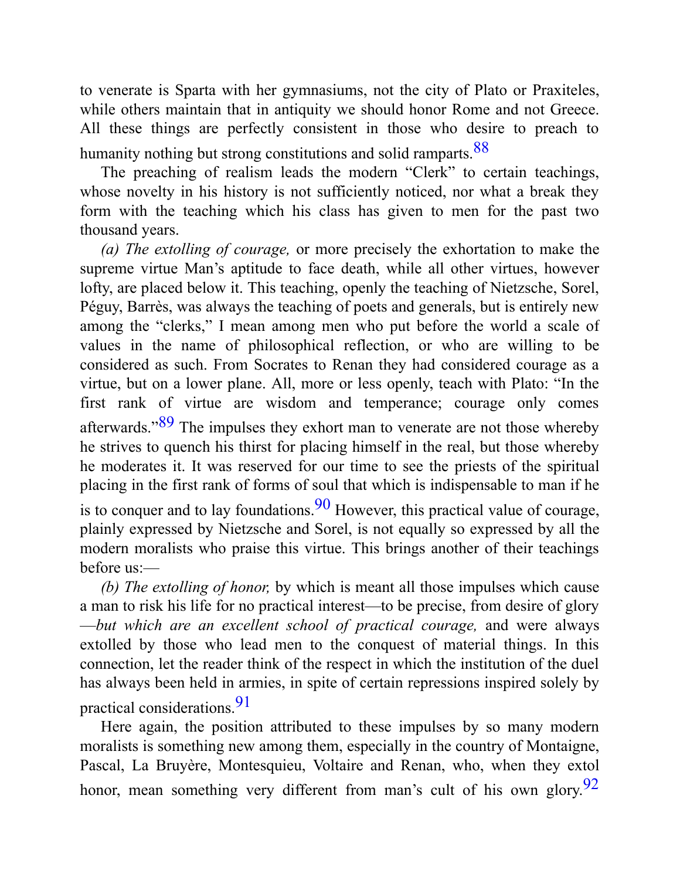to venerate is Sparta with her gymnasiums, not the city of Plato or Praxiteles, while others maintain that in antiquity we should honor Rome and not Greece. All these things are perfectly consistent in those who desire to preach to humanity nothing but strong constitutions and solid ramparts.[88]

The preaching of realism leads the modern "Clerk" to certain teachings, whose novelty in his history is not sufficiently noticed, nor what a break they form with the teaching which his class has given to men for the past two thousand years.

*(a) The extolling of courage,* or more precisely the exhortation to make the supreme virtue Man's aptitude to face death, while all other virtues, however lofty, are placed below it. This teaching, openly the teaching of Nietzsche, Sorel, Péguy, Barrès, was always the teaching of poets and generals, but is entirely new among the "clerks," I mean among men who put before the world a scale of values in the name of philosophical reflection, or who are willing to be considered as such. From Socrates to Renan they had considered courage as a virtue, but on a lower plane. All, more or less openly, teach with Plato: "In the first rank of virtue are wisdom and temperance; courage only comes afterwards."[89] The impulses they exhort man to venerate are not those whereby he strives to quench his thirst for placing himself in the real, but those whereby he moderates it. It was reserved for our time to see the priests of the spiritual placing in the first rank of forms of soul that which is indispensable to man if he is to conquer and to lay foundations.[90] However, this practical value of courage, plainly expressed by Nietzsche and Sorel, is not equally so expressed by all the modern moralists who praise this virtue. This brings another of their teachings before us:—

*(b) The extolling of honor,* by which is meant all those impulses which cause a man to risk his life for no practical interest—to be precise, from desire of glory—*but which are an excellent school of practical courage,* and were always extolled by those who lead men to the conquest of material things. In this connection, let the reader think of the respect in which the institution of the duel has always been held in armies, in spite of certain repressions inspired solely by practical considerations.[91]

Here again, the position attributed to these impulses by so many modern moralists is something new among them, especially in the country of Montaigne, Pascal, La Bruyère, Montesquieu, Voltaire and Renan, who, when they extol honor, mean something very different from man's cult of his own glory.[92]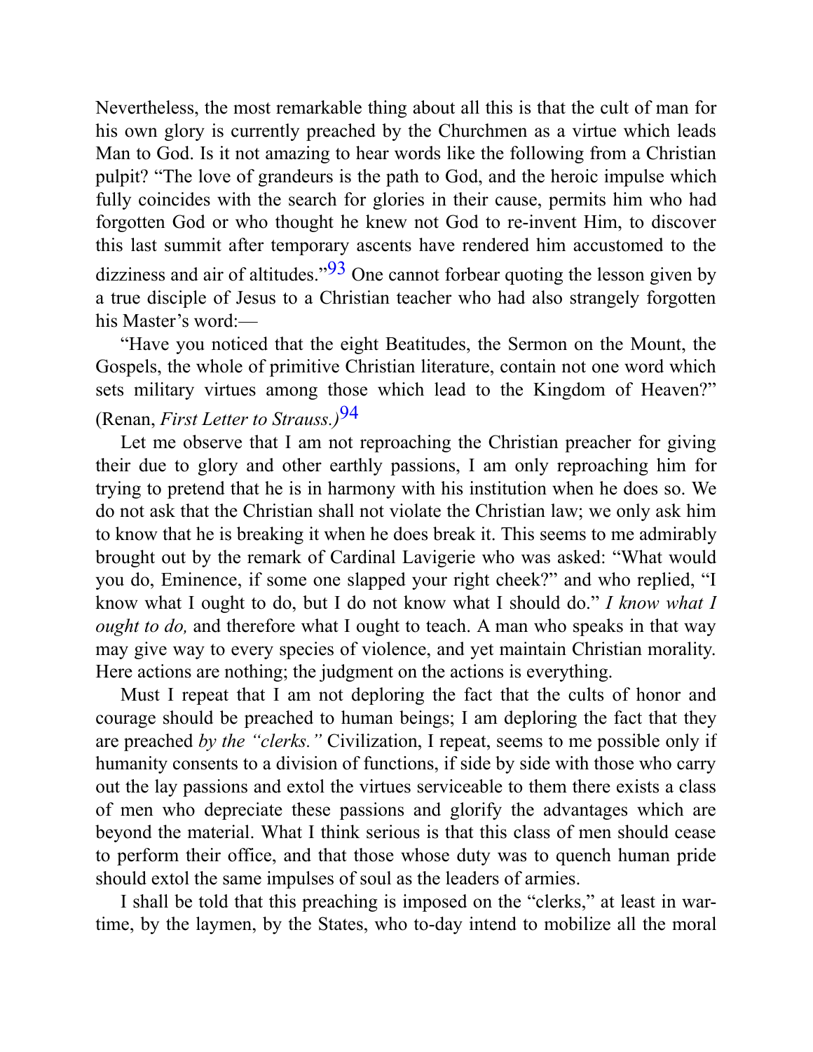Nevertheless, the most remarkable thing about all this is that the cult of man for his own glory is currently preached by the Churchmen as a virtue which leads Man to God. Is it not amazing to hear words like the following from a Christian pulpit? "The love of grandeurs is the path to God, and the heroic impulse which fully coincides with the search for glories in their cause, permits him who had forgotten God or who thought he knew not God to re-invent Him, to discover this last summit after temporary ascents have rendered him accustomed to the dizziness and air of altitudes."[93] One cannot forbear quoting the lesson given by a true disciple of Jesus to a Christian teacher who had also strangely forgotten his Master's word:—

"Have you noticed that the eight Beatitudes, the Sermon on the Mount, the Gospels, the whole of primitive Christian literature, contain not one word which sets military virtues among those which lead to the Kingdom of Heaven?" (Renan, *First Letter to Strauss.)*[94]

Let me observe that I am not reproaching the Christian preacher for giving their due to glory and other earthly passions, I am only reproaching him for trying to pretend that he is in harmony with his institution when he does so. We do not ask that the Christian shall not violate the Christian law; we only ask him to know that he is breaking it when he does break it. This seems to me admirably brought out by the remark of Cardinal Lavigerie who was asked: "What would you do, Eminence, if some one slapped your right cheek?" and who replied, "I know what I ought to do, but I do not know what I should do." *I know what I ought to do,* and therefore what I ought to teach. A man who speaks in that way may give way to every species of violence, and yet maintain Christian morality. Here actions are nothing; the judgment on the actions is everything.

Must I repeat that I am not deploring the fact that the cults of honor and courage should be preached to human beings; I am deploring the fact that they are preached *by the "clerks."* Civilization, I repeat, seems to me possible only if humanity consents to a division of functions, if side by side with those who carry out the lay passions and extol the virtues serviceable to them there exists a class of men who depreciate these passions and glorify the advantages which are beyond the material. What I think serious is that this class of men should cease to perform their office, and that those whose duty was to quench human pride should extol the same impulses of soul as the leaders of armies.

I shall be told that this preaching is imposed on the "clerks," at least in war-time, by the laymen, by the States, who to-day intend to mobilize all the moral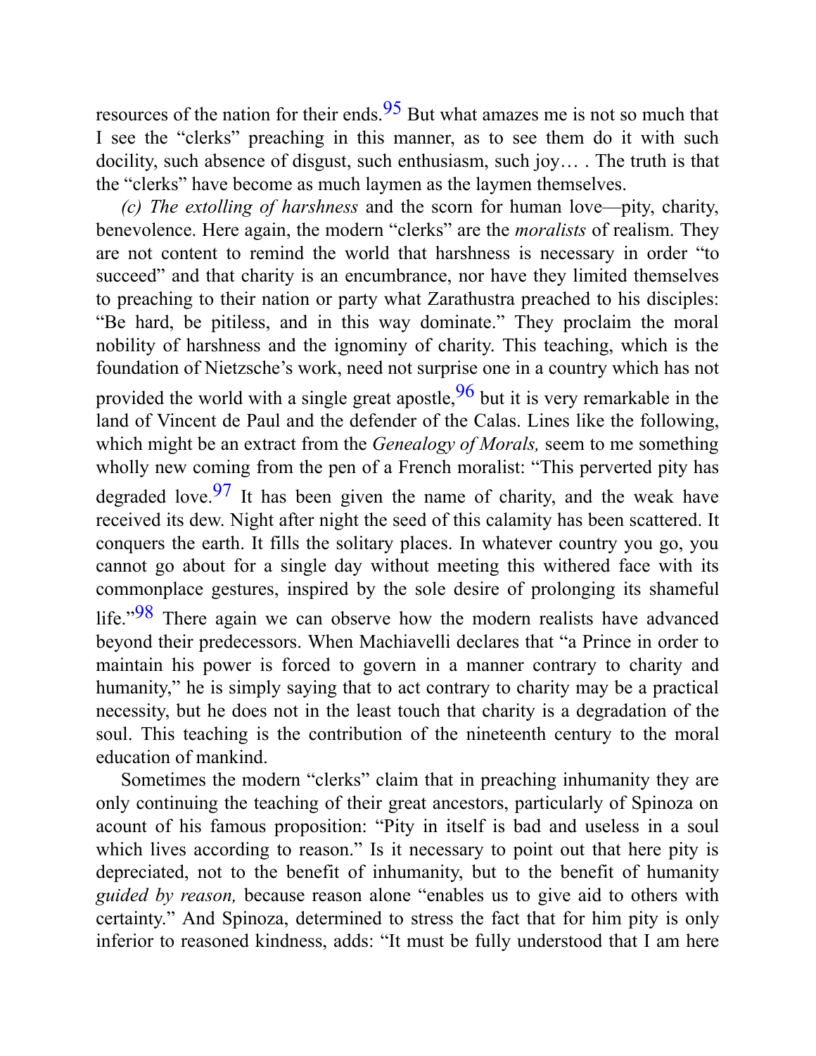resources of the nation for their ends.[95] But what amazes me is not so much that I see the “clerks” preaching in this manner, as to see them do it with such docility, such absence of disgust, such enthusiasm, such joy… . The truth is that the “clerks” have become as much laymen as the laymen themselves.

*(c) The extolling of harshness* and the scorn for human love—pity, charity, benevolence. Here again, the modern “clerks” are the *moralists* of realism. They are not content to remind the world that harshness is necessary in order “to succeed” and that charity is an encumbrance, nor have they limited themselves to preaching to their nation or party what Zarathustra preached to his disciples: “Be hard, be pitiless, and in this way dominate.” They proclaim the moral nobility of harshness and the ignominy of charity. This teaching, which is the foundation of Nietzsche’s work, need not surprise one in a country which has not provided the world with a single great apostle,[96] but it is very remarkable in the land of Vincent de Paul and the defender of the Calas. Lines like the following, which might be an extract from the *Genealogy of Morals,* seem to me something wholly new coming from the pen of a French moralist: “This perverted pity has degraded love.[97] It has been given the name of charity, and the weak have received its dew. Night after night the seed of this calamity has been scattered. It conquers the earth. It fills the solitary places. In whatever country you go, you cannot go about for a single day without meeting this withered face with its commonplace gestures, inspired by the sole desire of prolonging its shameful life.”[98] There again we can observe how the modern realists have advanced beyond their predecessors. When Machiavelli declares that “a Prince in order to maintain his power is forced to govern in a manner contrary to charity and humanity,” he is simply saying that to act contrary to charity may be a practical necessity, but he does not in the least touch that charity is a degradation of the soul. This teaching is the contribution of the nineteenth century to the moral education of mankind.

Sometimes the modern “clerks” claim that in preaching inhumanity they are only continuing the teaching of their great ancestors, particularly of Spinoza on acount of his famous proposition: “Pity in itself is bad and useless in a soul which lives according to reason.” Is it necessary to point out that here pity is depreciated, not to the benefit of inhumanity, but to the benefit of humanity *guided by reason,* because reason alone “enables us to give aid to others with certainty.” And Spinoza, determined to stress the fact that for him pity is only inferior to reasoned kindness, adds: “It must be fully understood that I am here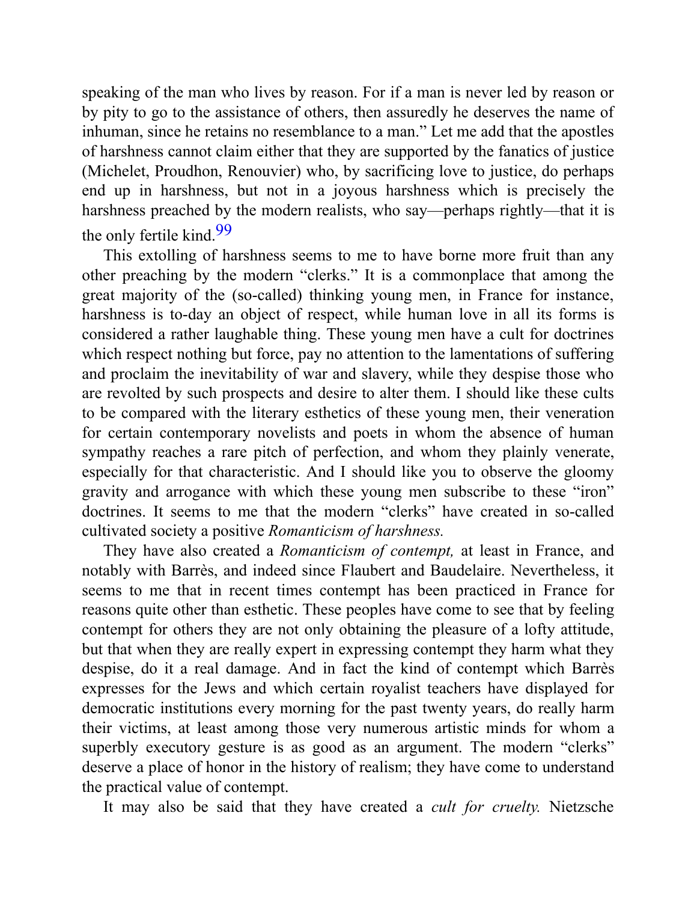speaking of the man who lives by reason. For if a man is never led by reason or by pity to go to the assistance of others, then assuredly he deserves the name of inhuman, since he retains no resemblance to a man." Let me add that the apostles of harshness cannot claim either that they are supported by the fanatics of justice (Michelet, Proudhon, Renouvier) who, by sacrificing love to justice, do perhaps end up in harshness, but not in a joyous harshness which is precisely the harshness preached by the modern realists, who say—perhaps rightly—that it is the only fertile kind.[99]

This extolling of harshness seems to me to have borne more fruit than any other preaching by the modern "clerks." It is a commonplace that among the great majority of the (so-called) thinking young men, in France for instance, harshness is to-day an object of respect, while human love in all its forms is considered a rather laughable thing. These young men have a cult for doctrines which respect nothing but force, pay no attention to the lamentations of suffering and proclaim the inevitability of war and slavery, while they despise those who are revolted by such prospects and desire to alter them. I should like these cults to be compared with the literary esthetics of these young men, their veneration for certain contemporary novelists and poets in whom the absence of human sympathy reaches a rare pitch of perfection, and whom they plainly venerate, especially for that characteristic. And I should like you to observe the gloomy gravity and arrogance with which these young men subscribe to these "iron" doctrines. It seems to me that the modern "clerks" have created in so-called cultivated society a positive *Romanticism of harshness.*

They have also created a *Romanticism of contempt,* at least in France, and notably with Barrès, and indeed since Flaubert and Baudelaire. Nevertheless, it seems to me that in recent times contempt has been practiced in France for reasons quite other than esthetic. These peoples have come to see that by feeling contempt for others they are not only obtaining the pleasure of a lofty attitude, but that when they are really expert in expressing contempt they harm what they despise, do it a real damage. And in fact the kind of contempt which Barrès expresses for the Jews and which certain royalist teachers have displayed for democratic institutions every morning for the past twenty years, do really harm their victims, at least among those very numerous artistic minds for whom a superbly executory gesture is as good as an argument. The modern "clerks" deserve a place of honor in the history of realism; they have come to understand the practical value of contempt.

It may also be said that they have created a *cult for cruelty.* Nietzsche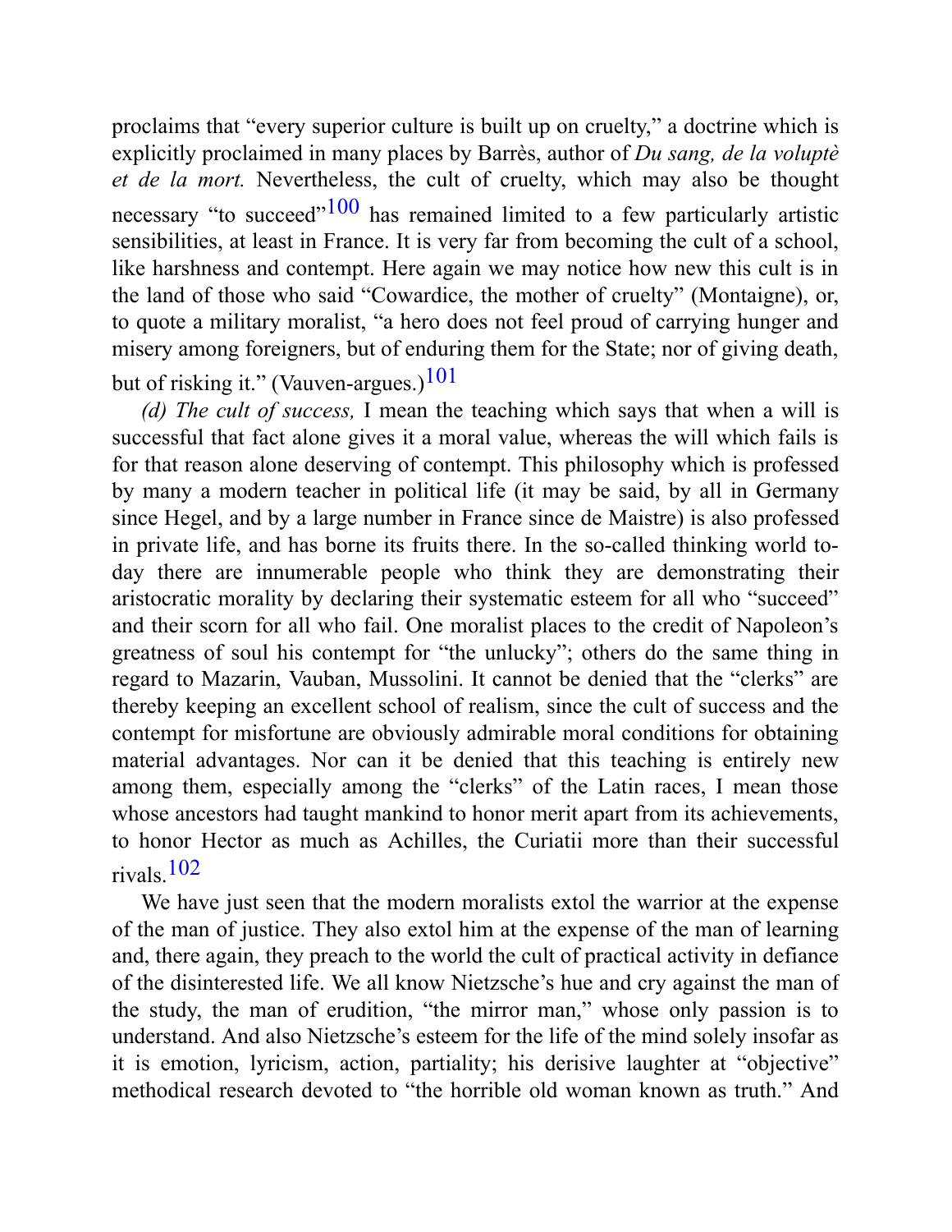proclaims that "every superior culture is built up on cruelty," a doctrine which is explicitly proclaimed in many places by Barrès, author of *Du sang, de la voluptè et de la mort.* Nevertheless, the cult of cruelty, which may also be thought necessary "to succeed"[100] has remained limited to a few particularly artistic sensibilities, at least in France. It is very far from becoming the cult of a school, like harshness and contempt. Here again we may notice how new this cult is in the land of those who said "Cowardice, the mother of cruelty" (Montaigne), or, to quote a military moralist, "a hero does not feel proud of carrying hunger and misery among foreigners, but of enduring them for the State; nor of giving death, but of risking it." (Vauven-argues.)[101]

*(d) The cult of success,* I mean the teaching which says that when a will is successful that fact alone gives it a moral value, whereas the will which fails is for that reason alone deserving of contempt. This philosophy which is professed by many a modern teacher in political life (it may be said, by all in Germany since Hegel, and by a large number in France since de Maistre) is also professed in private life, and has borne its fruits there. In the so-called thinking world to-day there are innumerable people who think they are demonstrating their aristocratic morality by declaring their systematic esteem for all who "succeed" and their scorn for all who fail. One moralist places to the credit of Napoleon's greatness of soul his contempt for "the unlucky"; others do the same thing in regard to Mazarin, Vauban, Mussolini. It cannot be denied that the "clerks" are thereby keeping an excellent school of realism, since the cult of success and the contempt for misfortune are obviously admirable moral conditions for obtaining material advantages. Nor can it be denied that this teaching is entirely new among them, especially among the "clerks" of the Latin races, I mean those whose ancestors had taught mankind to honor merit apart from its achievements, to honor Hector as much as Achilles, the Curiatii more than their successful rivals.[102]

We have just seen that the modern moralists extol the warrior at the expense of the man of justice. They also extol him at the expense of the man of learning and, there again, they preach to the world the cult of practical activity in defiance of the disinterested life. We all know Nietzsche's hue and cry against the man of the study, the man of erudition, "the mirror man," whose only passion is to understand. And also Nietzsche's esteem for the life of the mind solely insofar as it is emotion, lyricism, action, partiality; his derisive laughter at "objective" methodical research devoted to "the horrible old woman known as truth." And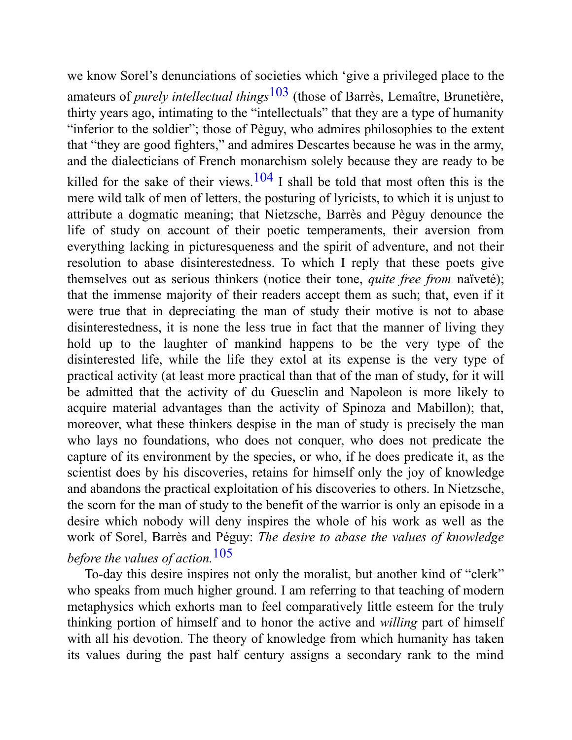we know Sorel's denunciations of societies which 'give a privileged place to the amateurs of *purely intellectual things*[103] (those of Barrès, Lemaître, Brunetière, thirty years ago, intimating to the "intellectuals" that they are a type of humanity "inferior to the soldier"; those of Pèguy, who admires philosophies to the extent that "they are good fighters," and admires Descartes because he was in the army, and the dialecticians of French monarchism solely because they are ready to be killed for the sake of their views.[104] I shall be told that most often this is the mere wild talk of men of letters, the posturing of lyricists, to which it is unjust to attribute a dogmatic meaning; that Nietzsche, Barrès and Pèguy denounce the life of study on account of their poetic temperaments, their aversion from everything lacking in picturesqueness and the spirit of adventure, and not their resolution to abase disinterestedness. To which I reply that these poets give themselves out as serious thinkers (notice their tone, *quite free from* naïveté); that the immense majority of their readers accept them as such; that, even if it were true that in depreciating the man of study their motive is not to abase disinterestedness, it is none the less true in fact that the manner of living they hold up to the laughter of mankind happens to be the very type of the disinterested life, while the life they extol at its expense is the very type of practical activity (at least more practical than that of the man of study, for it will be admitted that the activity of du Guesclin and Napoleon is more likely to acquire material advantages than the activity of Spinoza and Mabillon); that, moreover, what these thinkers despise in the man of study is precisely the man who lays no foundations, who does not conquer, who does not predicate the capture of its environment by the species, or who, if he does predicate it, as the scientist does by his discoveries, retains for himself only the joy of knowledge and abandons the practical exploitation of his discoveries to others. In Nietzsche, the scorn for the man of study to the benefit of the warrior is only an episode in a desire which nobody will deny inspires the whole of his work as well as the work of Sorel, Barrès and Péguy: *The desire to abase the values of knowledge before the values of action.*[105]

To-day this desire inspires not only the moralist, but another kind of "clerk" who speaks from much higher ground. I am referring to that teaching of modern metaphysics which exhorts man to feel comparatively little esteem for the truly thinking portion of himself and to honor the active and *willing* part of himself with all his devotion. The theory of knowledge from which humanity has taken its values during the past half century assigns a secondary rank to the mind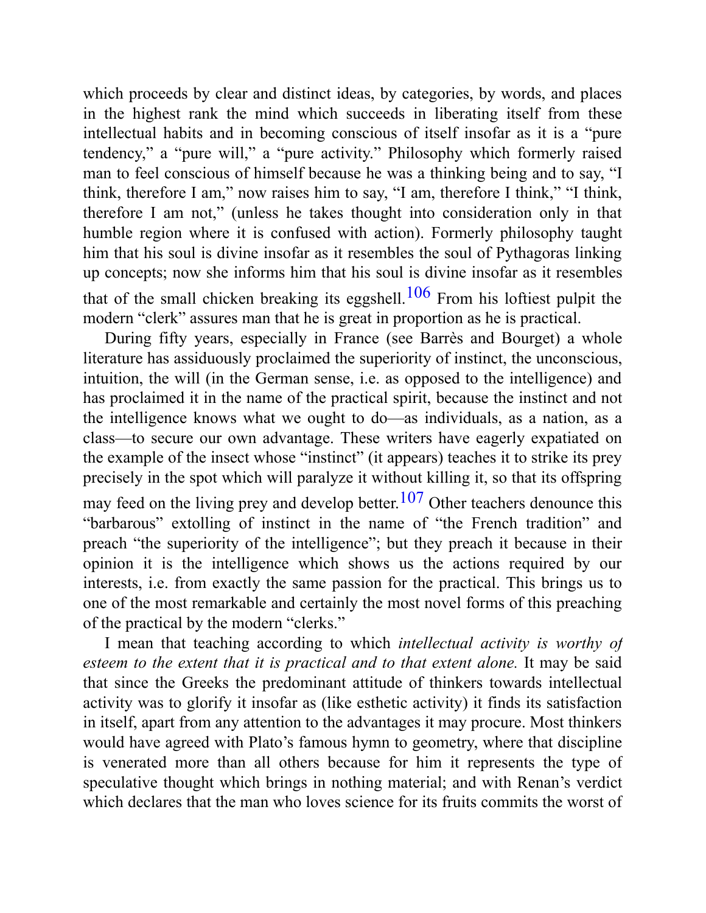which proceeds by clear and distinct ideas, by categories, by words, and places in the highest rank the mind which succeeds in liberating itself from these intellectual habits and in becoming conscious of itself insofar as it is a "pure tendency," a "pure will," a "pure activity." Philosophy which formerly raised man to feel conscious of himself because he was a thinking being and to say, "I think, therefore I am," now raises him to say, "I am, therefore I think," "I think, therefore I am not," (unless he takes thought into consideration only in that humble region where it is confused with action). Formerly philosophy taught him that his soul is divine insofar as it resembles the soul of Pythagoras linking up concepts; now she informs him that his soul is divine insofar as it resembles that of the small chicken breaking its eggshell.[106] From his loftiest pulpit the modern "clerk" assures man that he is great in proportion as he is practical.

During fifty years, especially in France (see Barrès and Bourget) a whole literature has assiduously proclaimed the superiority of instinct, the unconscious, intuition, the will (in the German sense, i.e. as opposed to the intelligence) and has proclaimed it in the name of the practical spirit, because the instinct and not the intelligence knows what we ought to do—as individuals, as a nation, as a class—to secure our own advantage. These writers have eagerly expatiated on the example of the insect whose "instinct" (it appears) teaches it to strike its prey precisely in the spot which will paralyze it without killing it, so that its offspring may feed on the living prey and develop better.[107] Other teachers denounce this "barbarous" extolling of instinct in the name of "the French tradition" and preach "the superiority of the intelligence"; but they preach it because in their opinion it is the intelligence which shows us the actions required by our interests, i.e. from exactly the same passion for the practical. This brings us to one of the most remarkable and certainly the most novel forms of this preaching of the practical by the modern "clerks."

I mean that teaching according to which *intellectual activity is worthy of esteem to the extent that it is practical and to that extent alone.* It may be said that since the Greeks the predominant attitude of thinkers towards intellectual activity was to glorify it insofar as (like esthetic activity) it finds its satisfaction in itself, apart from any attention to the advantages it may procure. Most thinkers would have agreed with Plato's famous hymn to geometry, where that discipline is venerated more than all others because for him it represents the type of speculative thought which brings in nothing material; and with Renan's verdict which declares that the man who loves science for its fruits commits the worst of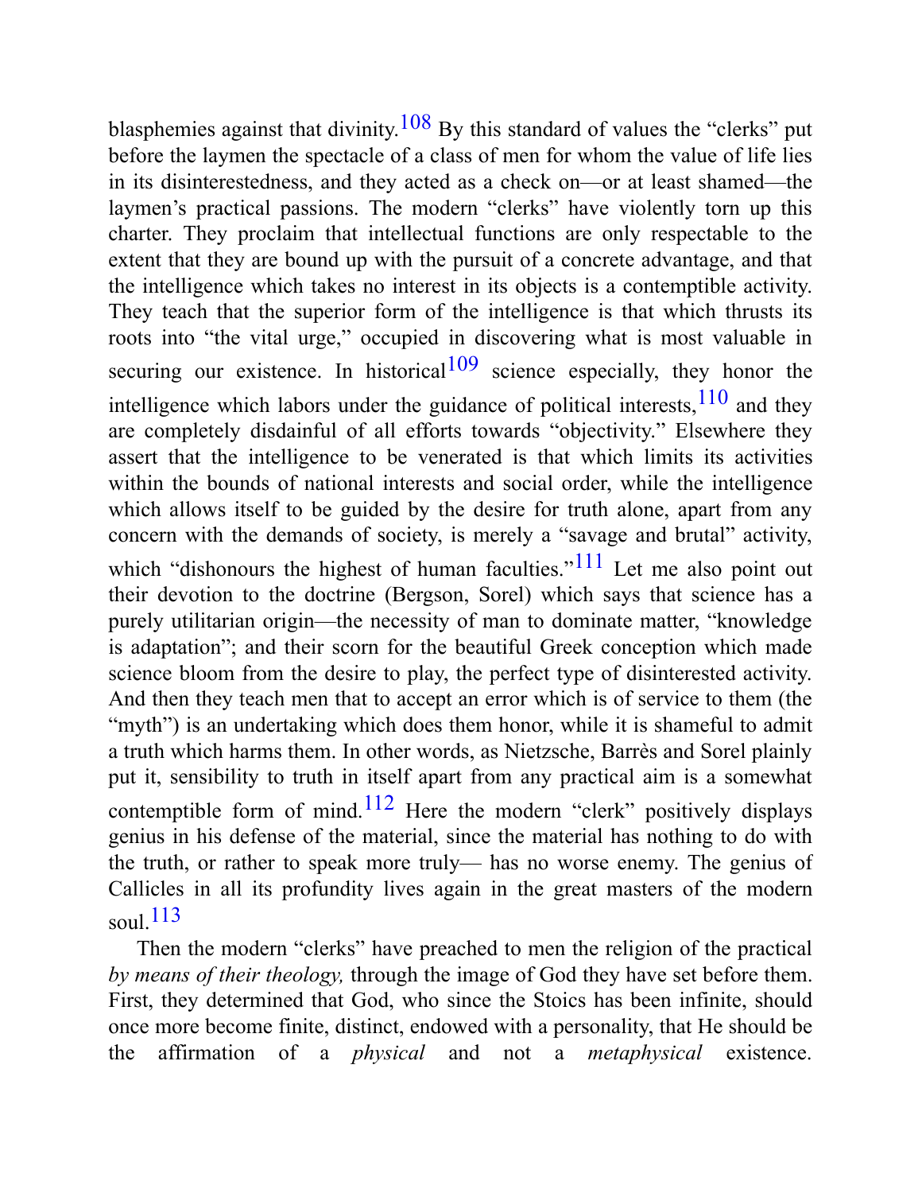blasphemies against that divinity.[108] By this standard of values the "clerks" put before the laymen the spectacle of a class of men for whom the value of life lies in its disinterestedness, and they acted as a check on—or at least shamed—the laymen's practical passions. The modern "clerks" have violently torn up this charter. They proclaim that intellectual functions are only respectable to the extent that they are bound up with the pursuit of a concrete advantage, and that the intelligence which takes no interest in its objects is a contemptible activity. They teach that the superior form of the intelligence is that which thrusts its roots into "the vital urge," occupied in discovering what is most valuable in securing our existence. In historical[109] science especially, they honor the intelligence which labors under the guidance of political interests,[110] and they are completely disdainful of all efforts towards "objectivity." Elsewhere they assert that the intelligence to be venerated is that which limits its activities within the bounds of national interests and social order, while the intelligence which allows itself to be guided by the desire for truth alone, apart from any concern with the demands of society, is merely a "savage and brutal" activity, which "dishonours the highest of human faculties."[111] Let me also point out their devotion to the doctrine (Bergson, Sorel) which says that science has a purely utilitarian origin—the necessity of man to dominate matter, "knowledge is adaptation"; and their scorn for the beautiful Greek conception which made science bloom from the desire to play, the perfect type of disinterested activity. And then they teach men that to accept an error which is of service to them (the "myth") is an undertaking which does them honor, while it is shameful to admit a truth which harms them. In other words, as Nietzsche, Barrès and Sorel plainly put it, sensibility to truth in itself apart from any practical aim is a somewhat contemptible form of mind.[112] Here the modern "clerk" positively displays genius in his defense of the material, since the material has nothing to do with the truth, or rather to speak more truly— has no worse enemy. The genius of Callicles in all its profundity lives again in the great masters of the modern soul.[113]

Then the modern "clerks" have preached to men the religion of the practical *by means of their theology,* through the image of God they have set before them. First, they determined that God, who since the Stoics has been infinite, should once more become finite, distinct, endowed with a personality, that He should be the affirmation of a *physical* and not a *metaphysical* existence.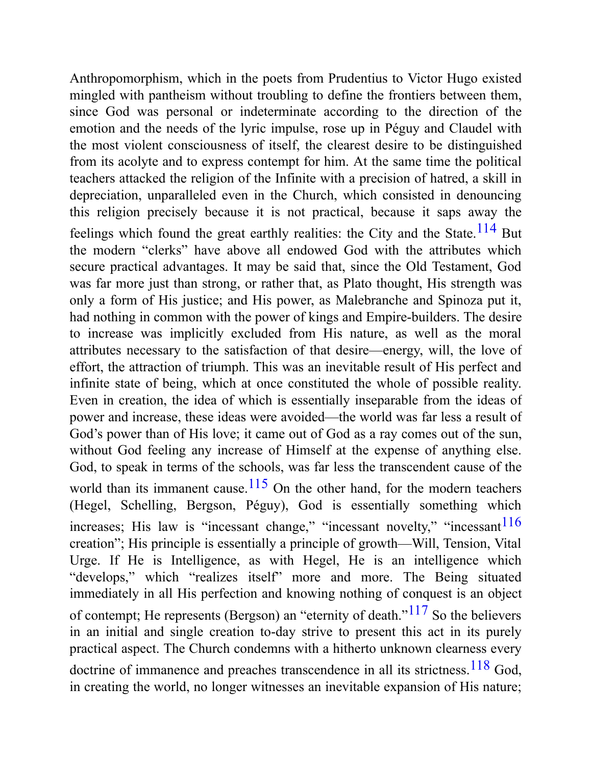Anthropomorphism, which in the poets from Prudentius to Victor Hugo existed mingled with pantheism without troubling to define the frontiers between them, since God was personal or indeterminate according to the direction of the emotion and the needs of the lyric impulse, rose up in Péguy and Claudel with the most violent consciousness of itself, the clearest desire to be distinguished from its acolyte and to express contempt for him. At the same time the political teachers attacked the religion of the Infinite with a precision of hatred, a skill in depreciation, unparalleled even in the Church, which consisted in denouncing this religion precisely because it is not practical, because it saps away the feelings which found the great earthly realities: the City and the State.[114] But the modern "clerks" have above all endowed God with the attributes which secure practical advantages. It may be said that, since the Old Testament, God was far more just than strong, or rather that, as Plato thought, His strength was only a form of His justice; and His power, as Malebranche and Spinoza put it, had nothing in common with the power of kings and Empire-builders. The desire to increase was implicitly excluded from His nature, as well as the moral attributes necessary to the satisfaction of that desire—energy, will, the love of effort, the attraction of triumph. This was an inevitable result of His perfect and infinite state of being, which at once constituted the whole of possible reality. Even in creation, the idea of which is essentially inseparable from the ideas of power and increase, these ideas were avoided—the world was far less a result of God's power than of His love; it came out of God as a ray comes out of the sun, without God feeling any increase of Himself at the expense of anything else. God, to speak in terms of the schools, was far less the transcendent cause of the world than its immanent cause.[115] On the other hand, for the modern teachers (Hegel, Schelling, Bergson, Péguy), God is essentially something which increases; His law is "incessant change," "incessant novelty," "incessant[116] creation"; His principle is essentially a principle of growth—Will, Tension, Vital Urge. If He is Intelligence, as with Hegel, He is an intelligence which "develops," which "realizes itself" more and more. The Being situated immediately in all His perfection and knowing nothing of conquest is an object of contempt; He represents (Bergson) an "eternity of death."[117] So the believers in an initial and single creation to-day strive to present this act in its purely practical aspect. The Church condemns with a hitherto unknown clearness every doctrine of immanence and preaches transcendence in all its strictness.[118] God, in creating the world, no longer witnesses an inevitable expansion of His nature;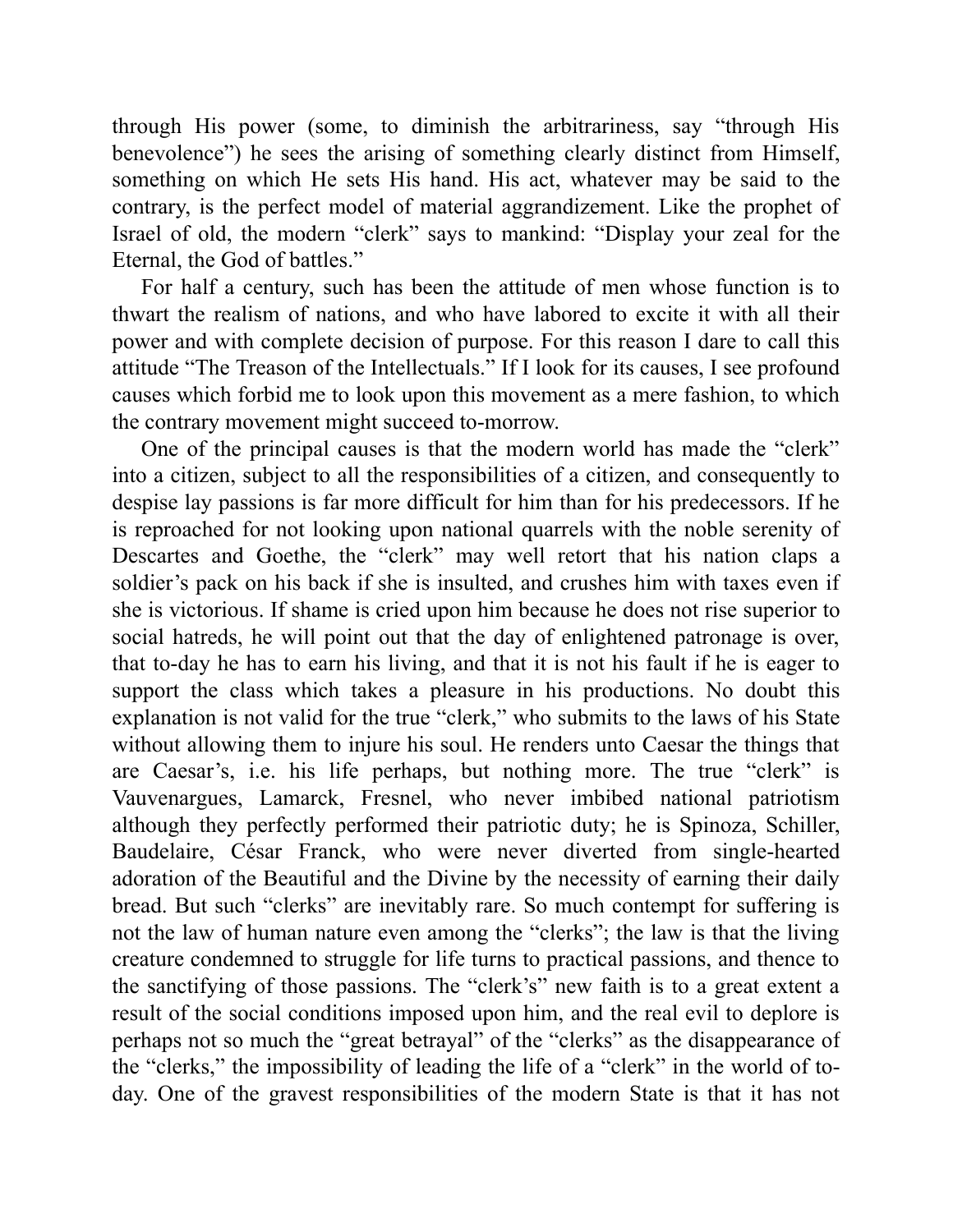through His power (some, to diminish the arbitrariness, say "through His benevolence") he sees the arising of something clearly distinct from Himself, something on which He sets His hand. His act, whatever may be said to the contrary, is the perfect model of material aggrandizement. Like the prophet of Israel of old, the modern "clerk" says to mankind: "Display your zeal for the Eternal, the God of battles."

For half a century, such has been the attitude of men whose function is to thwart the realism of nations, and who have labored to excite it with all their power and with complete decision of purpose. For this reason I dare to call this attitude "The Treason of the Intellectuals." If I look for its causes, I see profound causes which forbid me to look upon this movement as a mere fashion, to which the contrary movement might succeed to-morrow.

One of the principal causes is that the modern world has made the "clerk" into a citizen, subject to all the responsibilities of a citizen, and consequently to despise lay passions is far more difficult for him than for his predecessors. If he is reproached for not looking upon national quarrels with the noble serenity of Descartes and Goethe, the "clerk" may well retort that his nation claps a soldier's pack on his back if she is insulted, and crushes him with taxes even if she is victorious. If shame is cried upon him because he does not rise superior to social hatreds, he will point out that the day of enlightened patronage is over, that to-day he has to earn his living, and that it is not his fault if he is eager to support the class which takes a pleasure in his productions. No doubt this explanation is not valid for the true "clerk," who submits to the laws of his State without allowing them to injure his soul. He renders unto Caesar the things that are Caesar's, i.e. his life perhaps, but nothing more. The true "clerk" is Vauvenargues, Lamarck, Fresnel, who never imbibed national patriotism although they perfectly performed their patriotic duty; he is Spinoza, Schiller, Baudelaire, César Franck, who were never diverted from single-hearted adoration of the Beautiful and the Divine by the necessity of earning their daily bread. But such "clerks" are inevitably rare. So much contempt for suffering is not the law of human nature even among the "clerks"; the law is that the living creature condemned to struggle for life turns to practical passions, and thence to the sanctifying of those passions. The "clerk's" new faith is to a great extent a result of the social conditions imposed upon him, and the real evil to deplore is perhaps not so much the "great betrayal" of the "clerks" as the disappearance of the "clerks," the impossibility of leading the life of a "clerk" in the world of to-day. One of the gravest responsibilities of the modern State is that it has not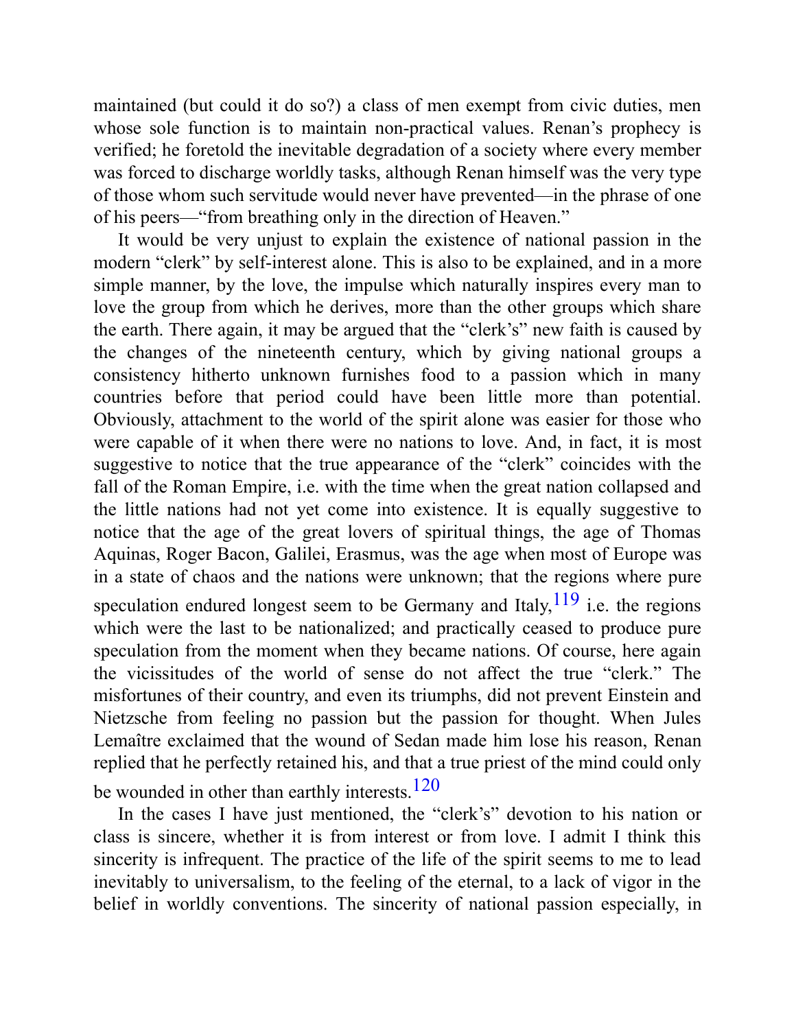maintained (but could it do so?) a class of men exempt from civic duties, men whose sole function is to maintain non-practical values. Renan's prophecy is verified; he foretold the inevitable degradation of a society where every member was forced to discharge worldly tasks, although Renan himself was the very type of those whom such servitude would never have prevented—in the phrase of one of his peers—"from breathing only in the direction of Heaven."

It would be very unjust to explain the existence of national passion in the modern "clerk" by self-interest alone. This is also to be explained, and in a more simple manner, by the love, the impulse which naturally inspires every man to love the group from which he derives, more than the other groups which share the earth. There again, it may be argued that the "clerk's" new faith is caused by the changes of the nineteenth century, which by giving national groups a consistency hitherto unknown furnishes food to a passion which in many countries before that period could have been little more than potential. Obviously, attachment to the world of the spirit alone was easier for those who were capable of it when there were no nations to love. And, in fact, it is most suggestive to notice that the true appearance of the "clerk" coincides with the fall of the Roman Empire, i.e. with the time when the great nation collapsed and the little nations had not yet come into existence. It is equally suggestive to notice that the age of the great lovers of spiritual things, the age of Thomas Aquinas, Roger Bacon, Galilei, Erasmus, was the age when most of Europe was in a state of chaos and the nations were unknown; that the regions where pure speculation endured longest seem to be Germany and Italy,[119] i.e. the regions which were the last to be nationalized; and practically ceased to produce pure speculation from the moment when they became nations. Of course, here again the vicissitudes of the world of sense do not affect the true "clerk." The misfortunes of their country, and even its triumphs, did not prevent Einstein and Nietzsche from feeling no passion but the passion for thought. When Jules Lemaître exclaimed that the wound of Sedan made him lose his reason, Renan replied that he perfectly retained his, and that a true priest of the mind could only be wounded in other than earthly interests.[120]

In the cases I have just mentioned, the "clerk's" devotion to his nation or class is sincere, whether it is from interest or from love. I admit I think this sincerity is infrequent. The practice of the life of the spirit seems to me to lead inevitably to universalism, to the feeling of the eternal, to a lack of vigor in the belief in worldly conventions. The sincerity of national passion especially, in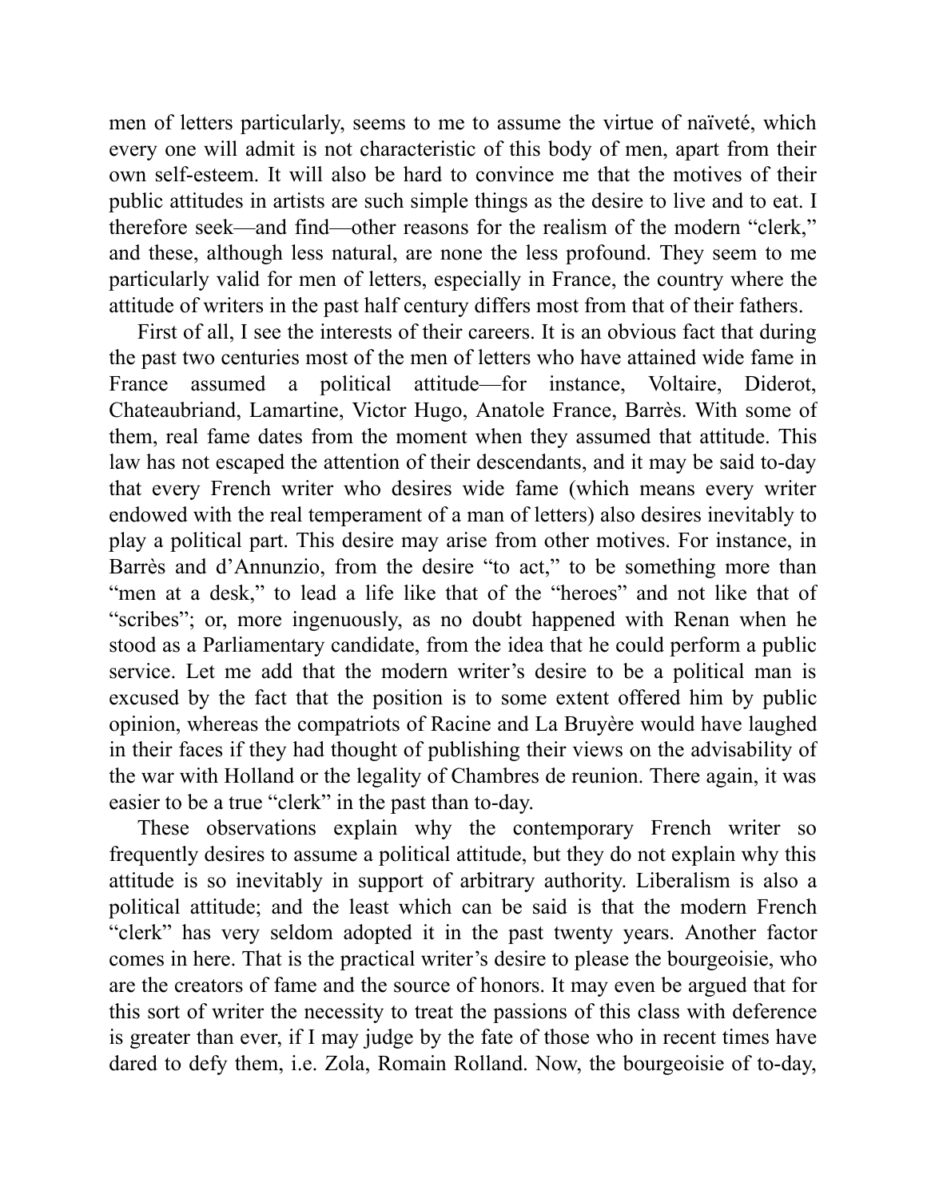men of letters particularly, seems to me to assume the virtue of naïveté, which every one will admit is not characteristic of this body of men, apart from their own self-esteem. It will also be hard to convince me that the motives of their public attitudes in artists are such simple things as the desire to live and to eat. I therefore seek—and find—other reasons for the realism of the modern "clerk," and these, although less natural, are none the less profound. They seem to me particularly valid for men of letters, especially in France, the country where the attitude of writers in the past half century differs most from that of their fathers.

First of all, I see the interests of their careers. It is an obvious fact that during the past two centuries most of the men of letters who have attained wide fame in France assumed a political attitude—for instance, Voltaire, Diderot, Chateaubriand, Lamartine, Victor Hugo, Anatole France, Barrès. With some of them, real fame dates from the moment when they assumed that attitude. This law has not escaped the attention of their descendants, and it may be said to-day that every French writer who desires wide fame (which means every writer endowed with the real temperament of a man of letters) also desires inevitably to play a political part. This desire may arise from other motives. For instance, in Barrès and d'Annunzio, from the desire "to act," to be something more than "men at a desk," to lead a life like that of the "heroes" and not like that of "scribes"; or, more ingenuously, as no doubt happened with Renan when he stood as a Parliamentary candidate, from the idea that he could perform a public service. Let me add that the modern writer's desire to be a political man is excused by the fact that the position is to some extent offered him by public opinion, whereas the compatriots of Racine and La Bruyère would have laughed in their faces if they had thought of publishing their views on the advisability of the war with Holland or the legality of Chambres de reunion. There again, it was easier to be a true "clerk" in the past than to-day.

These observations explain why the contemporary French writer so frequently desires to assume a political attitude, but they do not explain why this attitude is so inevitably in support of arbitrary authority. Liberalism is also a political attitude; and the least which can be said is that the modern French "clerk" has very seldom adopted it in the past twenty years. Another factor comes in here. That is the practical writer's desire to please the bourgeoisie, who are the creators of fame and the source of honors. It may even be argued that for this sort of writer the necessity to treat the passions of this class with deference is greater than ever, if I may judge by the fate of those who in recent times have dared to defy them, i.e. Zola, Romain Rolland. Now, the bourgeoisie of to-day,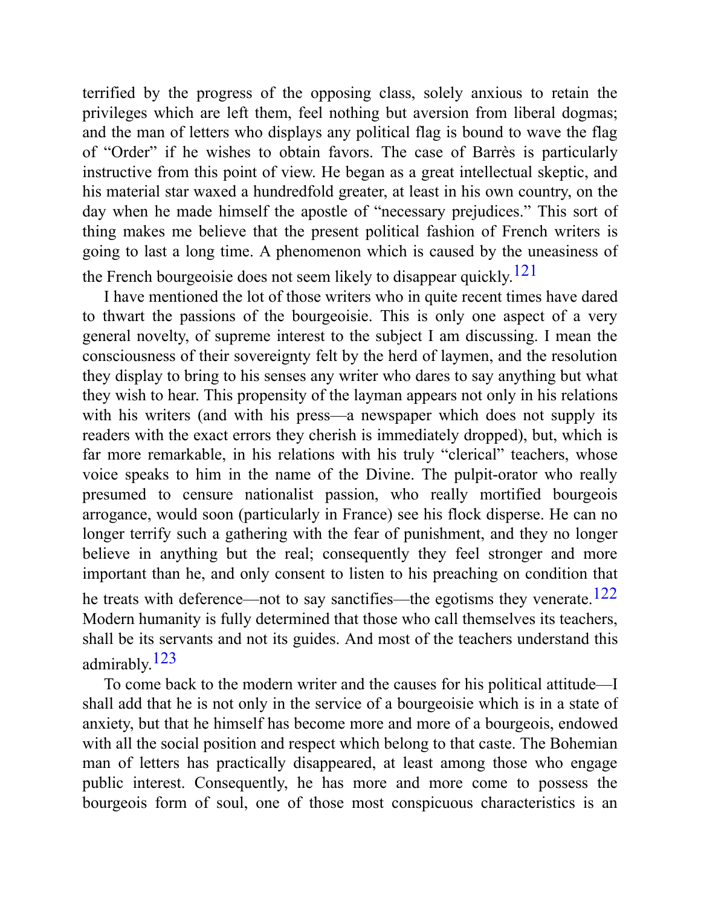terrified by the progress of the opposing class, solely anxious to retain the privileges which are left them, feel nothing but aversion from liberal dogmas; and the man of letters who displays any political flag is bound to wave the flag of "Order" if he wishes to obtain favors. The case of Barrès is particularly instructive from this point of view. He began as a great intellectual skeptic, and his material star waxed a hundredfold greater, at least in his own country, on the day when he made himself the apostle of "necessary prejudices." This sort of thing makes me believe that the present political fashion of French writers is going to last a long time. A phenomenon which is caused by the uneasiness of the French bourgeoisie does not seem likely to disappear quickly.[121]

I have mentioned the lot of those writers who in quite recent times have dared to thwart the passions of the bourgeoisie. This is only one aspect of a very general novelty, of supreme interest to the subject I am discussing. I mean the consciousness of their sovereignty felt by the herd of laymen, and the resolution they display to bring to his senses any writer who dares to say anything but what they wish to hear. This propensity of the layman appears not only in his relations with his writers (and with his press—a newspaper which does not supply its readers with the exact errors they cherish is immediately dropped), but, which is far more remarkable, in his relations with his truly "clerical" teachers, whose voice speaks to him in the name of the Divine. The pulpit-orator who really presumed to censure nationalist passion, who really mortified bourgeois arrogance, would soon (particularly in France) see his flock disperse. He can no longer terrify such a gathering with the fear of punishment, and they no longer believe in anything but the real; consequently they feel stronger and more important than he, and only consent to listen to his preaching on condition that he treats with deference—not to say sanctifies—the egotisms they venerate.[122] Modern humanity is fully determined that those who call themselves its teachers, shall be its servants and not its guides. And most of the teachers understand this admirably.[123]

To come back to the modern writer and the causes for his political attitude—I shall add that he is not only in the service of a bourgeoisie which is in a state of anxiety, but that he himself has become more and more of a bourgeois, endowed with all the social position and respect which belong to that caste. The Bohemian man of letters has practically disappeared, at least among those who engage public interest. Consequently, he has more and more come to possess the bourgeois form of soul, one of those most conspicuous characteristics is an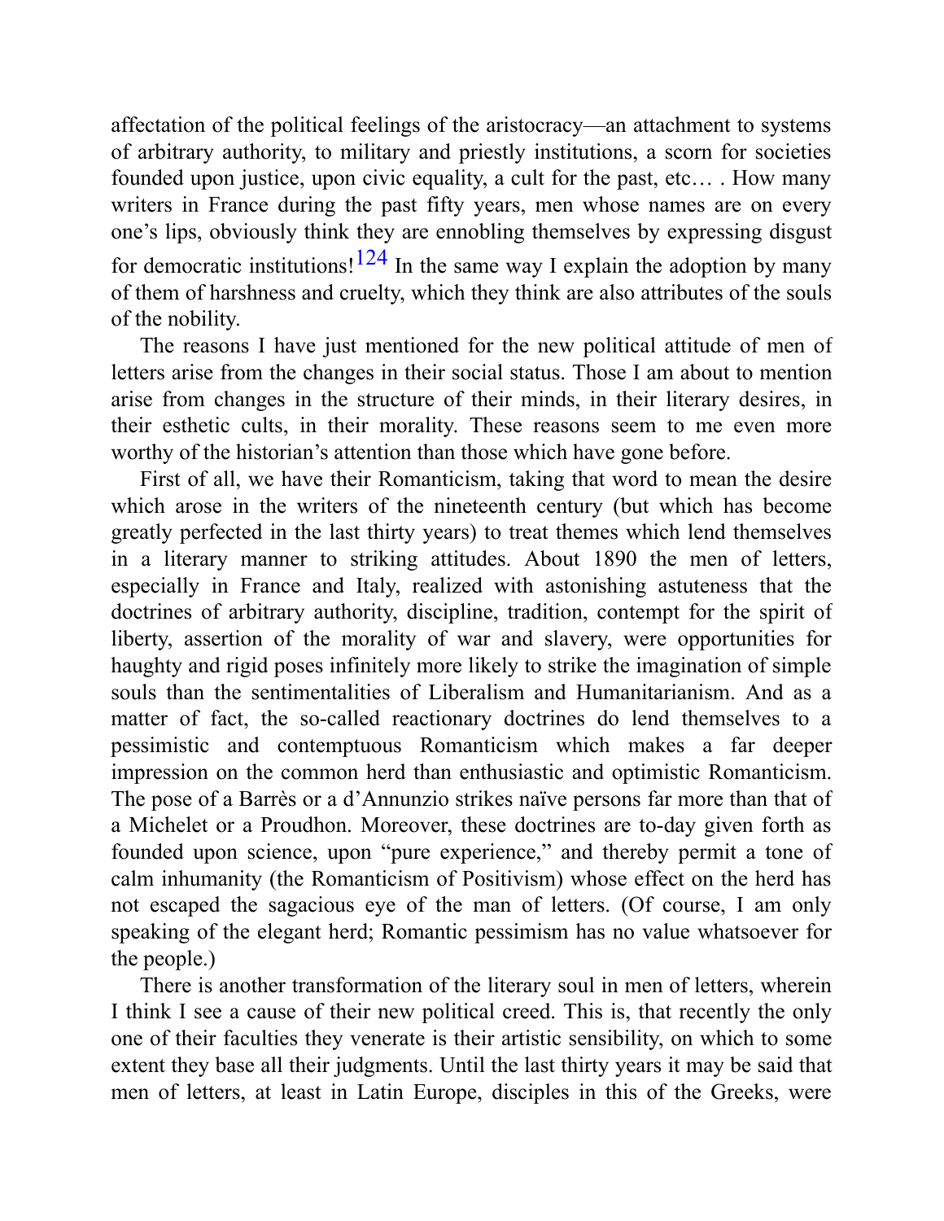affectation of the political feelings of the aristocracy—an attachment to systems of arbitrary authority, to military and priestly institutions, a scorn for societies founded upon justice, upon civic equality, a cult for the past, etc… . How many writers in France during the past fifty years, men whose names are on every one's lips, obviously think they are ennobling themselves by expressing disgust for democratic institutions![124] In the same way I explain the adoption by many of them of harshness and cruelty, which they think are also attributes of the souls of the nobility.

The reasons I have just mentioned for the new political attitude of men of letters arise from the changes in their social status. Those I am about to mention arise from changes in the structure of their minds, in their literary desires, in their esthetic cults, in their morality. These reasons seem to me even more worthy of the historian's attention than those which have gone before.

First of all, we have their Romanticism, taking that word to mean the desire which arose in the writers of the nineteenth century (but which has become greatly perfected in the last thirty years) to treat themes which lend themselves in a literary manner to striking attitudes. About 1890 the men of letters, especially in France and Italy, realized with astonishing astuteness that the doctrines of arbitrary authority, discipline, tradition, contempt for the spirit of liberty, assertion of the morality of war and slavery, were opportunities for haughty and rigid poses infinitely more likely to strike the imagination of simple souls than the sentimentalities of Liberalism and Humanitarianism. And as a matter of fact, the so-called reactionary doctrines do lend themselves to a pessimistic and contemptuous Romanticism which makes a far deeper impression on the common herd than enthusiastic and optimistic Romanticism. The pose of a Barrès or a d'Annunzio strikes naïve persons far more than that of a Michelet or a Proudhon. Moreover, these doctrines are to-day given forth as founded upon science, upon "pure experience," and thereby permit a tone of calm inhumanity (the Romanticism of Positivism) whose effect on the herd has not escaped the sagacious eye of the man of letters. (Of course, I am only speaking of the elegant herd; Romantic pessimism has no value whatsoever for the people.)

There is another transformation of the literary soul in men of letters, wherein I think I see a cause of their new political creed. This is, that recently the only one of their faculties they venerate is their artistic sensibility, on which to some extent they base all their judgments. Until the last thirty years it may be said that men of letters, at least in Latin Europe, disciples in this of the Greeks, were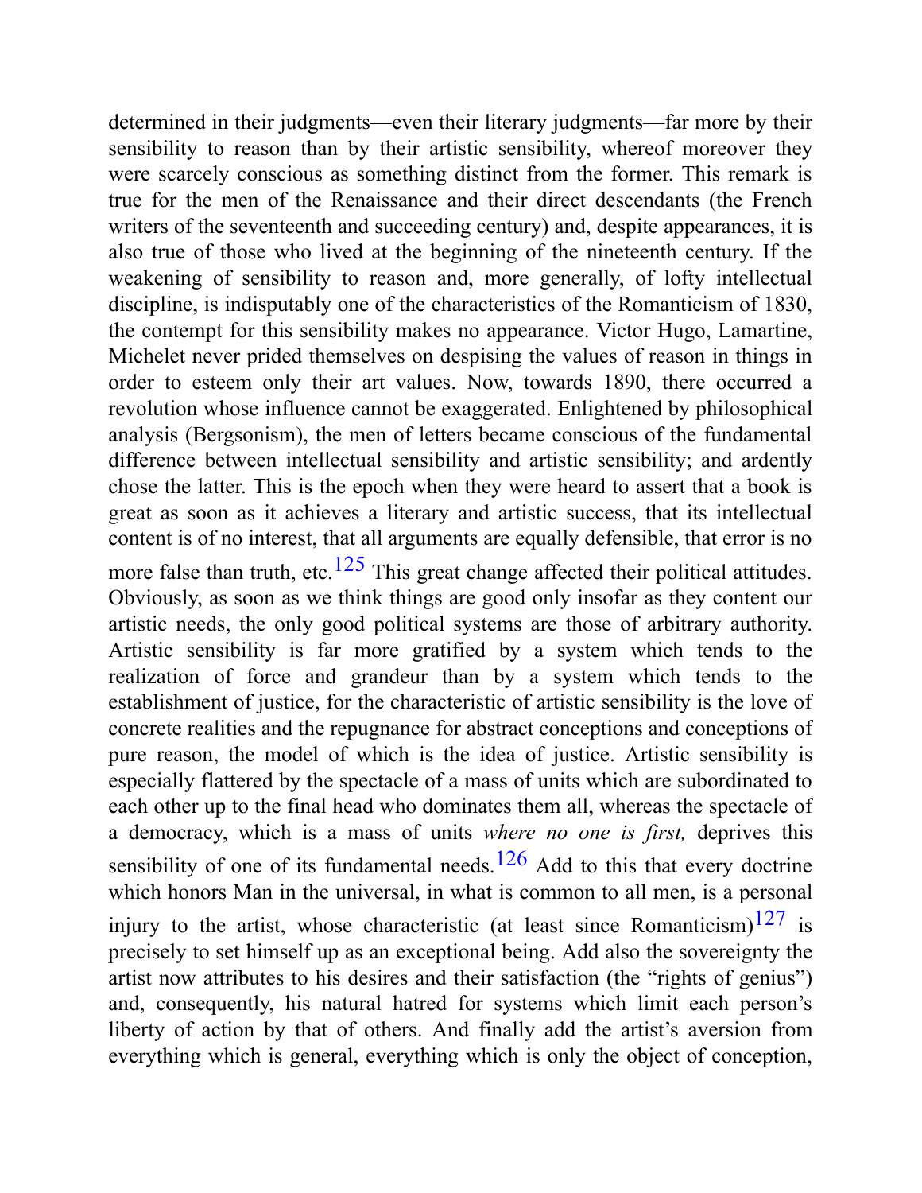determined in their judgments—even their literary judgments—far more by their sensibility to reason than by their artistic sensibility, whereof moreover they were scarcely conscious as something distinct from the former. This remark is true for the men of the Renaissance and their direct descendants (the French writers of the seventeenth and succeeding century) and, despite appearances, it is also true of those who lived at the beginning of the nineteenth century. If the weakening of sensibility to reason and, more generally, of lofty intellectual discipline, is indisputably one of the characteristics of the Romanticism of 1830, the contempt for this sensibility makes no appearance. Victor Hugo, Lamartine, Michelet never prided themselves on despising the values of reason in things in order to esteem only their art values. Now, towards 1890, there occurred a revolution whose influence cannot be exaggerated. Enlightened by philosophical analysis (Bergsonism), the men of letters became conscious of the fundamental difference between intellectual sensibility and artistic sensibility; and ardently chose the latter. This is the epoch when they were heard to assert that a book is great as soon as it achieves a literary and artistic success, that its intellectual content is of no interest, that all arguments are equally defensible, that error is no more false than truth, etc.[125] This great change affected their political attitudes. Obviously, as soon as we think things are good only insofar as they content our artistic needs, the only good political systems are those of arbitrary authority. Artistic sensibility is far more gratified by a system which tends to the realization of force and grandeur than by a system which tends to the establishment of justice, for the characteristic of artistic sensibility is the love of concrete realities and the repugnance for abstract conceptions and conceptions of pure reason, the model of which is the idea of justice. Artistic sensibility is especially flattered by the spectacle of a mass of units which are subordinated to each other up to the final head who dominates them all, whereas the spectacle of a democracy, which is a mass of units *where no one is first,* deprives this sensibility of one of its fundamental needs.[126] Add to this that every doctrine which honors Man in the universal, in what is common to all men, is a personal injury to the artist, whose characteristic (at least since Romanticism)[127] is precisely to set himself up as an exceptional being. Add also the sovereignty the artist now attributes to his desires and their satisfaction (the "rights of genius") and, consequently, his natural hatred for systems which limit each person's liberty of action by that of others. And finally add the artist's aversion from everything which is general, everything which is only the object of conception,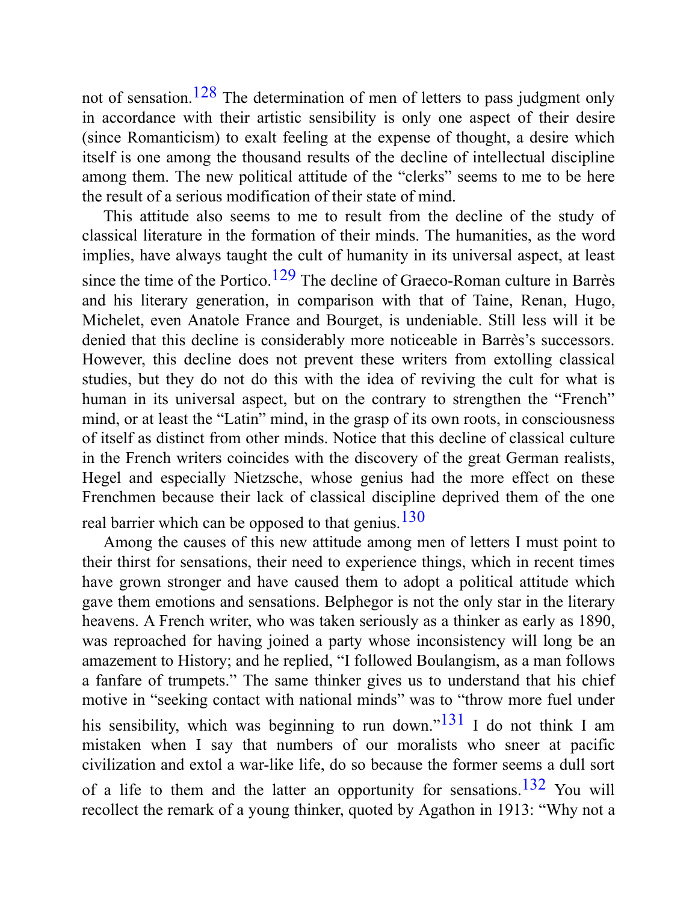not of sensation.[128] The determination of men of letters to pass judgment only in accordance with their artistic sensibility is only one aspect of their desire (since Romanticism) to exalt feeling at the expense of thought, a desire which itself is one among the thousand results of the decline of intellectual discipline among them. The new political attitude of the "clerks" seems to me to be here the result of a serious modification of their state of mind.

This attitude also seems to me to result from the decline of the study of classical literature in the formation of their minds. The humanities, as the word implies, have always taught the cult of humanity in its universal aspect, at least since the time of the Portico.[129] The decline of Graeco-Roman culture in Barrès and his literary generation, in comparison with that of Taine, Renan, Hugo, Michelet, even Anatole France and Bourget, is undeniable. Still less will it be denied that this decline is considerably more noticeable in Barrès's successors. However, this decline does not prevent these writers from extolling classical studies, but they do not do this with the idea of reviving the cult for what is human in its universal aspect, but on the contrary to strengthen the "French" mind, or at least the "Latin" mind, in the grasp of its own roots, in consciousness of itself as distinct from other minds. Notice that this decline of classical culture in the French writers coincides with the discovery of the great German realists, Hegel and especially Nietzsche, whose genius had the more effect on these Frenchmen because their lack of classical discipline deprived them of the one real barrier which can be opposed to that genius.[130]

Among the causes of this new attitude among men of letters I must point to their thirst for sensations, their need to experience things, which in recent times have grown stronger and have caused them to adopt a political attitude which gave them emotions and sensations. Belphegor is not the only star in the literary heavens. A French writer, who was taken seriously as a thinker as early as 1890, was reproached for having joined a party whose inconsistency will long be an amazement to History; and he replied, "I followed Boulangism, as a man follows a fanfare of trumpets." The same thinker gives us to understand that his chief motive in "seeking contact with national minds" was to "throw more fuel under his sensibility, which was beginning to run down."[131] I do not think I am mistaken when I say that numbers of our moralists who sneer at pacific civilization and extol a war-like life, do so because the former seems a dull sort of a life to them and the latter an opportunity for sensations.[132] You will recollect the remark of a young thinker, quoted by Agathon in 1913: "Why not a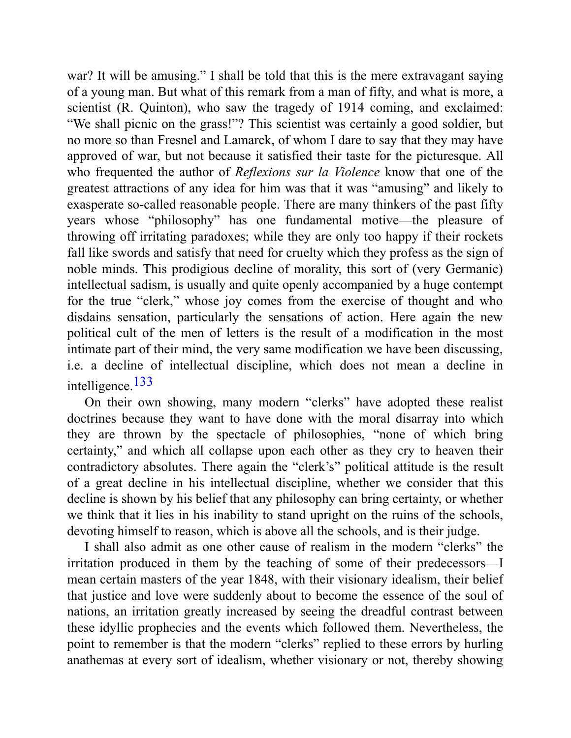war? It will be amusing." I shall be told that this is the mere extravagant saying of a young man. But what of this remark from a man of fifty, and what is more, a scientist (R. Quinton), who saw the tragedy of 1914 coming, and exclaimed: "We shall picnic on the grass!"? This scientist was certainly a good soldier, but no more so than Fresnel and Lamarck, of whom I dare to say that they may have approved of war, but not because it satisfied their taste for the picturesque. All who frequented the author of *Reflexions sur la Violence* know that one of the greatest attractions of any idea for him was that it was "amusing" and likely to exasperate so-called reasonable people. There are many thinkers of the past fifty years whose "philosophy" has one fundamental motive—the pleasure of throwing off irritating paradoxes; while they are only too happy if their rockets fall like swords and satisfy that need for cruelty which they profess as the sign of noble minds. This prodigious decline of morality, this sort of (very Germanic) intellectual sadism, is usually and quite openly accompanied by a huge contempt for the true "clerk," whose joy comes from the exercise of thought and who disdains sensation, particularly the sensations of action. Here again the new political cult of the men of letters is the result of a modification in the most intimate part of their mind, the very same modification we have been discussing, i.e. a decline of intellectual discipline, which does not mean a decline in intelligence.[133]

On their own showing, many modern "clerks" have adopted these realist doctrines because they want to have done with the moral disarray into which they are thrown by the spectacle of philosophies, "none of which bring certainty," and which all collapse upon each other as they cry to heaven their contradictory absolutes. There again the "clerk's" political attitude is the result of a great decline in his intellectual discipline, whether we consider that this decline is shown by his belief that any philosophy can bring certainty, or whether we think that it lies in his inability to stand upright on the ruins of the schools, devoting himself to reason, which is above all the schools, and is their judge.

I shall also admit as one other cause of realism in the modern "clerks" the irritation produced in them by the teaching of some of their predecessors—I mean certain masters of the year 1848, with their visionary idealism, their belief that justice and love were suddenly about to become the essence of the soul of nations, an irritation greatly increased by seeing the dreadful contrast between these idyllic prophecies and the events which followed them. Nevertheless, the point to remember is that the modern "clerks" replied to these errors by hurling anathemas at every sort of idealism, whether visionary or not, thereby showing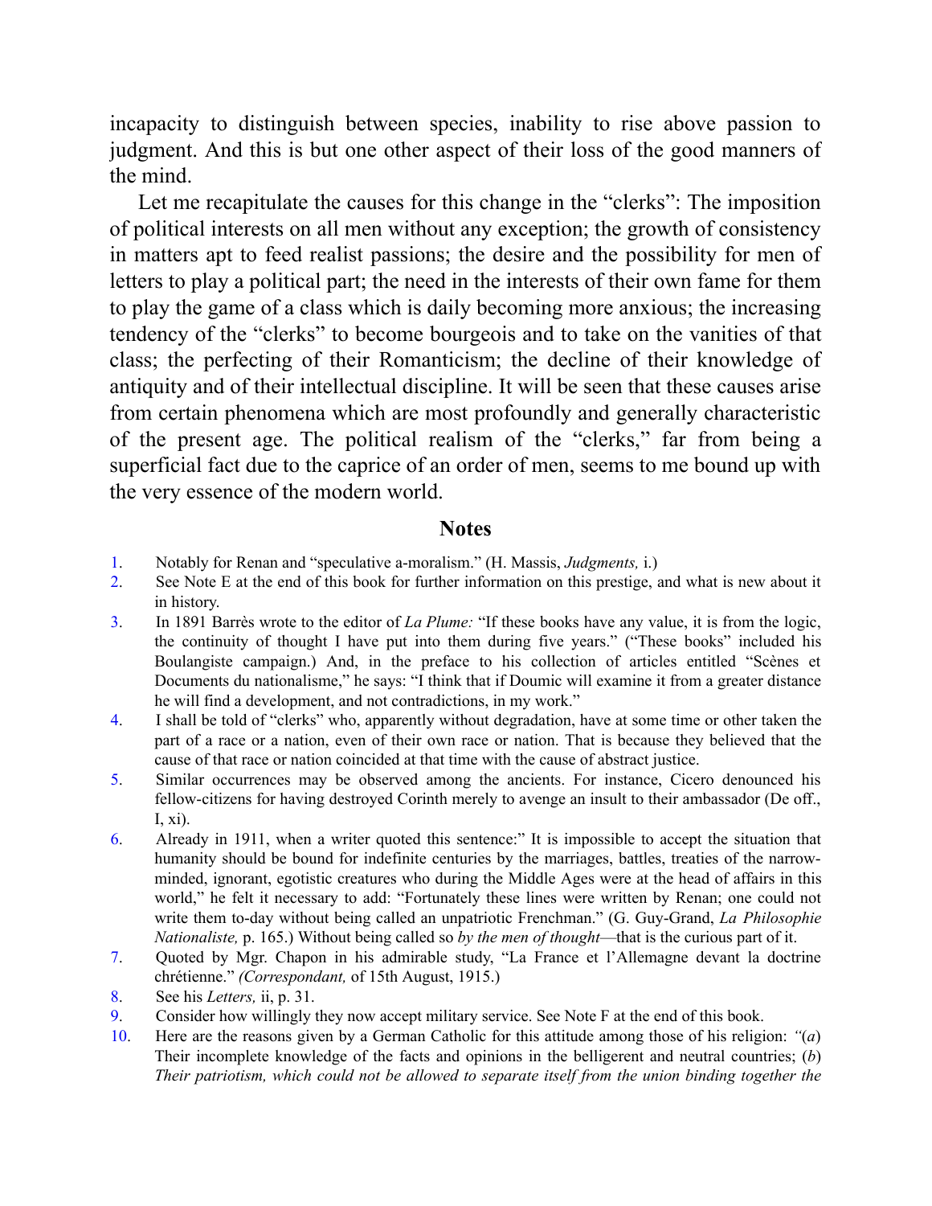incapacity to distinguish between species, inability to rise above passion to judgment. And this is but one other aspect of their loss of the good manners of the mind.

Let me recapitulate the causes for this change in the "clerks": The imposition of political interests on all men without any exception; the growth of consistency in matters apt to feed realist passions; the desire and the possibility for men of letters to play a political part; the need in the interests of their own fame for them to play the game of a class which is daily becoming more anxious; the increasing tendency of the "clerks" to become bourgeois and to take on the vanities of that class; the perfecting of their Romanticism; the decline of their knowledge of antiquity and of their intellectual discipline. It will be seen that these causes arise from certain phenomena which are most profoundly and generally characteristic of the present age. The political realism of the "clerks," far from being a superficial fact due to the caprice of an order of men, seems to me bound up with the very essence of the modern world.

## Notes

1. Notably for Renan and "speculative a-moralism." (H. Massis, *Judgments,* i.)
2. See Note E at the end of this book for further information on this prestige, and what is new about it in history.
3. In 1891 Barrès wrote to the editor of *La Plume:* "If these books have any value, it is from the logic, the continuity of thought I have put into them during five years." ("These books" included his Boulangiste campaign.) And, in the preface to his collection of articles entitled "Scènes et Documents du nationalisme," he says: "I think that if Doumic will examine it from a greater distance he will find a development, and not contradictions, in my work."
4. I shall be told of "clerks" who, apparently without degradation, have at some time or other taken the part of a race or a nation, even of their own race or nation. That is because they believed that the cause of that race or nation coincided at that time with the cause of abstract justice.
5. Similar occurrences may be observed among the ancients. For instance, Cicero denounced his fellow-citizens for having destroyed Corinth merely to avenge an insult to their ambassador (De off., I, xi).
6. Already in 1911, when a writer quoted this sentence:" It is impossible to accept the situation that humanity should be bound for indefinite centuries by the marriages, battles, treaties of the narrow-minded, ignorant, egotistic creatures who during the Middle Ages were at the head of affairs in this world," he felt it necessary to add: "Fortunately these lines were written by Renan; one could not write them to-day without being called an unpatriotic Frenchman." (G. Guy-Grand, *La Philosophie Nationaliste,* p. 165.) Without being called so *by the men of thought*—that is the curious part of it.
7. Quoted by Mgr. Chapon in his admirable study, "La France et l'Allemagne devant la doctrine chrétienne." *(Correspondant,* of 15th August, 1915.)
8. See his *Letters,* ii, p. 31.
9. Consider how willingly they now accept military service. See Note F at the end of this book.
10. Here are the reasons given by a German Catholic for this attitude among those of his religion: *"(a)* Their incomplete knowledge of the facts and opinions in the belligerent and neutral countries; (*b*) *Their patriotism, which could not be allowed to separate itself from the union binding together the*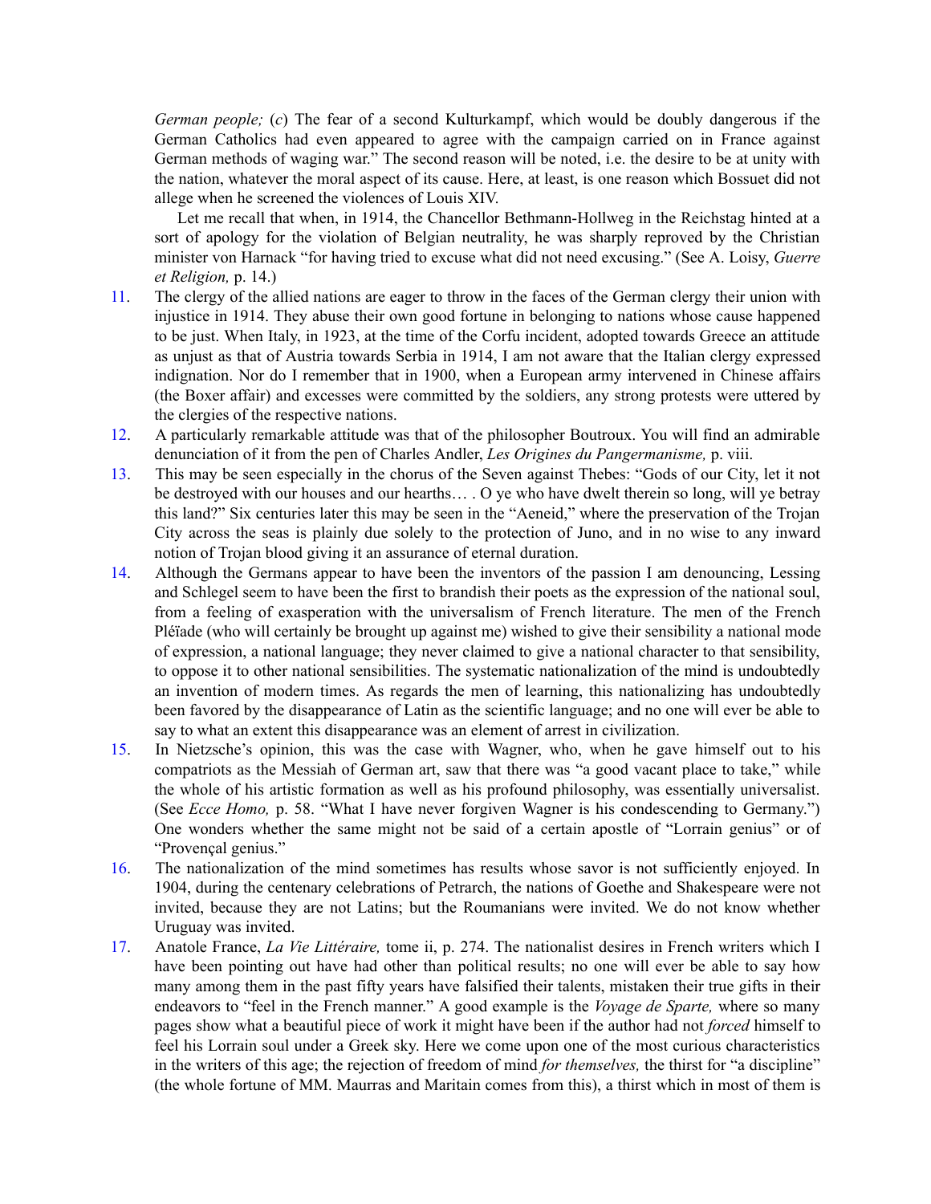*German people;* (*c*) The fear of a second Kulturkampf, which would be doubly dangerous if the German Catholics had even appeared to agree with the campaign carried on in France against German methods of waging war." The second reason will be noted, i.e. the desire to be at unity with the nation, whatever the moral aspect of its cause. Here, at least, is one reason which Bossuet did not allege when he screened the violences of Louis XIV.

Let me recall that when, in 1914, the Chancellor Bethmann-Hollweg in the Reichstag hinted at a sort of apology for the violation of Belgian neutrality, he was sharply reproved by the Christian minister von Harnack "for having tried to excuse what did not need excusing." (See A. Loisy, *Guerre et Religion,* p. 14.)

11. The clergy of the allied nations are eager to throw in the faces of the German clergy their union with injustice in 1914. They abuse their own good fortune in belonging to nations whose cause happened to be just. When Italy, in 1923, at the time of the Corfu incident, adopted towards Greece an attitude as unjust as that of Austria towards Serbia in 1914, I am not aware that the Italian clergy expressed indignation. Nor do I remember that in 1900, when a European army intervened in Chinese affairs (the Boxer affair) and excesses were committed by the soldiers, any strong protests were uttered by the clergies of the respective nations.

12. A particularly remarkable attitude was that of the philosopher Boutroux. You will find an admirable denunciation of it from the pen of Charles Andler, *Les Origines du Pangermanisme,* p. viii.

13. This may be seen especially in the chorus of the Seven against Thebes: "Gods of our City, let it not be destroyed with our houses and our hearths… . O ye who have dwelt therein so long, will ye betray this land?" Six centuries later this may be seen in the "Aeneid," where the preservation of the Trojan City across the seas is plainly due solely to the protection of Juno, and in no wise to any inward notion of Trojan blood giving it an assurance of eternal duration.

14. Although the Germans appear to have been the inventors of the passion I am denouncing, Lessing and Schlegel seem to have been the first to brandish their poets as the expression of the national soul, from a feeling of exasperation with the universalism of French literature. The men of the French Pléïade (who will certainly be brought up against me) wished to give their sensibility a national mode of expression, a national language; they never claimed to give a national character to that sensibility, to oppose it to other national sensibilities. The systematic nationalization of the mind is undoubtedly an invention of modern times. As regards the men of learning, this nationalizing has undoubtedly been favored by the disappearance of Latin as the scientific language; and no one will ever be able to say to what an extent this disappearance was an element of arrest in civilization.

15. In Nietzsche's opinion, this was the case with Wagner, who, when he gave himself out to his compatriots as the Messiah of German art, saw that there was "a good vacant place to take," while the whole of his artistic formation as well as his profound philosophy, was essentially universalist. (See *Ecce Homo,* p. 58. "What I have never forgiven Wagner is his condescending to Germany.") One wonders whether the same might not be said of a certain apostle of "Lorrain genius" or of "Provençal genius."

16. The nationalization of the mind sometimes has results whose savor is not sufficiently enjoyed. In 1904, during the centenary celebrations of Petrarch, the nations of Goethe and Shakespeare were not invited, because they are not Latins; but the Roumanians were invited. We do not know whether Uruguay was invited.

17. Anatole France, *La Vie Littéraire,* tome ii, p. 274. The nationalist desires in French writers which I have been pointing out have had other than political results; no one will ever be able to say how many among them in the past fifty years have falsified their talents, mistaken their true gifts in their endeavors to "feel in the French manner." A good example is the *Voyage de Sparte,* where so many pages show what a beautiful piece of work it might have been if the author had not *forced* himself to feel his Lorrain soul under a Greek sky. Here we come upon one of the most curious characteristics in the writers of this age; the rejection of freedom of mind *for themselves,* the thirst for "a discipline" (the whole fortune of MM. Maurras and Maritain comes from this), a thirst which in most of them is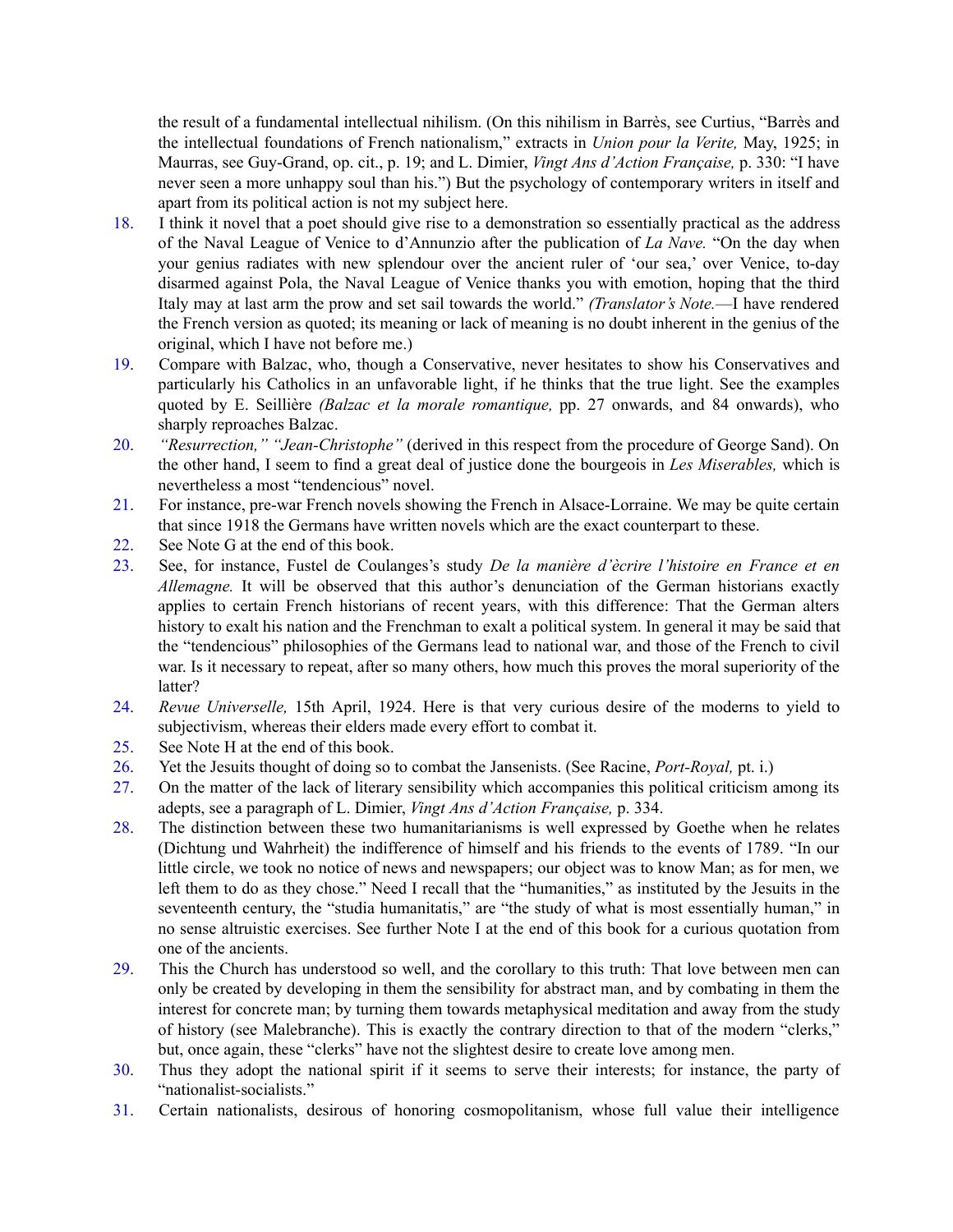the result of a fundamental intellectual nihilism. (On this nihilism in Barrès, see Curtius, "Barrès and the intellectual foundations of French nationalism," extracts in *Union pour la Verite,* May, 1925; in Maurras, see Guy-Grand, op. cit., p. 19; and L. Dimier, *Vingt Ans d'Action Française,* p. 330: "I have never seen a more unhappy soul than his.") But the psychology of contemporary writers in itself and apart from its political action is not my subject here.

18. I think it novel that a poet should give rise to a demonstration so essentially practical as the address of the Naval League of Venice to d'Annunzio after the publication of *La Nave.* "On the day when your genius radiates with new splendour over the ancient ruler of 'our sea,' over Venice, to-day disarmed against Pola, the Naval League of Venice thanks you with emotion, hoping that the third Italy may at last arm the prow and set sail towards the world." *(Translator's Note.*—I have rendered the French version as quoted; its meaning or lack of meaning is no doubt inherent in the genius of the original, which I have not before me.)
19. Compare with Balzac, who, though a Conservative, never hesitates to show his Conservatives and particularly his Catholics in an unfavorable light, if he thinks that the true light. See the examples quoted by E. Seillière *(Balzac et la morale romantique,* pp. 27 onwards, and 84 onwards), who sharply reproaches Balzac.
20. *"Resurrection," "Jean-Christophe"* (derived in this respect from the procedure of George Sand). On the other hand, I seem to find a great deal of justice done the bourgeois in *Les Miserables,* which is nevertheless a most "tendencious" novel.
21. For instance, pre-war French novels showing the French in Alsace-Lorraine. We may be quite certain that since 1918 the Germans have written novels which are the exact counterpart to these.
22. See Note G at the end of this book.
23. See, for instance, Fustel de Coulanges's study *De la manière d'ècrire l'histoire en France et en Allemagne.* It will be observed that this author's denunciation of the German historians exactly applies to certain French historians of recent years, with this difference: That the German alters history to exalt his nation and the Frenchman to exalt a political system. In general it may be said that the "tendencious" philosophies of the Germans lead to national war, and those of the French to civil war. Is it necessary to repeat, after so many others, how much this proves the moral superiority of the latter?
24. *Revue Universelle,* 15th April, 1924. Here is that very curious desire of the moderns to yield to subjectivism, whereas their elders made every effort to combat it.
25. See Note H at the end of this book.
26. Yet the Jesuits thought of doing so to combat the Jansenists. (See Racine, *Port-Royal,* pt. i.)
27. On the matter of the lack of literary sensibility which accompanies this political criticism among its adepts, see a paragraph of L. Dimier, *Vingt Ans d'Action Française,* p. 334.
28. The distinction between these two humanitarianisms is well expressed by Goethe when he relates (Dichtung und Wahrheit) the indifference of himself and his friends to the events of 1789. "In our little circle, we took no notice of news and newspapers; our object was to know Man; as for men, we left them to do as they chose." Need I recall that the "humanities," as instituted by the Jesuits in the seventeenth century, the "studia humanitatis," are "the study of what is most essentially human," in no sense altruistic exercises. See further Note I at the end of this book for a curious quotation from one of the ancients.
29. This the Church has understood so well, and the corollary to this truth: That love between men can only be created by developing in them the sensibility for abstract man, and by combating in them the interest for concrete man; by turning them towards metaphysical meditation and away from the study of history (see Malebranche). This is exactly the contrary direction to that of the modern "clerks," but, once again, these "clerks" have not the slightest desire to create love among men.
30. Thus they adopt the national spirit if it seems to serve their interests; for instance, the party of "nationalist-socialists."
31. Certain nationalists, desirous of honoring cosmopolitanism, whose full value their intelligence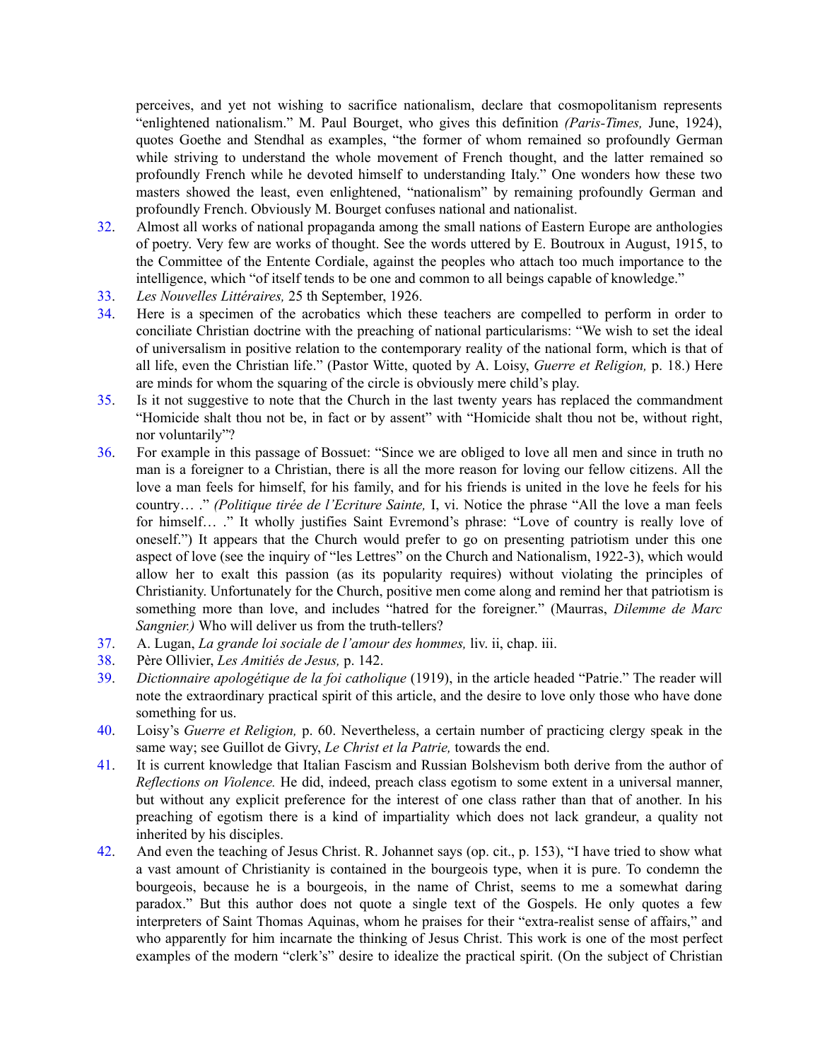perceives, and yet not wishing to sacrifice nationalism, declare that cosmopolitanism represents "enlightened nationalism." M. Paul Bourget, who gives this definition *(Paris-Times,* June, 1924), quotes Goethe and Stendhal as examples, "the former of whom remained so profoundly German while striving to understand the whole movement of French thought, and the latter remained so profoundly French while he devoted himself to understanding Italy." One wonders how these two masters showed the least, even enlightened, "nationalism" by remaining profoundly German and profoundly French. Obviously M. Bourget confuses national and nationalist.

32. Almost all works of national propaganda among the small nations of Eastern Europe are anthologies of poetry. Very few are works of thought. See the words uttered by E. Boutroux in August, 1915, to the Committee of the Entente Cordiale, against the peoples who attach too much importance to the intelligence, which "of itself tends to be one and common to all beings capable of knowledge."
33. *Les Nouvelles Littéraires,* 25 th September, 1926.
34. Here is a specimen of the acrobatics which these teachers are compelled to perform in order to conciliate Christian doctrine with the preaching of national particularisms: "We wish to set the ideal of universalism in positive relation to the contemporary reality of the national form, which is that of all life, even the Christian life." (Pastor Witte, quoted by A. Loisy, *Guerre et Religion,* p. 18.) Here are minds for whom the squaring of the circle is obviously mere child's play.
35. Is it not suggestive to note that the Church in the last twenty years has replaced the commandment "Homicide shalt thou not be, in fact or by assent" with "Homicide shalt thou not be, without right, nor voluntarily"?
36. For example in this passage of Bossuet: "Since we are obliged to love all men and since in truth no man is a foreigner to a Christian, there is all the more reason for loving our fellow citizens. All the love a man feels for himself, for his family, and for his friends is united in the love he feels for his country… ." *(Politique tirée de l'Ecriture Sainte,* I, vi. Notice the phrase "All the love a man feels for himself… ." It wholly justifies Saint Evremond's phrase: "Love of country is really love of oneself.") It appears that the Church would prefer to go on presenting patriotism under this one aspect of love (see the inquiry of "les Lettres" on the Church and Nationalism, 1922-3), which would allow her to exalt this passion (as its popularity requires) without violating the principles of Christianity. Unfortunately for the Church, positive men come along and remind her that patriotism is something more than love, and includes "hatred for the foreigner." (Maurras, *Dilemme de Marc Sangnier.)* Who will deliver us from the truth-tellers?
37. A. Lugan, *La grande loi sociale de l'amour des hommes,* liv. ii, chap. iii.
38. Père Ollivier, *Les Amitiés de Jesus,* p. 142.
39. *Dictionnaire apologétique de la foi catholique* (1919), in the article headed "Patrie." The reader will note the extraordinary practical spirit of this article, and the desire to love only those who have done something for us.
40. Loisy's *Guerre et Religion,* p. 60. Nevertheless, a certain number of practicing clergy speak in the same way; see Guillot de Givry, *Le Christ et la Patrie,* towards the end.
41. It is current knowledge that Italian Fascism and Russian Bolshevism both derive from the author of *Reflections on Violence.* He did, indeed, preach class egotism to some extent in a universal manner, but without any explicit preference for the interest of one class rather than that of another. In his preaching of egotism there is a kind of impartiality which does not lack grandeur, a quality not inherited by his disciples.
42. And even the teaching of Jesus Christ. R. Johannet says (op. cit., p. 153), "I have tried to show what a vast amount of Christianity is contained in the bourgeois type, when it is pure. To condemn the bourgeois, because he is a bourgeois, in the name of Christ, seems to me a somewhat daring paradox." But this author does not quote a single text of the Gospels. He only quotes a few interpreters of Saint Thomas Aquinas, whom he praises for their "extra-realist sense of affairs," and who apparently for him incarnate the thinking of Jesus Christ. This work is one of the most perfect examples of the modern "clerk's" desire to idealize the practical spirit. (On the subject of Christian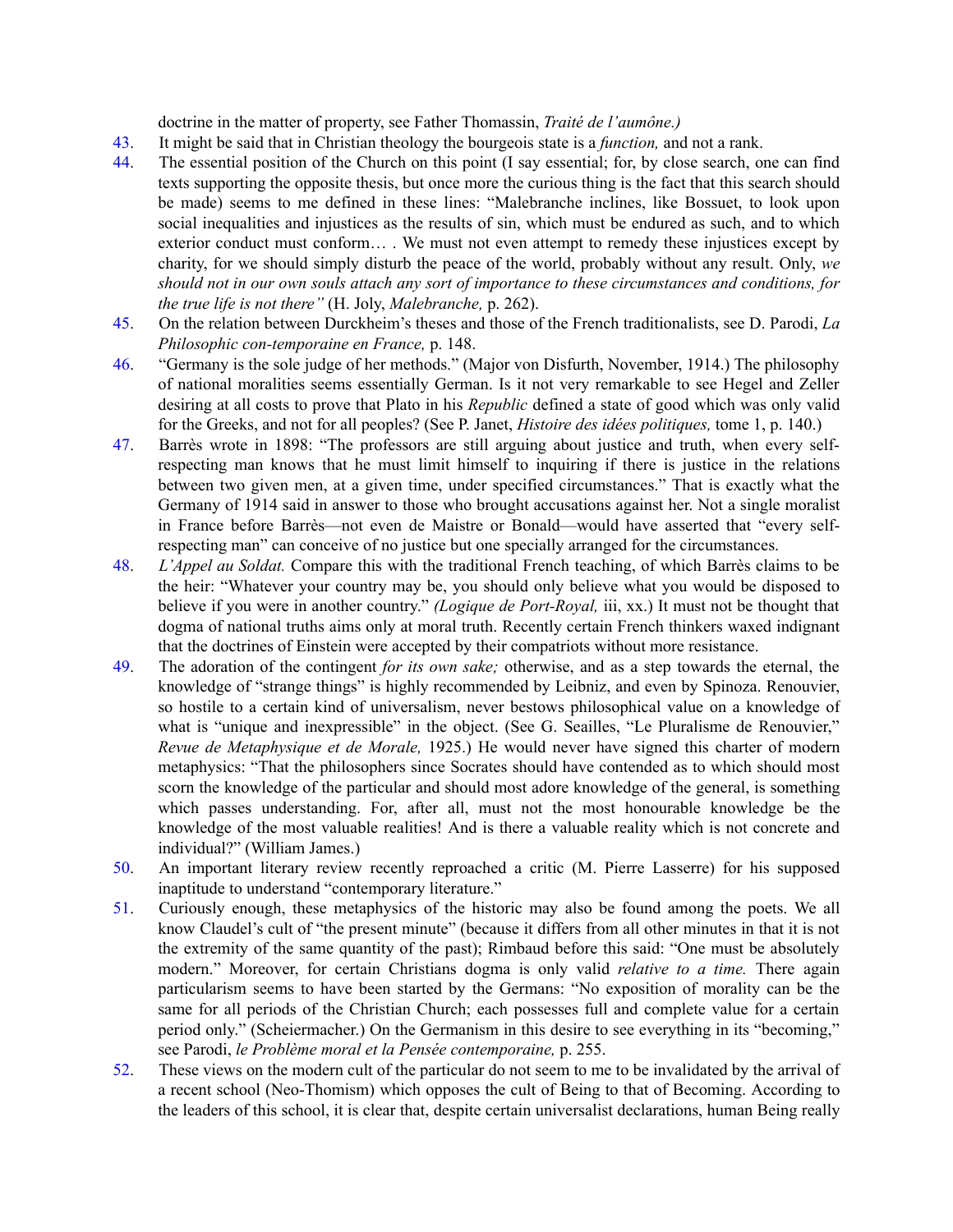doctrine in the matter of property, see Father Thomassin, *Traité de l'aumône.)*

43. It might be said that in Christian theology the bourgeois state is a *function,* and not a rank.

44. The essential position of the Church on this point (I say essential; for, by close search, one can find texts supporting the opposite thesis, but once more the curious thing is the fact that this search should be made) seems to me defined in these lines: "Malebranche inclines, like Bossuet, to look upon social inequalities and injustices as the results of sin, which must be endured as such, and to which exterior conduct must conform… . We must not even attempt to remedy these injustices except by charity, for we should simply disturb the peace of the world, probably without any result. Only, *we should not in our own souls attach any sort of importance to these circumstances and conditions, for the true life is not there"* (H. Joly, *Malebranche,* p. 262).

45. On the relation between Durckheim's theses and those of the French traditionalists, see D. Parodi, *La Philosophic con-temporaine en France,* p. 148.

46. "Germany is the sole judge of her methods." (Major von Disfurth, November, 1914.) The philosophy of national moralities seems essentially German. Is it not very remarkable to see Hegel and Zeller desiring at all costs to prove that Plato in his *Republic* defined a state of good which was only valid for the Greeks, and not for all peoples? (See P. Janet, *Histoire des idées politiques,* tome 1, p. 140.)

47. Barrès wrote in 1898: "The professors are still arguing about justice and truth, when every self-respecting man knows that he must limit himself to inquiring if there is justice in the relations between two given men, at a given time, under specified circumstances." That is exactly what the Germany of 1914 said in answer to those who brought accusations against her. Not a single moralist in France before Barrès—not even de Maistre or Bonald—would have asserted that "every self-respecting man" can conceive of no justice but one specially arranged for the circumstances.

48. *L'Appel au Soldat.* Compare this with the traditional French teaching, of which Barrès claims to be the heir: "Whatever your country may be, you should only believe what you would be disposed to believe if you were in another country." *(Logique de Port-Royal,* iii, xx.) It must not be thought that dogma of national truths aims only at moral truth. Recently certain French thinkers waxed indignant that the doctrines of Einstein were accepted by their compatriots without more resistance.

49. The adoration of the contingent *for its own sake;* otherwise, and as a step towards the eternal, the knowledge of "strange things" is highly recommended by Leibniz, and even by Spinoza. Renouvier, so hostile to a certain kind of universalism, never bestows philosophical value on a knowledge of what is "unique and inexpressible" in the object. (See G. Seailles, "Le Pluralisme de Renouvier," *Revue de Metaphysique et de Morale,* 1925.) He would never have signed this charter of modern metaphysics: "That the philosophers since Socrates should have contended as to which should most scorn the knowledge of the particular and should most adore knowledge of the general, is something which passes understanding. For, after all, must not the most honourable knowledge be the knowledge of the most valuable realities! And is there a valuable reality which is not concrete and individual?" (William James.)

50. An important literary review recently reproached a critic (M. Pierre Lasserre) for his supposed inaptitude to understand "contemporary literature."

51. Curiously enough, these metaphysics of the historic may also be found among the poets. We all know Claudel's cult of "the present minute" (because it differs from all other minutes in that it is not the extremity of the same quantity of the past); Rimbaud before this said: "One must be absolutely modern." Moreover, for certain Christians dogma is only valid *relative to a time.* There again particularism seems to have been started by the Germans: "No exposition of morality can be the same for all periods of the Christian Church; each possesses full and complete value for a certain period only." (Scheiermacher.) On the Germanism in this desire to see everything in its "becoming," see Parodi, *le Problème moral et la Pensée contemporaine,* p. 255.

52. These views on the modern cult of the particular do not seem to me to be invalidated by the arrival of a recent school (Neo-Thomism) which opposes the cult of Being to that of Becoming. According to the leaders of this school, it is clear that, despite certain universalist declarations, human Being really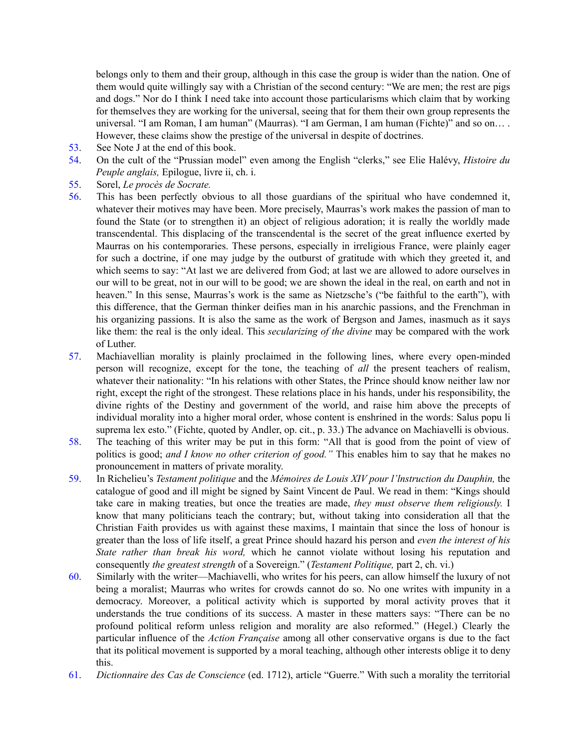belongs only to them and their group, although in this case the group is wider than the nation. One of them would quite willingly say with a Christian of the second century: "We are men; the rest are pigs and dogs." Nor do I think I need take into account those particularisms which claim that by working for themselves they are working for the universal, seeing that for them their own group represents the universal. "I am Roman, I am human" (Maurras). "I am German, I am human (Fichte)" and so on… . However, these claims show the prestige of the universal in despite of doctrines.

53. See Note J at the end of this book.
54. On the cult of the "Prussian model" even among the English "clerks," see Elie Halévy, *Histoire du Peuple anglais,* Epilogue, livre ii, ch. i.
55. Sorel, *Le procès de Socrate.*
56. This has been perfectly obvious to all those guardians of the spiritual who have condemned it, whatever their motives may have been. More precisely, Maurras's work makes the passion of man to found the State (or to strengthen it) an object of religious adoration; it is really the worldly made transcendental. This displacing of the transcendental is the secret of the great influence exerted by Maurras on his contemporaries. These persons, especially in irreligious France, were plainly eager for such a doctrine, if one may judge by the outburst of gratitude with which they greeted it, and which seems to say: "At last we are delivered from God; at last we are allowed to adore ourselves in our will to be great, not in our will to be good; we are shown the ideal in the real, on earth and not in heaven." In this sense, Maurras's work is the same as Nietzsche's ("be faithful to the earth"), with this difference, that the German thinker deifies man in his anarchic passions, and the Frenchman in his organizing passions. It is also the same as the work of Bergson and James, inasmuch as it says like them: the real is the only ideal. This *secularizing of the divine* may be compared with the work of Luther.
57. Machiavellian morality is plainly proclaimed in the following lines, where every open-minded person will recognize, except for the tone, the teaching of *all* the present teachers of realism, whatever their nationality: "In his relations with other States, the Prince should know neither law nor right, except the right of the strongest. These relations place in his hands, under his responsibility, the divine rights of the Destiny and government of the world, and raise him above the precepts of individual morality into a higher moral order, whose content is enshrined in the words: Salus popu li suprema lex esto." (Fichte, quoted by Andler, op. cit., p. 33.) The advance on Machiavelli is obvious.
58. The teaching of this writer may be put in this form: "All that is good from the point of view of politics is good; *and I know no other criterion of good."* This enables him to say that he makes no pronouncement in matters of private morality.
59. In Richelieu's *Testament politique* and the *Mémoires de Louis XIV pour l'lnstruction du Dauphin,* the catalogue of good and ill might be signed by Saint Vincent de Paul. We read in them: "Kings should take care in making treaties, but once the treaties are made, *they must observe them religiously.* I know that many politicians teach the contrary; but, without taking into consideration all that the Christian Faith provides us with against these maxims, I maintain that since the loss of honour is greater than the loss of life itself, a great Prince should hazard his person and *even the interest of his State rather than break his word,* which he cannot violate without losing his reputation and consequently *the greatest strength* of a Sovereign." (*Testament Politique,* part 2, ch. vi.)
60. Similarly with the writer—Machiavelli, who writes for his peers, can allow himself the luxury of not being a moralist; Maurras who writes for crowds cannot do so. No one writes with impunity in a democracy. Moreover, a political activity which is supported by moral activity proves that it understands the true conditions of its success. A master in these matters says: "There can be no profound political reform unless religion and morality are also reformed." (Hegel.) Clearly the particular influence of the *Action Française* among all other conservative organs is due to the fact that its political movement is supported by a moral teaching, although other interests oblige it to deny this.
61. *Dictionnaire des Cas de Conscience* (ed. 1712), article "Guerre." With such a morality the territorial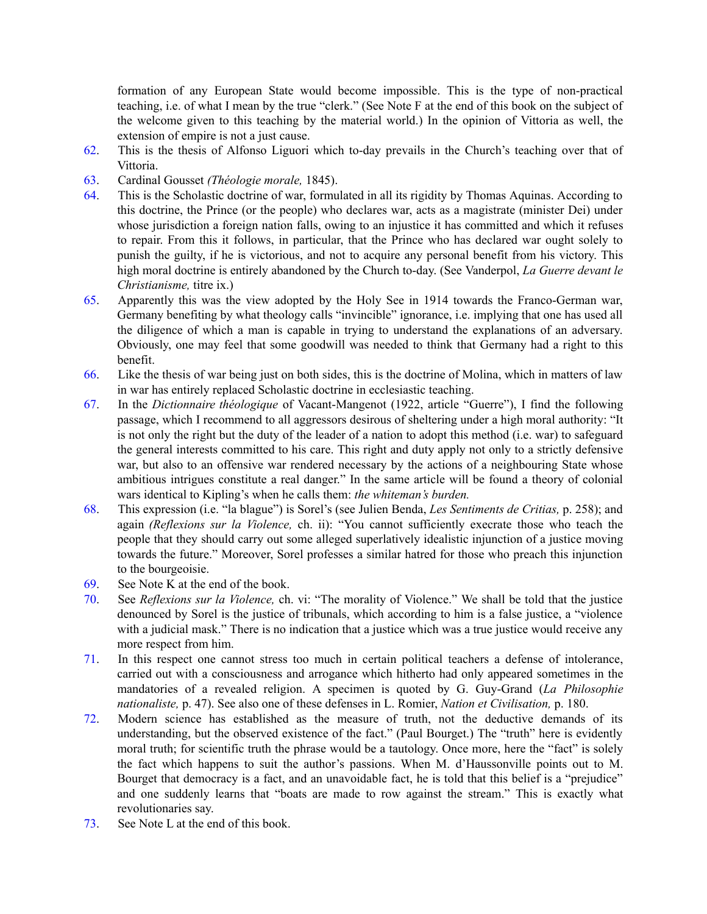formation of any European State would become impossible. This is the type of non-practical teaching, i.e. of what I mean by the true "clerk." (See Note F at the end of this book on the subject of the welcome given to this teaching by the material world.) In the opinion of Vittoria as well, the extension of empire is not a just cause.

62. This is the thesis of Alfonso Liguori which to-day prevails in the Church's teaching over that of Vittoria.

63. Cardinal Gousset *(Théologie morale,* 1845).

64. This is the Scholastic doctrine of war, formulated in all its rigidity by Thomas Aquinas. According to this doctrine, the Prince (or the people) who declares war, acts as a magistrate (minister Dei) under whose jurisdiction a foreign nation falls, owing to an injustice it has committed and which it refuses to repair. From this it follows, in particular, that the Prince who has declared war ought solely to punish the guilty, if he is victorious, and not to acquire any personal benefit from his victory. This high moral doctrine is entirely abandoned by the Church to-day. (See Vanderpol, *La Guerre devant le Christianisme,* titre ix.)

65. Apparently this was the view adopted by the Holy See in 1914 towards the Franco-German war, Germany benefiting by what theology calls "invincible" ignorance, i.e. implying that one has used all the diligence of which a man is capable in trying to understand the explanations of an adversary. Obviously, one may feel that some goodwill was needed to think that Germany had a right to this benefit.

66. Like the thesis of war being just on both sides, this is the doctrine of Molina, which in matters of law in war has entirely replaced Scholastic doctrine in ecclesiastic teaching.

67. In the *Dictionnaire théologique* of Vacant-Mangenot (1922, article "Guerre"), I find the following passage, which I recommend to all aggressors desirous of sheltering under a high moral authority: "It is not only the right but the duty of the leader of a nation to adopt this method (i.e. war) to safeguard the general interests committed to his care. This right and duty apply not only to a strictly defensive war, but also to an offensive war rendered necessary by the actions of a neighbouring State whose ambitious intrigues constitute a real danger." In the same article will be found a theory of colonial wars identical to Kipling's when he calls them: *the whiteman's burden.*

68. This expression (i.e. "la blague") is Sorel's (see Julien Benda, *Les Sentiments de Critias,* p. 258); and again *(Reflexions sur la Violence,* ch. ii): "You cannot sufficiently execrate those who teach the people that they should carry out some alleged superlatively idealistic injunction of a justice moving towards the future." Moreover, Sorel professes a similar hatred for those who preach this injunction to the bourgeoisie.

69. See Note K at the end of the book.

70. See *Reflexions sur la Violence,* ch. vi: "The morality of Violence." We shall be told that the justice denounced by Sorel is the justice of tribunals, which according to him is a false justice, a "violence with a judicial mask." There is no indication that a justice which was a true justice would receive any more respect from him.

71. In this respect one cannot stress too much in certain political teachers a defense of intolerance, carried out with a consciousness and arrogance which hitherto had only appeared sometimes in the mandatories of a revealed religion. A specimen is quoted by G. Guy-Grand (*La Philosophie nationaliste,* p. 47). See also one of these defenses in L. Romier, *Nation et Civilisation,* p. 180.

72. Modern science has established as the measure of truth, not the deductive demands of its understanding, but the observed existence of the fact." (Paul Bourget.) The "truth" here is evidently moral truth; for scientific truth the phrase would be a tautology. Once more, here the "fact" is solely the fact which happens to suit the author's passions. When M. d'Haussonville points out to M. Bourget that democracy is a fact, and an unavoidable fact, he is told that this belief is a "prejudice" and one suddenly learns that "boats are made to row against the stream." This is exactly what revolutionaries say.

73. See Note L at the end of this book.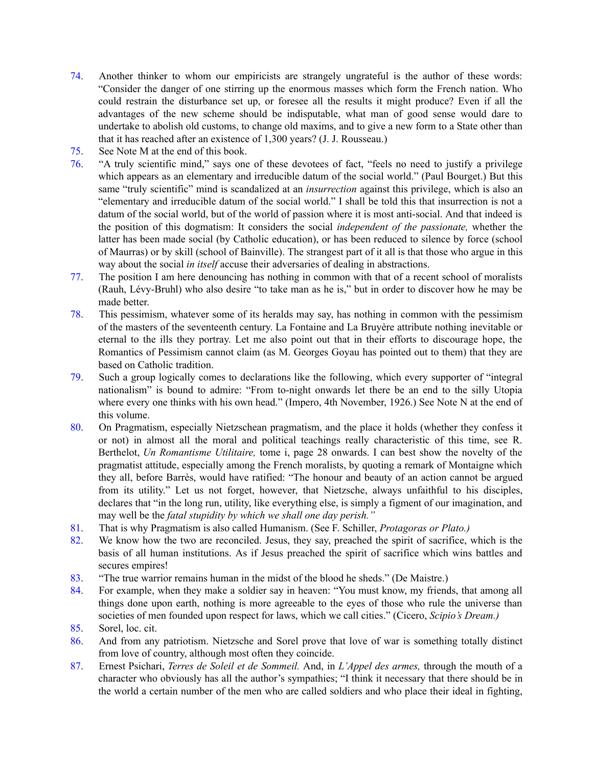74. Another thinker to whom our empiricists are strangely ungrateful is the author of these words: "Consider the danger of one stirring up the enormous masses which form the French nation. Who could restrain the disturbance set up, or foresee all the results it might produce? Even if all the advantages of the new scheme should be indisputable, what man of good sense would dare to undertake to abolish old customs, to change old maxims, and to give a new form to a State other than that it has reached after an existence of 1,300 years? (J. J. Rousseau.)
75. See Note M at the end of this book.
76. "A truly scientific mind," says one of these devotees of fact, "feels no need to justify a privilege which appears as an elementary and irreducible datum of the social world." (Paul Bourget.) But this same "truly scientific" mind is scandalized at an *insurrection* against this privilege, which is also an "elementary and irreducible datum of the social world." I shall be told this that insurrection is not a datum of the social world, but of the world of passion where it is most anti-social. And that indeed is the position of this dogmatism: It considers the social *independent of the passionate,* whether the latter has been made social (by Catholic education), or has been reduced to silence by force (school of Maurras) or by skill (school of Bainville). The strangest part of it all is that those who argue in this way about the social *in itself* accuse their adversaries of dealing in abstractions.
77. The position I am here denouncing has nothing in common with that of a recent school of moralists (Rauh, Lévy-Bruhl) who also desire "to take man as he is," but in order to discover how he may be made better.
78. This pessimism, whatever some of its heralds may say, has nothing in common with the pessimism of the masters of the seventeenth century. La Fontaine and La Bruyère attribute nothing inevitable or eternal to the ills they portray. Let me also point out that in their efforts to discourage hope, the Romantics of Pessimism cannot claim (as M. Georges Goyau has pointed out to them) that they are based on Catholic tradition.
79. Such a group logically comes to declarations like the following, which every supporter of "integral nationalism" is bound to admire: "From to-night onwards let there be an end to the silly Utopia where every one thinks with his own head." (Impero, 4th November, 1926.) See Note N at the end of this volume.
80. On Pragmatism, especially Nietzschean pragmatism, and the place it holds (whether they confess it or not) in almost all the moral and political teachings really characteristic of this time, see R. Berthelot, *Un Romantisme Utilitaire,* tome i, page 28 onwards. I can best show the novelty of the pragmatist attitude, especially among the French moralists, by quoting a remark of Montaigne which they all, before Barrès, would have ratified: "The honour and beauty of an action cannot be argued from its utility." Let us not forget, however, that Nietzsche, always unfaithful to his disciples, declares that "in the long run, utility, like everything else, is simply a figment of our imagination, and may well be the *fatal stupidity by which we shall one day perish."*
81. That is why Pragmatism is also called Humanism. (See F. Schiller, *Protagoras or Plato.)*
82. We know how the two are reconciled. Jesus, they say, preached the spirit of sacrifice, which is the basis of all human institutions. As if Jesus preached the spirit of sacrifice which wins battles and secures empires!
83. "The true warrior remains human in the midst of the blood he sheds." (De Maistre.)
84. For example, when they make a soldier say in heaven: "You must know, my friends, that among all things done upon earth, nothing is more agreeable to the eyes of those who rule the universe than societies of men founded upon respect for laws, which we call cities." (Cicero, *Scipio's Dream.)*
85. Sorel, loc. cit.
86. And from any patriotism. Nietzsche and Sorel prove that love of war is something totally distinct from love of country, although most often they coincide.
87. Ernest Psichari, *Terres de Soleil et de Sommeil.* And, in *L'Appel des armes,* through the mouth of a character who obviously has all the author's sympathies; "I think it necessary that there should be in the world a certain number of the men who are called soldiers and who place their ideal in fighting,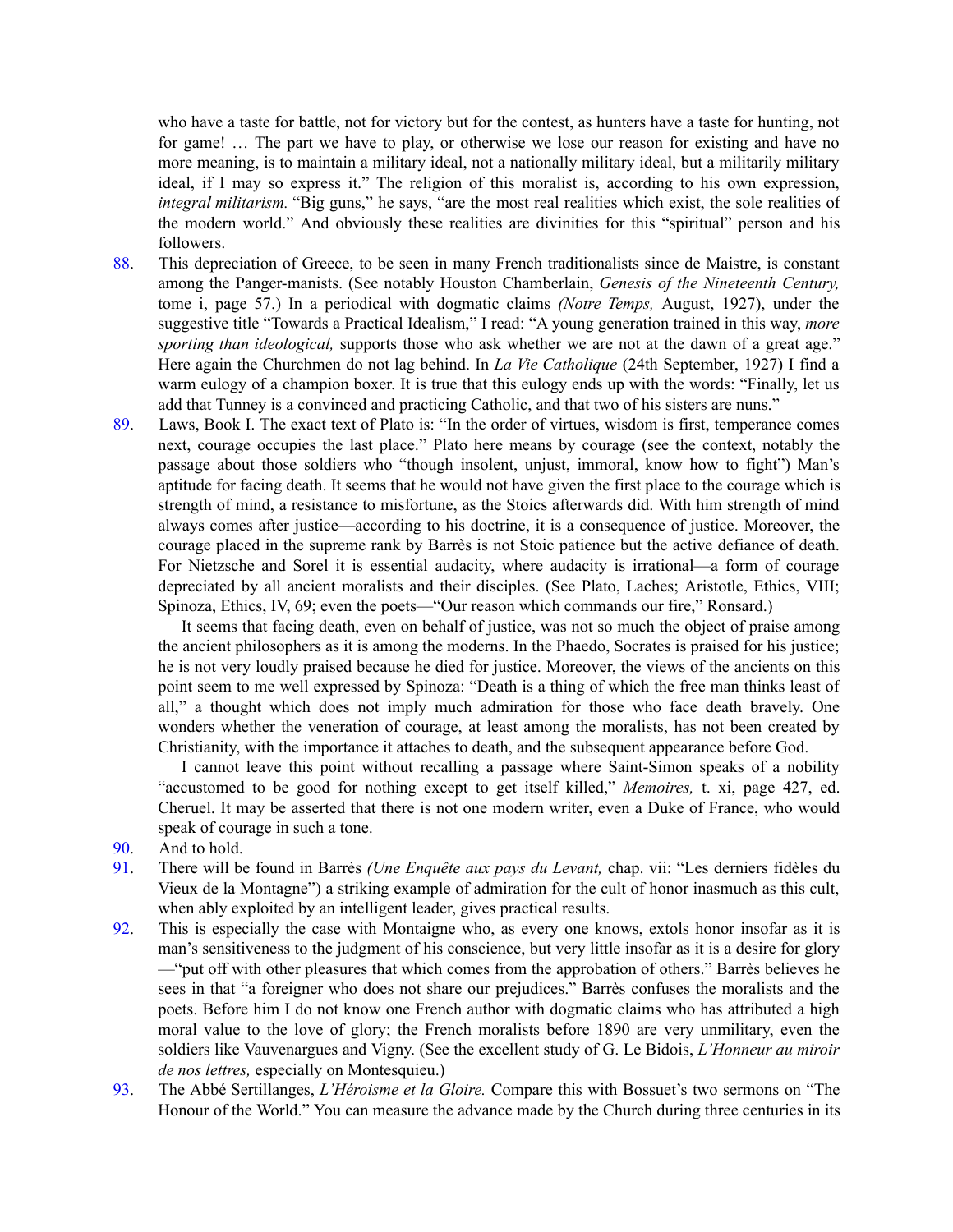who have a taste for battle, not for victory but for the contest, as hunters have a taste for hunting, not for game! … The part we have to play, or otherwise we lose our reason for existing and have no more meaning, is to maintain a military ideal, not a nationally military ideal, but a militarily military ideal, if I may so express it." The religion of this moralist is, according to his own expression, *integral militarism.* "Big guns," he says, "are the most real realities which exist, the sole realities of the modern world." And obviously these realities are divinities for this "spiritual" person and his followers.

88. This depreciation of Greece, to be seen in many French traditionalists since de Maistre, is constant among the Panger-manists. (See notably Houston Chamberlain, *Genesis of the Nineteenth Century,* tome i, page 57.) In a periodical with dogmatic claims *(Notre Temps,* August, 1927), under the suggestive title "Towards a Practical Idealism," I read: "A young generation trained in this way, *more sporting than ideological,* supports those who ask whether we are not at the dawn of a great age." Here again the Churchmen do not lag behind. In *La Vie Catholique* (24th September, 1927) I find a warm eulogy of a champion boxer. It is true that this eulogy ends up with the words: "Finally, let us add that Tunney is a convinced and practicing Catholic, and that two of his sisters are nuns."

89. Laws, Book I. The exact text of Plato is: "In the order of virtues, wisdom is first, temperance comes next, courage occupies the last place." Plato here means by courage (see the context, notably the passage about those soldiers who "though insolent, unjust, immoral, know how to fight") Man's aptitude for facing death. It seems that he would not have given the first place to the courage which is strength of mind, a resistance to misfortune, as the Stoics afterwards did. With him strength of mind always comes after justice—according to his doctrine, it is a consequence of justice. Moreover, the courage placed in the supreme rank by Barrès is not Stoic patience but the active defiance of death. For Nietzsche and Sorel it is essential audacity, where audacity is irrational—a form of courage depreciated by all ancient moralists and their disciples. (See Plato, Laches; Aristotle, Ethics, VIII; Spinoza, Ethics, IV, 69; even the poets—"Our reason which commands our fire," Ronsard.)

    It seems that facing death, even on behalf of justice, was not so much the object of praise among the ancient philosophers as it is among the moderns. In the Phaedo, Socrates is praised for his justice; he is not very loudly praised because he died for justice. Moreover, the views of the ancients on this point seem to me well expressed by Spinoza: "Death is a thing of which the free man thinks least of all," a thought which does not imply much admiration for those who face death bravely. One wonders whether the veneration of courage, at least among the moralists, has not been created by Christianity, with the importance it attaches to death, and the subsequent appearance before God.

    I cannot leave this point without recalling a passage where Saint-Simon speaks of a nobility "accustomed to be good for nothing except to get itself killed," *Memoires,* t. xi, page 427, ed. Cheruel. It may be asserted that there is not one modern writer, even a Duke of France, who would speak of courage in such a tone.

90. And to hold.

91. There will be found in Barrès *(Une Enquête aux pays du Levant,* chap. vii: "Les derniers fidèles du Vieux de la Montagne") a striking example of admiration for the cult of honor inasmuch as this cult, when ably exploited by an intelligent leader, gives practical results.

92. This is especially the case with Montaigne who, as every one knows, extols honor insofar as it is man's sensitiveness to the judgment of his conscience, but very little insofar as it is a desire for glory—"put off with other pleasures that which comes from the approbation of others." Barrès believes he sees in that "a foreigner who does not share our prejudices." Barrès confuses the moralists and the poets. Before him I do not know one French author with dogmatic claims who has attributed a high moral value to the love of glory; the French moralists before 1890 are very unmilitary, even the soldiers like Vauvenargues and Vigny. (See the excellent study of G. Le Bidois, *L'Honneur au miroir de nos lettres,* especially on Montesquieu.)

93. The Abbé Sertillanges, *L'Héroïsme et la Gloire.* Compare this with Bossuet's two sermons on "The Honour of the World." You can measure the advance made by the Church during three centuries in its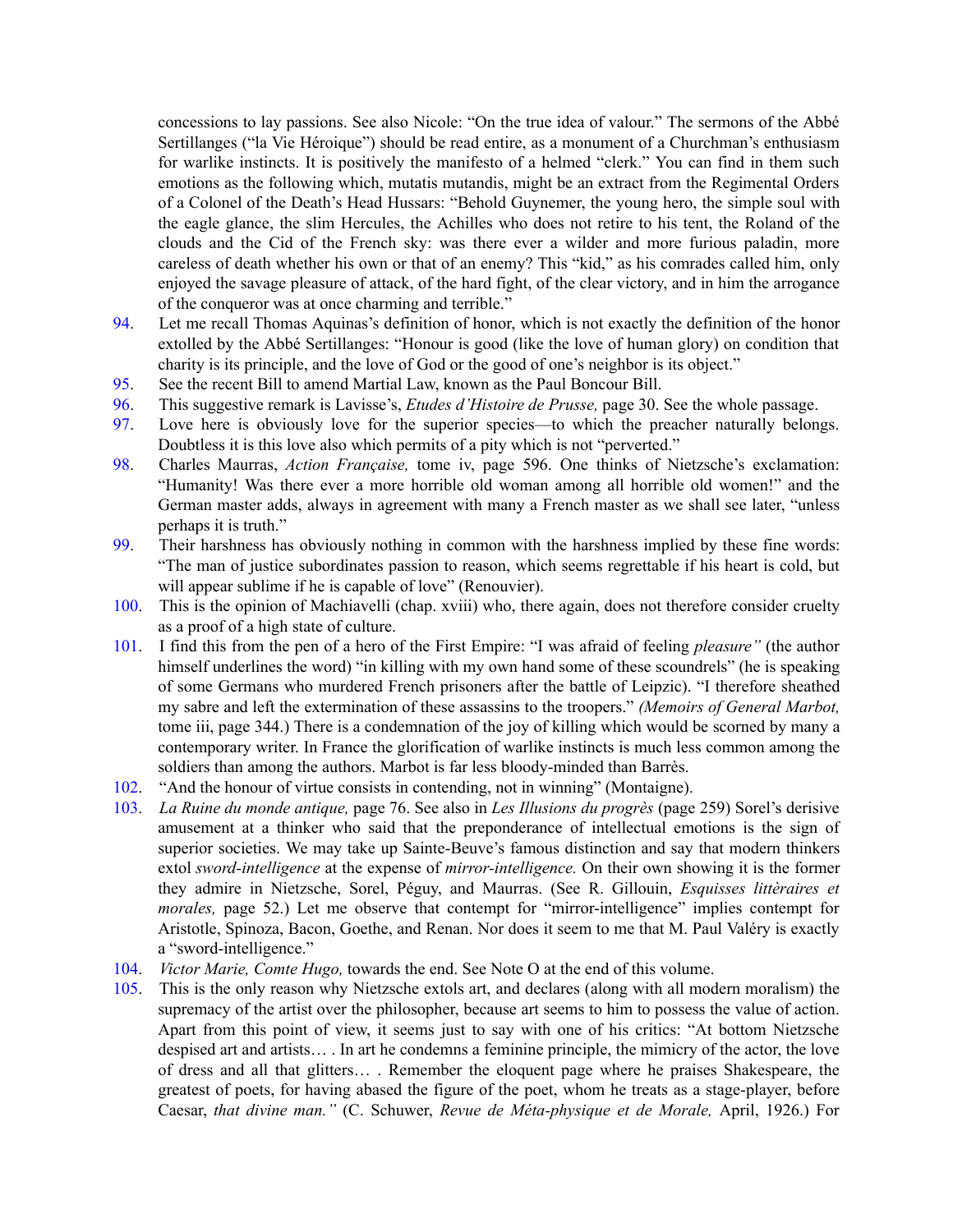concessions to lay passions. See also Nicole: "On the true idea of valour." The sermons of the Abbé Sertillanges ("la Vie Héroïque") should be read entire, as a monument of a Churchman's enthusiasm for warlike instincts. It is positively the manifesto of a helmed "clerk." You can find in them such emotions as the following which, mutatis mutandis, might be an extract from the Regimental Orders of a Colonel of the Death's Head Hussars: "Behold Guynemer, the young hero, the simple soul with the eagle glance, the slim Hercules, the Achilles who does not retire to his tent, the Roland of the clouds and the Cid of the French sky: was there ever a wilder and more furious paladin, more careless of death whether his own or that of an enemy? This "kid," as his comrades called him, only enjoyed the savage pleasure of attack, of the hard fight, of the clear victory, and in him the arrogance of the conqueror was at once charming and terrible."

94. Let me recall Thomas Aquinas's definition of honor, which is not exactly the definition of the honor extolled by the Abbé Sertillanges: "Honour is good (like the love of human glory) on condition that charity is its principle, and the love of God or the good of one's neighbor is its object."

95. See the recent Bill to amend Martial Law, known as the Paul Boncour Bill.

96. This suggestive remark is Lavisse's, *Etudes d'Histoire de Prusse,* page 30. See the whole passage.

97. Love here is obviously love for the superior species—to which the preacher naturally belongs. Doubtless it is this love also which permits of a pity which is not "perverted."

98. Charles Maurras, *Action Française,* tome iv, page 596. One thinks of Nietzsche's exclamation: "Humanity! Was there ever a more horrible old woman among all horrible old women!" and the German master adds, always in agreement with many a French master as we shall see later, "unless perhaps it is truth."

99. Their harshness has obviously nothing in common with the harshness implied by these fine words: "The man of justice subordinates passion to reason, which seems regrettable if his heart is cold, but will appear sublime if he is capable of love" (Renouvier).

100. This is the opinion of Machiavelli (chap. xviii) who, there again, does not therefore consider cruelty as a proof of a high state of culture.

101. I find this from the pen of a hero of the First Empire: "I was afraid of feeling *pleasure"* (the author himself underlines the word) "in killing with my own hand some of these scoundrels" (he is speaking of some Germans who murdered French prisoners after the battle of Leipzic). "I therefore sheathed my sabre and left the extermination of these assassins to the troopers." *(Memoirs of General Marbot,* tome iii, page 344.) There is a condemnation of the joy of killing which would be scorned by many a contemporary writer. In France the glorification of warlike instincts is much less common among the soldiers than among the authors. Marbot is far less bloody-minded than Barrès.

102. "And the honour of virtue consists in contending, not in winning" (Montaigne).

103. *La Ruine du monde antique,* page 76. See also in *Les Illusions du progrès* (page 259) Sorel's derisive amusement at a thinker who said that the preponderance of intellectual emotions is the sign of superior societies. We may take up Sainte-Beuve's famous distinction and say that modern thinkers extol *sword-intelligence* at the expense of *mirror-intelligence.* On their own showing it is the former they admire in Nietzsche, Sorel, Péguy, and Maurras. (See R. Gillouin, *Esquisses littèraires et morales,* page 52.) Let me observe that contempt for "mirror-intelligence" implies contempt for Aristotle, Spinoza, Bacon, Goethe, and Renan. Nor does it seem to me that M. Paul Valéry is exactly a "sword-intelligence."

104. *Victor Marie, Comte Hugo,* towards the end. See Note O at the end of this volume.

105. This is the only reason why Nietzsche extols art, and declares (along with all modern moralism) the supremacy of the artist over the philosopher, because art seems to him to possess the value of action. Apart from this point of view, it seems just to say with one of his critics: "At bottom Nietzsche despised art and artists… . In art he condemns a feminine principle, the mimicry of the actor, the love of dress and all that glitters… . Remember the eloquent page where he praises Shakespeare, the greatest of poets, for having abased the figure of the poet, whom he treats as a stage-player, before Caesar, *that divine man."* (C. Schuwer, *Revue de Méta-physique et de Morale,* April, 1926.) For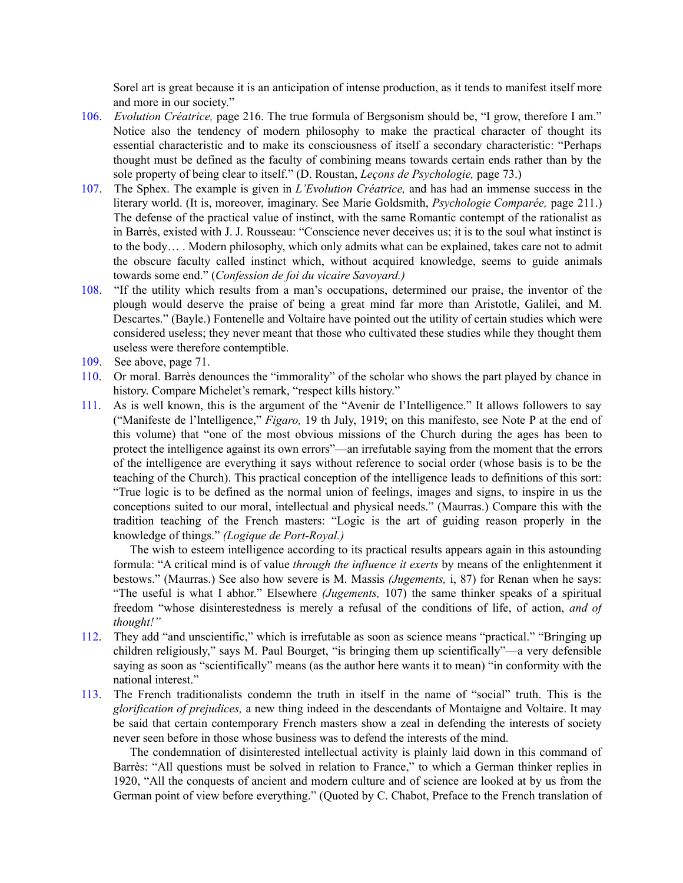Sorel art is great because it is an anticipation of intense production, as it tends to manifest itself more and more in our society."

106. *Evolution Créatrice,* page 216. The true formula of Bergsonism should be, "I grow, therefore I am." Notice also the tendency of modern philosophy to make the practical character of thought its essential characteristic and to make its consciousness of itself a secondary characteristic: "Perhaps thought must be defined as the faculty of combining means towards certain ends rather than by the sole property of being clear to itself." (D. Roustan, *Leçons de Psychologie,* page 73.)

107. The Sphex. The example is given in *L'Evolution Créatrice,* and has had an immense success in the literary world. (It is, moreover, imaginary. See Marie Goldsmith, *Psychologie Comparée,* page 211.) The defense of the practical value of instinct, with the same Romantic contempt of the rationalist as in Barrès, existed with J. J. Rousseau: "Conscience never deceives us; it is to the soul what instinct is to the body… . Modern philosophy, which only admits what can be explained, takes care not to admit the obscure faculty called instinct which, without acquired knowledge, seems to guide animals towards some end." (*Confession de foi du vicaire Savoyard.)*

108. "If the utility which results from a man's occupations, determined our praise, the inventor of the plough would deserve the praise of being a great mind far more than Aristotle, Galilei, and M. Descartes." (Bayle.) Fontenelle and Voltaire have pointed out the utility of certain studies which were considered useless; they never meant that those who cultivated these studies while they thought them useless were therefore contemptible.

109. See above, page 71.

110. Or moral. Barrès denounces the "immorality" of the scholar who shows the part played by chance in history. Compare Michelet's remark, "respect kills history."

111. As is well known, this is the argument of the "Avenir de l'Intelligence." It allows followers to say ("Manifeste de l'lntelligence," *Figaro,* 19 th July, 1919; on this manifesto, see Note P at the end of this volume) that "one of the most obvious missions of the Church during the ages has been to protect the intelligence against its own errors"—an irrefutable saying from the moment that the errors of the intelligence are everything it says without reference to social order (whose basis is to be the teaching of the Church). This practical conception of the intelligence leads to definitions of this sort: "True logic is to be defined as the normal union of feelings, images and signs, to inspire in us the conceptions suited to our moral, intellectual and physical needs." (Maurras.) Compare this with the tradition teaching of the French masters: "Logic is the art of guiding reason properly in the knowledge of things." *(Logique de Port-Royal.)*

    The wish to esteem intelligence according to its practical results appears again in this astounding formula: "A critical mind is of value *through the influence it exerts* by means of the enlightenment it bestows." (Maurras.) See also how severe is M. Massis *(Jugements,* i, 87) for Renan when he says: "The useful is what I abhor." Elsewhere *(Jugements,* 107) the same thinker speaks of a spiritual freedom "whose disinterestedness is merely a refusal of the conditions of life, of action, *and of thought!"*

112. They add "and unscientific," which is irrefutable as soon as science means "practical." "Bringing up children religiously," says M. Paul Bourget, "is bringing them up scientifically"—a very defensible saying as soon as "scientifically" means (as the author here wants it to mean) "in conformity with the national interest."

113. The French traditionalists condemn the truth in itself in the name of "social" truth. This is the *glorification of prejudices,* a new thing indeed in the descendants of Montaigne and Voltaire. It may be said that certain contemporary French masters show a zeal in defending the interests of society never seen before in those whose business was to defend the interests of the mind.

    The condemnation of disinterested intellectual activity is plainly laid down in this command of Barrès: "All questions must be solved in relation to France," to which a German thinker replies in 1920, "All the conquests of ancient and modern culture and of science are looked at by us from the German point of view before everything." (Quoted by C. Chabot, Preface to the French translation of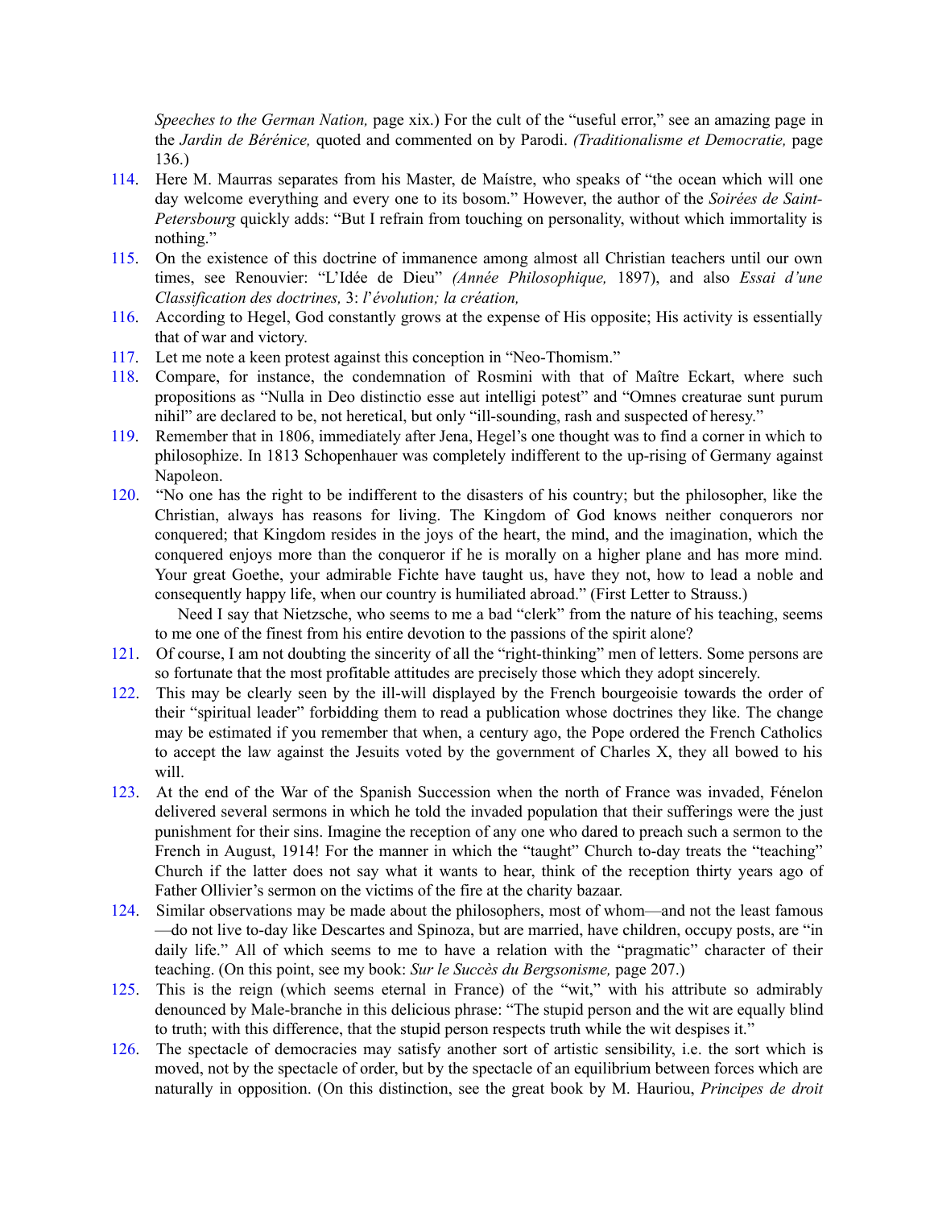*Speeches to the German Nation,* page xix.) For the cult of the "useful error," see an amazing page in the *Jardin de Bérénice,* quoted and commented on by Parodi. *(Traditionalisme et Democratie,* page 136.)

114. Here M. Maurras separates from his Master, de Maístre, who speaks of "the ocean which will one day welcome everything and every one to its bosom." However, the author of the *Soirées de Saint-Petersbourg* quickly adds: "But I refrain from touching on personality, without which immortality is nothing."
115. On the existence of this doctrine of immanence among almost all Christian teachers until our own times, see Renouvier: "L'Idée de Dieu" *(Année Philosophique,* 1897), and also *Essai d'une Classification des doctrines,* 3: *l'évolution; la création,*
116. According to Hegel, God constantly grows at the expense of His opposite; His activity is essentially that of war and victory.
117. Let me note a keen protest against this conception in "Neo-Thomism."
118. Compare, for instance, the condemnation of Rosmini with that of Maître Eckart, where such propositions as "Nulla in Deo distinctio esse aut intelligi potest" and "Omnes creaturae sunt purum nihil" are declared to be, not heretical, but only "ill-sounding, rash and suspected of heresy."
119. Remember that in 1806, immediately after Jena, Hegel's one thought was to find a corner in which to philosophize. In 1813 Schopenhauer was completely indifferent to the up-rising of Germany against Napoleon.
120. "No one has the right to be indifferent to the disasters of his country; but the philosopher, like the Christian, always has reasons for living. The Kingdom of God knows neither conquerors nor conquered; that Kingdom resides in the joys of the heart, the mind, and the imagination, which the conquered enjoys more than the conqueror if he is morally on a higher plane and has more mind. Your great Goethe, your admirable Fichte have taught us, have they not, how to lead a noble and consequently happy life, when our country is humiliated abroad." (First Letter to Strauss.)

    Need I say that Nietzsche, who seems to me a bad "clerk" from the nature of his teaching, seems to me one of the finest from his entire devotion to the passions of the spirit alone?
121. Of course, I am not doubting the sincerity of all the "right-thinking" men of letters. Some persons are so fortunate that the most profitable attitudes are precisely those which they adopt sincerely.
122. This may be clearly seen by the ill-will displayed by the French bourgeoisie towards the order of their "spiritual leader" forbidding them to read a publication whose doctrines they like. The change may be estimated if you remember that when, a century ago, the Pope ordered the French Catholics to accept the law against the Jesuits voted by the government of Charles X, they all bowed to his will.
123. At the end of the War of the Spanish Succession when the north of France was invaded, Fénelon delivered several sermons in which he told the invaded population that their sufferings were the just punishment for their sins. Imagine the reception of any one who dared to preach such a sermon to the French in August, 1914! For the manner in which the "taught" Church to-day treats the "teaching" Church if the latter does not say what it wants to hear, think of the reception thirty years ago of Father Ollivier's sermon on the victims of the fire at the charity bazaar.
124. Similar observations may be made about the philosophers, most of whom—and not the least famous—do not live to-day like Descartes and Spinoza, but are married, have children, occupy posts, are "in daily life." All of which seems to me to have a relation with the "pragmatic" character of their teaching. (On this point, see my book: *Sur le Succès du Bergsonisme,* page 207.)
125. This is the reign (which seems eternal in France) of the "wit," with his attribute so admirably denounced by Male-branche in this delicious phrase: "The stupid person and the wit are equally blind to truth; with this difference, that the stupid person respects truth while the wit despises it."
126. The spectacle of democracies may satisfy another sort of artistic sensibility, i.e. the sort which is moved, not by the spectacle of order, but by the spectacle of an equilibrium between forces which are naturally in opposition. (On this distinction, see the great book by M. Hauriou, *Principes de droit*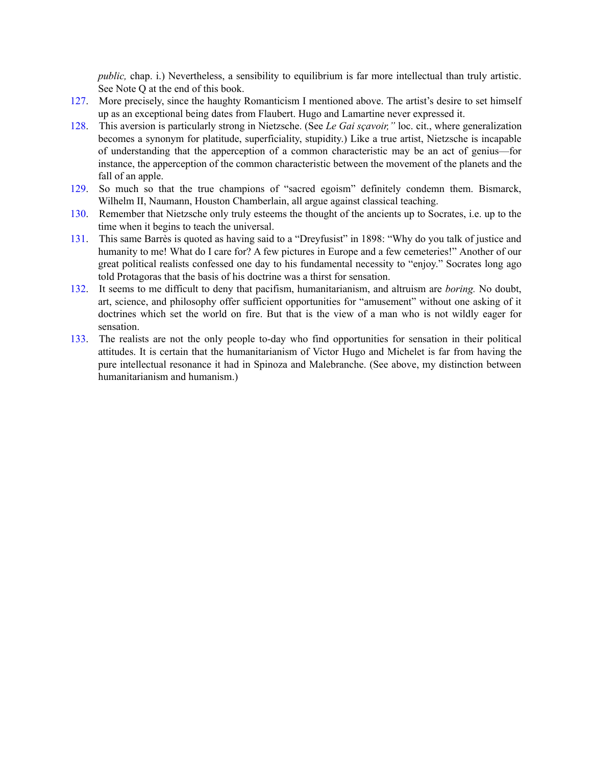*public,* chap. i.) Nevertheless, a sensibility to equilibrium is far more intellectual than truly artistic. See Note Q at the end of this book.

127. More precisely, since the haughty Romanticism I mentioned above. The artist's desire to set himself up as an exceptional being dates from Flaubert. Hugo and Lamartine never expressed it.

128. This aversion is particularly strong in Nietzsche. (See *Le Gai sçavoir,"* loc. cit., where generalization becomes a synonym for platitude, superficiality, stupidity.) Like a true artist, Nietzsche is incapable of understanding that the apperception of a common characteristic may be an act of genius—for instance, the apperception of the common characteristic between the movement of the planets and the fall of an apple.

129. So much so that the true champions of "sacred egoism" definitely condemn them. Bismarck, Wilhelm II, Naumann, Houston Chamberlain, all argue against classical teaching.

130. Remember that Nietzsche only truly esteems the thought of the ancients up to Socrates, i.e. up to the time when it begins to teach the universal.

131. This same Barrès is quoted as having said to a "Dreyfusist" in 1898: "Why do you talk of justice and humanity to me! What do I care for? A few pictures in Europe and a few cemeteries!" Another of our great political realists confessed one day to his fundamental necessity to "enjoy." Socrates long ago told Protagoras that the basis of his doctrine was a thirst for sensation.

132. It seems to me difficult to deny that pacifism, humanitarianism, and altruism are *boring.* No doubt, art, science, and philosophy offer sufficient opportunities for "amusement" without one asking of it doctrines which set the world on fire. But that is the view of a man who is not wildly eager for sensation.

133. The realists are not the only people to-day who find opportunities for sensation in their political attitudes. It is certain that the humanitarianism of Victor Hugo and Michelet is far from having the pure intellectual resonance it had in Spinoza and Malebranche. (See above, my distinction between humanitarianism and humanism.)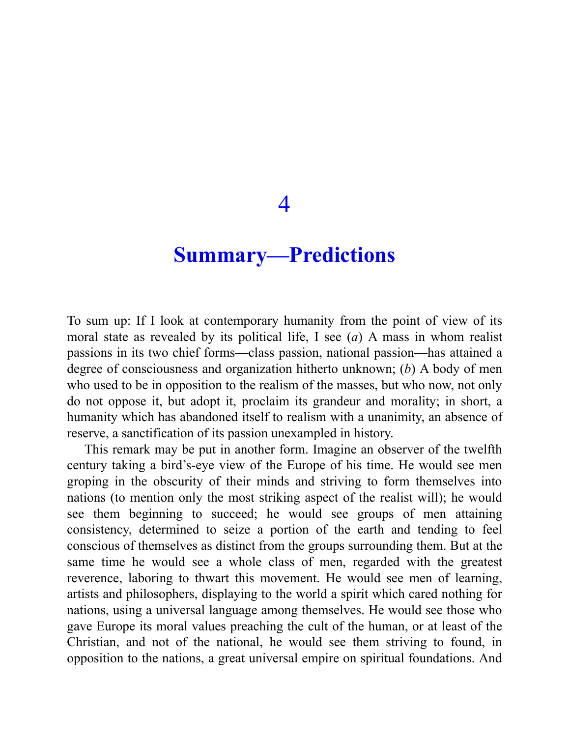# 4

# Summary—Predictions

To sum up: If I look at contemporary humanity from the point of view of its moral state as revealed by its political life, I see (*a*) A mass in whom realist passions in its two chief forms—class passion, national passion—has attained a degree of consciousness and organization hitherto unknown; (*b*) A body of men who used to be in opposition to the realism of the masses, but who now, not only do not oppose it, but adopt it, proclaim its grandeur and morality; in short, a humanity which has abandoned itself to realism with a unanimity, an absence of reserve, a sanctification of its passion unexampled in history.

This remark may be put in another form. Imagine an observer of the twelfth century taking a bird's-eye view of the Europe of his time. He would see men groping in the obscurity of their minds and striving to form themselves into nations (to mention only the most striking aspect of the realist will); he would see them beginning to succeed; he would see groups of men attaining consistency, determined to seize a portion of the earth and tending to feel conscious of themselves as distinct from the groups surrounding them. But at the same time he would see a whole class of men, regarded with the greatest reverence, laboring to thwart this movement. He would see men of learning, artists and philosophers, displaying to the world a spirit which cared nothing for nations, using a universal language among themselves. He would see those who gave Europe its moral values preaching the cult of the human, or at least of the Christian, and not of the national, he would see them striving to found, in opposition to the nations, a great universal empire on spiritual foundations. And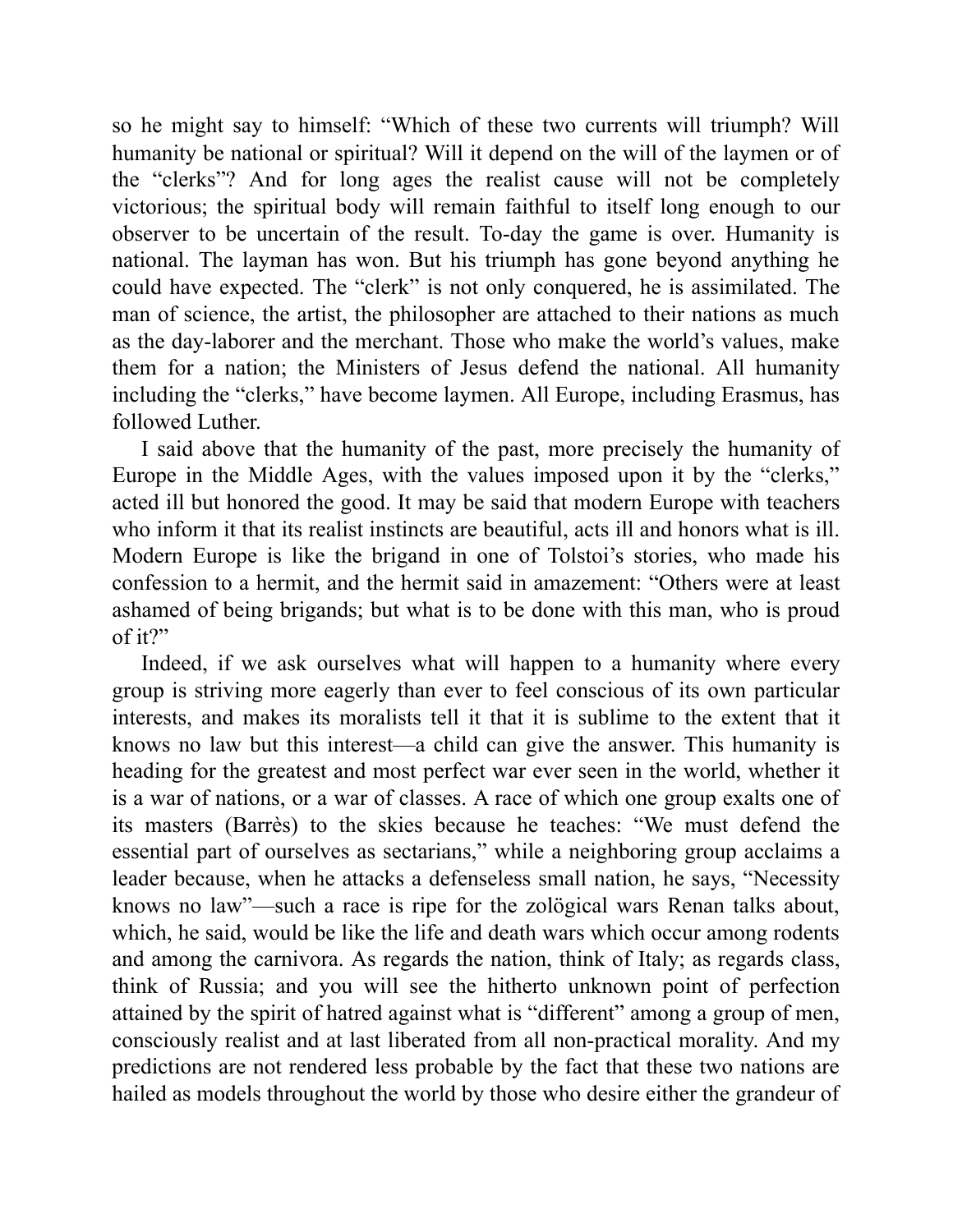so he might say to himself: "Which of these two currents will triumph? Will humanity be national or spiritual? Will it depend on the will of the laymen or of the "clerks"? And for long ages the realist cause will not be completely victorious; the spiritual body will remain faithful to itself long enough to our observer to be uncertain of the result. To-day the game is over. Humanity is national. The layman has won. But his triumph has gone beyond anything he could have expected. The "clerk" is not only conquered, he is assimilated. The man of science, the artist, the philosopher are attached to their nations as much as the day-laborer and the merchant. Those who make the world's values, make them for a nation; the Ministers of Jesus defend the national. All humanity including the "clerks," have become laymen. All Europe, including Erasmus, has followed Luther.

I said above that the humanity of the past, more precisely the humanity of Europe in the Middle Ages, with the values imposed upon it by the "clerks," acted ill but honored the good. It may be said that modern Europe with teachers who inform it that its realist instincts are beautiful, acts ill and honors what is ill. Modern Europe is like the brigand in one of Tolstoi's stories, who made his confession to a hermit, and the hermit said in amazement: "Others were at least ashamed of being brigands; but what is to be done with this man, who is proud of it?"

Indeed, if we ask ourselves what will happen to a humanity where every group is striving more eagerly than ever to feel conscious of its own particular interests, and makes its moralists tell it that it is sublime to the extent that it knows no law but this interest—a child can give the answer. This humanity is heading for the greatest and most perfect war ever seen in the world, whether it is a war of nations, or a war of classes. A race of which one group exalts one of its masters (Barrès) to the skies because he teaches: "We must defend the essential part of ourselves as sectarians," while a neighboring group acclaims a leader because, when he attacks a defenseless small nation, he says, "Necessity knows no law"—such a race is ripe for the zoölogical wars Renan talks about, which, he said, would be like the life and death wars which occur among rodents and among the carnivora. As regards the nation, think of Italy; as regards class, think of Russia; and you will see the hitherto unknown point of perfection attained by the spirit of hatred against what is "different" among a group of men, consciously realist and at last liberated from all non-practical morality. And my predictions are not rendered less probable by the fact that these two nations are hailed as models throughout the world by those who desire either the grandeur of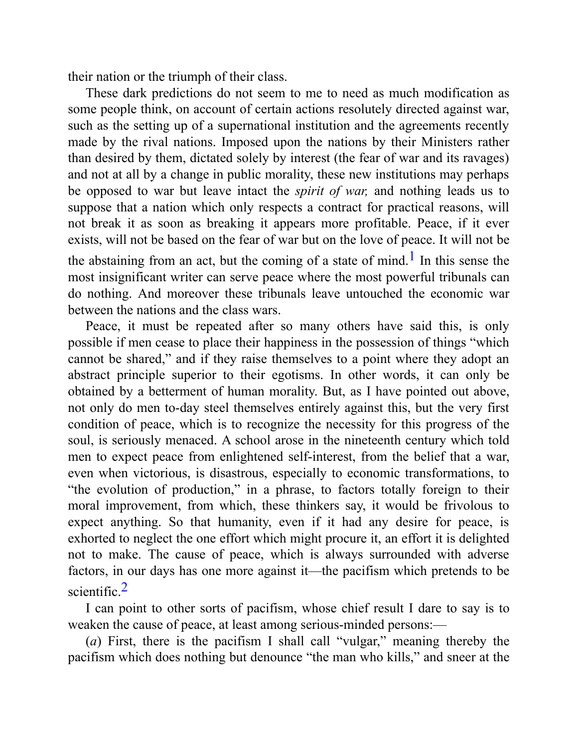their nation or the triumph of their class.

These dark predictions do not seem to me to need as much modification as some people think, on account of certain actions resolutely directed against war, such as the setting up of a supernational institution and the agreements recently made by the rival nations. Imposed upon the nations by their Ministers rather than desired by them, dictated solely by interest (the fear of war and its ravages) and not at all by a change in public morality, these new institutions may perhaps be opposed to war but leave intact the *spirit of war,* and nothing leads us to suppose that a nation which only respects a contract for practical reasons, will not break it as soon as breaking it appears more profitable. Peace, if it ever exists, will not be based on the fear of war but on the love of peace. It will not be the abstaining from an act, but the coming of a state of mind.[1] In this sense the most insignificant writer can serve peace where the most powerful tribunals can do nothing. And moreover these tribunals leave untouched the economic war between the nations and the class wars.

Peace, it must be repeated after so many others have said this, is only possible if men cease to place their happiness in the possession of things "which cannot be shared," and if they raise themselves to a point where they adopt an abstract principle superior to their egotisms. In other words, it can only be obtained by a betterment of human morality. But, as I have pointed out above, not only do men to-day steel themselves entirely against this, but the very first condition of peace, which is to recognize the necessity for this progress of the soul, is seriously menaced. A school arose in the nineteenth century which told men to expect peace from enlightened self-interest, from the belief that a war, even when victorious, is disastrous, especially to economic transformations, to "the evolution of production," in a phrase, to factors totally foreign to their moral improvement, from which, these thinkers say, it would be frivolous to expect anything. So that humanity, even if it had any desire for peace, is exhorted to neglect the one effort which might procure it, an effort it is delighted not to make. The cause of peace, which is always surrounded with adverse factors, in our days has one more against it—the pacifism which pretends to be scientific.[2]

I can point to other sorts of pacifism, whose chief result I dare to say is to weaken the cause of peace, at least among serious-minded persons:—

(*a*) First, there is the pacifism I shall call "vulgar," meaning thereby the pacifism which does nothing but denounce "the man who kills," and sneer at the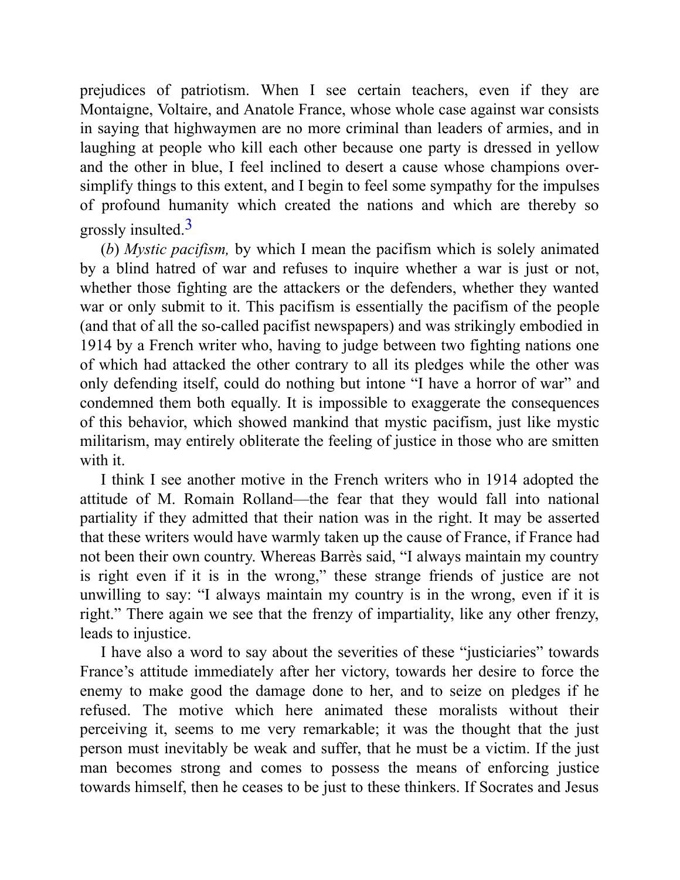prejudices of patriotism. When I see certain teachers, even if they are Montaigne, Voltaire, and Anatole France, whose whole case against war consists in saying that highwaymen are no more criminal than leaders of armies, and in laughing at people who kill each other because one party is dressed in yellow and the other in blue, I feel inclined to desert a cause whose champions over-simplify things to this extent, and I begin to feel some sympathy for the impulses of profound humanity which created the nations and which are thereby so grossly insulted.[3]

(*b*) *Mystic pacifism,* by which I mean the pacifism which is solely animated by a blind hatred of war and refuses to inquire whether a war is just or not, whether those fighting are the attackers or the defenders, whether they wanted war or only submit to it. This pacifism is essentially the pacifism of the people (and that of all the so-called pacifist newspapers) and was strikingly embodied in 1914 by a French writer who, having to judge between two fighting nations one of which had attacked the other contrary to all its pledges while the other was only defending itself, could do nothing but intone "I have a horror of war" and condemned them both equally. It is impossible to exaggerate the consequences of this behavior, which showed mankind that mystic pacifism, just like mystic militarism, may entirely obliterate the feeling of justice in those who are smitten with it.

I think I see another motive in the French writers who in 1914 adopted the attitude of M. Romain Rolland—the fear that they would fall into national partiality if they admitted that their nation was in the right. It may be asserted that these writers would have warmly taken up the cause of France, if France had not been their own country. Whereas Barrès said, "I always maintain my country is right even if it is in the wrong," these strange friends of justice are not unwilling to say: "I always maintain my country is in the wrong, even if it is right." There again we see that the frenzy of impartiality, like any other frenzy, leads to injustice.

I have also a word to say about the severities of these "justiciaries" towards France's attitude immediately after her victory, towards her desire to force the enemy to make good the damage done to her, and to seize on pledges if he refused. The motive which here animated these moralists without their perceiving it, seems to me very remarkable; it was the thought that the just person must inevitably be weak and suffer, that he must be a victim. If the just man becomes strong and comes to possess the means of enforcing justice towards himself, then he ceases to be just to these thinkers. If Socrates and Jesus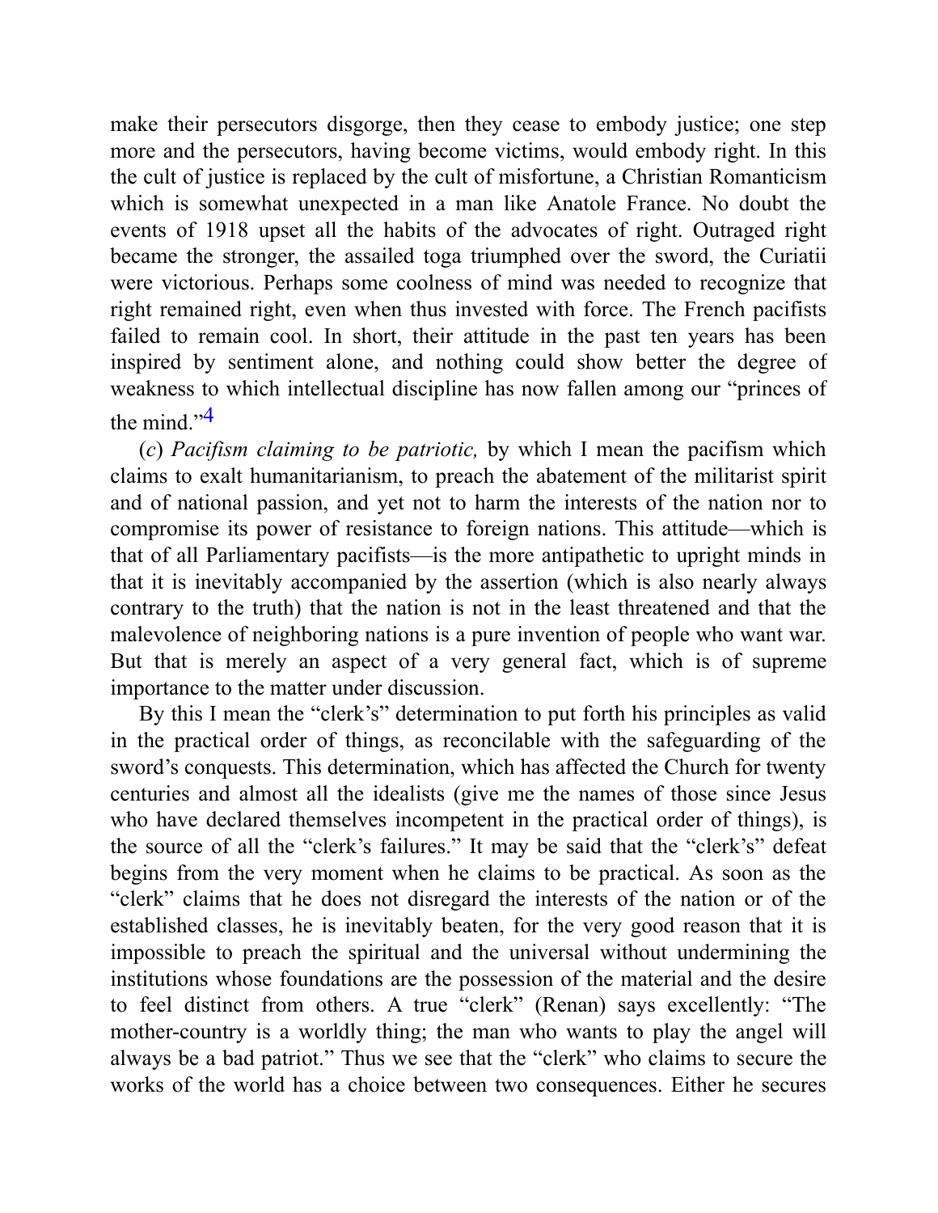make their persecutors disgorge, then they cease to embody justice; one step more and the persecutors, having become victims, would embody right. In this the cult of justice is replaced by the cult of misfortune, a Christian Romanticism which is somewhat unexpected in a man like Anatole France. No doubt the events of 1918 upset all the habits of the advocates of right. Outraged right became the stronger, the assailed toga triumphed over the sword, the Curiatii were victorious. Perhaps some coolness of mind was needed to recognize that right remained right, even when thus invested with force. The French pacifists failed to remain cool. In short, their attitude in the past ten years has been inspired by sentiment alone, and nothing could show better the degree of weakness to which intellectual discipline has now fallen among our "princes of the mind."[4]

(*c*) *Pacifism claiming to be patriotic,* by which I mean the pacifism which claims to exalt humanitarianism, to preach the abatement of the militarist spirit and of national passion, and yet not to harm the interests of the nation nor to compromise its power of resistance to foreign nations. This attitude—which is that of all Parliamentary pacifists—is the more antipathetic to upright minds in that it is inevitably accompanied by the assertion (which is also nearly always contrary to the truth) that the nation is not in the least threatened and that the malevolence of neighboring nations is a pure invention of people who want war. But that is merely an aspect of a very general fact, which is of supreme importance to the matter under discussion.

By this I mean the "clerk's" determination to put forth his principles as valid in the practical order of things, as reconcilable with the safeguarding of the sword's conquests. This determination, which has affected the Church for twenty centuries and almost all the idealists (give me the names of those since Jesus who have declared themselves incompetent in the practical order of things), is the source of all the "clerk's failures." It may be said that the "clerk's" defeat begins from the very moment when he claims to be practical. As soon as the "clerk" claims that he does not disregard the interests of the nation or of the established classes, he is inevitably beaten, for the very good reason that it is impossible to preach the spiritual and the universal without undermining the institutions whose foundations are the possession of the material and the desire to feel distinct from others. A true "clerk" (Renan) says excellently: "The mother-country is a worldly thing; the man who wants to play the angel will always be a bad patriot." Thus we see that the "clerk" who claims to secure the works of the world has a choice between two consequences. Either he secures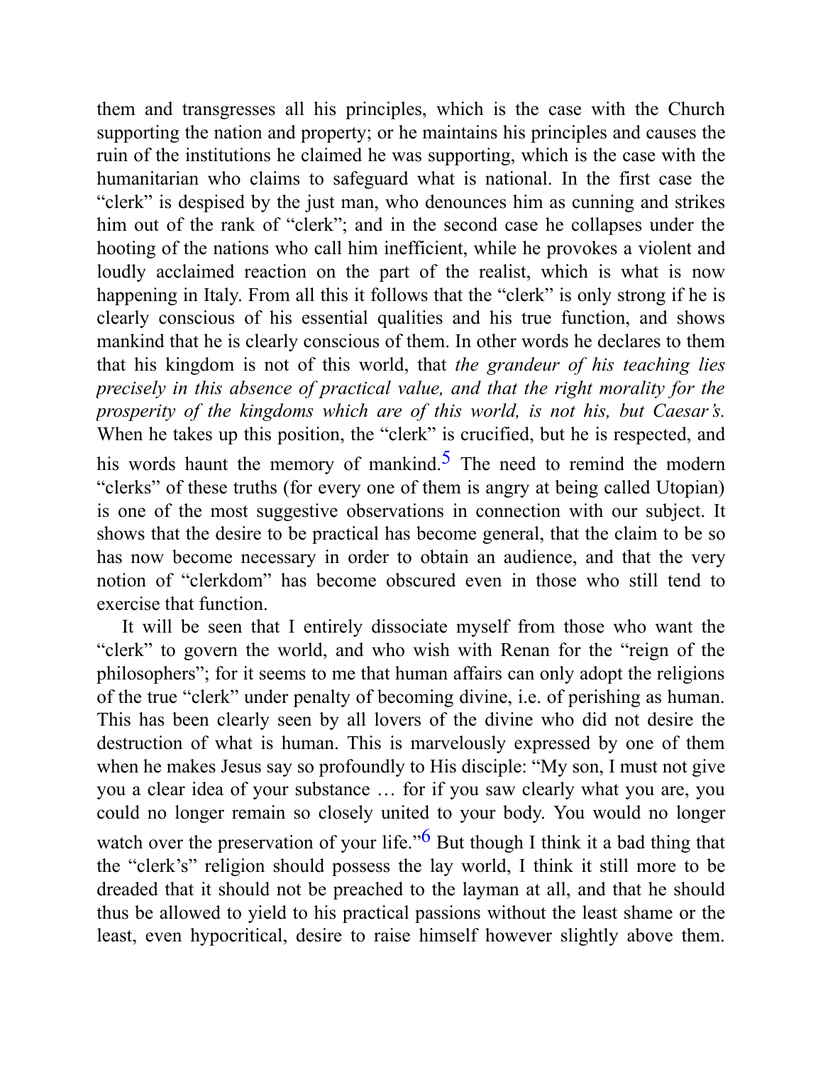them and transgresses all his principles, which is the case with the Church supporting the nation and property; or he maintains his principles and causes the ruin of the institutions he claimed he was supporting, which is the case with the humanitarian who claims to safeguard what is national. In the first case the "clerk" is despised by the just man, who denounces him as cunning and strikes him out of the rank of "clerk"; and in the second case he collapses under the hooting of the nations who call him inefficient, while he provokes a violent and loudly acclaimed reaction on the part of the realist, which is what is now happening in Italy. From all this it follows that the "clerk" is only strong if he is clearly conscious of his essential qualities and his true function, and shows mankind that he is clearly conscious of them. In other words he declares to them that his kingdom is not of this world, that *the grandeur of his teaching lies precisely in this absence of practical value, and that the right morality for the prosperity of the kingdoms which are of this world, is not his, but Caesar's.* When he takes up this position, the "clerk" is crucified, but he is respected, and his words haunt the memory of mankind.[5] The need to remind the modern "clerks" of these truths (for every one of them is angry at being called Utopian) is one of the most suggestive observations in connection with our subject. It shows that the desire to be practical has become general, that the claim to be so has now become necessary in order to obtain an audience, and that the very notion of "clerkdom" has become obscured even in those who still tend to exercise that function.

It will be seen that I entirely dissociate myself from those who want the "clerk" to govern the world, and who wish with Renan for the "reign of the philosophers"; for it seems to me that human affairs can only adopt the religions of the true "clerk" under penalty of becoming divine, i.e. of perishing as human. This has been clearly seen by all lovers of the divine who did not desire the destruction of what is human. This is marvelously expressed by one of them when he makes Jesus say so profoundly to His disciple: "My son, I must not give you a clear idea of your substance … for if you saw clearly what you are, you could no longer remain so closely united to your body. You would no longer watch over the preservation of your life."[6] But though I think it a bad thing that the "clerk's" religion should possess the lay world, I think it still more to be dreaded that it should not be preached to the layman at all, and that he should thus be allowed to yield to his practical passions without the least shame or the least, even hypocritical, desire to raise himself however slightly above them.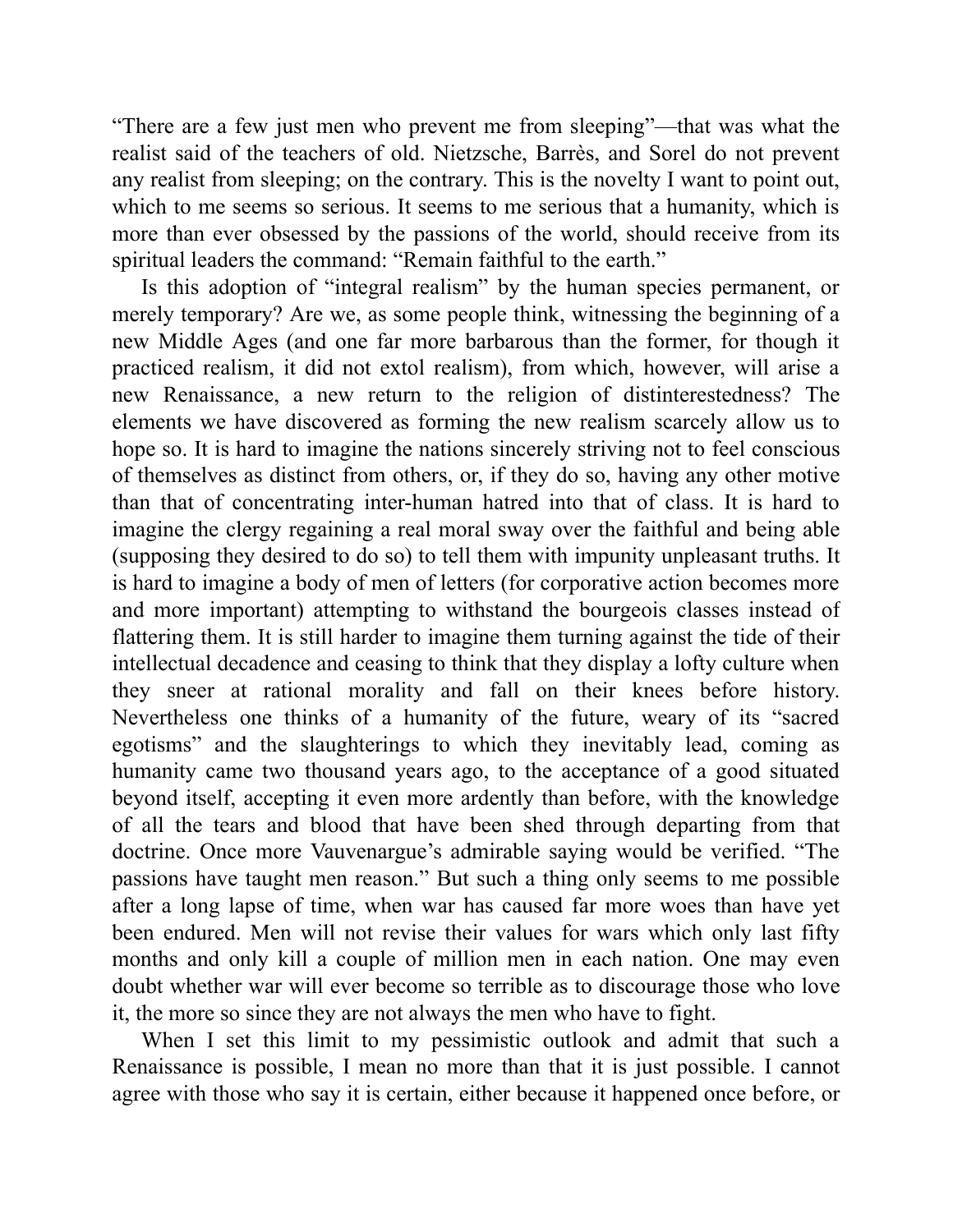"There are a few just men who prevent me from sleeping"—that was what the realist said of the teachers of old. Nietzsche, Barrès, and Sorel do not prevent any realist from sleeping; on the contrary. This is the novelty I want to point out, which to me seems so serious. It seems to me serious that a humanity, which is more than ever obsessed by the passions of the world, should receive from its spiritual leaders the command: "Remain faithful to the earth."

Is this adoption of "integral realism" by the human species permanent, or merely temporary? Are we, as some people think, witnessing the beginning of a new Middle Ages (and one far more barbarous than the former, for though it practiced realism, it did not extol realism), from which, however, will arise a new Renaissance, a new return to the religion of distinterestedness? The elements we have discovered as forming the new realism scarcely allow us to hope so. It is hard to imagine the nations sincerely striving not to feel conscious of themselves as distinct from others, or, if they do so, having any other motive than that of concentrating inter-human hatred into that of class. It is hard to imagine the clergy regaining a real moral sway over the faithful and being able (supposing they desired to do so) to tell them with impunity unpleasant truths. It is hard to imagine a body of men of letters (for corporative action becomes more and more important) attempting to withstand the bourgeois classes instead of flattering them. It is still harder to imagine them turning against the tide of their intellectual decadence and ceasing to think that they display a lofty culture when they sneer at rational morality and fall on their knees before history. Nevertheless one thinks of a humanity of the future, weary of its "sacred egotisms" and the slaughterings to which they inevitably lead, coming as humanity came two thousand years ago, to the acceptance of a good situated beyond itself, accepting it even more ardently than before, with the knowledge of all the tears and blood that have been shed through departing from that doctrine. Once more Vauvenargue's admirable saying would be verified. "The passions have taught men reason." But such a thing only seems to me possible after a long lapse of time, when war has caused far more woes than have yet been endured. Men will not revise their values for wars which only last fifty months and only kill a couple of million men in each nation. One may even doubt whether war will ever become so terrible as to discourage those who love it, the more so since they are not always the men who have to fight.

When I set this limit to my pessimistic outlook and admit that such a Renaissance is possible, I mean no more than that it is just possible. I cannot agree with those who say it is certain, either because it happened once before, or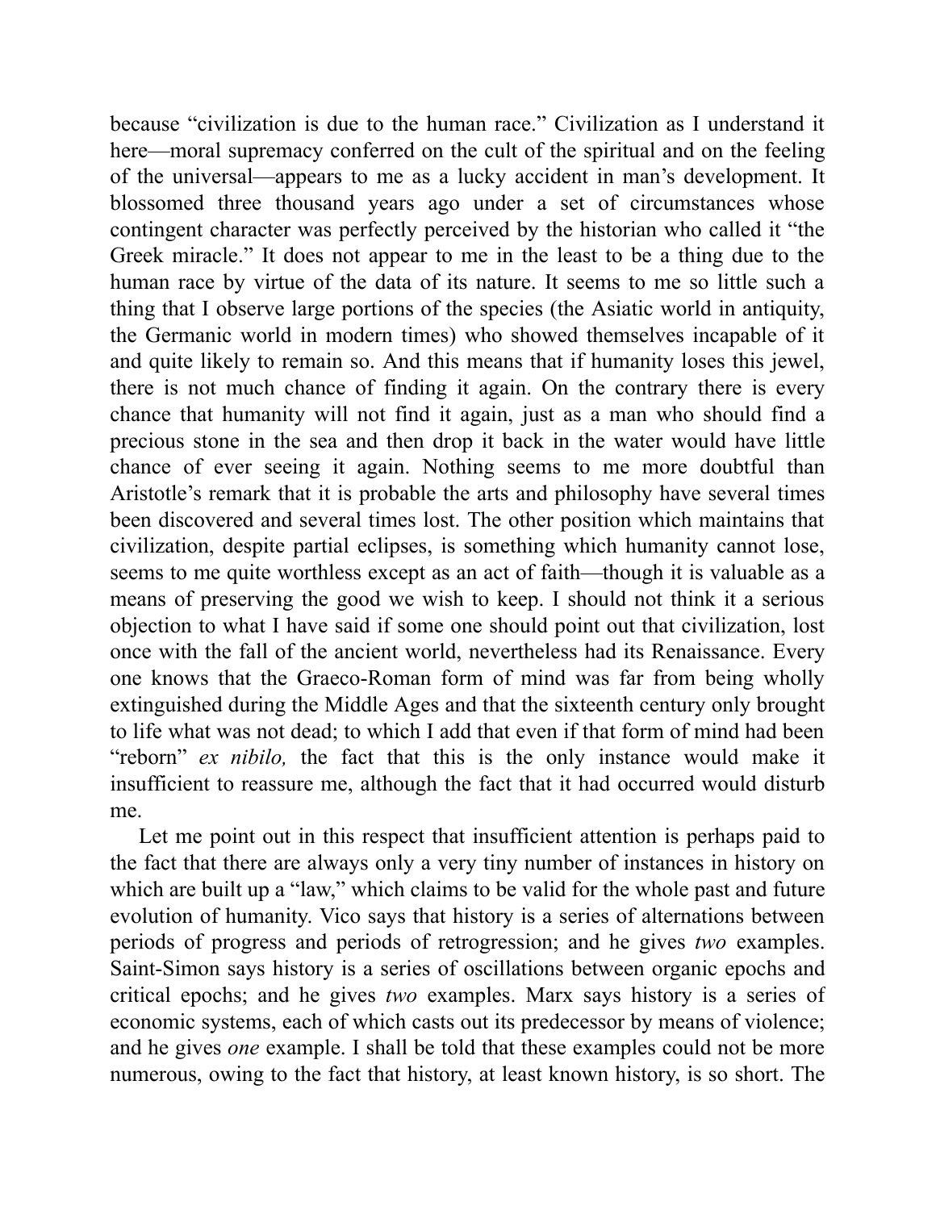because "civilization is due to the human race." Civilization as I understand it here—moral supremacy conferred on the cult of the spiritual and on the feeling of the universal—appears to me as a lucky accident in man's development. It blossomed three thousand years ago under a set of circumstances whose contingent character was perfectly perceived by the historian who called it "the Greek miracle." It does not appear to me in the least to be a thing due to the human race by virtue of the data of its nature. It seems to me so little such a thing that I observe large portions of the species (the Asiatic world in antiquity, the Germanic world in modern times) who showed themselves incapable of it and quite likely to remain so. And this means that if humanity loses this jewel, there is not much chance of finding it again. On the contrary there is every chance that humanity will not find it again, just as a man who should find a precious stone in the sea and then drop it back in the water would have little chance of ever seeing it again. Nothing seems to me more doubtful than Aristotle's remark that it is probable the arts and philosophy have several times been discovered and several times lost. The other position which maintains that civilization, despite partial eclipses, is something which humanity cannot lose, seems to me quite worthless except as an act of faith—though it is valuable as a means of preserving the good we wish to keep. I should not think it a serious objection to what I have said if some one should point out that civilization, lost once with the fall of the ancient world, nevertheless had its Renaissance. Every one knows that the Graeco-Roman form of mind was far from being wholly extinguished during the Middle Ages and that the sixteenth century only brought to life what was not dead; to which I add that even if that form of mind had been "reborn" *ex nibilo,* the fact that this is the only instance would make it insufficient to reassure me, although the fact that it had occurred would disturb me.

Let me point out in this respect that insufficient attention is perhaps paid to the fact that there are always only a very tiny number of instances in history on which are built up a "law," which claims to be valid for the whole past and future evolution of humanity. Vico says that history is a series of alternations between periods of progress and periods of retrogression; and he gives *two* examples. Saint-Simon says history is a series of oscillations between organic epochs and critical epochs; and he gives *two* examples. Marx says history is a series of economic systems, each of which casts out its predecessor by means of violence; and he gives *one* example. I shall be told that these examples could not be more numerous, owing to the fact that history, at least known history, is so short. The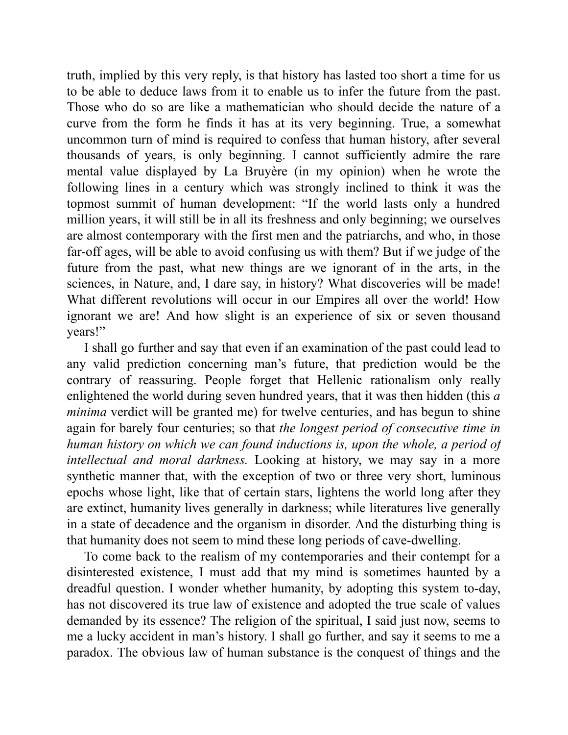truth, implied by this very reply, is that history has lasted too short a time for us to be able to deduce laws from it to enable us to infer the future from the past. Those who do so are like a mathematician who should decide the nature of a curve from the form he finds it has at its very beginning. True, a somewhat uncommon turn of mind is required to confess that human history, after several thousands of years, is only beginning. I cannot sufficiently admire the rare mental value displayed by La Bruyère (in my opinion) when he wrote the following lines in a century which was strongly inclined to think it was the topmost summit of human development: "If the world lasts only a hundred million years, it will still be in all its freshness and only beginning; we ourselves are almost contemporary with the first men and the patriarchs, and who, in those far-off ages, will be able to avoid confusing us with them? But if we judge of the future from the past, what new things are we ignorant of in the arts, in the sciences, in Nature, and, I dare say, in history? What discoveries will be made! What different revolutions will occur in our Empires all over the world! How ignorant we are! And how slight is an experience of six or seven thousand years!"

I shall go further and say that even if an examination of the past could lead to any valid prediction concerning man's future, that prediction would be the contrary of reassuring. People forget that Hellenic rationalism only really enlightened the world during seven hundred years, that it was then hidden (this *a minima* verdict will be granted me) for twelve centuries, and has begun to shine again for barely four centuries; so that *the longest period of consecutive time in human history on which we can found inductions is, upon the whole, a period of intellectual and moral darkness.* Looking at history, we may say in a more synthetic manner that, with the exception of two or three very short, luminous epochs whose light, like that of certain stars, lightens the world long after they are extinct, humanity lives generally in darkness; while literatures live generally in a state of decadence and the organism in disorder. And the disturbing thing is that humanity does not seem to mind these long periods of cave-dwelling.

To come back to the realism of my contemporaries and their contempt for a disinterested existence, I must add that my mind is sometimes haunted by a dreadful question. I wonder whether humanity, by adopting this system to-day, has not discovered its true law of existence and adopted the true scale of values demanded by its essence? The religion of the spiritual, I said just now, seems to me a lucky accident in man's history. I shall go further, and say it seems to me a paradox. The obvious law of human substance is the conquest of things and the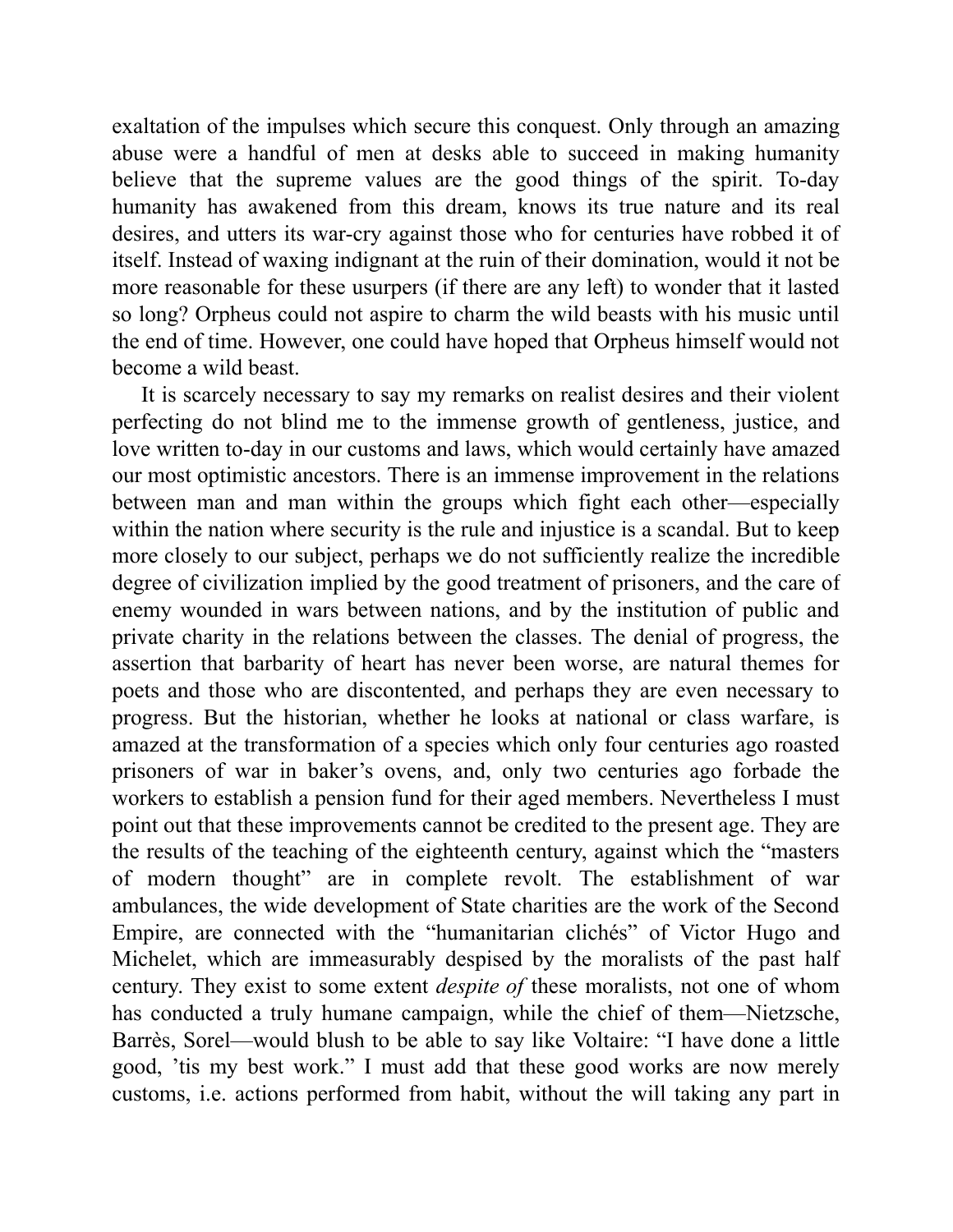exaltation of the impulses which secure this conquest. Only through an amazing abuse were a handful of men at desks able to succeed in making humanity believe that the supreme values are the good things of the spirit. To-day humanity has awakened from this dream, knows its true nature and its real desires, and utters its war-cry against those who for centuries have robbed it of itself. Instead of waxing indignant at the ruin of their domination, would it not be more reasonable for these usurpers (if there are any left) to wonder that it lasted so long? Orpheus could not aspire to charm the wild beasts with his music until the end of time. However, one could have hoped that Orpheus himself would not become a wild beast.

It is scarcely necessary to say my remarks on realist desires and their violent perfecting do not blind me to the immense growth of gentleness, justice, and love written to-day in our customs and laws, which would certainly have amazed our most optimistic ancestors. There is an immense improvement in the relations between man and man within the groups which fight each other—especially within the nation where security is the rule and injustice is a scandal. But to keep more closely to our subject, perhaps we do not sufficiently realize the incredible degree of civilization implied by the good treatment of prisoners, and the care of enemy wounded in wars between nations, and by the institution of public and private charity in the relations between the classes. The denial of progress, the assertion that barbarity of heart has never been worse, are natural themes for poets and those who are discontented, and perhaps they are even necessary to progress. But the historian, whether he looks at national or class warfare, is amazed at the transformation of a species which only four centuries ago roasted prisoners of war in baker's ovens, and, only two centuries ago forbade the workers to establish a pension fund for their aged members. Nevertheless I must point out that these improvements cannot be credited to the present age. They are the results of the teaching of the eighteenth century, against which the "masters of modern thought" are in complete revolt. The establishment of war ambulances, the wide development of State charities are the work of the Second Empire, are connected with the "humanitarian clichés" of Victor Hugo and Michelet, which are immeasurably despised by the moralists of the past half century. They exist to some extent *despite of* these moralists, not one of whom has conducted a truly humane campaign, while the chief of them—Nietzsche, Barrès, Sorel—would blush to be able to say like Voltaire: "I have done a little good, 'tis my best work." I must add that these good works are now merely customs, i.e. actions performed from habit, without the will taking any part in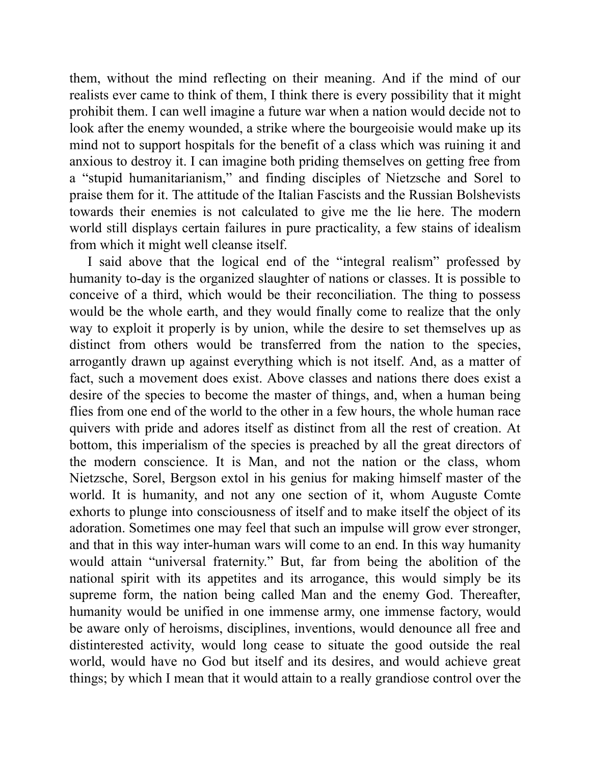them, without the mind reflecting on their meaning. And if the mind of our realists ever came to think of them, I think there is every possibility that it might prohibit them. I can well imagine a future war when a nation would decide not to look after the enemy wounded, a strike where the bourgeoisie would make up its mind not to support hospitals for the benefit of a class which was ruining it and anxious to destroy it. I can imagine both priding themselves on getting free from a "stupid humanitarianism," and finding disciples of Nietzsche and Sorel to praise them for it. The attitude of the Italian Fascists and the Russian Bolshevists towards their enemies is not calculated to give me the lie here. The modern world still displays certain failures in pure practicality, a few stains of idealism from which it might well cleanse itself.

I said above that the logical end of the "integral realism" professed by humanity to-day is the organized slaughter of nations or classes. It is possible to conceive of a third, which would be their reconciliation. The thing to possess would be the whole earth, and they would finally come to realize that the only way to exploit it properly is by union, while the desire to set themselves up as distinct from others would be transferred from the nation to the species, arrogantly drawn up against everything which is not itself. And, as a matter of fact, such a movement does exist. Above classes and nations there does exist a desire of the species to become the master of things, and, when a human being flies from one end of the world to the other in a few hours, the whole human race quivers with pride and adores itself as distinct from all the rest of creation. At bottom, this imperialism of the species is preached by all the great directors of the modern conscience. It is Man, and not the nation or the class, whom Nietzsche, Sorel, Bergson extol in his genius for making himself master of the world. It is humanity, and not any one section of it, whom Auguste Comte exhorts to plunge into consciousness of itself and to make itself the object of its adoration. Sometimes one may feel that such an impulse will grow ever stronger, and that in this way inter-human wars will come to an end. In this way humanity would attain "universal fraternity." But, far from being the abolition of the national spirit with its appetites and its arrogance, this would simply be its supreme form, the nation being called Man and the enemy God. Thereafter, humanity would be unified in one immense army, one immense factory, would be aware only of heroisms, disciplines, inventions, would denounce all free and distinterested activity, would long cease to situate the good outside the real world, would have no God but itself and its desires, and would achieve great things; by which I mean that it would attain to a really grandiose control over the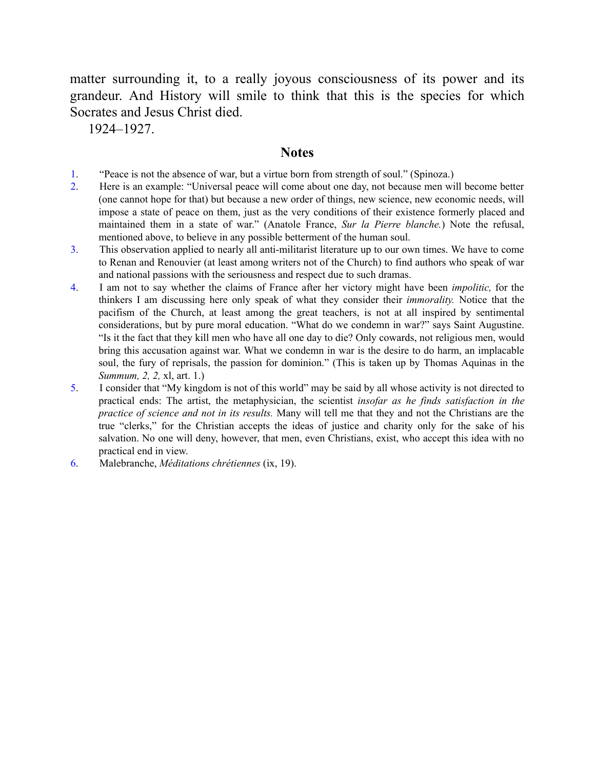matter surrounding it, to a really joyous consciousness of its power and its grandeur. And History will smile to think that this is the species for which Socrates and Jesus Christ died.

1924–1927.

## Notes

1. "Peace is not the absence of war, but a virtue born from strength of soul." (Spinoza.)
2. Here is an example: "Universal peace will come about one day, not because men will become better (one cannot hope for that) but because a new order of things, new science, new economic needs, will impose a state of peace on them, just as the very conditions of their existence formerly placed and maintained them in a state of war." (Anatole France, *Sur la Pierre blanche.*) Note the refusal, mentioned above, to believe in any possible betterment of the human soul.
3. This observation applied to nearly all anti-militarist literature up to our own times. We have to come to Renan and Renouvier (at least among writers not of the Church) to find authors who speak of war and national passions with the seriousness and respect due to such dramas.
4. I am not to say whether the claims of France after her victory might have been *impolitic,* for the thinkers I am discussing here only speak of what they consider their *immorality.* Notice that the pacifism of the Church, at least among the great teachers, is not at all inspired by sentimental considerations, but by pure moral education. "What do we condemn in war?" says Saint Augustine. "Is it the fact that they kill men who have all one day to die? Only cowards, not religious men, would bring this accusation against war. What we condemn in war is the desire to do harm, an implacable soul, the fury of reprisals, the passion for dominion." (This is taken up by Thomas Aquinas in the *Summum, 2, 2,* xl, art. 1.)
5. I consider that "My kingdom is not of this world" may be said by all whose activity is not directed to practical ends: The artist, the metaphysician, the scientist *insofar as he finds satisfaction in the practice of science and not in its results.* Many will tell me that they and not the Christians are the true "clerks," for the Christian accepts the ideas of justice and charity only for the sake of his salvation. No one will deny, however, that men, even Christians, exist, who accept this idea with no practical end in view.
6. Malebranche, *Méditations chrétiennes* (ix, 19).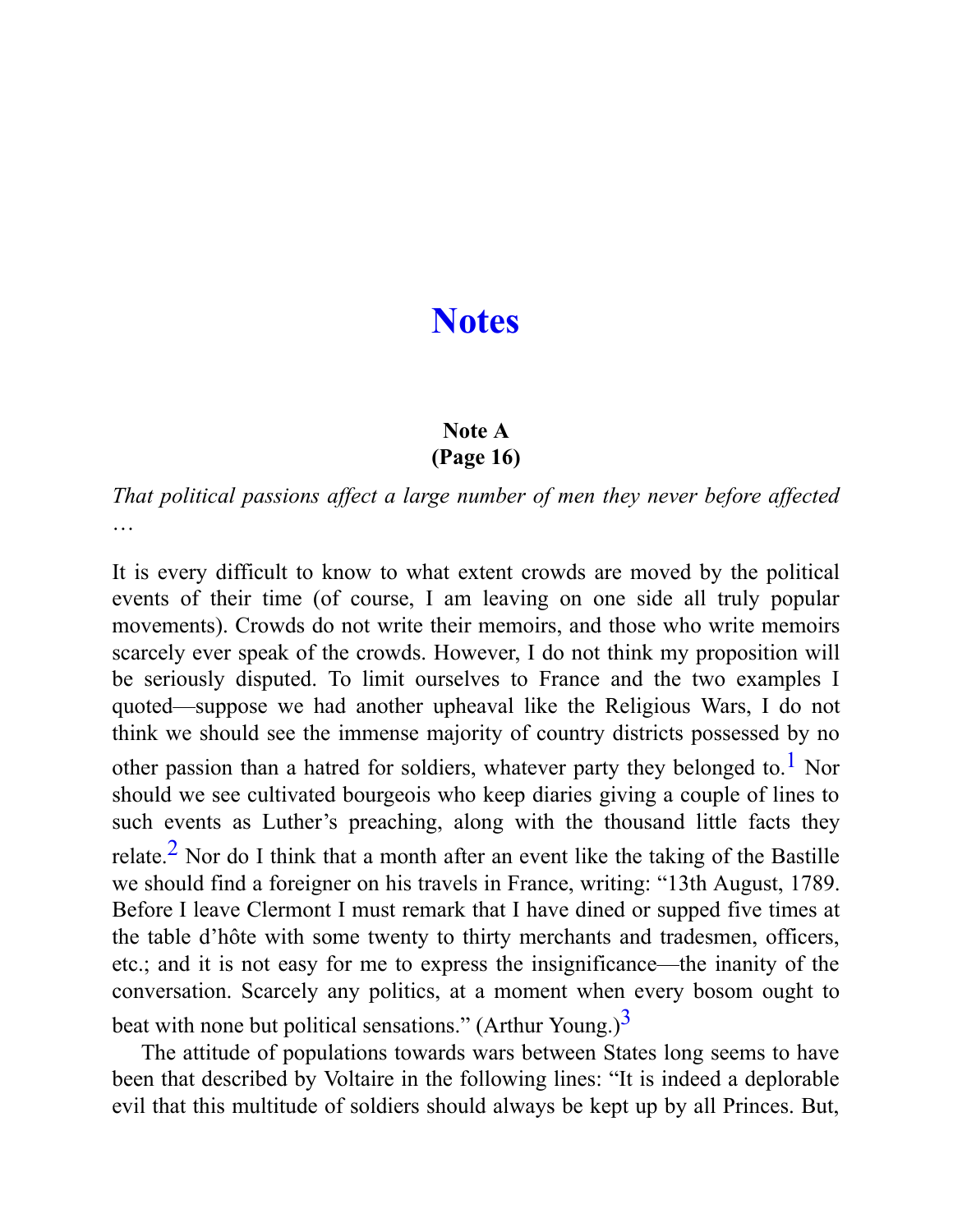# Notes

**Note A**
**(Page 16)**

*That political passions affect a large number of men they never before affected …*

It is every difficult to know to what extent crowds are moved by the political events of their time (of course, I am leaving on one side all truly popular movements). Crowds do not write their memoirs, and those who write memoirs scarcely ever speak of the crowds. However, I do not think my proposition will be seriously disputed. To limit ourselves to France and the two examples I quoted—suppose we had another upheaval like the Religious Wars, I do not think we should see the immense majority of country districts possessed by no other passion than a hatred for soldiers, whatever party they belonged to.[1] Nor should we see cultivated bourgeois who keep diaries giving a couple of lines to such events as Luther's preaching, along with the thousand little facts they relate.[2] Nor do I think that a month after an event like the taking of the Bastille we should find a foreigner on his travels in France, writing: "13th August, 1789. Before I leave Clermont I must remark that I have dined or supped five times at the table d'hôte with some twenty to thirty merchants and tradesmen, officers, etc.; and it is not easy for me to express the insignificance—the inanity of the conversation. Scarcely any politics, at a moment when every bosom ought to beat with none but political sensations." (Arthur Young.)[3]

The attitude of populations towards wars between States long seems to have been that described by Voltaire in the following lines: "It is indeed a deplorable evil that this multitude of soldiers should always be kept up by all Princes. But,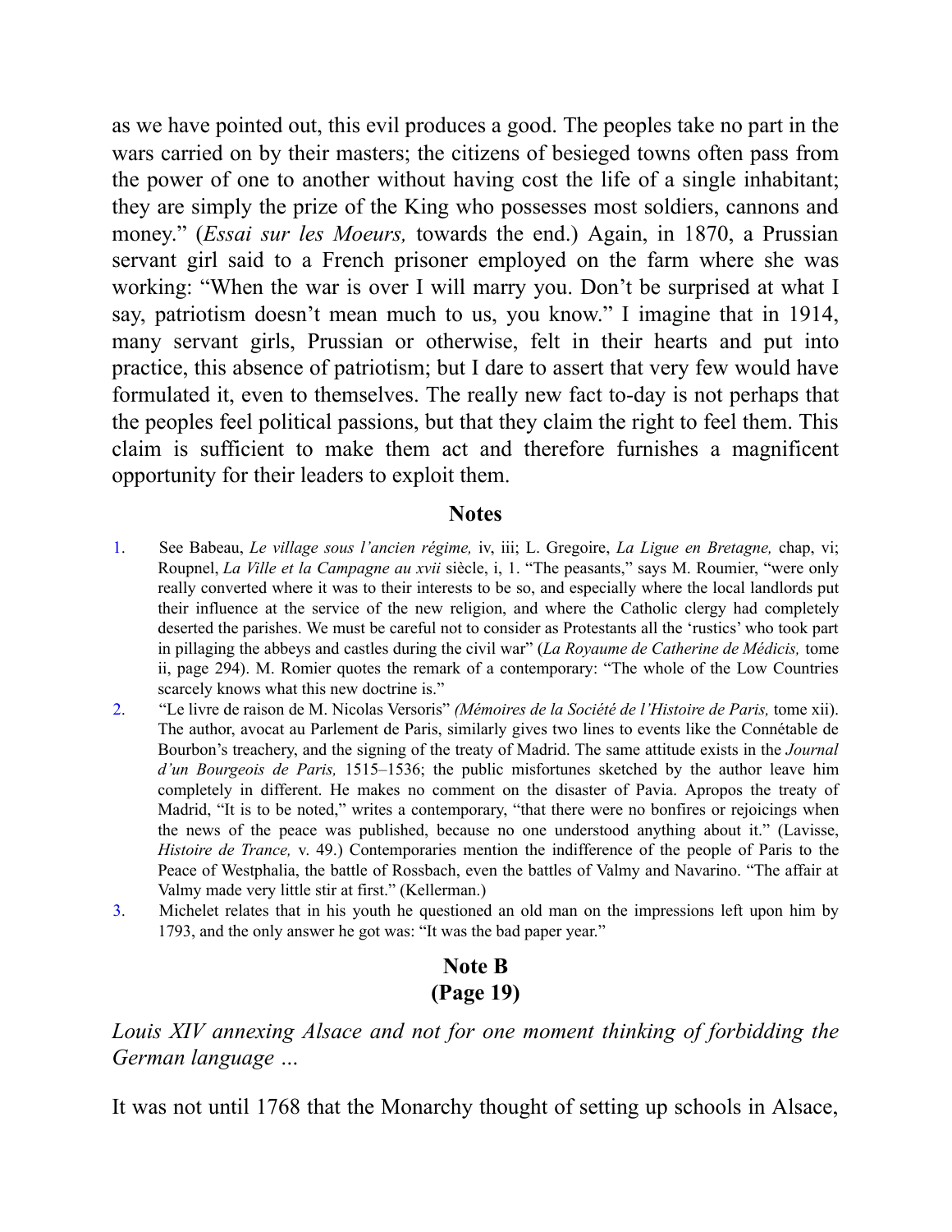as we have pointed out, this evil produces a good. The peoples take no part in the wars carried on by their masters; the citizens of besieged towns often pass from the power of one to another without having cost the life of a single inhabitant; they are simply the prize of the King who possesses most soldiers, cannons and money." (*Essai sur les Moeurs,* towards the end.) Again, in 1870, a Prussian servant girl said to a French prisoner employed on the farm where she was working: "When the war is over I will marry you. Don't be surprised at what I say, patriotism doesn't mean much to us, you know." I imagine that in 1914, many servant girls, Prussian or otherwise, felt in their hearts and put into practice, this absence of patriotism; but I dare to assert that very few would have formulated it, even to themselves. The really new fact to-day is not perhaps that the peoples feel political passions, but that they claim the right to feel them. This claim is sufficient to make them act and therefore furnishes a magnificent opportunity for their leaders to exploit them.

## Notes

1. See Babeau, *Le village sous l'ancien régime,* iv, iii; L. Gregoire, *La Ligue en Bretagne,* chap, vi; Roupnel, *La Ville et la Campagne au xvii* siècle, i, 1. "The peasants," says M. Roumier, "were only really converted where it was to their interests to be so, and especially where the local landlords put their influence at the service of the new religion, and where the Catholic clergy had completely deserted the parishes. We must be careful not to consider as Protestants all the 'rustics' who took part in pillaging the abbeys and castles during the civil war" (*La Royaume de Catherine de Médicis,* tome ii, page 294). M. Romier quotes the remark of a contemporary: "The whole of the Low Countries scarcely knows what this new doctrine is."
2. "Le livre de raison de M. Nicolas Versoris" *(Mémoires de la Société de l'Histoire de Paris,* tome xii). The author, avocat au Parlement de Paris, similarly gives two lines to events like the Connétable de Bourbon's treachery, and the signing of the treaty of Madrid. The same attitude exists in the *Journal d'un Bourgeois de Paris,* 1515–1536; the public misfortunes sketched by the author leave him completely in different. He makes no comment on the disaster of Pavia. Apropos the treaty of Madrid, "It is to be noted," writes a contemporary, "that there were no bonfires or rejoicings when the news of the peace was published, because no one understood anything about it." (Lavisse, *Histoire de Trance,* v. 49.) Contemporaries mention the indifference of the people of Paris to the Peace of Westphalia, the battle of Rossbach, even the battles of Valmy and Navarino. "The affair at Valmy made very little stir at first." (Kellerman.)
3. Michelet relates that in his youth he questioned an old man on the impressions left upon him by 1793, and the only answer he got was: "It was the bad paper year."

## Note B
## (Page 19)

*Louis XIV annexing Alsace and not for one moment thinking of forbidding the German language ...*

It was not until 1768 that the Monarchy thought of setting up schools in Alsace,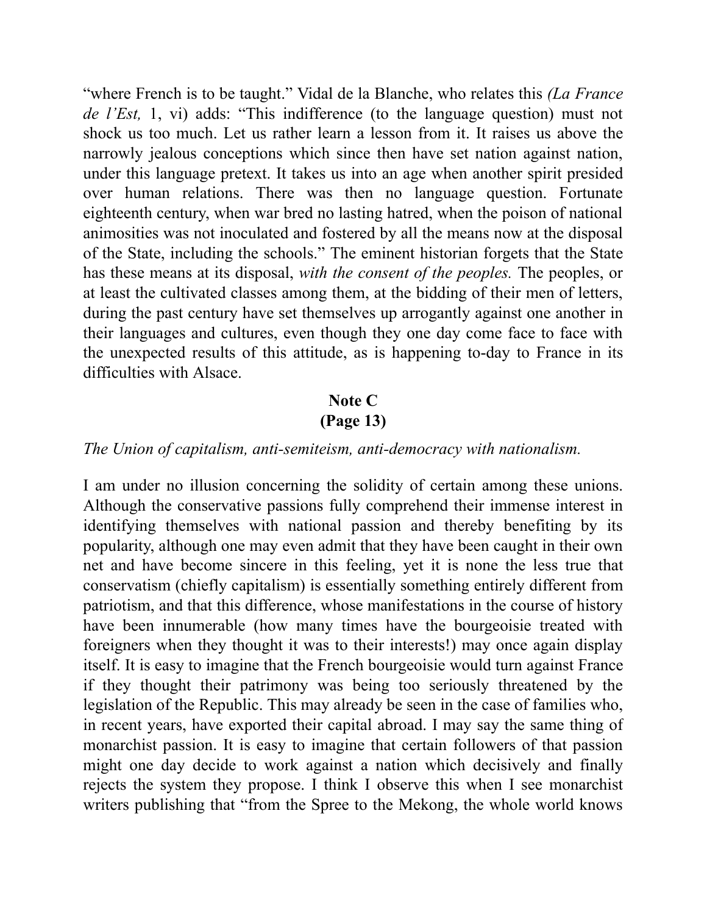"where French is to be taught." Vidal de la Blanche, who relates this *(La France de l'Est,* 1, vi) adds: "This indifference (to the language question) must not shock us too much. Let us rather learn a lesson from it. It raises us above the narrowly jealous conceptions which since then have set nation against nation, under this language pretext. It takes us into an age when another spirit presided over human relations. There was then no language question. Fortunate eighteenth century, when war bred no lasting hatred, when the poison of national animosities was not inoculated and fostered by all the means now at the disposal of the State, including the schools." The eminent historian forgets that the State has these means at its disposal, *with the consent of the peoples.* The peoples, or at least the cultivated classes among them, at the bidding of their men of letters, during the past century have set themselves up arrogantly against one another in their languages and cultures, even though they one day come face to face with the unexpected results of this attitude, as is happening to-day to France in its difficulties with Alsace.

## Note C
## (Page 13)

*The Union of capitalism, anti-semiteism, anti-democracy with nationalism.*

I am under no illusion concerning the solidity of certain among these unions. Although the conservative passions fully comprehend their immense interest in identifying themselves with national passion and thereby benefiting by its popularity, although one may even admit that they have been caught in their own net and have become sincere in this feeling, yet it is none the less true that conservatism (chiefly capitalism) is essentially something entirely different from patriotism, and that this difference, whose manifestations in the course of history have been innumerable (how many times have the bourgeoisie treated with foreigners when they thought it was to their interests!) may once again display itself. It is easy to imagine that the French bourgeoisie would turn against France if they thought their patrimony was being too seriously threatened by the legislation of the Republic. This may already be seen in the case of families who, in recent years, have exported their capital abroad. I may say the same thing of monarchist passion. It is easy to imagine that certain followers of that passion might one day decide to work against a nation which decisively and finally rejects the system they propose. I think I observe this when I see monarchist writers publishing that "from the Spree to the Mekong, the whole world knows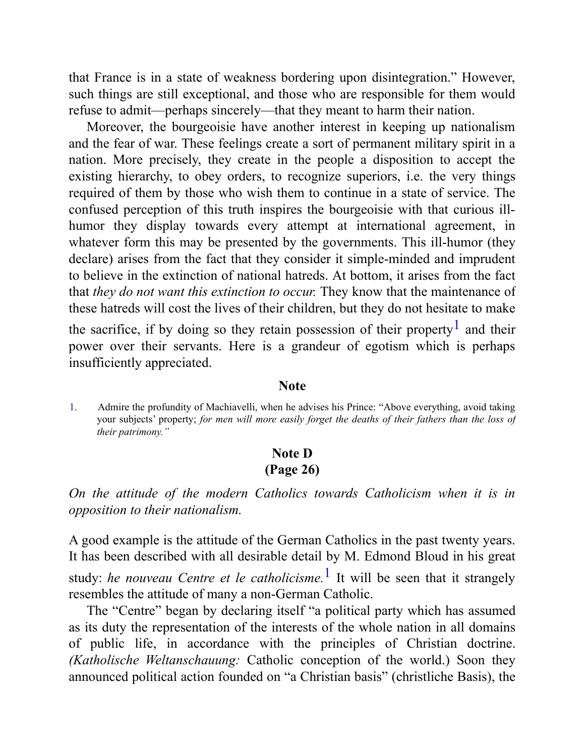that France is in a state of weakness bordering upon disintegration." However, such things are still exceptional, and those who are responsible for them would refuse to admit—perhaps sincerely—that they meant to harm their nation.

Moreover, the bourgeoisie have another interest in keeping up nationalism and the fear of war. These feelings create a sort of permanent military spirit in a nation. More precisely, they create in the people a disposition to accept the existing hierarchy, to obey orders, to recognize superiors, i.e. the very things required of them by those who wish them to continue in a state of service. The confused perception of this truth inspires the bourgeoisie with that curious ill-humor they display towards every attempt at international agreement, in whatever form this may be presented by the governments. This ill-humor (they declare) arises from the fact that they consider it simple-minded and imprudent to believe in the extinction of national hatreds. At bottom, it arises from the fact that *they do not want this extinction to occur.* They know that the maintenance of these hatreds will cost the lives of their children, but they do not hesitate to make the sacrifice, if by doing so they retain possession of their property[1] and their power over their servants. Here is a grandeur of egotism which is perhaps insufficiently appreciated.

### Note

1. Admire the profundity of Machiavelli, when he advises his Prince: "Above everything, avoid taking your subjects' property; *for men will more easily forget the deaths of their fathers than the loss of their patrimony."*

## Note D
## (Page 26)

*On the attitude of the modern Catholics towards Catholicism when it is in opposition to their nationalism.*

A good example is the attitude of the German Catholics in the past twenty years. It has been described with all desirable detail by M. Edmond Bloud in his great study: *he nouveau Centre et le catholicisme.*[1] It will be seen that it strangely resembles the attitude of many a non-German Catholic.

The "Centre" began by declaring itself "a political party which has assumed as its duty the representation of the interests of the whole nation in all domains of public life, in accordance with the principles of Christian doctrine. *(Katholische Weltanschauung:* Catholic conception of the world.) Soon they announced political action founded on "a Christian basis" (christliche Basis), the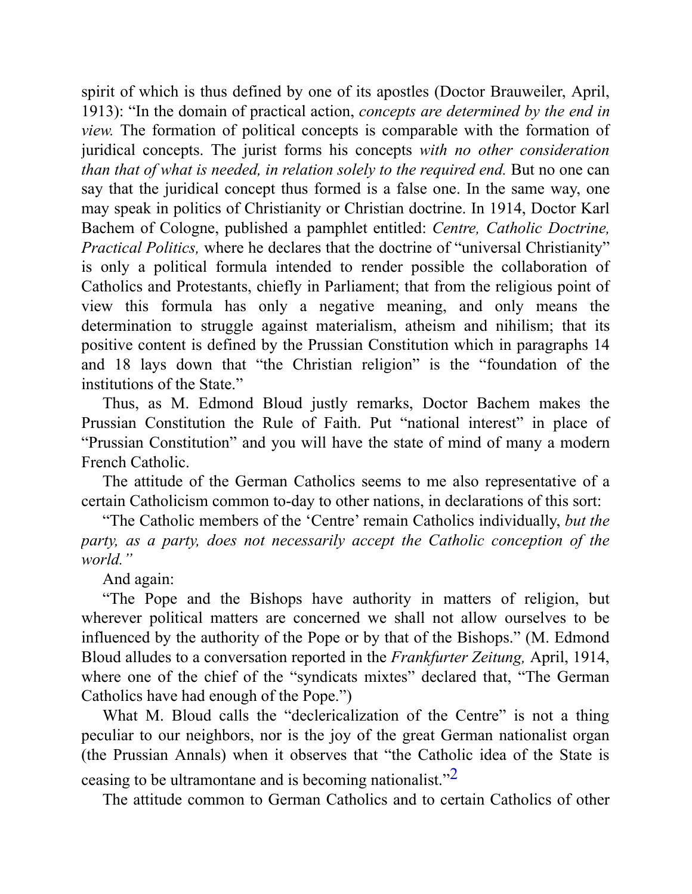spirit of which is thus defined by one of its apostles (Doctor Brauweiler, April, 1913): "In the domain of practical action, *concepts are determined by the end in view.* The formation of political concepts is comparable with the formation of juridical concepts. The jurist forms his concepts *with no other consideration than that of what is needed, in relation solely to the required end.* But no one can say that the juridical concept thus formed is a false one. In the same way, one may speak in politics of Christianity or Christian doctrine. In 1914, Doctor Karl Bachem of Cologne, published a pamphlet entitled: *Centre, Catholic Doctrine, Practical Politics,* where he declares that the doctrine of "universal Christianity" is only a political formula intended to render possible the collaboration of Catholics and Protestants, chiefly in Parliament; that from the religious point of view this formula has only a negative meaning, and only means the determination to struggle against materialism, atheism and nihilism; that its positive content is defined by the Prussian Constitution which in paragraphs 14 and 18 lays down that "the Christian religion" is the "foundation of the institutions of the State."

Thus, as M. Edmond Bloud justly remarks, Doctor Bachem makes the Prussian Constitution the Rule of Faith. Put "national interest" in place of "Prussian Constitution" and you will have the state of mind of many a modern French Catholic.

The attitude of the German Catholics seems to me also representative of a certain Catholicism common to-day to other nations, in declarations of this sort:

"The Catholic members of the 'Centre' remain Catholics individually, *but the party, as a party, does not necessarily accept the Catholic conception of the world."*

And again:

"The Pope and the Bishops have authority in matters of religion, but wherever political matters are concerned we shall not allow ourselves to be influenced by the authority of the Pope or by that of the Bishops." (M. Edmond Bloud alludes to a conversation reported in the *Frankfurter Zeitung,* April, 1914, where one of the chief of the "syndicats mixtes" declared that, "The German Catholics have had enough of the Pope.")

What M. Bloud calls the "declericalization of the Centre" is not a thing peculiar to our neighbors, nor is the joy of the great German nationalist organ (the Prussian Annals) when it observes that "the Catholic idea of the State is ceasing to be ultramontane and is becoming nationalist."[2]

The attitude common to German Catholics and to certain Catholics of other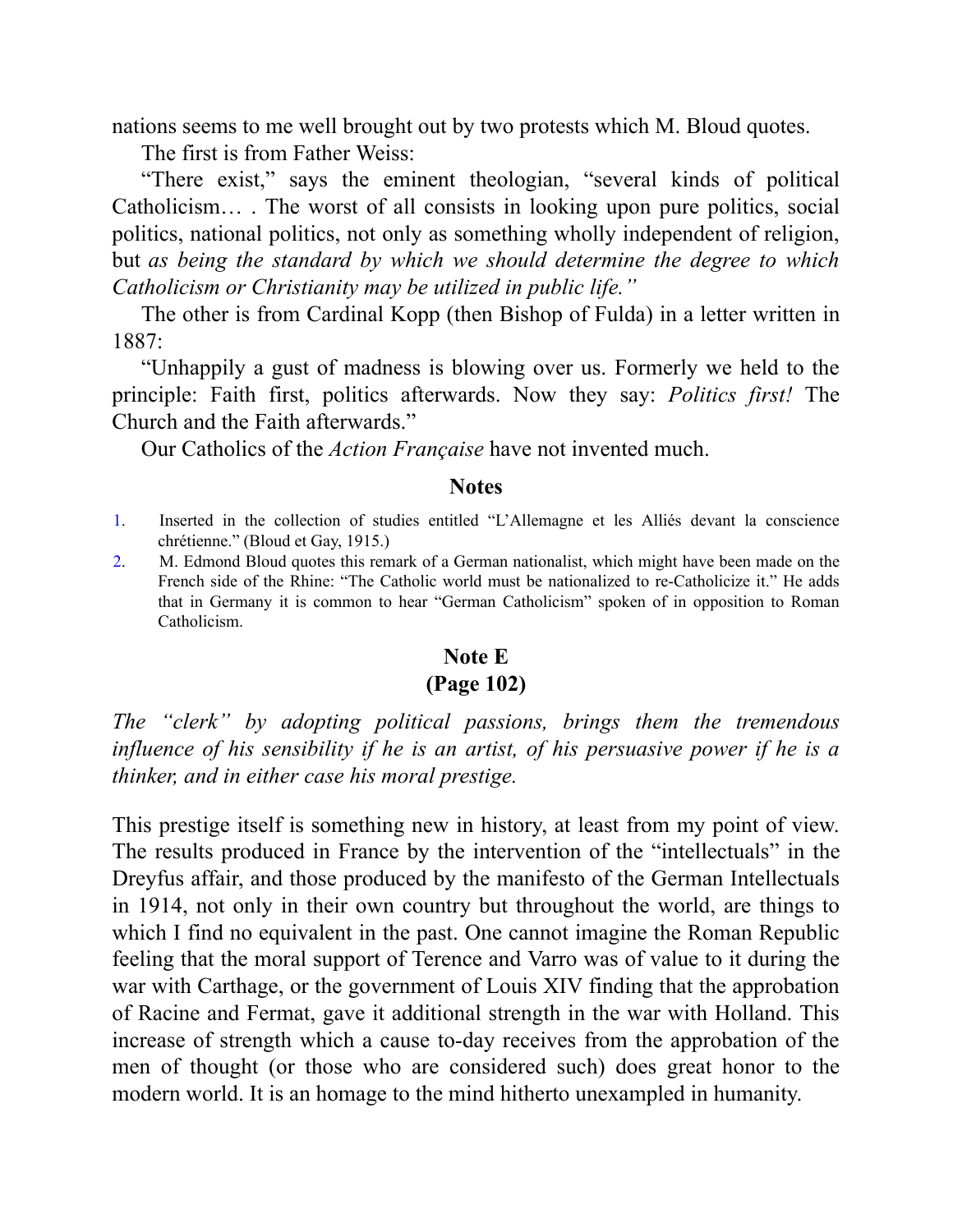nations seems to me well brought out by two protests which M. Bloud quotes.

The first is from Father Weiss:

"There exist," says the eminent theologian, "several kinds of political Catholicism… . The worst of all consists in looking upon pure politics, social politics, national politics, not only as something wholly independent of religion, but *as being the standard by which we should determine the degree to which Catholicism or Christianity may be utilized in public life."*

The other is from Cardinal Kopp (then Bishop of Fulda) in a letter written in 1887:

"Unhappily a gust of madness is blowing over us. Formerly we held to the principle: Faith first, politics afterwards. Now they say: *Politics first!* The Church and the Faith afterwards."

Our Catholics of the *Action Française* have not invented much.

## Notes

1. Inserted in the collection of studies entitled "L'Allemagne et les Alliés devant la conscience chrétienne." (Bloud et Gay, 1915.)
2. M. Edmond Bloud quotes this remark of a German nationalist, which might have been made on the French side of the Rhine: "The Catholic world must be nationalized to re-Catholicize it." He adds that in Germany it is common to hear "German Catholicism" spoken of in opposition to Roman Catholicism.

## Note E
## (Page 102)

*The "clerk" by adopting political passions, brings them the tremendous influence of his sensibility if he is an artist, of his persuasive power if he is a thinker, and in either case his moral prestige.*

This prestige itself is something new in history, at least from my point of view. The results produced in France by the intervention of the "intellectuals" in the Dreyfus affair, and those produced by the manifesto of the German Intellectuals in 1914, not only in their own country but throughout the world, are things to which I find no equivalent in the past. One cannot imagine the Roman Republic feeling that the moral support of Terence and Varro was of value to it during the war with Carthage, or the government of Louis XIV finding that the approbation of Racine and Fermat, gave it additional strength in the war with Holland. This increase of strength which a cause to-day receives from the approbation of the men of thought (or those who are considered such) does great honor to the modern world. It is an homage to the mind hitherto unexampled in humanity.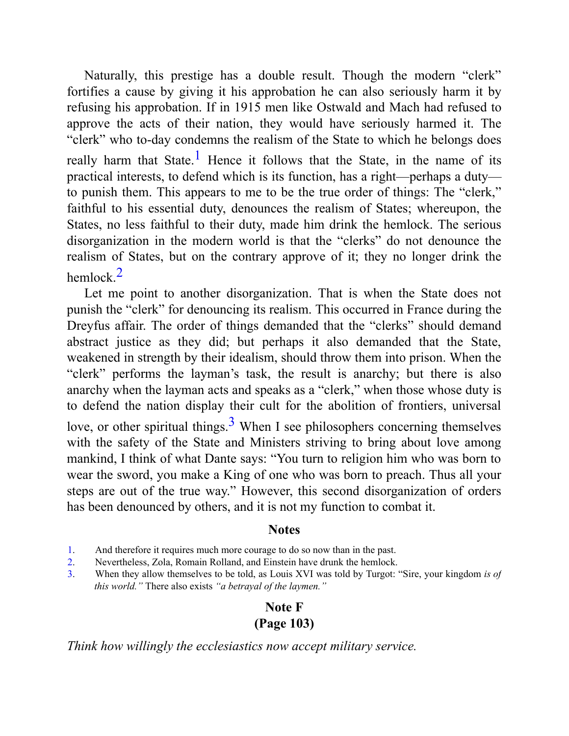Naturally, this prestige has a double result. Though the modern "clerk" fortifies a cause by giving it his approbation he can also seriously harm it by refusing his approbation. If in 1915 men like Ostwald and Mach had refused to approve the acts of their nation, they would have seriously harmed it. The "clerk" who to-day condemns the realism of the State to which he belongs does really harm that State.[1] Hence it follows that the State, in the name of its practical interests, to defend which is its function, has a right—perhaps a duty—to punish them. This appears to me to be the true order of things: The "clerk," faithful to his essential duty, denounces the realism of States; whereupon, the States, no less faithful to their duty, made him drink the hemlock. The serious disorganization in the modern world is that the "clerks" do not denounce the realism of States, but on the contrary approve of it; they no longer drink the hemlock.[2]

Let me point to another disorganization. That is when the State does not punish the "clerk" for denouncing its realism. This occurred in France during the Dreyfus affair. The order of things demanded that the "clerks" should demand abstract justice as they did; but perhaps it also demanded that the State, weakened in strength by their idealism, should throw them into prison. When the "clerk" performs the layman's task, the result is anarchy; but there is also anarchy when the layman acts and speaks as a "clerk," when those whose duty is to defend the nation display their cult for the abolition of frontiers, universal love, or other spiritual things.[3] When I see philosophers concerning themselves with the safety of the State and Ministers striving to bring about love among mankind, I think of what Dante says: "You turn to religion him who was born to wear the sword, you make a King of one who was born to preach. Thus all your steps are out of the true way." However, this second disorganization of orders has been denounced by others, and it is not my function to combat it.

### Notes

1. And therefore it requires much more courage to do so now than in the past.
2. Nevertheless, Zola, Romain Rolland, and Einstein have drunk the hemlock.
3. When they allow themselves to be told, as Louis XVI was told by Turgot: "Sire, your kingdom *is of this world.*" There also exists *"a betrayal of the laymen."*

## Note F
## (Page 103)

*Think how willingly the ecclesiastics now accept military service.*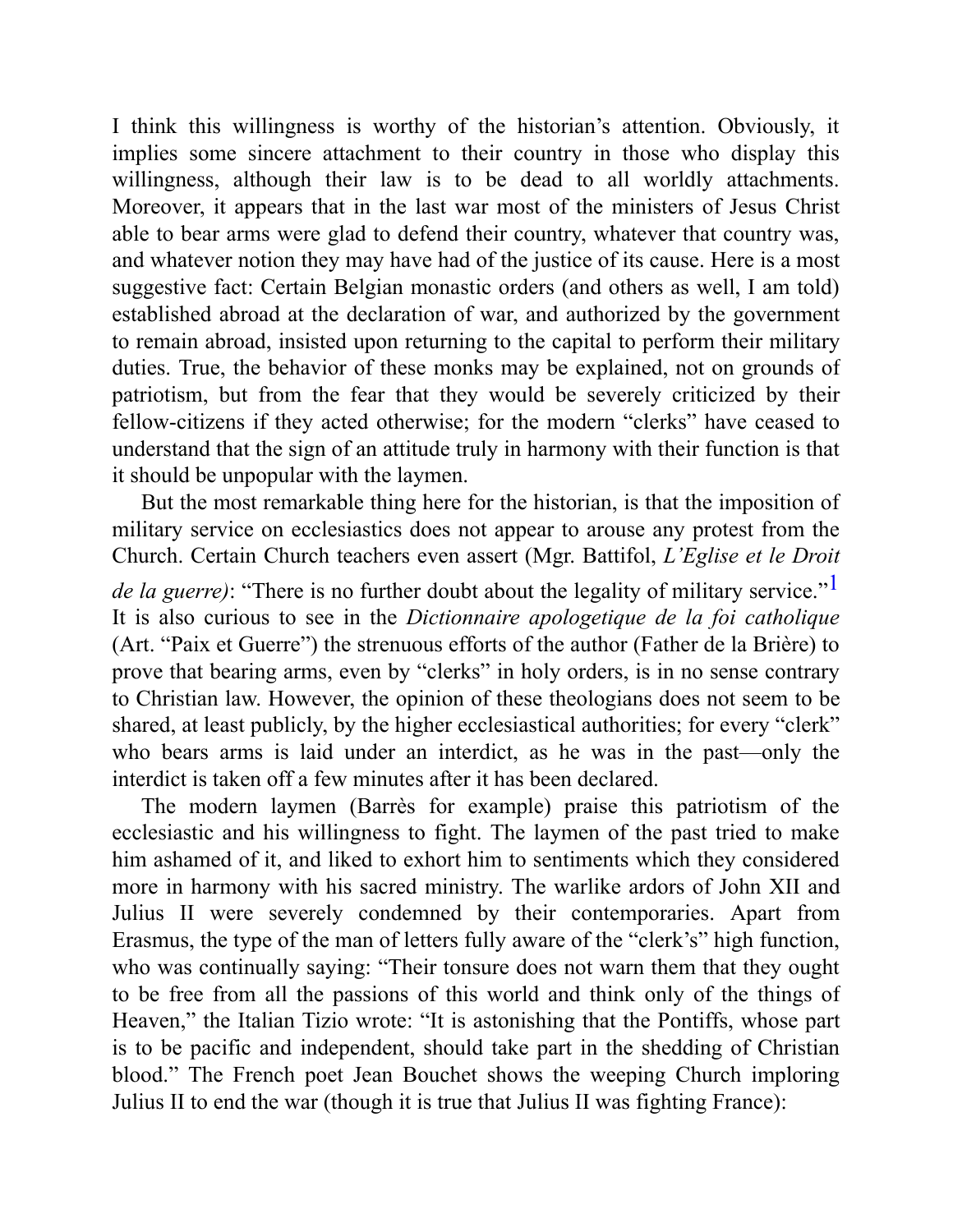I think this willingness is worthy of the historian's attention. Obviously, it implies some sincere attachment to their country in those who display this willingness, although their law is to be dead to all worldly attachments. Moreover, it appears that in the last war most of the ministers of Jesus Christ able to bear arms were glad to defend their country, whatever that country was, and whatever notion they may have had of the justice of its cause. Here is a most suggestive fact: Certain Belgian monastic orders (and others as well, I am told) established abroad at the declaration of war, and authorized by the government to remain abroad, insisted upon returning to the capital to perform their military duties. True, the behavior of these monks may be explained, not on grounds of patriotism, but from the fear that they would be severely criticized by their fellow-citizens if they acted otherwise; for the modern "clerks" have ceased to understand that the sign of an attitude truly in harmony with their function is that it should be unpopular with the laymen.

But the most remarkable thing here for the historian, is that the imposition of military service on ecclesiastics does not appear to arouse any protest from the Church. Certain Church teachers even assert (Mgr. Battifol, *L'Eglise et le Droit de la guerre)*: "There is no further doubt about the legality of military service."[1] It is also curious to see in the *Dictionnaire apologetique de la foi catholique* (Art. "Paix et Guerre") the strenuous efforts of the author (Father de la Brière) to prove that bearing arms, even by "clerks" in holy orders, is in no sense contrary to Christian law. However, the opinion of these theologians does not seem to be shared, at least publicly, by the higher ecclesiastical authorities; for every "clerk" who bears arms is laid under an interdict, as he was in the past—only the interdict is taken off a few minutes after it has been declared.

The modern laymen (Barrès for example) praise this patriotism of the ecclesiastic and his willingness to fight. The laymen of the past tried to make him ashamed of it, and liked to exhort him to sentiments which they considered more in harmony with his sacred ministry. The warlike ardors of John XII and Julius II were severely condemned by their contemporaries. Apart from Erasmus, the type of the man of letters fully aware of the "clerk's" high function, who was continually saying: "Their tonsure does not warn them that they ought to be free from all the passions of this world and think only of the things of Heaven," the Italian Tizio wrote: "It is astonishing that the Pontiffs, whose part is to be pacific and independent, should take part in the shedding of Christian blood." The French poet Jean Bouchet shows the weeping Church imploring Julius II to end the war (though it is true that Julius II was fighting France):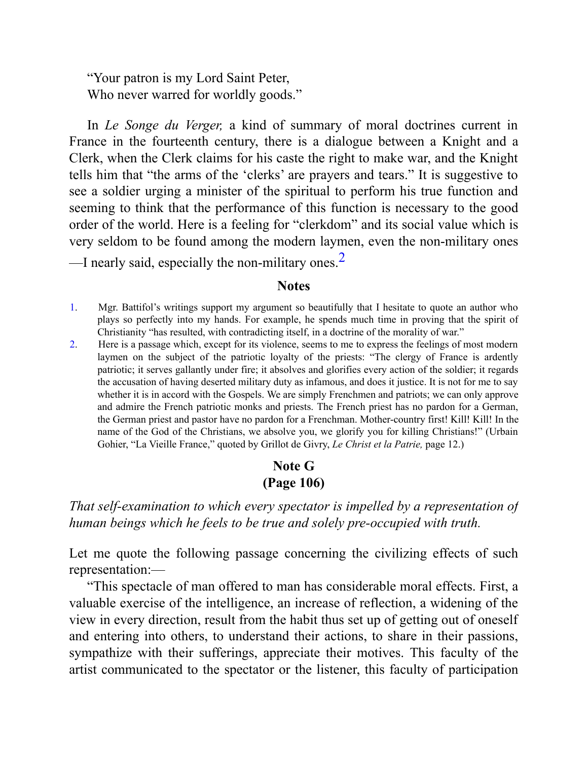"Your patron is my Lord Saint Peter,
Who never warred for worldly goods."

In *Le Songe du Verger,* a kind of summary of moral doctrines current in France in the fourteenth century, there is a dialogue between a Knight and a Clerk, when the Clerk claims for his caste the right to make war, and the Knight tells him that "the arms of the 'clerks' are prayers and tears." It is suggestive to see a soldier urging a minister of the spiritual to perform his true function and seeming to think that the performance of this function is necessary to the good order of the world. Here is a feeling for "clerkdom" and its social value which is very seldom to be found among the modern laymen, even the non-military ones—I nearly said, especially the non-military ones.[2]

### Notes

1. Mgr. Battifol's writings support my argument so beautifully that I hesitate to quote an author who plays so perfectly into my hands. For example, he spends much time in proving that the spirit of Christianity "has resulted, with contradicting itself, in a doctrine of the morality of war."
2. Here is a passage which, except for its violence, seems to me to express the feelings of most modern laymen on the subject of the patriotic loyalty of the priests: "The clergy of France is ardently patriotic; it serves gallantly under fire; it absolves and glorifies every action of the soldier; it regards the accusation of having deserted military duty as infamous, and does it justice. It is not for me to say whether it is in accord with the Gospels. We are simply Frenchmen and patriots; we can only approve and admire the French patriotic monks and priests. The French priest has no pardon for a German, the German priest and pastor have no pardon for a Frenchman. Mother-country first! Kill! Kill! In the name of the God of the Christians, we absolve you, we glorify you for killing Christians!" (Urbain Gohier, "La Vieille France," quoted by Grillot de Givry, *Le Christ et la Patrie,* page 12.)

## Note G
## (Page 106)

*That self-examination to which every spectator is impelled by a representation of human beings which he feels to be true and solely pre-occupied with truth.*

Let me quote the following passage concerning the civilizing effects of such representation:—

"This spectacle of man offered to man has considerable moral effects. First, a valuable exercise of the intelligence, an increase of reflection, a widening of the view in every direction, result from the habit thus set up of getting out of oneself and entering into others, to understand their actions, to share in their passions, sympathize with their sufferings, appreciate their motives. This faculty of the artist communicated to the spectator or the listener, this faculty of participation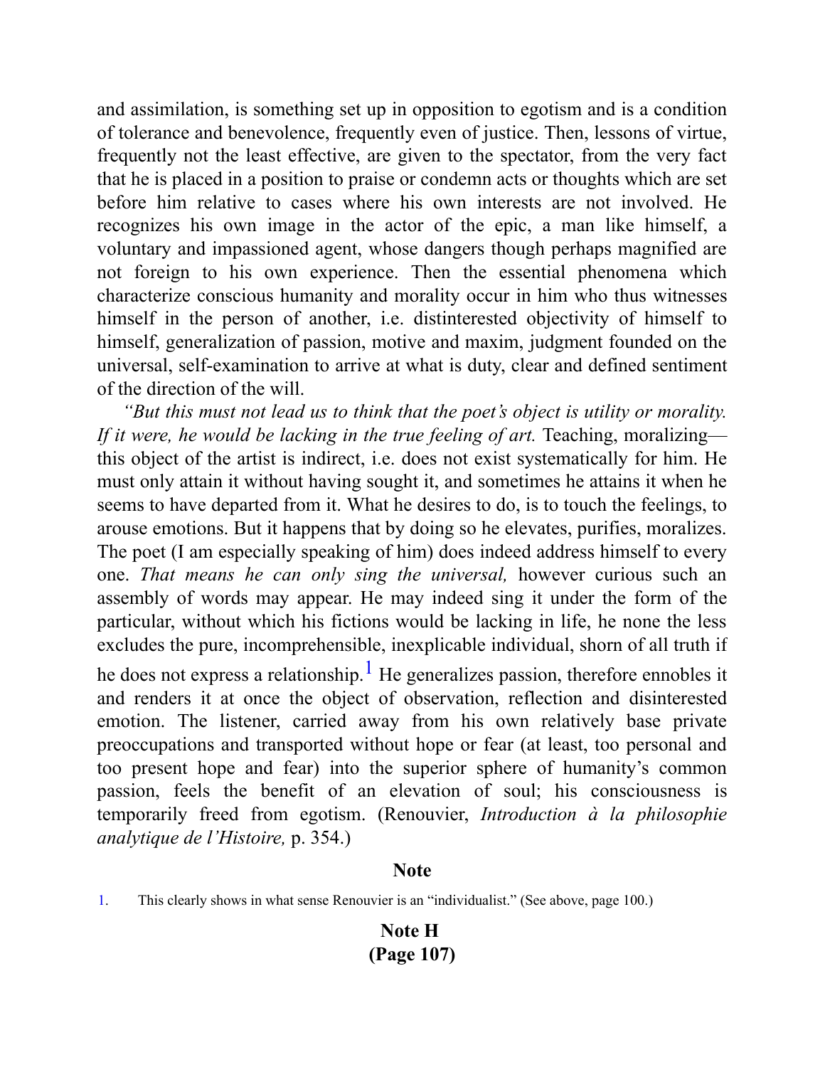and assimilation, is something set up in opposition to egotism and is a condition of tolerance and benevolence, frequently even of justice. Then, lessons of virtue, frequently not the least effective, are given to the spectator, from the very fact that he is placed in a position to praise or condemn acts or thoughts which are set before him relative to cases where his own interests are not involved. He recognizes his own image in the actor of the epic, a man like himself, a voluntary and impassioned agent, whose dangers though perhaps magnified are not foreign to his own experience. Then the essential phenomena which characterize conscious humanity and morality occur in him who thus witnesses himself in the person of another, i.e. distinterested objectivity of himself to himself, generalization of passion, motive and maxim, judgment founded on the universal, self-examination to arrive at what is duty, clear and defined sentiment of the direction of the will.

*“But this must not lead us to think that the poet’s object is utility or morality. If it were, he would be lacking in the true feeling of art.* Teaching, moralizing—this object of the artist is indirect, i.e. does not exist systematically for him. He must only attain it without having sought it, and sometimes he attains it when he seems to have departed from it. What he desires to do, is to touch the feelings, to arouse emotions. But it happens that by doing so he elevates, purifies, moralizes. The poet (I am especially speaking of him) does indeed address himself to every one. *That means he can only sing the universal,* however curious such an assembly of words may appear. He may indeed sing it under the form of the particular, without which his fictions would be lacking in life, he none the less excludes the pure, incomprehensible, inexplicable individual, shorn of all truth if he does not express a relationship.[1] He generalizes passion, therefore ennobles it and renders it at once the object of observation, reflection and disinterested emotion. The listener, carried away from his own relatively base private preoccupations and transported without hope or fear (at least, too personal and too present hope and fear) into the superior sphere of humanity’s common passion, feels the benefit of an elevation of soul; his consciousness is temporarily freed from egotism. (Renouvier, *Introduction à la philosophie analytique de l’Histoire,* p. 354.)

### Note

1. This clearly shows in what sense Renouvier is an “individualist.” (See above, page 100.)

## Note H
## (Page 107)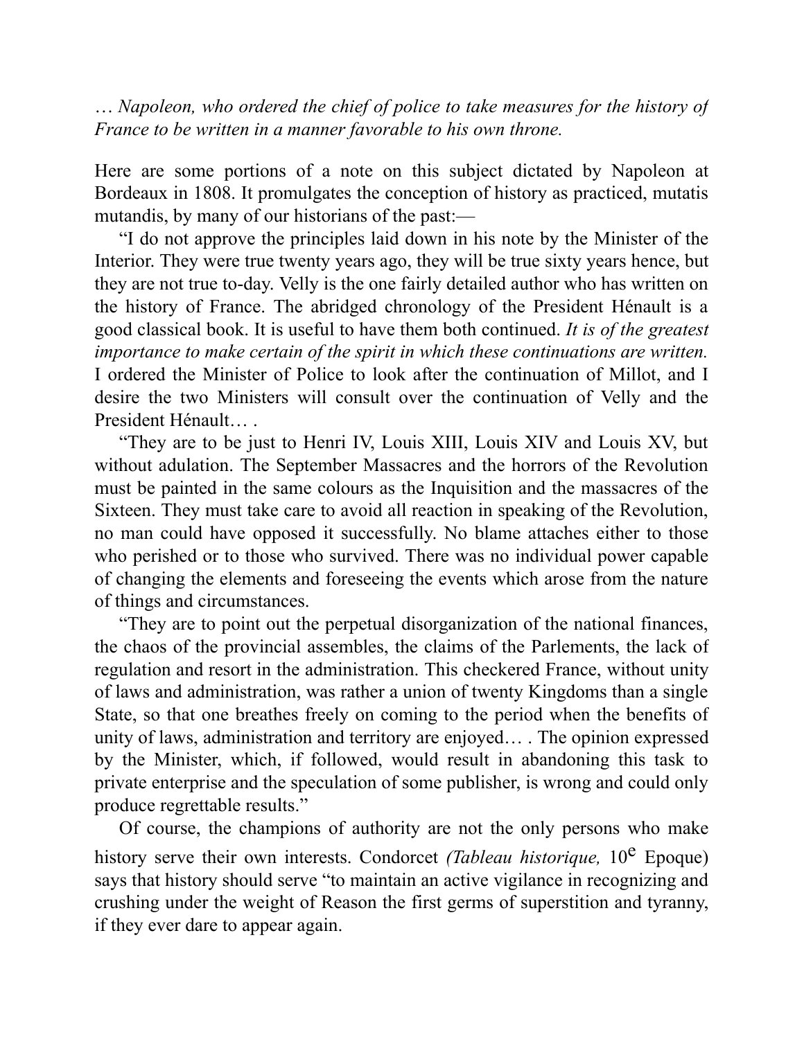*… Napoleon, who ordered the chief of police to take measures for the history of France to be written in a manner favorable to his own throne.*

Here are some portions of a note on this subject dictated by Napoleon at Bordeaux in 1808. It promulgates the conception of history as practiced, mutatis mutandis, by many of our historians of the past:—

“I do not approve the principles laid down in his note by the Minister of the Interior. They were true twenty years ago, they will be true sixty years hence, but they are not true to-day. Velly is the one fairly detailed author who has written on the history of France. The abridged chronology of the President Hénault is a good classical book. It is useful to have them both continued. *It is of the greatest importance to make certain of the spirit in which these continuations are written.* I ordered the Minister of Police to look after the continuation of Millot, and I desire the two Ministers will consult over the continuation of Velly and the President Hénault… .

“They are to be just to Henri IV, Louis XIII, Louis XIV and Louis XV, but without adulation. The September Massacres and the horrors of the Revolution must be painted in the same colours as the Inquisition and the massacres of the Sixteen. They must take care to avoid all reaction in speaking of the Revolution, no man could have opposed it successfully. No blame attaches either to those who perished or to those who survived. There was no individual power capable of changing the elements and foreseeing the events which arose from the nature of things and circumstances.

“They are to point out the perpetual disorganization of the national finances, the chaos of the provincial assembles, the claims of the Parlements, the lack of regulation and resort in the administration. This checkered France, without unity of laws and administration, was rather a union of twenty Kingdoms than a single State, so that one breathes freely on coming to the period when the benefits of unity of laws, administration and territory are enjoyed… . The opinion expressed by the Minister, which, if followed, would result in abandoning this task to private enterprise and the speculation of some publisher, is wrong and could only produce regrettable results.”

Of course, the champions of authority are not the only persons who make history serve their own interests. Condorcet *(Tableau historique,* 10^e Epoque) says that history should serve “to maintain an active vigilance in recognizing and crushing under the weight of Reason the first germs of superstition and tyranny, if they ever dare to appear again.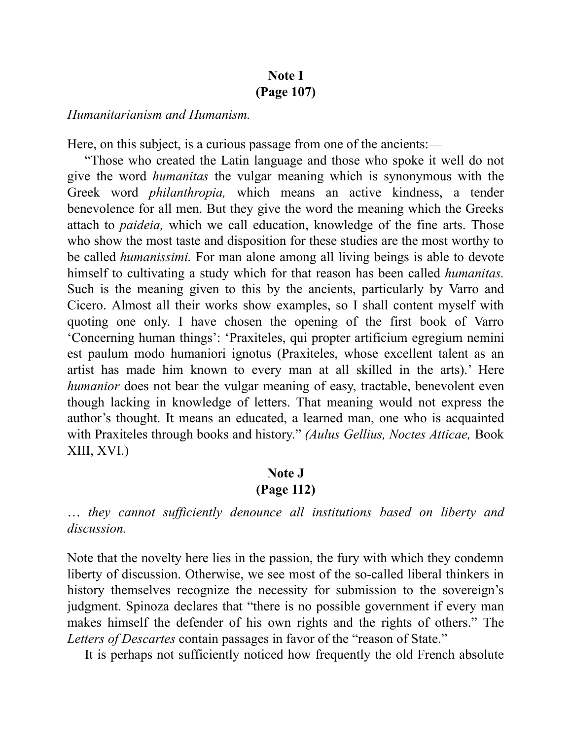**Note I**
**(Page 107)**

*Humanitarianism and Humanism.*

Here, on this subject, is a curious passage from one of the ancients:—

"Those who created the Latin language and those who spoke it well do not give the word *humanitas* the vulgar meaning which is synonymous with the Greek word *philanthropia,* which means an active kindness, a tender benevolence for all men. But they give the word the meaning which the Greeks attach to *paideia,* which we call education, knowledge of the fine arts. Those who show the most taste and disposition for these studies are the most worthy to be called *humanissimi.* For man alone among all living beings is able to devote himself to cultivating a study which for that reason has been called *humanitas.* Such is the meaning given to this by the ancients, particularly by Varro and Cicero. Almost all their works show examples, so I shall content myself with quoting one only. I have chosen the opening of the first book of Varro 'Concerning human things': 'Praxiteles, qui propter artificium egregium nemini est paulum modo humaniori ignotus (Praxiteles, whose excellent talent as an artist has made him known to every man at all skilled in the arts).' Here *humanior* does not bear the vulgar meaning of easy, tractable, benevolent even though lacking in knowledge of letters. That meaning would not express the author's thought. It means an educated, a learned man, one who is acquainted with Praxiteles through books and history." *(Aulus Gellius, Noctes Atticae,* Book XIII, XVI.)

**Note J**
**(Page 112)**

*… they cannot sufficiently denounce all institutions based on liberty and discussion.*

Note that the novelty here lies in the passion, the fury with which they condemn liberty of discussion. Otherwise, we see most of the so-called liberal thinkers in history themselves recognize the necessity for submission to the sovereign's judgment. Spinoza declares that "there is no possible government if every man makes himself the defender of his own rights and the rights of others." The *Letters of Descartes* contain passages in favor of the "reason of State."

It is perhaps not sufficiently noticed how frequently the old French absolute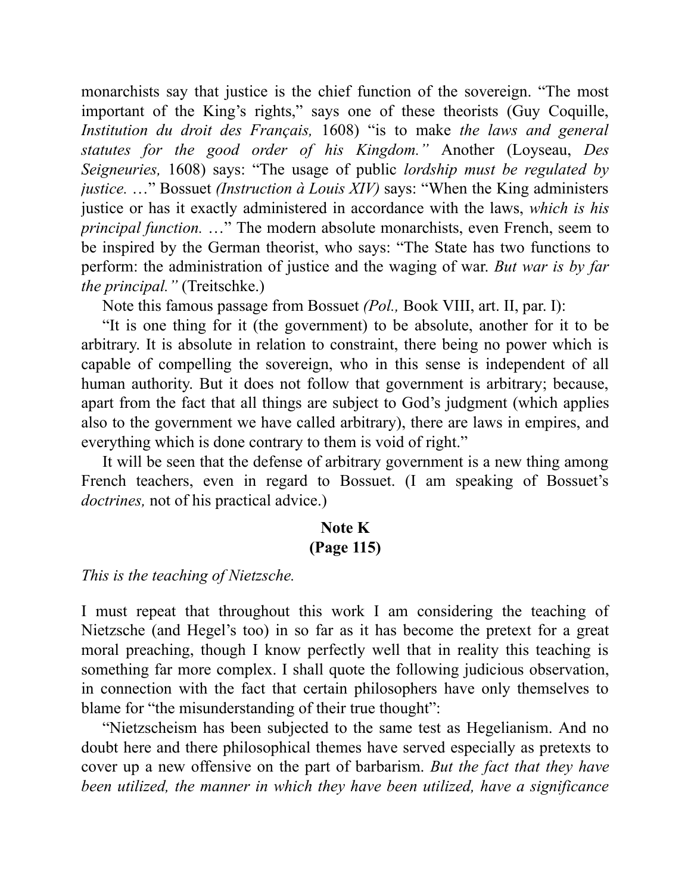monarchists say that justice is the chief function of the sovereign. "The most important of the King's rights," says one of these theorists (Guy Coquille, *Institution du droit des Français,* 1608) "is to make *the laws and general statutes for the good order of his Kingdom."* Another (Loyseau, *Des Seigneuries,* 1608) says: "The usage of public *lordship must be regulated by justice.* …" Bossuet *(Instruction à Louis XIV)* says: "When the King administers justice or has it exactly administered in accordance with the laws, *which is his principal function.* …" The modern absolute monarchists, even French, seem to be inspired by the German theorist, who says: "The State has two functions to perform: the administration of justice and the waging of war. *But war is by far the principal."* (Treitschke.)

Note this famous passage from Bossuet *(Pol.,* Book VIII, art. II, par. I):

"It is one thing for it (the government) to be absolute, another for it to be arbitrary. It is absolute in relation to constraint, there being no power which is capable of compelling the sovereign, who in this sense is independent of all human authority. But it does not follow that government is arbitrary; because, apart from the fact that all things are subject to God's judgment (which applies also to the government we have called arbitrary), there are laws in empires, and everything which is done contrary to them is void of right."

It will be seen that the defense of arbitrary government is a new thing among French teachers, even in regard to Bossuet. (I am speaking of Bossuet's *doctrines,* not of his practical advice.)

## Note K
## (Page 115)

*This is the teaching of Nietzsche.*

I must repeat that throughout this work I am considering the teaching of Nietzsche (and Hegel's too) in so far as it has become the pretext for a great moral preaching, though I know perfectly well that in reality this teaching is something far more complex. I shall quote the following judicious observation, in connection with the fact that certain philosophers have only themselves to blame for "the misunderstanding of their true thought":

"Nietzscheism has been subjected to the same test as Hegelianism. And no doubt here and there philosophical themes have served especially as pretexts to cover up a new offensive on the part of barbarism. *But the fact that they have been utilized, the manner in which they have been utilized, have a significance*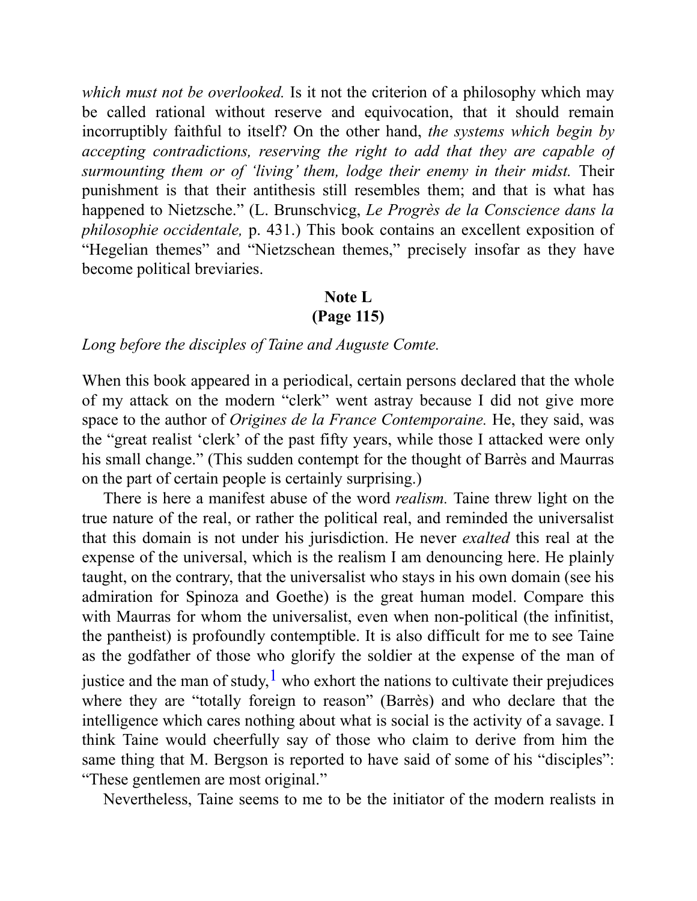*which must not be overlooked.* Is it not the criterion of a philosophy which may be called rational without reserve and equivocation, that it should remain incorruptibly faithful to itself? On the other hand, *the systems which begin by accepting contradictions, reserving the right to add that they are capable of surmounting them or of 'living' them, lodge their enemy in their midst.* Their punishment is that their antithesis still resembles them; and that is what has happened to Nietzsche." (L. Brunschvicg, *Le Progrès de la Conscience dans la philosophie occidentale,* p. 431.) This book contains an excellent exposition of "Hegelian themes" and "Nietzschean themes," precisely insofar as they have become political breviaries.

## Note L
## (Page 115)

*Long before the disciples of Taine and Auguste Comte.*

When this book appeared in a periodical, certain persons declared that the whole of my attack on the modern "clerk" went astray because I did not give more space to the author of *Origines de la France Contemporaine.* He, they said, was the "great realist 'clerk' of the past fifty years, while those I attacked were only his small change." (This sudden contempt for the thought of Barrès and Maurras on the part of certain people is certainly surprising.)

There is here a manifest abuse of the word *realism.* Taine threw light on the true nature of the real, or rather the political real, and reminded the universalist that this domain is not under his jurisdiction. He never *exalted* this real at the expense of the universal, which is the realism I am denouncing here. He plainly taught, on the contrary, that the universalist who stays in his own domain (see his admiration for Spinoza and Goethe) is the great human model. Compare this with Maurras for whom the universalist, even when non-political (the infinitist, the pantheist) is profoundly contemptible. It is also difficult for me to see Taine as the godfather of those who glorify the soldier at the expense of the man of justice and the man of study,[1] who exhort the nations to cultivate their prejudices where they are "totally foreign to reason" (Barrès) and who declare that the intelligence which cares nothing about what is social is the activity of a savage. I think Taine would cheerfully say of those who claim to derive from him the same thing that M. Bergson is reported to have said of some of his "disciples": "These gentlemen are most original."

Nevertheless, Taine seems to me to be the initiator of the modern realists in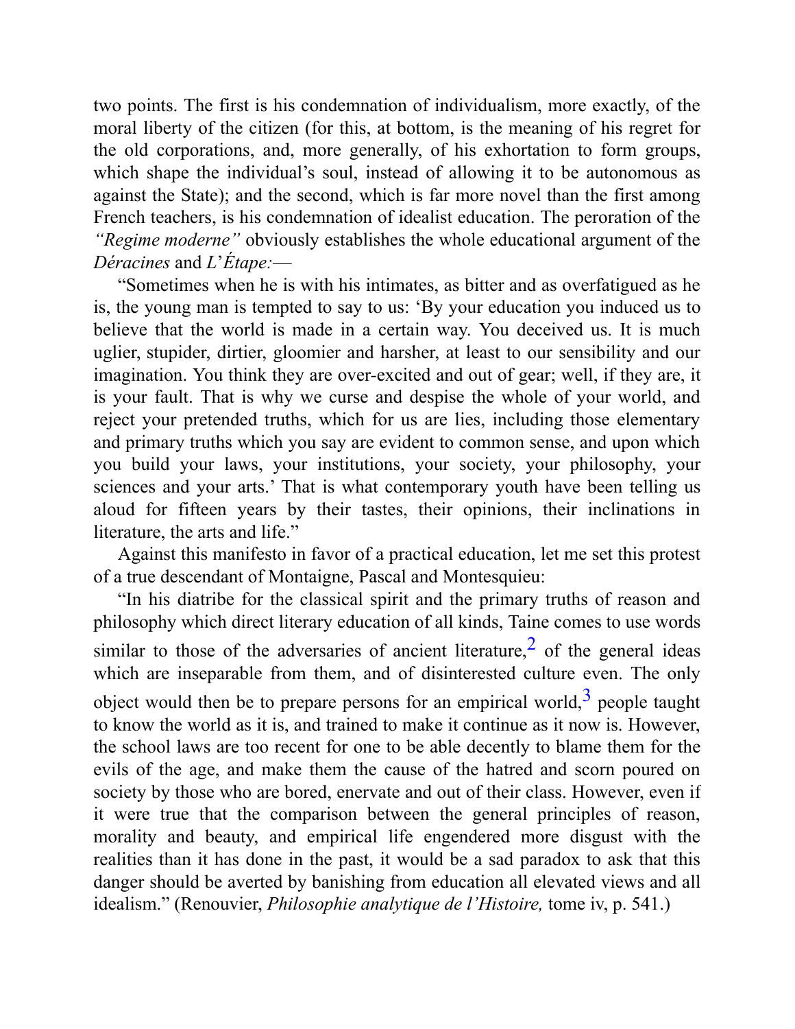two points. The first is his condemnation of individualism, more exactly, of the moral liberty of the citizen (for this, at bottom, is the meaning of his regret for the old corporations, and, more generally, of his exhortation to form groups, which shape the individual's soul, instead of allowing it to be autonomous as against the State); and the second, which is far more novel than the first among French teachers, is his condemnation of idealist education. The peroration of the *"Regime moderne"* obviously establishes the whole educational argument of the *Déracines* and *L'Étape:*—

"Sometimes when he is with his intimates, as bitter and as overfatigued as he is, the young man is tempted to say to us: 'By your education you induced us to believe that the world is made in a certain way. You deceived us. It is much uglier, stupider, dirtier, gloomier and harsher, at least to our sensibility and our imagination. You think they are over-excited and out of gear; well, if they are, it is your fault. That is why we curse and despise the whole of your world, and reject your pretended truths, which for us are lies, including those elementary and primary truths which you say are evident to common sense, and upon which you build your laws, your institutions, your society, your philosophy, your sciences and your arts.' That is what contemporary youth have been telling us aloud for fifteen years by their tastes, their opinions, their inclinations in literature, the arts and life."

Against this manifesto in favor of a practical education, let me set this protest of a true descendant of Montaigne, Pascal and Montesquieu:

"In his diatribe for the classical spirit and the primary truths of reason and philosophy which direct literary education of all kinds, Taine comes to use words similar to those of the adversaries of ancient literature,[2] of the general ideas which are inseparable from them, and of disinterested culture even. The only object would then be to prepare persons for an empirical world,[3] people taught to know the world as it is, and trained to make it continue as it now is. However, the school laws are too recent for one to be able decently to blame them for the evils of the age, and make them the cause of the hatred and scorn poured on society by those who are bored, enervate and out of their class. However, even if it were true that the comparison between the general principles of reason, morality and beauty, and empirical life engendered more disgust with the realities than it has done in the past, it would be a sad paradox to ask that this danger should be averted by banishing from education all elevated views and all idealism." (Renouvier, *Philosophie analytique de l'Histoire,* tome iv, p. 541.)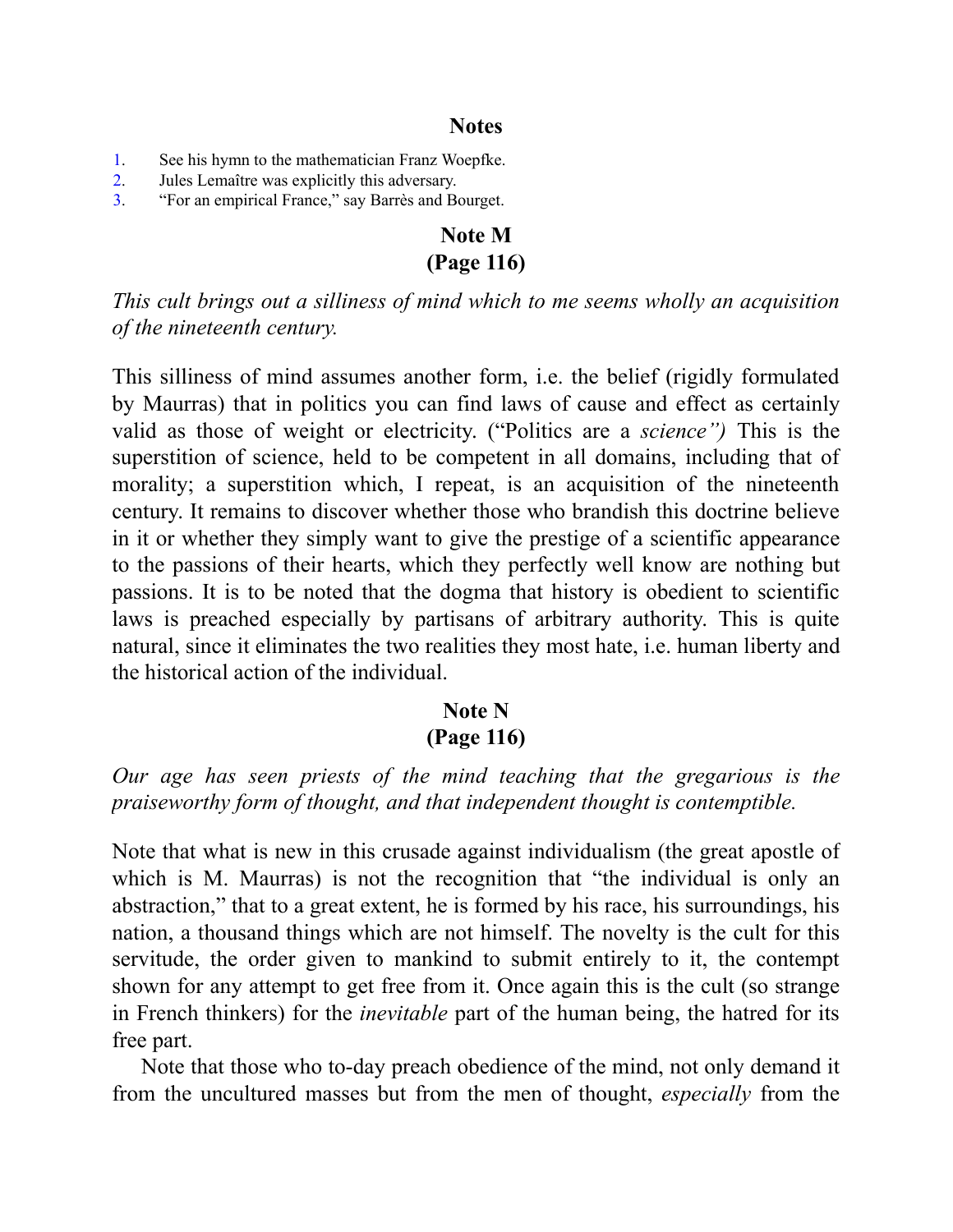**Notes**

1. See his hymn to the mathematician Franz Woepfke.
2. Jules Lemaître was explicitly this adversary.
3. “For an empirical France,” say Barrès and Bourget.

## Note M
## (Page 116)

*This cult brings out a silliness of mind which to me seems wholly an acquisition of the nineteenth century.*

This silliness of mind assumes another form, i.e. the belief (rigidly formulated by Maurras) that in politics you can find laws of cause and effect as certainly valid as those of weight or electricity. (“Politics are a *science”)* This is the superstition of science, held to be competent in all domains, including that of morality; a superstition which, I repeat, is an acquisition of the nineteenth century. It remains to discover whether those who brandish this doctrine believe in it or whether they simply want to give the prestige of a scientific appearance to the passions of their hearts, which they perfectly well know are nothing but passions. It is to be noted that the dogma that history is obedient to scientific laws is preached especially by partisans of arbitrary authority. This is quite natural, since it eliminates the two realities they most hate, i.e. human liberty and the historical action of the individual.

## Note N
## (Page 116)

*Our age has seen priests of the mind teaching that the gregarious is the praiseworthy form of thought, and that independent thought is contemptible.*

Note that what is new in this crusade against individualism (the great apostle of which is M. Maurras) is not the recognition that “the individual is only an abstraction,” that to a great extent, he is formed by his race, his surroundings, his nation, a thousand things which are not himself. The novelty is the cult for this servitude, the order given to mankind to submit entirely to it, the contempt shown for any attempt to get free from it. Once again this is the cult (so strange in French thinkers) for the *inevitable* part of the human being, the hatred for its free part.

Note that those who to-day preach obedience of the mind, not only demand it from the uncultured masses but from the men of thought, *especially* from the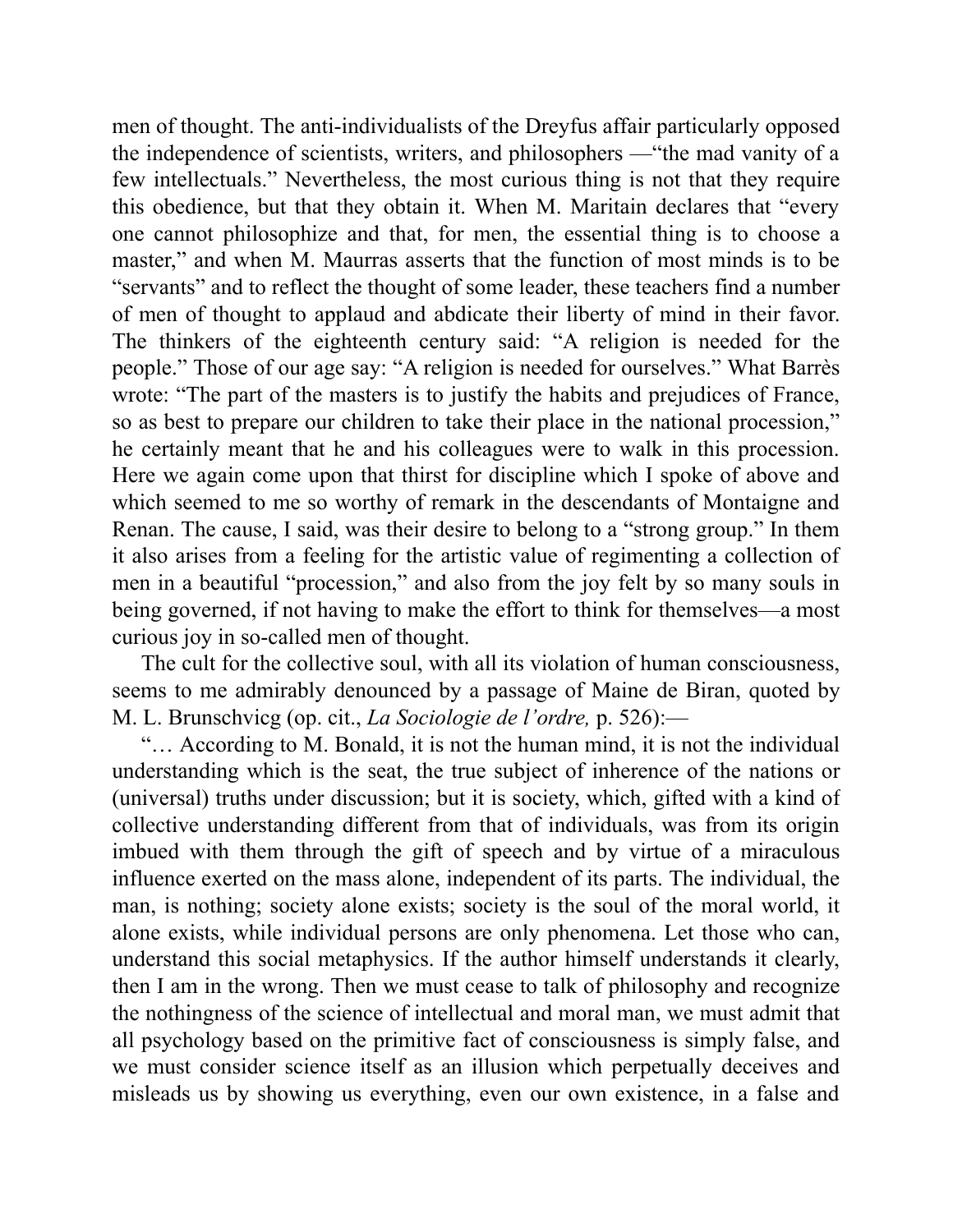men of thought. The anti-individualists of the Dreyfus affair particularly opposed the independence of scientists, writers, and philosophers —"the mad vanity of a few intellectuals." Nevertheless, the most curious thing is not that they require this obedience, but that they obtain it. When M. Maritain declares that "every one cannot philosophize and that, for men, the essential thing is to choose a master," and when M. Maurras asserts that the function of most minds is to be "servants" and to reflect the thought of some leader, these teachers find a number of men of thought to applaud and abdicate their liberty of mind in their favor. The thinkers of the eighteenth century said: "A religion is needed for the people." Those of our age say: "A religion is needed for ourselves." What Barrès wrote: "The part of the masters is to justify the habits and prejudices of France, so as best to prepare our children to take their place in the national procession," he certainly meant that he and his colleagues were to walk in this procession. Here we again come upon that thirst for discipline which I spoke of above and which seemed to me so worthy of remark in the descendants of Montaigne and Renan. The cause, I said, was their desire to belong to a "strong group." In them it also arises from a feeling for the artistic value of regimenting a collection of men in a beautiful "procession," and also from the joy felt by so many souls in being governed, if not having to make the effort to think for themselves—a most curious joy in so-called men of thought.

The cult for the collective soul, with all its violation of human consciousness, seems to me admirably denounced by a passage of Maine de Biran, quoted by M. L. Brunschvicg (op. cit., *La Sociologie de l'ordre,* p. 526):—

"… According to M. Bonald, it is not the human mind, it is not the individual understanding which is the seat, the true subject of inherence of the nations or (universal) truths under discussion; but it is society, which, gifted with a kind of collective understanding different from that of individuals, was from its origin imbued with them through the gift of speech and by virtue of a miraculous influence exerted on the mass alone, independent of its parts. The individual, the man, is nothing; society alone exists; society is the soul of the moral world, it alone exists, while individual persons are only phenomena. Let those who can, understand this social metaphysics. If the author himself understands it clearly, then I am in the wrong. Then we must cease to talk of philosophy and recognize the nothingness of the science of intellectual and moral man, we must admit that all psychology based on the primitive fact of consciousness is simply false, and we must consider science itself as an illusion which perpetually deceives and misleads us by showing us everything, even our own existence, in a false and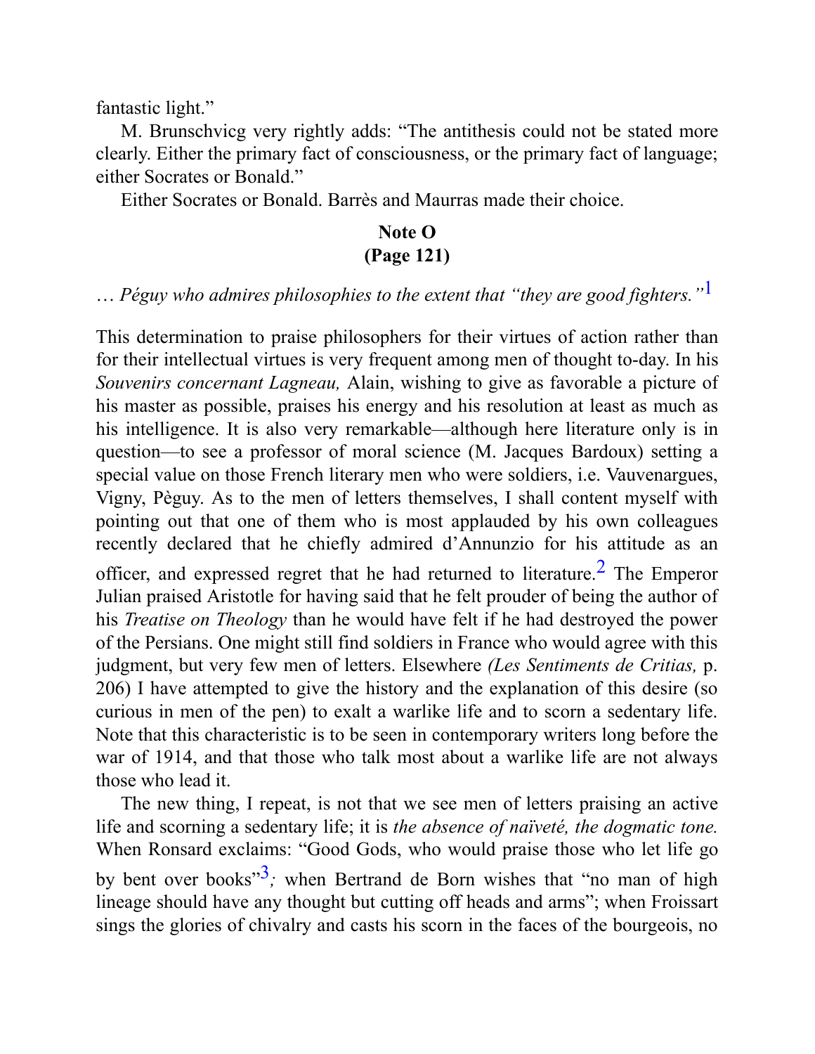fantastic light."

M. Brunschvicg very rightly adds: "The antithesis could not be stated more clearly. Either the primary fact of consciousness, or the primary fact of language; either Socrates or Bonald."

Either Socrates or Bonald. Barrès and Maurras made their choice.

## Note O (Page 121)

… *Péguy who admires philosophies to the extent that "they are good fighters."*[1]

This determination to praise philosophers for their virtues of action rather than for their intellectual virtues is very frequent among men of thought to-day. In his *Souvenirs concernant Lagneau,* Alain, wishing to give as favorable a picture of his master as possible, praises his energy and his resolution at least as much as his intelligence. It is also very remarkable—although here literature only is in question—to see a professor of moral science (M. Jacques Bardoux) setting a special value on those French literary men who were soldiers, i.e. Vauvenargues, Vigny, Pèguy. As to the men of letters themselves, I shall content myself with pointing out that one of them who is most applauded by his own colleagues recently declared that he chiefly admired d'Annunzio for his attitude as an officer, and expressed regret that he had returned to literature.[2] The Emperor Julian praised Aristotle for having said that he felt prouder of being the author of his *Treatise on Theology* than he would have felt if he had destroyed the power of the Persians. One might still find soldiers in France who would agree with this judgment, but very few men of letters. Elsewhere *(Les Sentiments de Critias,* p. 206) I have attempted to give the history and the explanation of this desire (so curious in men of the pen) to exalt a warlike life and to scorn a sedentary life. Note that this characteristic is to be seen in contemporary writers long before the war of 1914, and that those who talk most about a warlike life are not always those who lead it.

The new thing, I repeat, is not that we see men of letters praising an active life and scorning a sedentary life; it is *the absence of naïveté, the dogmatic tone.* When Ronsard exclaims: "Good Gods, who would praise those who let life go by bent over books"[3]*;* when Bertrand de Born wishes that "no man of high lineage should have any thought but cutting off heads and arms"; when Froissart sings the glories of chivalry and casts his scorn in the faces of the bourgeois, no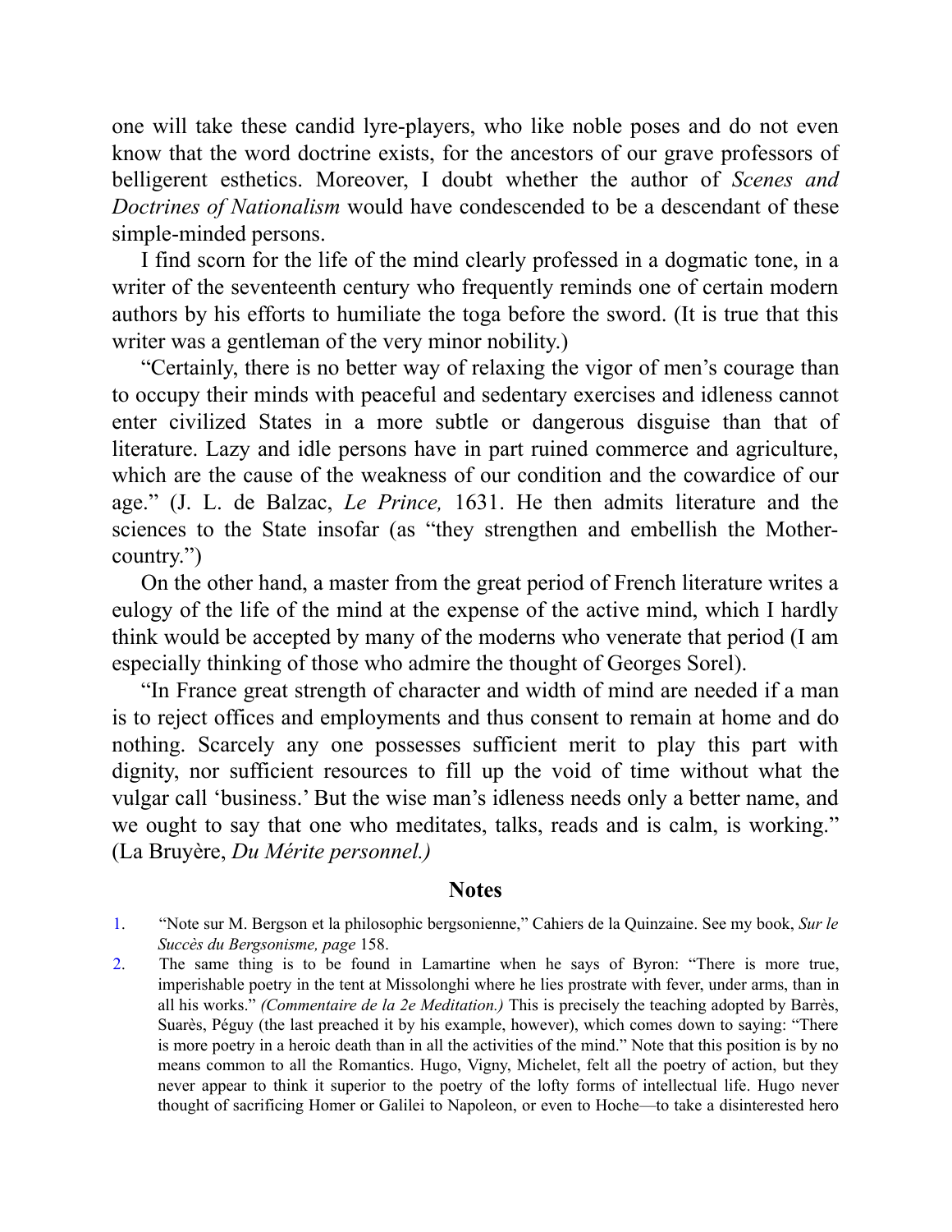one will take these candid lyre-players, who like noble poses and do not even know that the word doctrine exists, for the ancestors of our grave professors of belligerent esthetics. Moreover, I doubt whether the author of *Scenes and Doctrines of Nationalism* would have condescended to be a descendant of these simple-minded persons.

I find scorn for the life of the mind clearly professed in a dogmatic tone, in a writer of the seventeenth century who frequently reminds one of certain modern authors by his efforts to humiliate the toga before the sword. (It is true that this writer was a gentleman of the very minor nobility.)

"Certainly, there is no better way of relaxing the vigor of men's courage than to occupy their minds with peaceful and sedentary exercises and idleness cannot enter civilized States in a more subtle or dangerous disguise than that of literature. Lazy and idle persons have in part ruined commerce and agriculture, which are the cause of the weakness of our condition and the cowardice of our age." (J. L. de Balzac, *Le Prince,* 1631. He then admits literature and the sciences to the State insofar (as "they strengthen and embellish the Mother-country.")

On the other hand, a master from the great period of French literature writes a eulogy of the life of the mind at the expense of the active mind, which I hardly think would be accepted by many of the moderns who venerate that period (I am especially thinking of those who admire the thought of Georges Sorel).

"In France great strength of character and width of mind are needed if a man is to reject offices and employments and thus consent to remain at home and do nothing. Scarcely any one possesses sufficient merit to play this part with dignity, nor sufficient resources to fill up the void of time without what the vulgar call 'business.' But the wise man's idleness needs only a better name, and we ought to say that one who meditates, talks, reads and is calm, is working." (La Bruyère, *Du Mérite personnel.)*

## Notes

1. "Note sur M. Bergson et la philosophic bergsonienne," Cahiers de la Quinzaine. See my book, *Sur le Succès du Bergsonisme, page* 158.
2. The same thing is to be found in Lamartine when he says of Byron: "There is more true, imperishable poetry in the tent at Missolonghi where he lies prostrate with fever, under arms, than in all his works." *(Commentaire de la 2e Meditation.)* This is precisely the teaching adopted by Barrès, Suarès, Péguy (the last preached it by his example, however), which comes down to saying: "There is more poetry in a heroic death than in all the activities of the mind." Note that this position is by no means common to all the Romantics. Hugo, Vigny, Michelet, felt all the poetry of action, but they never appear to think it superior to the poetry of the lofty forms of intellectual life. Hugo never thought of sacrificing Homer or Galilei to Napoleon, or even to Hoche—to take a disinterested hero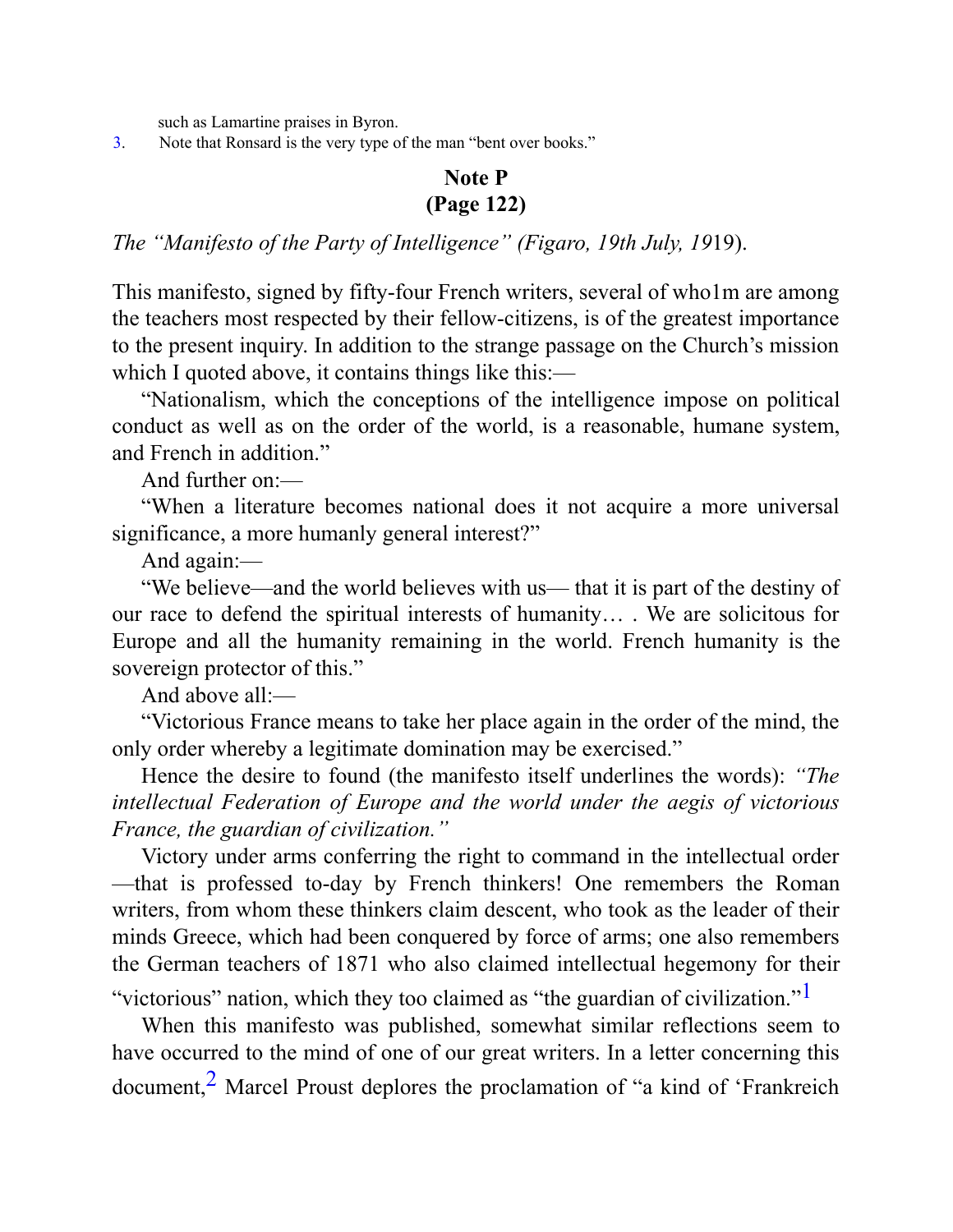such as Lamartine praises in Byron.

3. Note that Ronsard is the very type of the man "bent over books."

## Note P
## (Page 122)

*The "Manifesto of the Party of Intelligence" (Figaro, 19th July, 19*19).

This manifesto, signed by fifty-four French writers, several of who1m are among the teachers most respected by their fellow-citizens, is of the greatest importance to the present inquiry. In addition to the strange passage on the Church's mission which I quoted above, it contains things like this:—

"Nationalism, which the conceptions of the intelligence impose on political conduct as well as on the order of the world, is a reasonable, humane system, and French in addition."

And further on:—

"When a literature becomes national does it not acquire a more universal significance, a more humanly general interest?"

And again:—

"We believe—and the world believes with us— that it is part of the destiny of our race to defend the spiritual interests of humanity… . We are solicitous for Europe and all the humanity remaining in the world. French humanity is the sovereign protector of this."

And above all:—

"Victorious France means to take her place again in the order of the mind, the only order whereby a legitimate domination may be exercised."

Hence the desire to found (the manifesto itself underlines the words): *"The intellectual Federation of Europe and the world under the aegis of victorious France, the guardian of civilization."*

Victory under arms conferring the right to command in the intellectual order —that is professed to-day by French thinkers! One remembers the Roman writers, from whom these thinkers claim descent, who took as the leader of their minds Greece, which had been conquered by force of arms; one also remembers the German teachers of 1871 who also claimed intellectual hegemony for their "victorious" nation, which they too claimed as "the guardian of civilization."[1]

When this manifesto was published, somewhat similar reflections seem to have occurred to the mind of one of our great writers. In a letter concerning this document,[2] Marcel Proust deplores the proclamation of "a kind of 'Frankreich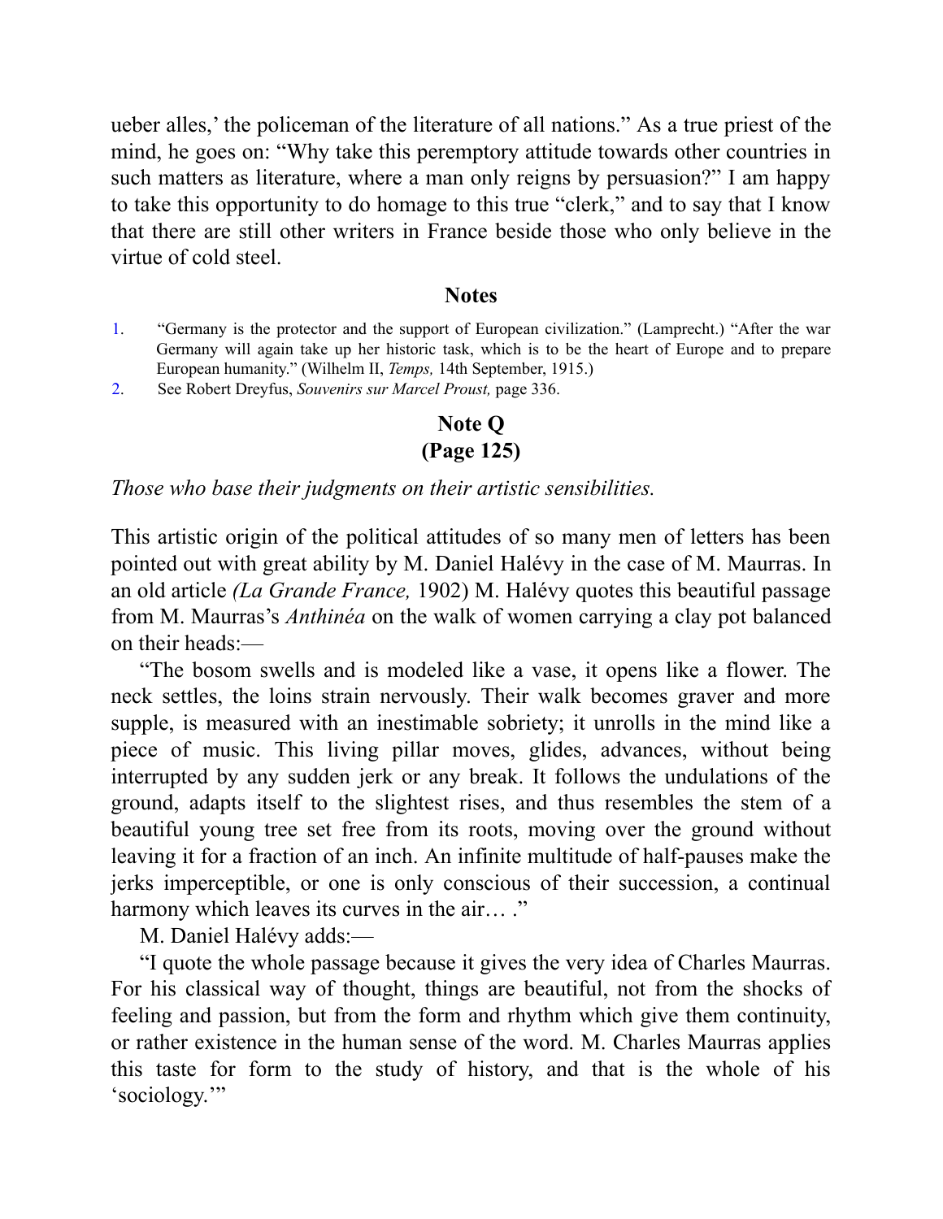ueber alles,' the policeman of the literature of all nations." As a true priest of the mind, he goes on: "Why take this peremptory attitude towards other countries in such matters as literature, where a man only reigns by persuasion?" I am happy to take this opportunity to do homage to this true "clerk," and to say that I know that there are still other writers in France beside those who only believe in the virtue of cold steel.

### Notes

1. "Germany is the protector and the support of European civilization." (Lamprecht.) "After the war Germany will again take up her historic task, which is to be the heart of Europe and to prepare European humanity." (Wilhelm II, *Temps,* 14th September, 1915.)
2. See Robert Dreyfus, *Souvenirs sur Marcel Proust,* page 336.

## Note Q
## (Page 125)

*Those who base their judgments on their artistic sensibilities.*

This artistic origin of the political attitudes of so many men of letters has been pointed out with great ability by M. Daniel Halévy in the case of M. Maurras. In an old article *(La Grande France,* 1902) M. Halévy quotes this beautiful passage from M. Maurras's *Anthinéa* on the walk of women carrying a clay pot balanced on their heads:—

"The bosom swells and is modeled like a vase, it opens like a flower. The neck settles, the loins strain nervously. Their walk becomes graver and more supple, is measured with an inestimable sobriety; it unrolls in the mind like a piece of music. This living pillar moves, glides, advances, without being interrupted by any sudden jerk or any break. It follows the undulations of the ground, adapts itself to the slightest rises, and thus resembles the stem of a beautiful young tree set free from its roots, moving over the ground without leaving it for a fraction of an inch. An infinite multitude of half-pauses make the jerks imperceptible, or one is only conscious of their succession, a continual harmony which leaves its curves in the air… ."

M. Daniel Halévy adds:—

"I quote the whole passage because it gives the very idea of Charles Maurras. For his classical way of thought, things are beautiful, not from the shocks of feeling and passion, but from the form and rhythm which give them continuity, or rather existence in the human sense of the word. M. Charles Maurras applies this taste for form to the study of history, and that is the whole of his 'sociology.'"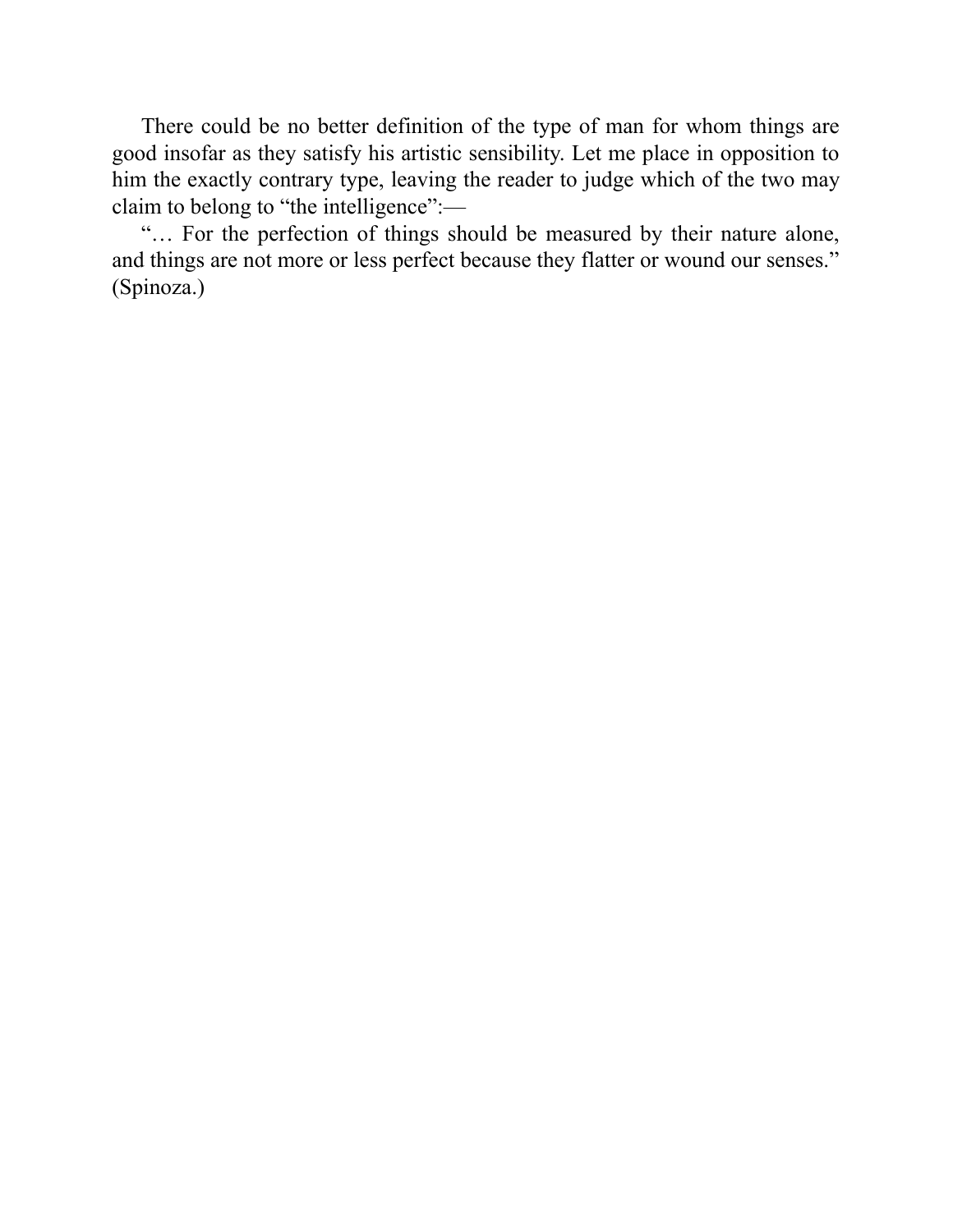There could be no better definition of the type of man for whom things are good insofar as they satisfy his artistic sensibility. Let me place in opposition to him the exactly contrary type, leaving the reader to judge which of the two may claim to belong to “the intelligence”:—

“… For the perfection of things should be measured by their nature alone, and things are not more or less perfect because they flatter or wound our senses.” (Spinoza.)